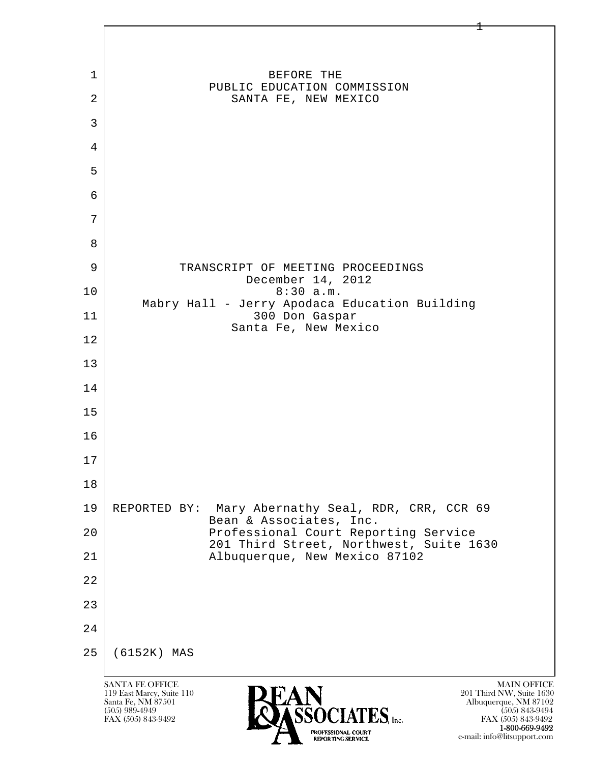BEFORE THE
PUBLIC EDUCATION COMMISSION
SANTA FE, NEW MEXICO

TRANSCRIPT OF MEETING PROCEEDINGS
December 14, 2012
8:30 a.m.
Mabry Hall - Jerry Apodaca Education Building
300 Don Gaspar
Santa Fe, New Mexico

REPORTED BY: Mary Abernathy Seal, RDR, CRR, CCR 69
Bean & Associates, Inc.
Professional Court Reporting Service
201 Third Street, Northwest, Suite 1630
Albuquerque, New Mexico 87102

(6152K) MAS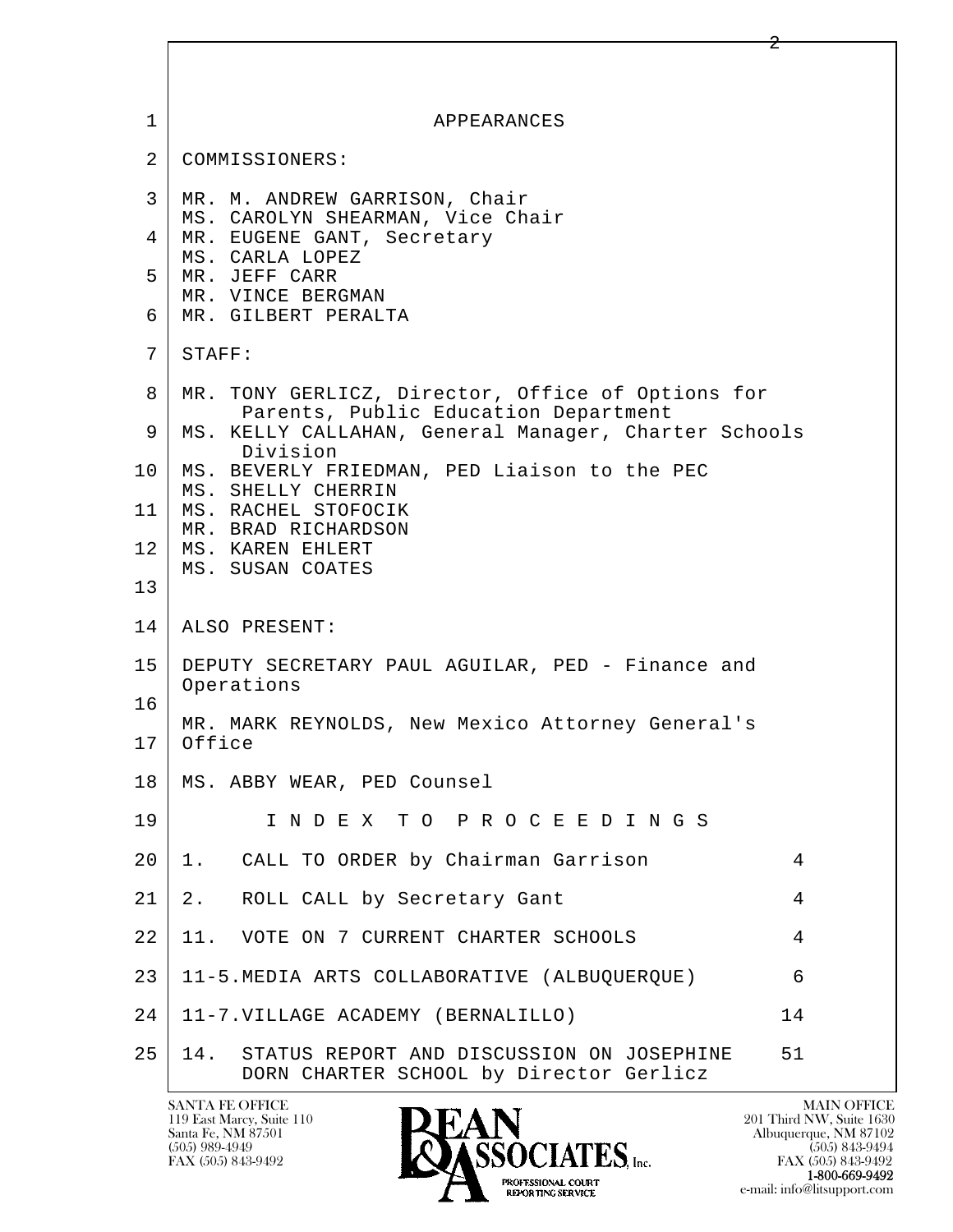# APPEARANCES

COMMISSIONERS:

MR. M. ANDREW GARRISON, Chair
MS. CAROLYN SHEARMAN, Vice Chair
MR. EUGENE GANT, Secretary
MS. CARLA LOPEZ
MR. JEFF CARR
MR. VINCE BERGMAN
MR. GILBERT PERALTA

STAFF:

MR. TONY GERLICZ, Director, Office of Options for Parents, Public Education Department
MS. KELLY CALLAHAN, General Manager, Charter Schools Division
MS. BEVERLY FRIEDMAN, PED Liaison to the PEC
MS. SHELLY CHERRIN
MS. RACHEL STOFOCIK
MR. BRAD RICHARDSON
MS. KAREN EHLERT
MS. SUSAN COATES

ALSO PRESENT:

DEPUTY SECRETARY PAUL AGUILAR, PED - Finance and Operations

MR. MARK REYNOLDS, New Mexico Attorney General's Office

MS. ABBY WEAR, PED Counsel

# I N D E X T O P R O C E E D I N G S

| | |
|---|---|
| 1. CALL TO ORDER by Chairman Garrison | 4 |
| 2. ROLL CALL by Secretary Gant | 4 |
| 11. VOTE ON 7 CURRENT CHARTER SCHOOLS | 4 |
| 11-5. MEDIA ARTS COLLABORATIVE (ALBUQUERQUE) | 6 |
| 11-7. VILLAGE ACADEMY (BERNALILLO) | 14 |
| 14. STATUS REPORT AND DISCUSSION ON JOSEPHINE DORN CHARTER SCHOOL by Director Gerlicz | 51 |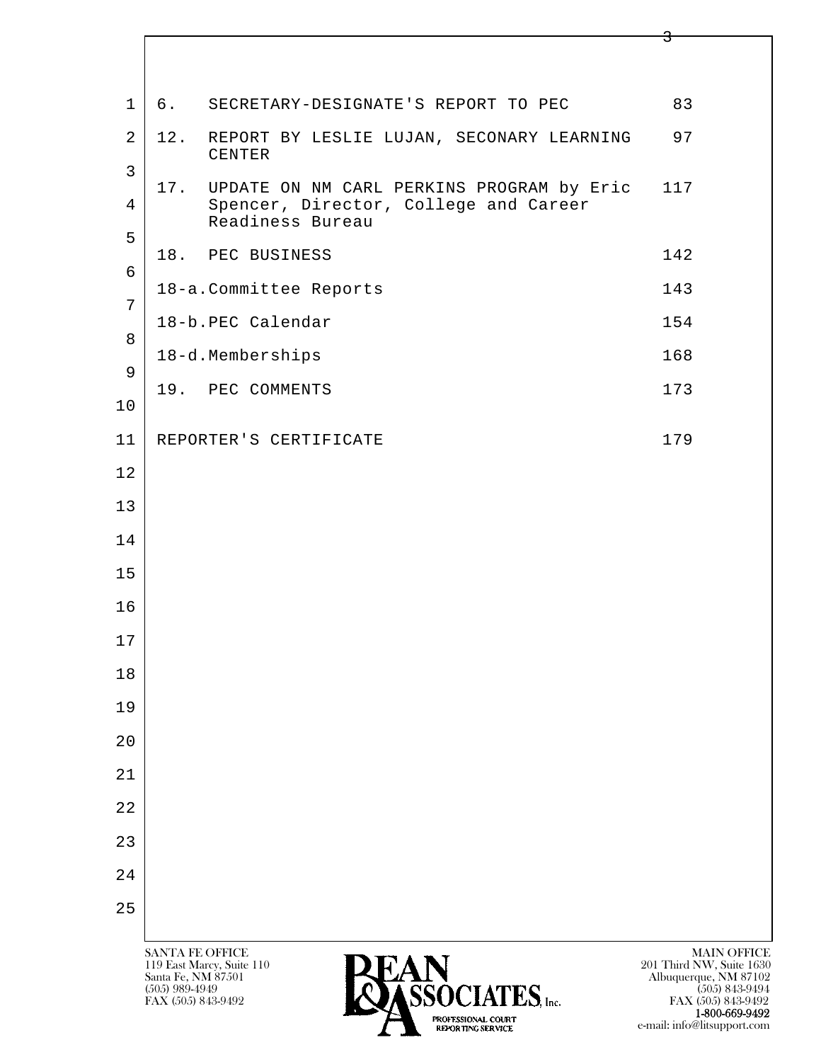| | | |
|---|---|---|
| 6. | SECRETARY-DESIGNATE'S REPORT TO PEC | 83 |
| 12. | REPORT BY LESLIE LUJAN, SECONARY LEARNING CENTER | 97 |
| 17. | UPDATE ON NM CARL PERKINS PROGRAM by Eric Spencer, Director, College and Career Readiness Bureau | 117 |
| 18. | PEC BUSINESS | 142 |
| 18-a. | Committee Reports | 143 |
| 18-b. | PEC Calendar | 154 |
| 18-d. | Memberships | 168 |
| 19. | PEC COMMENTS | 173 |
| | REPORTER'S CERTIFICATE | 179 |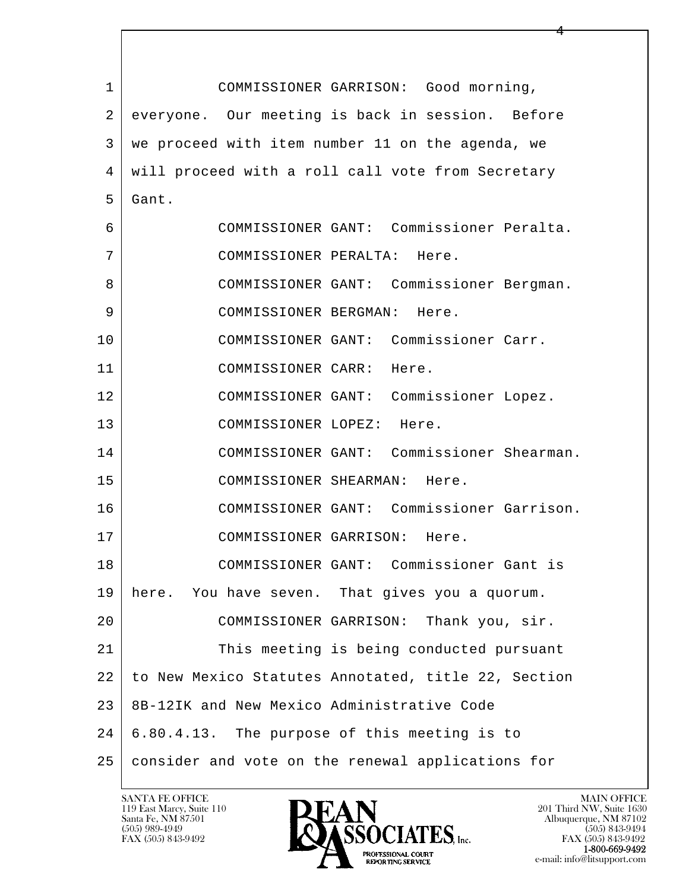COMMISSIONER GARRISON: Good morning, everyone. Our meeting is back in session. Before we proceed with item number 11 on the agenda, we will proceed with a roll call vote from Secretary Gant.

COMMISSIONER GANT: Commissioner Peralta.

COMMISSIONER PERALTA: Here.

COMMISSIONER GANT: Commissioner Bergman.

COMMISSIONER BERGMAN: Here.

COMMISSIONER GANT: Commissioner Carr.

COMMISSIONER CARR: Here.

COMMISSIONER GANT: Commissioner Lopez.

COMMISSIONER LOPEZ: Here.

COMMISSIONER GANT: Commissioner Shearman.

COMMISSIONER SHEARMAN: Here.

COMMISSIONER GANT: Commissioner Garrison.

COMMISSIONER GARRISON: Here.

COMMISSIONER GANT: Commissioner Gant is here. You have seven. That gives you a quorum.

COMMISSIONER GARRISON: Thank you, sir.

This meeting is being conducted pursuant to New Mexico Statutes Annotated, title 22, Section 8B-12IK and New Mexico Administrative Code 6.80.4.13. The purpose of this meeting is to consider and vote on the renewal applications for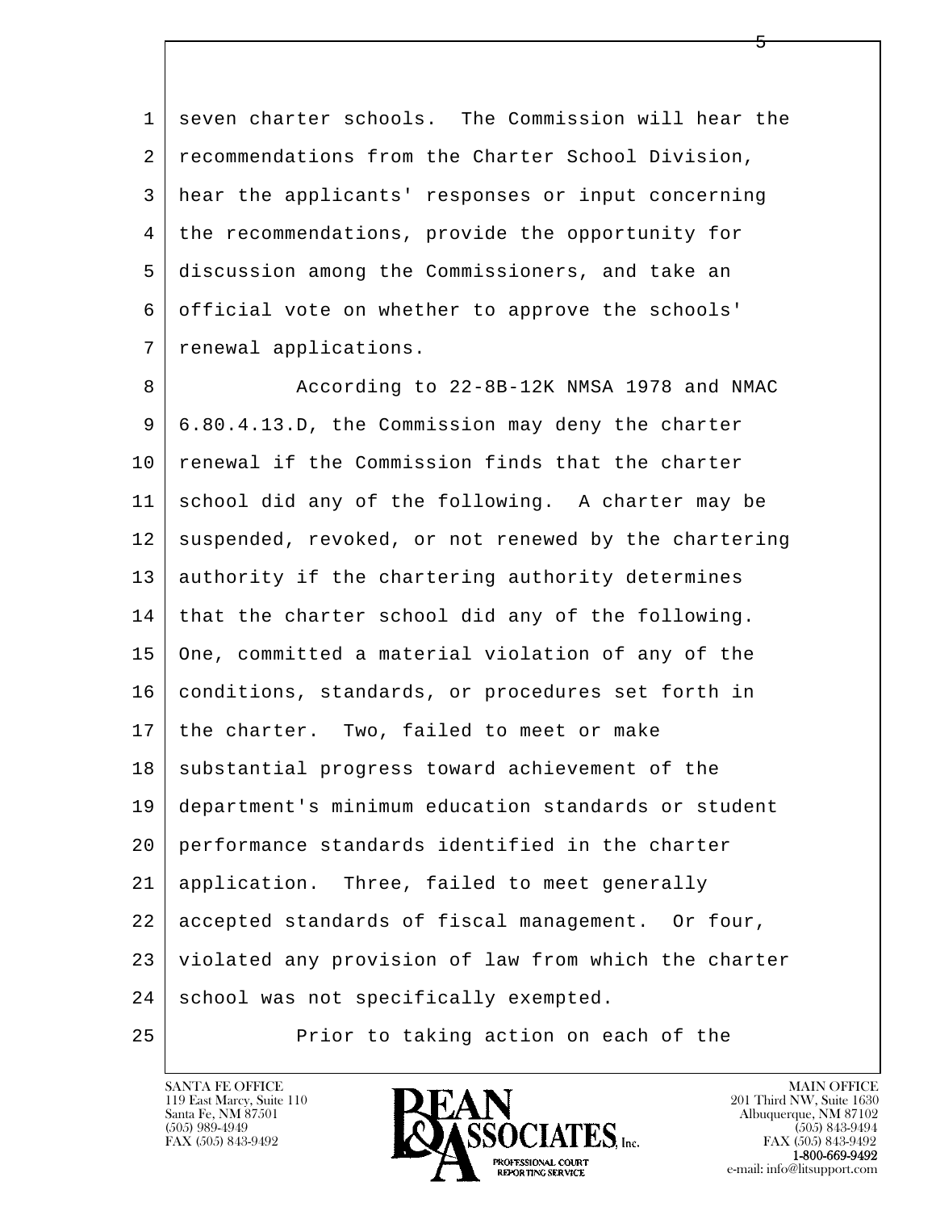seven charter schools. The Commission will hear the recommendations from the Charter School Division, hear the applicants' responses or input concerning the recommendations, provide the opportunity for discussion among the Commissioners, and take an official vote on whether to approve the schools' renewal applications.

According to 22-8B-12K NMSA 1978 and NMAC 6.80.4.13.D, the Commission may deny the charter renewal if the Commission finds that the charter school did any of the following. A charter may be suspended, revoked, or not renewed by the chartering authority if the chartering authority determines that the charter school did any of the following. One, committed a material violation of any of the conditions, standards, or procedures set forth in the charter. Two, failed to meet or make substantial progress toward achievement of the department's minimum education standards or student performance standards identified in the charter application. Three, failed to meet generally accepted standards of fiscal management. Or four, violated any provision of law from which the charter school was not specifically exempted.

Prior to taking action on each of the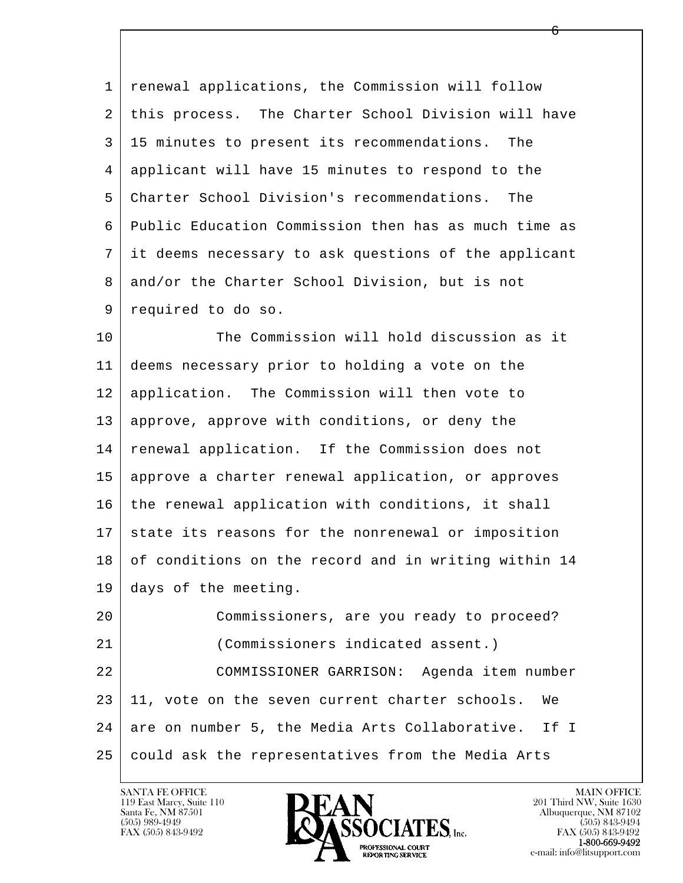renewal applications, the Commission will follow this process. The Charter School Division will have 15 minutes to present its recommendations. The applicant will have 15 minutes to respond to the Charter School Division's recommendations. The Public Education Commission then has as much time as it deems necessary to ask questions of the applicant and/or the Charter School Division, but is not required to do so.

The Commission will hold discussion as it deems necessary prior to holding a vote on the application. The Commission will then vote to approve, approve with conditions, or deny the renewal application. If the Commission does not approve a charter renewal application, or approves the renewal application with conditions, it shall state its reasons for the nonrenewal or imposition of conditions on the record and in writing within 14 days of the meeting.

Commissioners, are you ready to proceed?

(Commissioners indicated assent.)

COMMISSIONER GARRISON: Agenda item number 11, vote on the seven current charter schools. We are on number 5, the Media Arts Collaborative. If I could ask the representatives from the Media Arts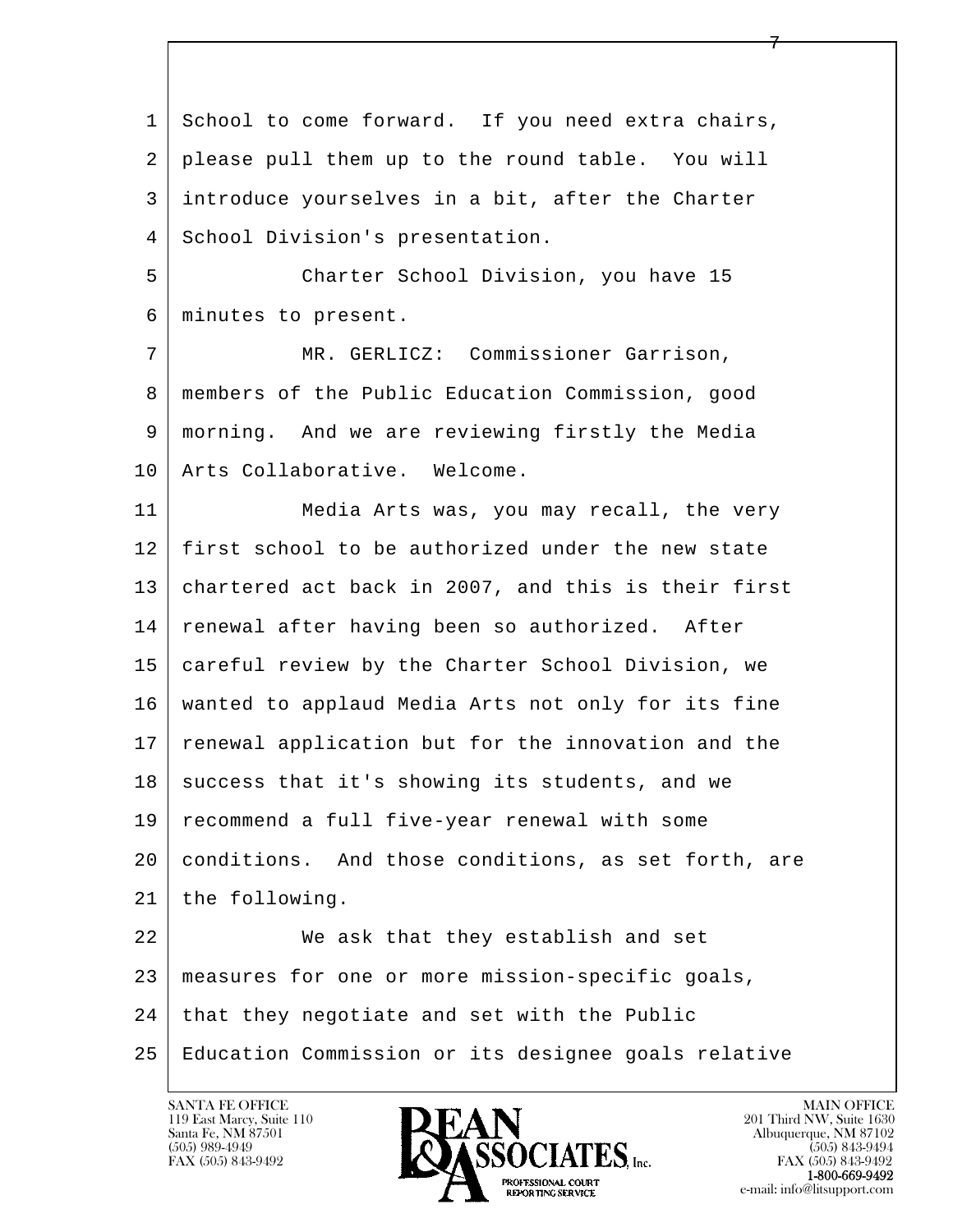School to come forward. If you need extra chairs, please pull them up to the round table. You will introduce yourselves in a bit, after the Charter School Division's presentation.

Charter School Division, you have 15 minutes to present.

MR. GERLICZ: Commissioner Garrison, members of the Public Education Commission, good morning. And we are reviewing firstly the Media Arts Collaborative. Welcome.

Media Arts was, you may recall, the very first school to be authorized under the new state chartered act back in 2007, and this is their first renewal after having been so authorized. After careful review by the Charter School Division, we wanted to applaud Media Arts not only for its fine renewal application but for the innovation and the success that it's showing its students, and we recommend a full five-year renewal with some conditions. And those conditions, as set forth, are the following.

We ask that they establish and set measures for one or more mission-specific goals, that they negotiate and set with the Public Education Commission or its designee goals relative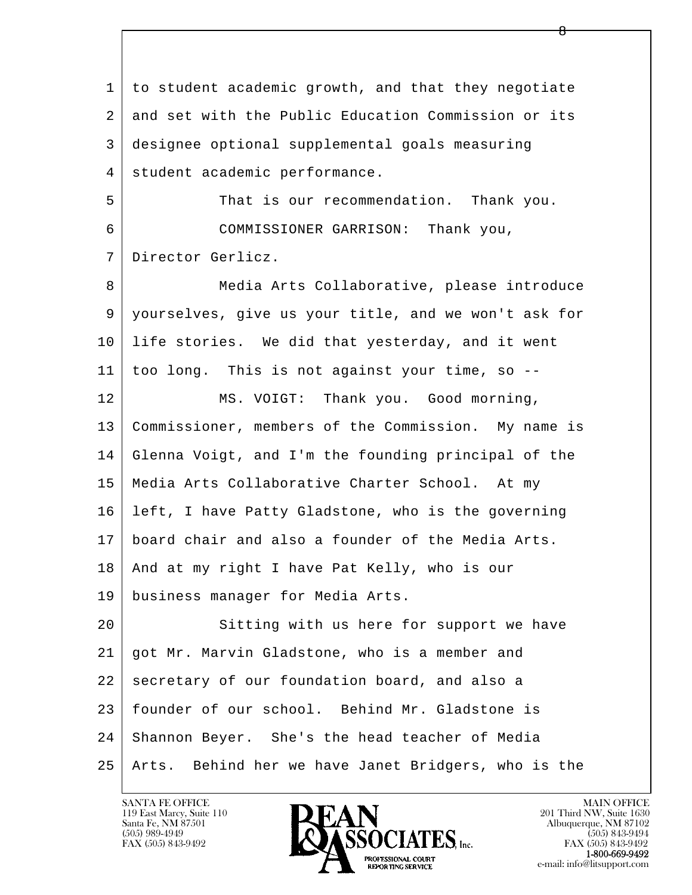to student academic growth, and that they negotiate and set with the Public Education Commission or its designee optional supplemental goals measuring student academic performance.

That is our recommendation. Thank you.

COMMISSIONER GARRISON: Thank you, Director Gerlicz.

Media Arts Collaborative, please introduce yourselves, give us your title, and we won't ask for life stories. We did that yesterday, and it went too long. This is not against your time, so --

MS. VOIGT: Thank you. Good morning, Commissioner, members of the Commission. My name is Glenna Voigt, and I'm the founding principal of the Media Arts Collaborative Charter School. At my left, I have Patty Gladstone, who is the governing board chair and also a founder of the Media Arts. And at my right I have Pat Kelly, who is our business manager for Media Arts.

Sitting with us here for support we have got Mr. Marvin Gladstone, who is a member and secretary of our foundation board, and also a founder of our school. Behind Mr. Gladstone is Shannon Beyer. She's the head teacher of Media Arts. Behind her we have Janet Bridgers, who is the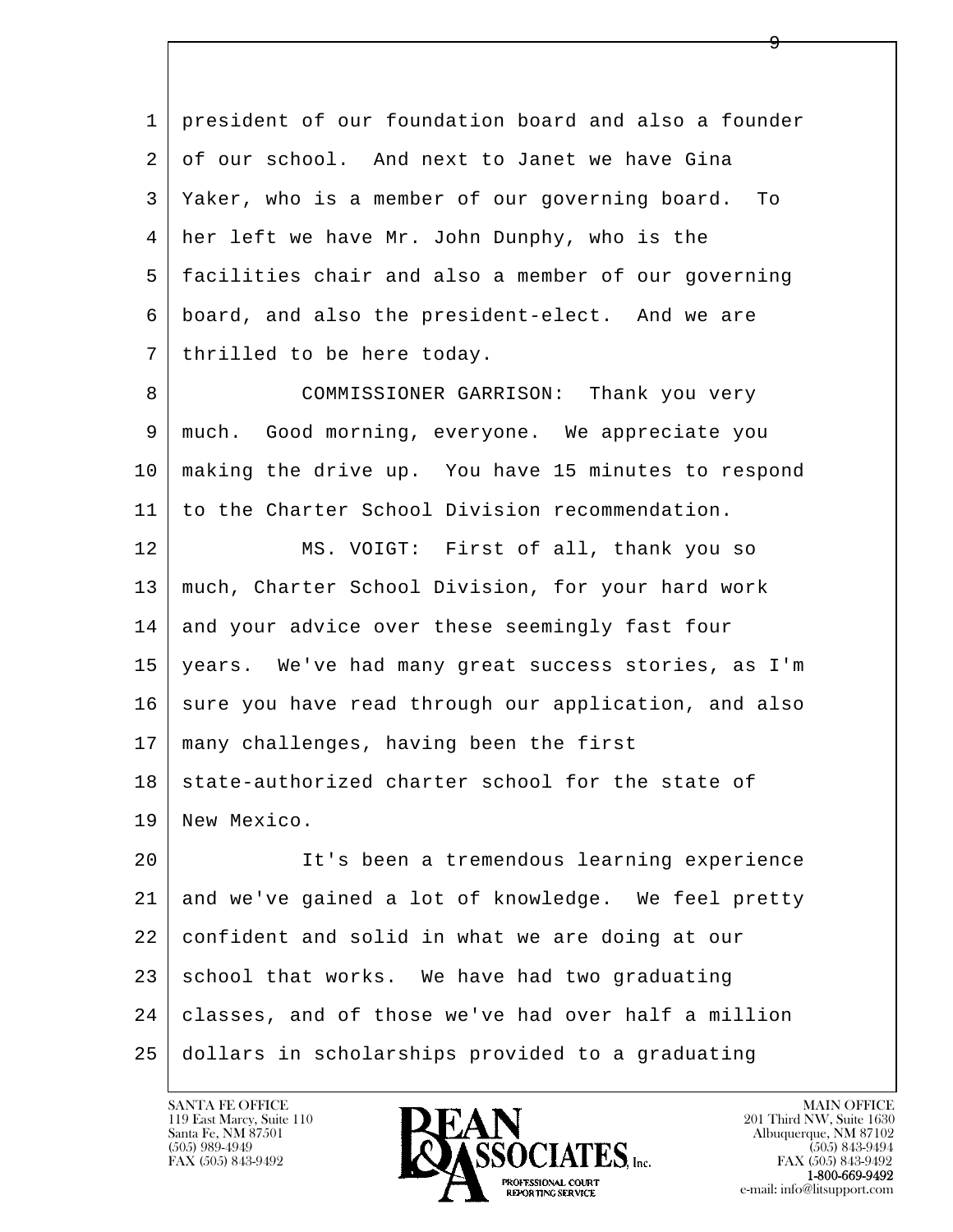president of our foundation board and also a founder of our school. And next to Janet we have Gina Yaker, who is a member of our governing board. To her left we have Mr. John Dunphy, who is the facilities chair and also a member of our governing board, and also the president-elect. And we are thrilled to be here today.

COMMISSIONER GARRISON: Thank you very much. Good morning, everyone. We appreciate you making the drive up. You have 15 minutes to respond to the Charter School Division recommendation.

MS. VOIGT: First of all, thank you so much, Charter School Division, for your hard work and your advice over these seemingly fast four years. We've had many great success stories, as I'm sure you have read through our application, and also many challenges, having been the first state-authorized charter school for the state of New Mexico.

It's been a tremendous learning experience and we've gained a lot of knowledge. We feel pretty confident and solid in what we are doing at our school that works. We have had two graduating classes, and of those we've had over half a million dollars in scholarships provided to a graduating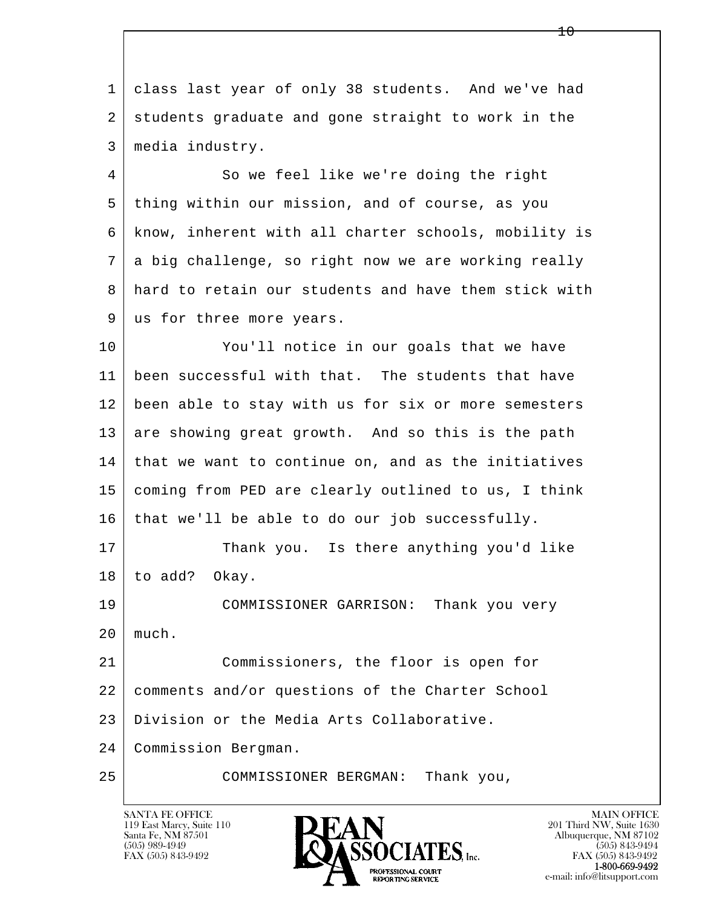class last year of only 38 students. And we've had students graduate and gone straight to work in the media industry.

So we feel like we're doing the right thing within our mission, and of course, as you know, inherent with all charter schools, mobility is a big challenge, so right now we are working really hard to retain our students and have them stick with us for three more years.

You'll notice in our goals that we have been successful with that. The students that have been able to stay with us for six or more semesters are showing great growth. And so this is the path that we want to continue on, and as the initiatives coming from PED are clearly outlined to us, I think that we'll be able to do our job successfully.

Thank you. Is there anything you'd like to add? Okay.

COMMISSIONER GARRISON: Thank you very much.

Commissioners, the floor is open for comments and/or questions of the Charter School Division or the Media Arts Collaborative. Commission Bergman.

COMMISSIONER BERGMAN: Thank you,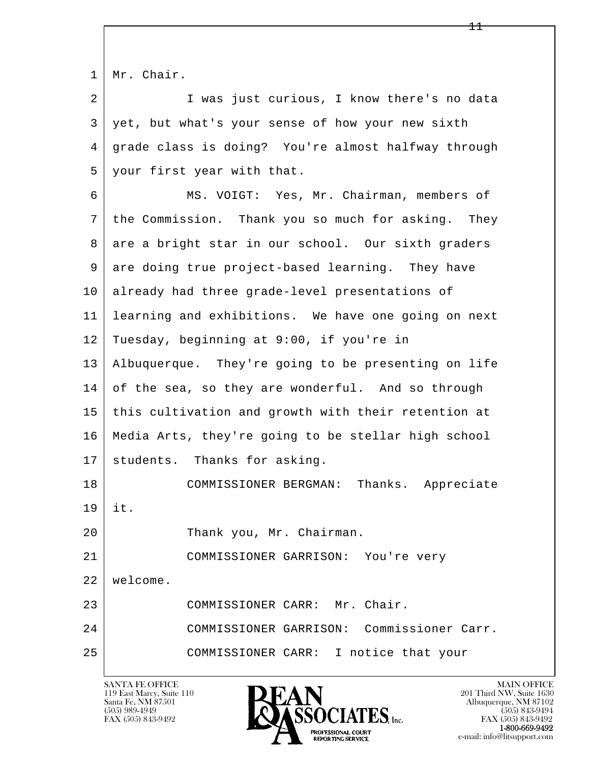Mr. Chair.

I was just curious, I know there's no data yet, but what's your sense of how your new sixth grade class is doing? You're almost halfway through your first year with that.

MS. VOIGT: Yes, Mr. Chairman, members of the Commission. Thank you so much for asking. They are a bright star in our school. Our sixth graders are doing true project-based learning. They have already had three grade-level presentations of learning and exhibitions. We have one going on next Tuesday, beginning at 9:00, if you're in Albuquerque. They're going to be presenting on life of the sea, so they are wonderful. And so through this cultivation and growth with their retention at Media Arts, they're going to be stellar high school students. Thanks for asking.

COMMISSIONER BERGMAN: Thanks. Appreciate it.

Thank you, Mr. Chairman.

COMMISSIONER GARRISON: You're very welcome.

COMMISSIONER CARR: Mr. Chair.

COMMISSIONER GARRISON: Commissioner Carr.

COMMISSIONER CARR: I notice that your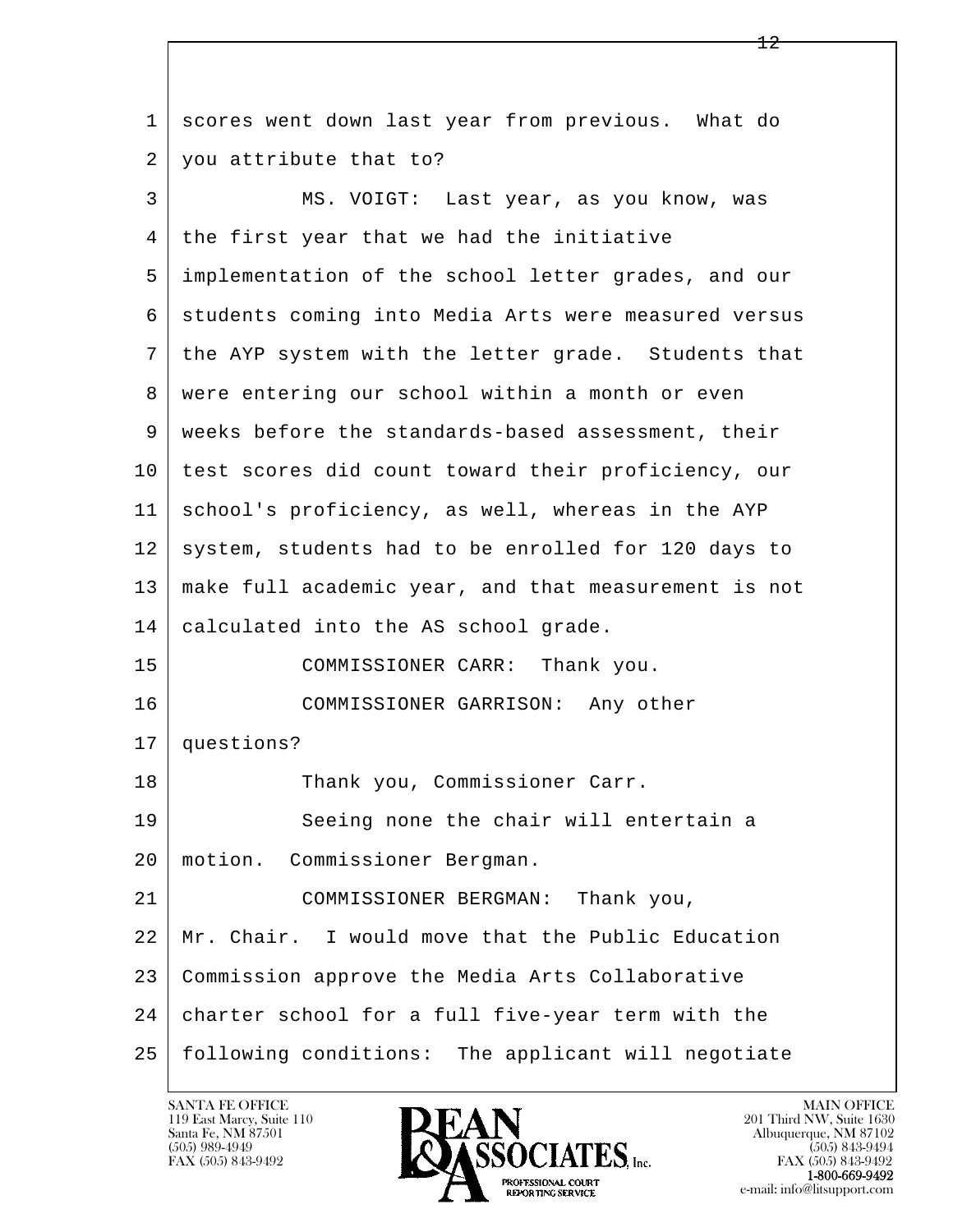scores went down last year from previous. What do you attribute that to?

MS. VOIGT: Last year, as you know, was the first year that we had the initiative implementation of the school letter grades, and our students coming into Media Arts were measured versus the AYP system with the letter grade. Students that were entering our school within a month or even weeks before the standards-based assessment, their test scores did count toward their proficiency, our school's proficiency, as well, whereas in the AYP system, students had to be enrolled for 120 days to make full academic year, and that measurement is not calculated into the AS school grade.

COMMISSIONER CARR: Thank you.

COMMISSIONER GARRISON: Any other questions?

Thank you, Commissioner Carr.

Seeing none the chair will entertain a motion. Commissioner Bergman.

COMMISSIONER BERGMAN: Thank you, Mr. Chair. I would move that the Public Education Commission approve the Media Arts Collaborative charter school for a full five-year term with the following conditions: The applicant will negotiate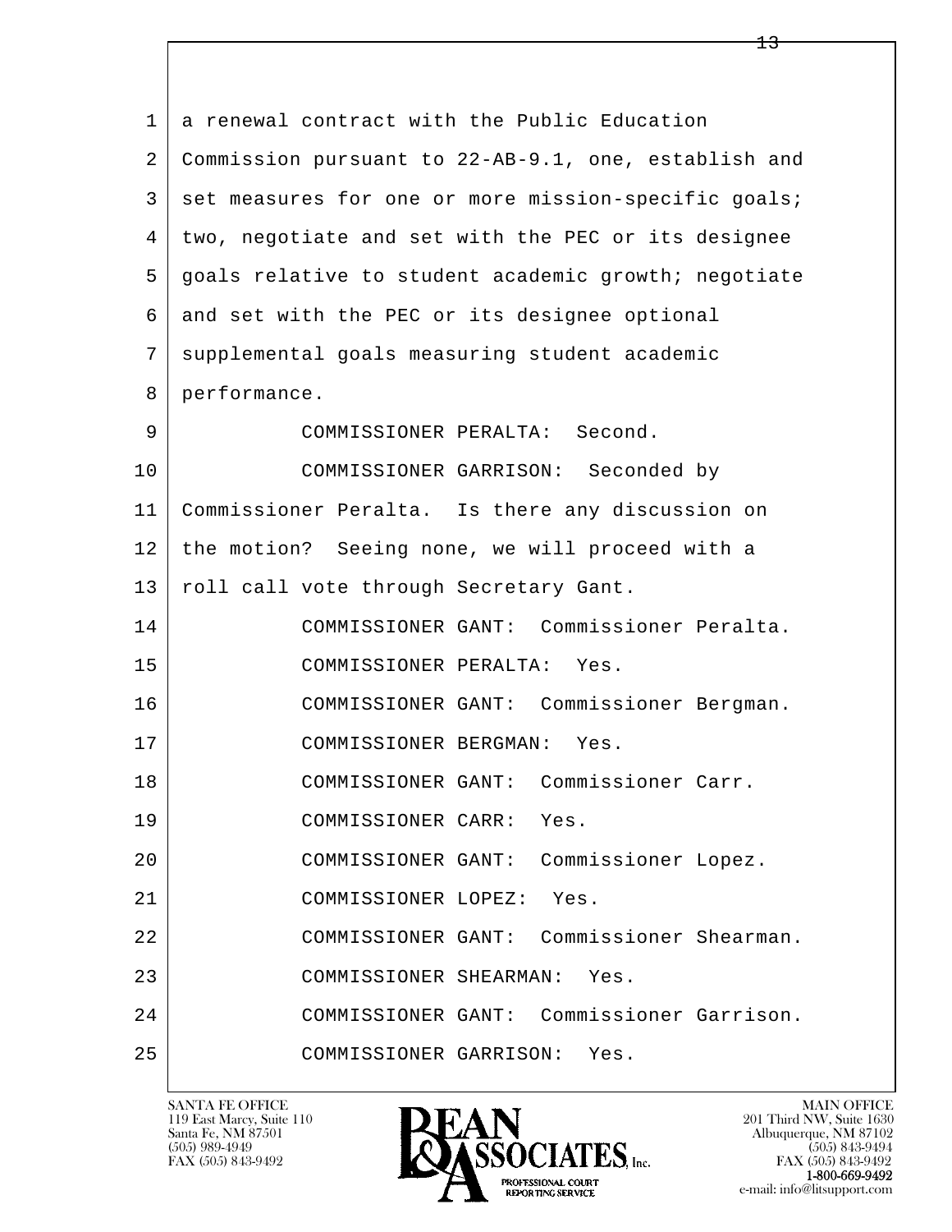1 a renewal contract with the Public Education
2 Commission pursuant to 22-AB-9.1, one, establish and
3 set measures for one or more mission-specific goals;
4 two, negotiate and set with the PEC or its designee
5 goals relative to student academic growth; negotiate
6 and set with the PEC or its designee optional
7 supplemental goals measuring student academic
8 performance.

9 COMMISSIONER PERALTA: Second.

10 COMMISSIONER GARRISON: Seconded by
11 Commissioner Peralta. Is there any discussion on
12 the motion? Seeing none, we will proceed with a
13 roll call vote through Secretary Gant.

14 COMMISSIONER GANT: Commissioner Peralta.

15 COMMISSIONER PERALTA: Yes.

16 COMMISSIONER GANT: Commissioner Bergman.

17 COMMISSIONER BERGMAN: Yes.

18 COMMISSIONER GANT: Commissioner Carr.

19 COMMISSIONER CARR: Yes.

20 COMMISSIONER GANT: Commissioner Lopez.

21 COMMISSIONER LOPEZ: Yes.

22 COMMISSIONER GANT: Commissioner Shearman.

23 COMMISSIONER SHEARMAN: Yes.

24 COMMISSIONER GANT: Commissioner Garrison.

25 COMMISSIONER GARRISON: Yes.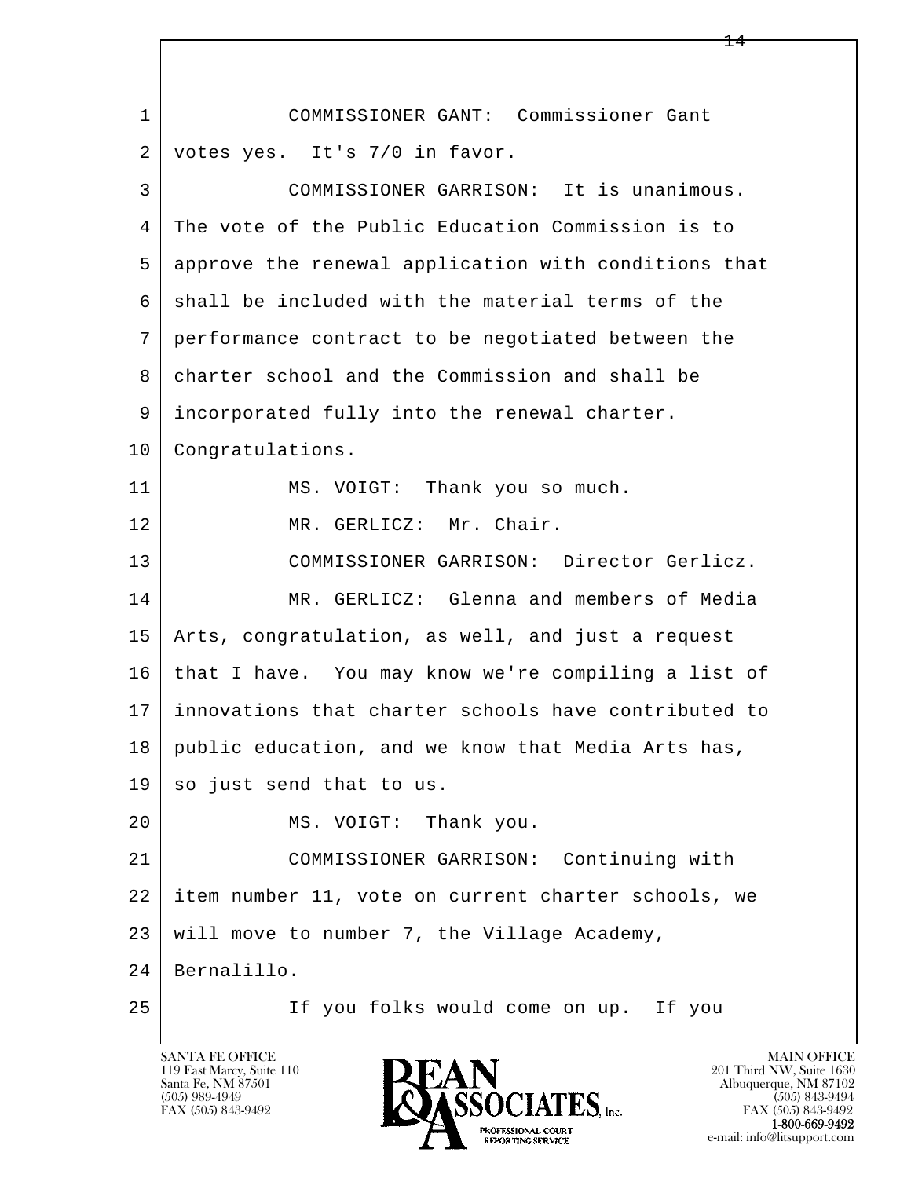COMMISSIONER GANT: Commissioner Gant votes yes. It's 7/0 in favor.

COMMISSIONER GARRISON: It is unanimous. The vote of the Public Education Commission is to approve the renewal application with conditions that shall be included with the material terms of the performance contract to be negotiated between the charter school and the Commission and shall be incorporated fully into the renewal charter. Congratulations.

MS. VOIGT: Thank you so much.

MR. GERLICZ: Mr. Chair.

COMMISSIONER GARRISON: Director Gerlicz.

MR. GERLICZ: Glenna and members of Media Arts, congratulation, as well, and just a request that I have. You may know we're compiling a list of innovations that charter schools have contributed to public education, and we know that Media Arts has, so just send that to us.

MS. VOIGT: Thank you.

COMMISSIONER GARRISON: Continuing with item number 11, vote on current charter schools, we will move to number 7, the Village Academy, Bernalillo.

If you folks would come on up. If you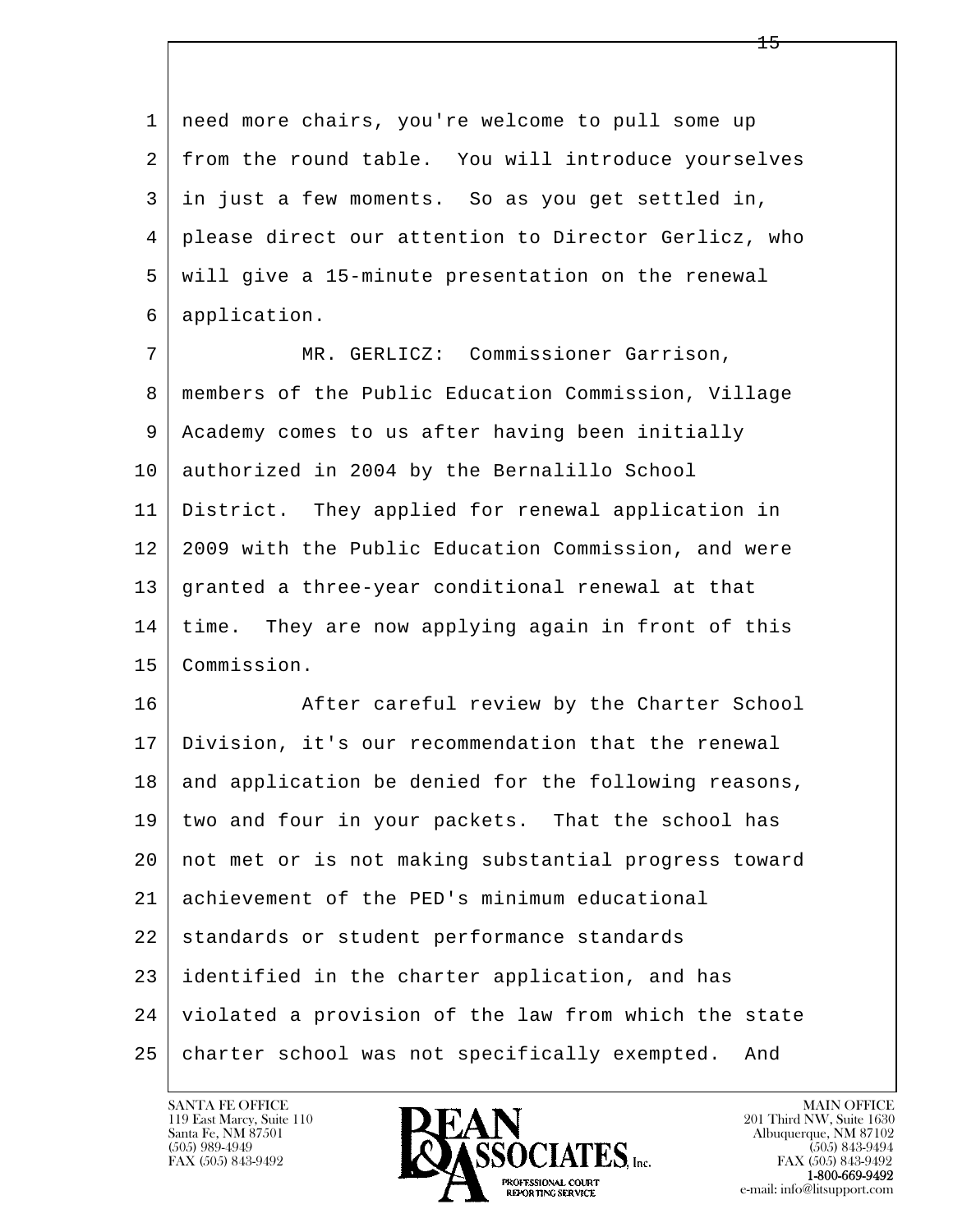need more chairs, you're welcome to pull some up from the round table. You will introduce yourselves in just a few moments. So as you get settled in, please direct our attention to Director Gerlicz, who will give a 15-minute presentation on the renewal application.

MR. GERLICZ: Commissioner Garrison, members of the Public Education Commission, Village Academy comes to us after having been initially authorized in 2004 by the Bernalillo School District. They applied for renewal application in 2009 with the Public Education Commission, and were granted a three-year conditional renewal at that time. They are now applying again in front of this Commission.

After careful review by the Charter School Division, it's our recommendation that the renewal and application be denied for the following reasons, two and four in your packets. That the school has not met or is not making substantial progress toward achievement of the PED's minimum educational standards or student performance standards identified in the charter application, and has violated a provision of the law from which the state charter school was not specifically exempted. And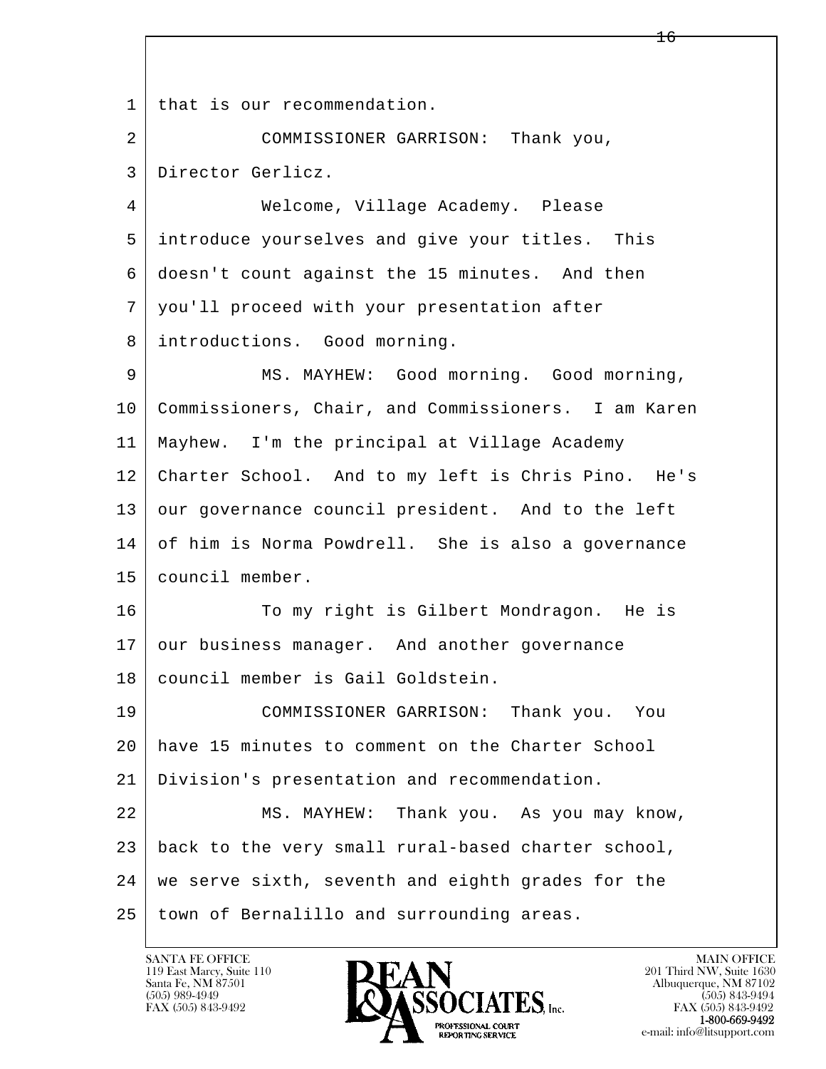1 that is our recommendation.

2 COMMISSIONER GARRISON: Thank you,

3 Director Gerlicz.

4 Welcome, Village Academy. Please

5 introduce yourselves and give your titles. This

6 doesn't count against the 15 minutes. And then

7 you'll proceed with your presentation after

8 introductions. Good morning.

9 MS. MAYHEW: Good morning. Good morning,

10 Commissioners, Chair, and Commissioners. I am Karen

11 Mayhew. I'm the principal at Village Academy

12 Charter School. And to my left is Chris Pino. He's

13 our governance council president. And to the left

14 of him is Norma Powdrell. She is also a governance

15 council member.

16 To my right is Gilbert Mondragon. He is

17 our business manager. And another governance

18 council member is Gail Goldstein.

19 COMMISSIONER GARRISON: Thank you. You

20 have 15 minutes to comment on the Charter School

21 Division's presentation and recommendation.

22 MS. MAYHEW: Thank you. As you may know,

23 back to the very small rural-based charter school,

24 we serve sixth, seventh and eighth grades for the

25 town of Bernalillo and surrounding areas.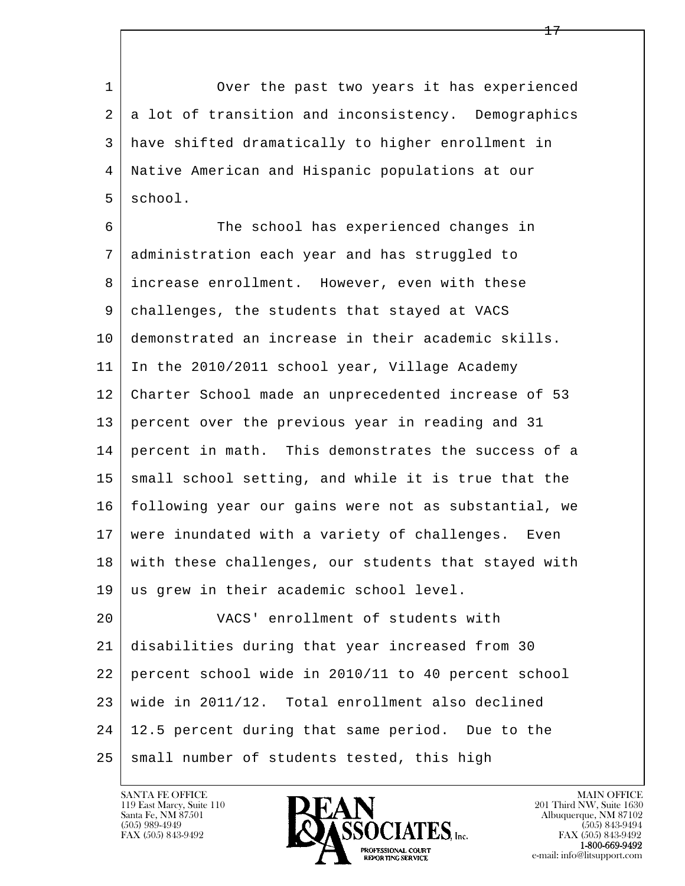Over the past two years it has experienced a lot of transition and inconsistency. Demographics have shifted dramatically to higher enrollment in Native American and Hispanic populations at our school.

The school has experienced changes in administration each year and has struggled to increase enrollment. However, even with these challenges, the students that stayed at VACS demonstrated an increase in their academic skills. In the 2010/2011 school year, Village Academy Charter School made an unprecedented increase of 53 percent over the previous year in reading and 31 percent in math. This demonstrates the success of a small school setting, and while it is true that the following year our gains were not as substantial, we were inundated with a variety of challenges. Even with these challenges, our students that stayed with us grew in their academic school level.

VACS' enrollment of students with disabilities during that year increased from 30 percent school wide in 2010/11 to 40 percent school wide in 2011/12. Total enrollment also declined 12.5 percent during that same period. Due to the small number of students tested, this high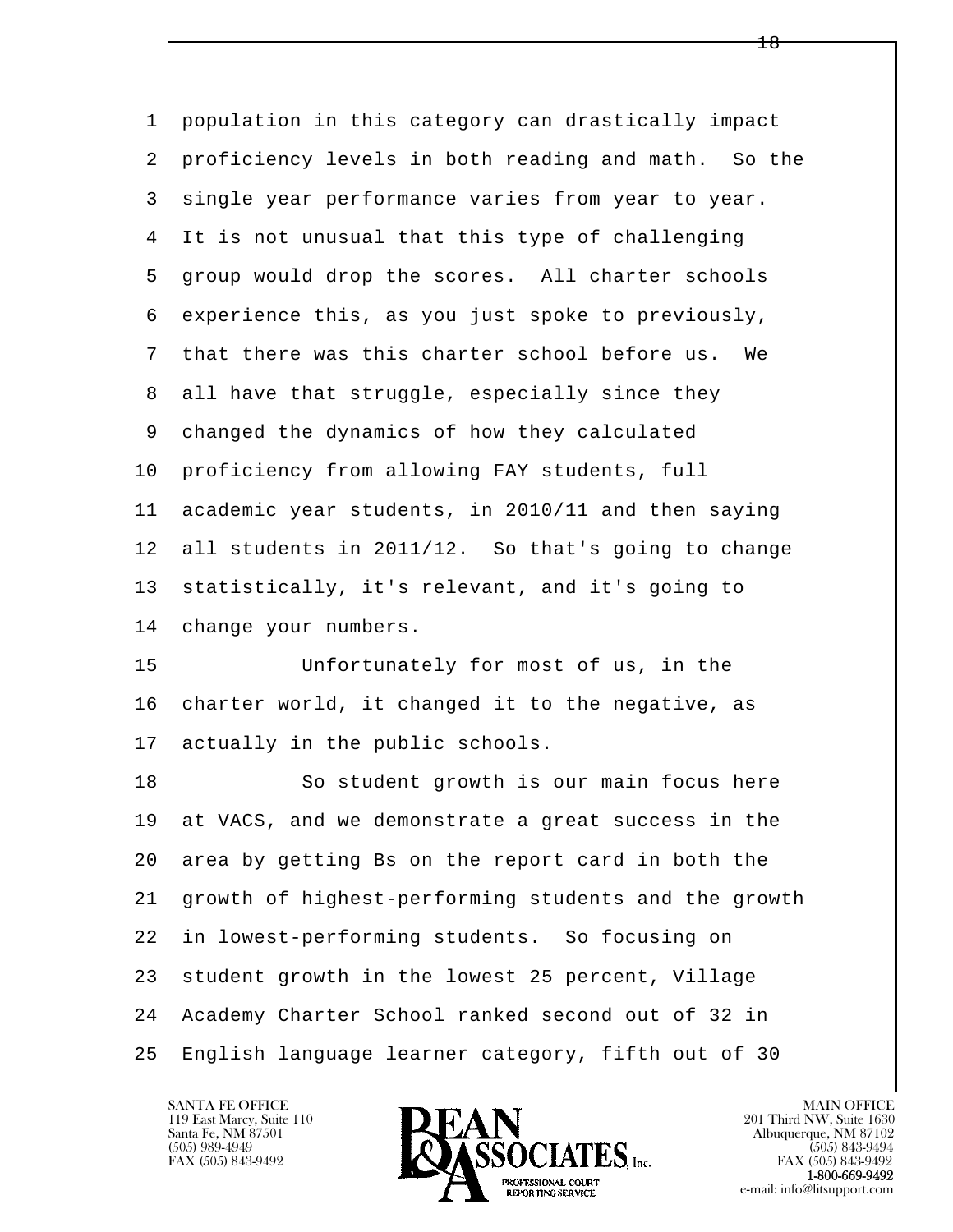population in this category can drastically impact proficiency levels in both reading and math. So the single year performance varies from year to year. It is not unusual that this type of challenging group would drop the scores. All charter schools experience this, as you just spoke to previously, that there was this charter school before us. We all have that struggle, especially since they changed the dynamics of how they calculated proficiency from allowing FAY students, full academic year students, in 2010/11 and then saying all students in 2011/12. So that's going to change statistically, it's relevant, and it's going to change your numbers.

Unfortunately for most of us, in the charter world, it changed it to the negative, as actually in the public schools.

So student growth is our main focus here at VACS, and we demonstrate a great success in the area by getting Bs on the report card in both the growth of highest-performing students and the growth in lowest-performing students. So focusing on student growth in the lowest 25 percent, Village Academy Charter School ranked second out of 32 in English language learner category, fifth out of 30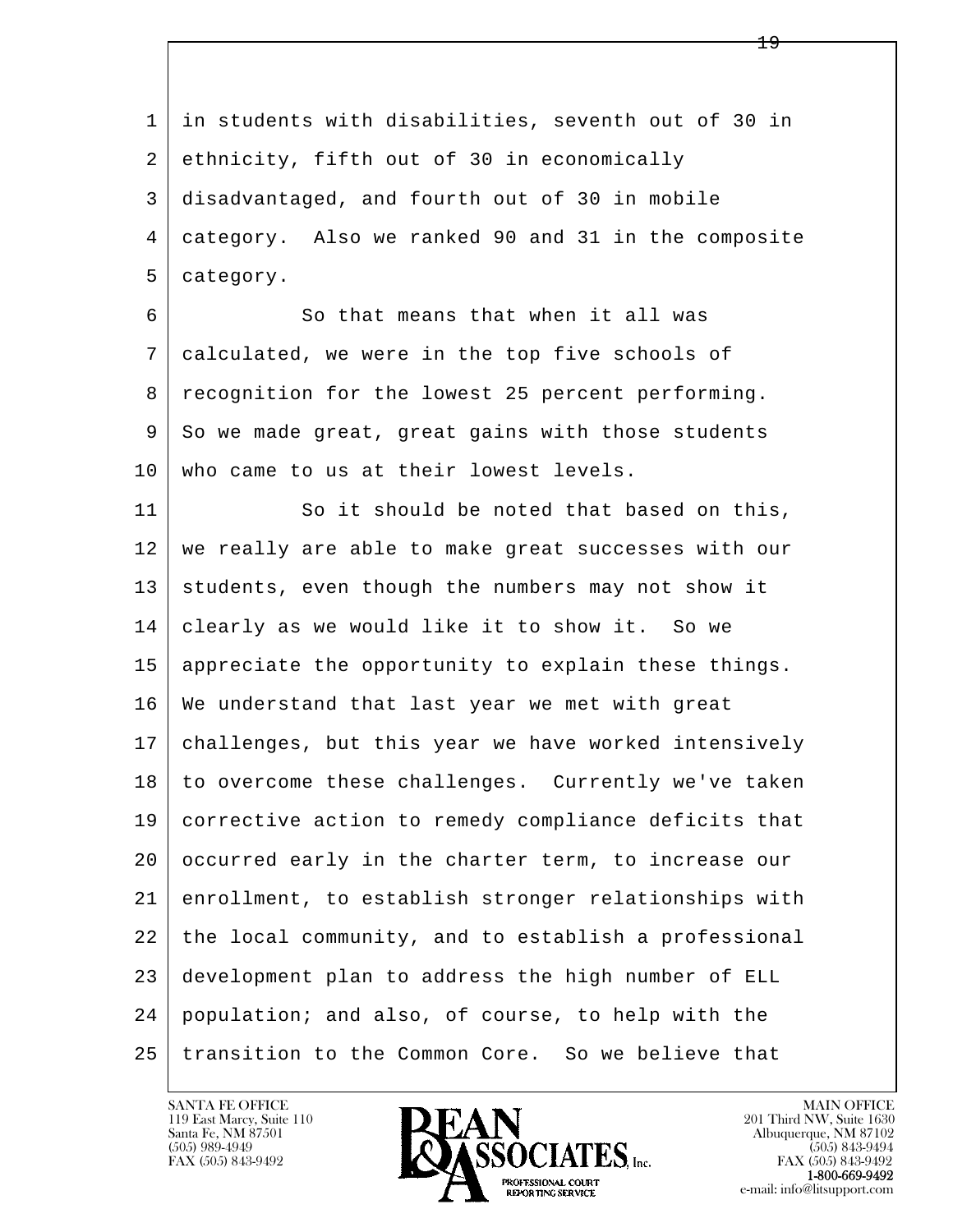in students with disabilities, seventh out of 30 in ethnicity, fifth out of 30 in economically disadvantaged, and fourth out of 30 in mobile category.  Also we ranked 90 and 31 in the composite category.

So that means that when it all was calculated, we were in the top five schools of recognition for the lowest 25 percent performing. So we made great, great gains with those students who came to us at their lowest levels.

So it should be noted that based on this, we really are able to make great successes with our students, even though the numbers may not show it clearly as we would like it to show it.  So we appreciate the opportunity to explain these things. We understand that last year we met with great challenges, but this year we have worked intensively to overcome these challenges.  Currently we've taken corrective action to remedy compliance deficits that occurred early in the charter term, to increase our enrollment, to establish stronger relationships with the local community, and to establish a professional development plan to address the high number of ELL population; and also, of course, to help with the transition to the Common Core.  So we believe that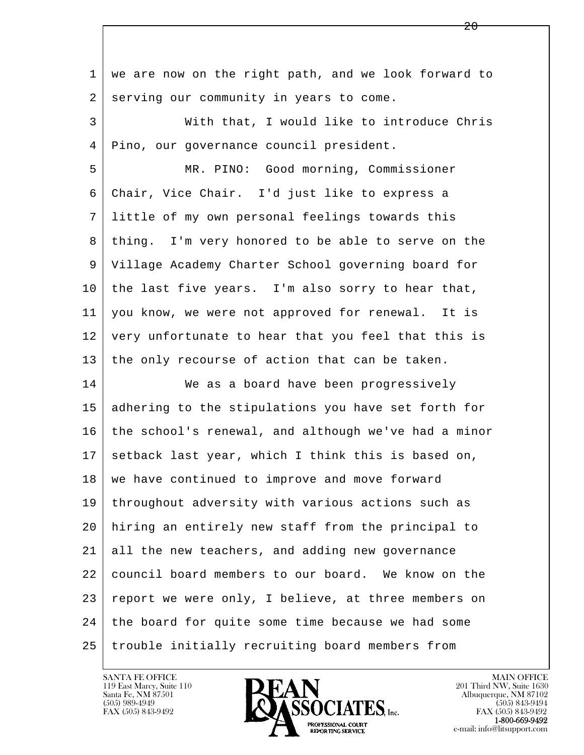we are now on the right path, and we look forward to serving our community in years to come.

With that, I would like to introduce Chris Pino, our governance council president.

MR. PINO: Good morning, Commissioner Chair, Vice Chair. I'd just like to express a little of my own personal feelings towards this thing. I'm very honored to be able to serve on the Village Academy Charter School governing board for the last five years. I'm also sorry to hear that, you know, we were not approved for renewal. It is very unfortunate to hear that you feel that this is the only recourse of action that can be taken.

We as a board have been progressively adhering to the stipulations you have set forth for the school's renewal, and although we've had a minor setback last year, which I think this is based on, we have continued to improve and move forward throughout adversity with various actions such as hiring an entirely new staff from the principal to all the new teachers, and adding new governance council board members to our board. We know on the report we were only, I believe, at three members on the board for quite some time because we had some trouble initially recruiting board members from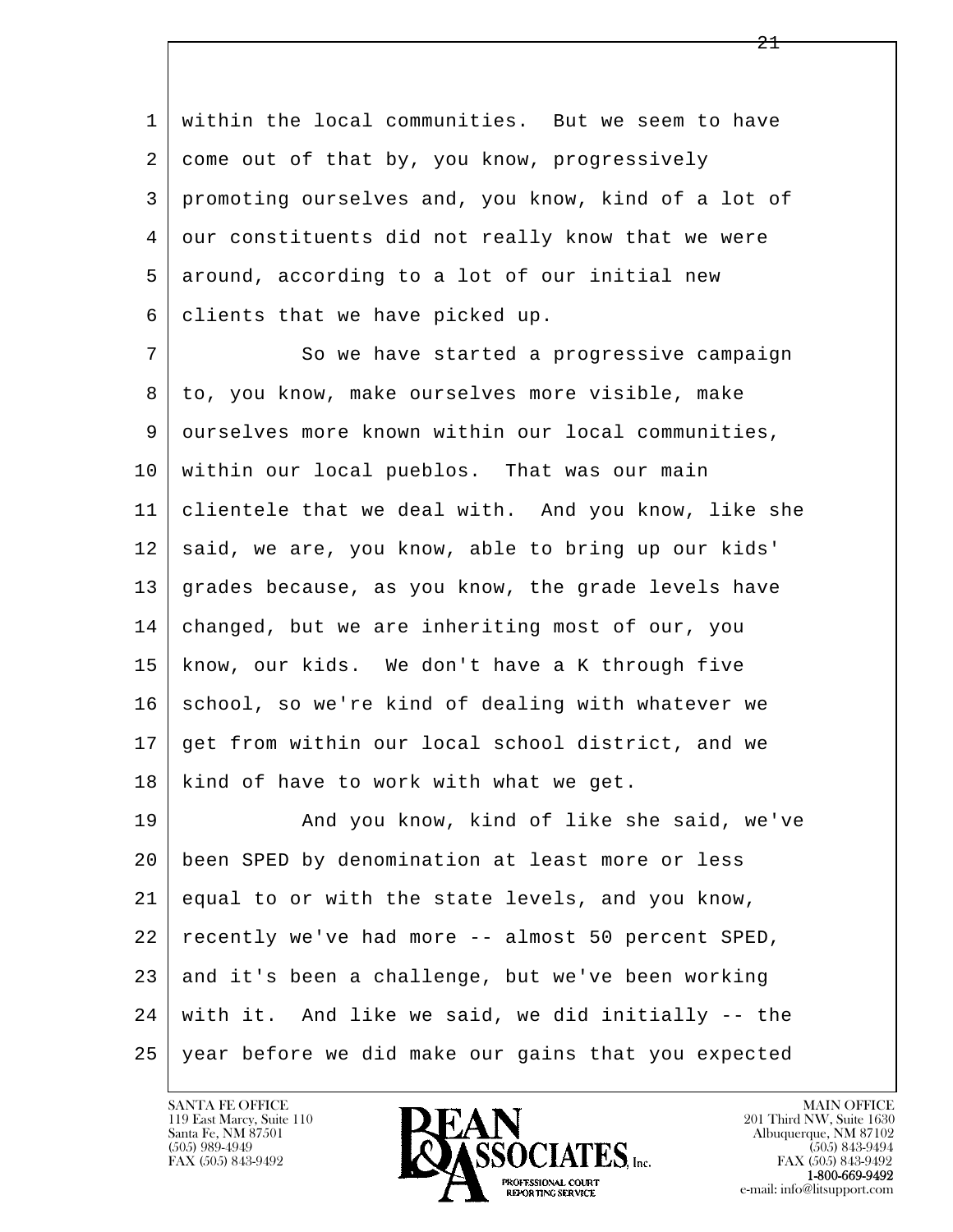within the local communities. But we seem to have come out of that by, you know, progressively promoting ourselves and, you know, kind of a lot of our constituents did not really know that we were around, according to a lot of our initial new clients that we have picked up.

So we have started a progressive campaign to, you know, make ourselves more visible, make ourselves more known within our local communities, within our local pueblos. That was our main clientele that we deal with. And you know, like she said, we are, you know, able to bring up our kids' grades because, as you know, the grade levels have changed, but we are inheriting most of our, you know, our kids. We don't have a K through five school, so we're kind of dealing with whatever we get from within our local school district, and we kind of have to work with what we get.

And you know, kind of like she said, we've been SPED by denomination at least more or less equal to or with the state levels, and you know, recently we've had more -- almost 50 percent SPED, and it's been a challenge, but we've been working with it. And like we said, we did initially -- the year before we did make our gains that you expected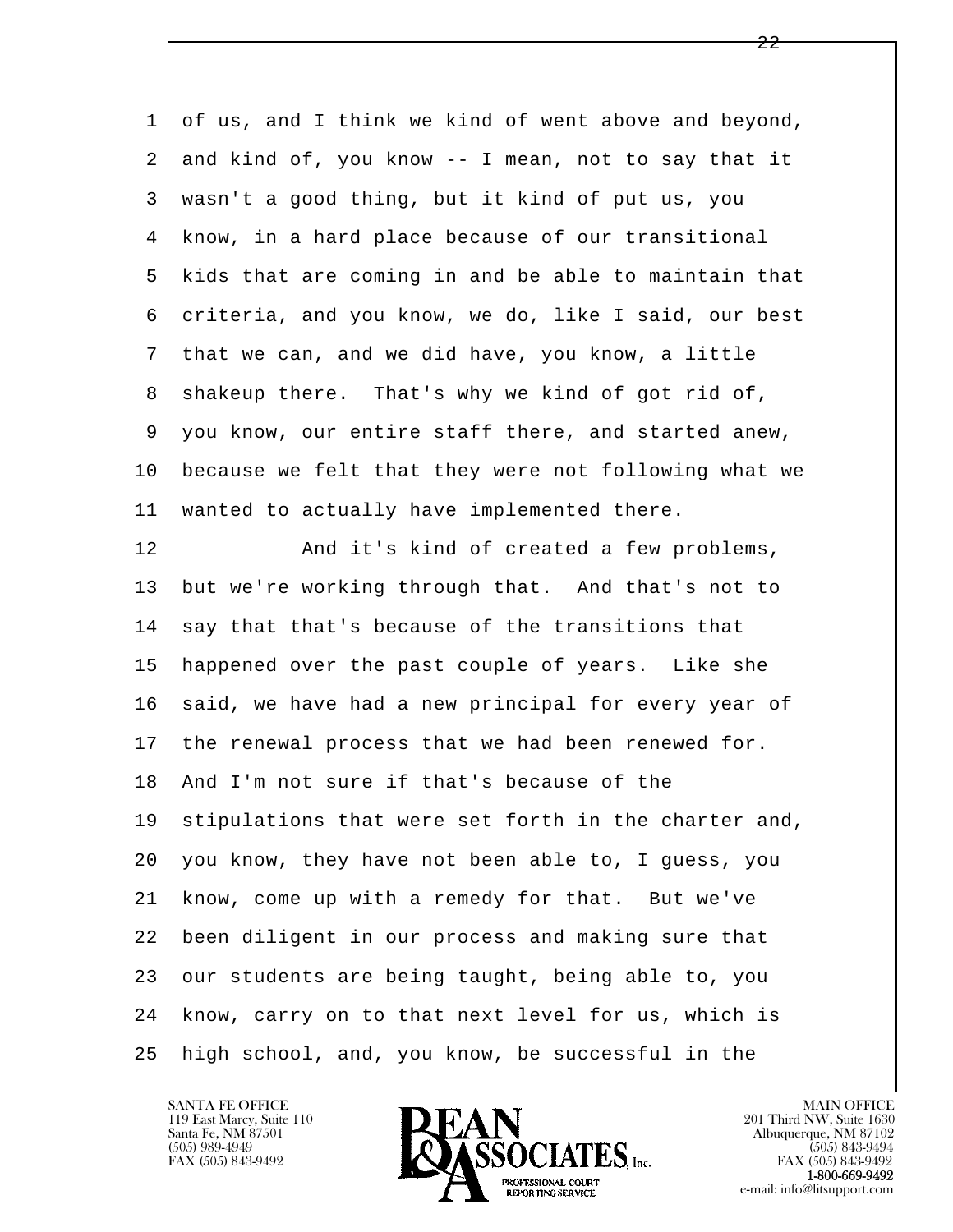1 of us, and I think we kind of went above and beyond,
2 and kind of, you know -- I mean, not to say that it
3 wasn't a good thing, but it kind of put us, you
4 know, in a hard place because of our transitional
5 kids that are coming in and be able to maintain that
6 criteria, and you know, we do, like I said, our best
7 that we can, and we did have, you know, a little
8 shakeup there. That's why we kind of got rid of,
9 you know, our entire staff there, and started anew,
10 because we felt that they were not following what we
11 wanted to actually have implemented there.
12 And it's kind of created a few problems,
13 but we're working through that. And that's not to
14 say that that's because of the transitions that
15 happened over the past couple of years. Like she
16 said, we have had a new principal for every year of
17 the renewal process that we had been renewed for.
18 And I'm not sure if that's because of the
19 stipulations that were set forth in the charter and,
20 you know, they have not been able to, I guess, you
21 know, come up with a remedy for that. But we've
22 been diligent in our process and making sure that
23 our students are being taught, being able to, you
24 know, carry on to that next level for us, which is
25 high school, and, you know, be successful in the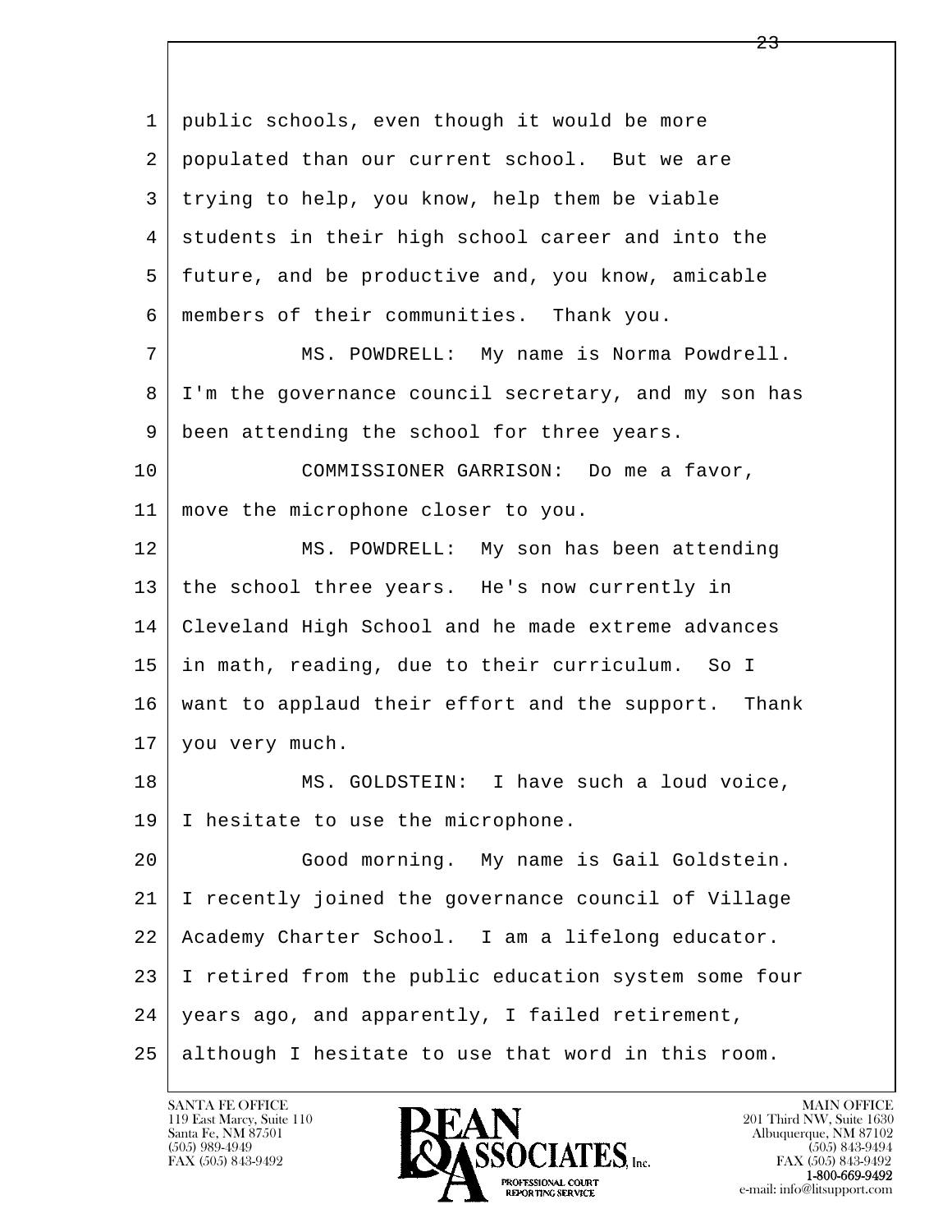1 public schools, even though it would be more
2 populated than our current school. But we are
3 trying to help, you know, help them be viable
4 students in their high school career and into the
5 future, and be productive and, you know, amicable
6 members of their communities. Thank you.
7 MS. POWDRELL: My name is Norma Powdrell.
8 I'm the governance council secretary, and my son has
9 been attending the school for three years.
10 COMMISSIONER GARRISON: Do me a favor,
11 move the microphone closer to you.
12 MS. POWDRELL: My son has been attending
13 the school three years. He's now currently in
14 Cleveland High School and he made extreme advances
15 in math, reading, due to their curriculum. So I
16 want to applaud their effort and the support. Thank
17 you very much.
18 MS. GOLDSTEIN: I have such a loud voice,
19 I hesitate to use the microphone.
20 Good morning. My name is Gail Goldstein.
21 I recently joined the governance council of Village
22 Academy Charter School. I am a lifelong educator.
23 I retired from the public education system some four
24 years ago, and apparently, I failed retirement,
25 although I hesitate to use that word in this room.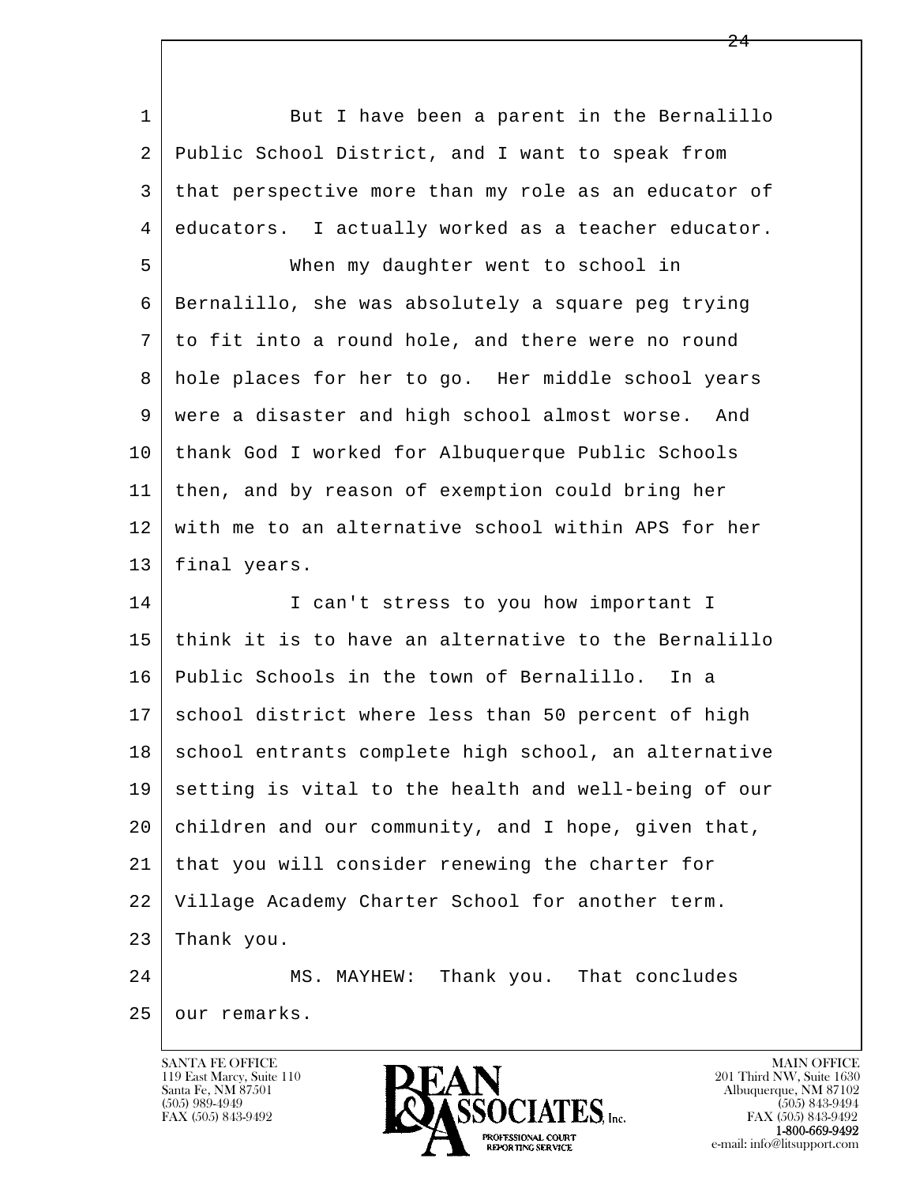1 But I have been a parent in the Bernalillo
2 Public School District, and I want to speak from
3 that perspective more than my role as an educator of
4 educators. I actually worked as a teacher educator.
5 When my daughter went to school in
6 Bernalillo, she was absolutely a square peg trying
7 to fit into a round hole, and there were no round
8 hole places for her to go. Her middle school years
9 were a disaster and high school almost worse. And
10 thank God I worked for Albuquerque Public Schools
11 then, and by reason of exemption could bring her
12 with me to an alternative school within APS for her
13 final years.
14 I can't stress to you how important I
15 think it is to have an alternative to the Bernalillo
16 Public Schools in the town of Bernalillo. In a
17 school district where less than 50 percent of high
18 school entrants complete high school, an alternative
19 setting is vital to the health and well-being of our
20 children and our community, and I hope, given that,
21 that you will consider renewing the charter for
22 Village Academy Charter School for another term.
23 Thank you.
24 MS. MAYHEW: Thank you. That concludes
25 our remarks.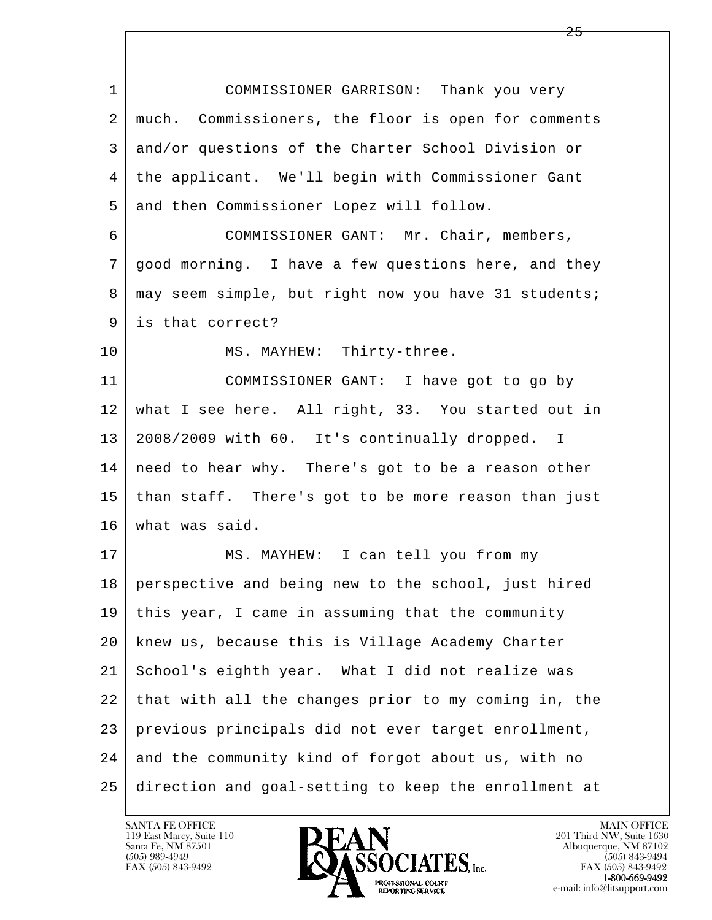COMMISSIONER GARRISON: Thank you very much. Commissioners, the floor is open for comments and/or questions of the Charter School Division or the applicant. We'll begin with Commissioner Gant and then Commissioner Lopez will follow.

COMMISSIONER GANT: Mr. Chair, members, good morning. I have a few questions here, and they may seem simple, but right now you have 31 students; is that correct?

MS. MAYHEW: Thirty-three.

COMMISSIONER GANT: I have got to go by what I see here. All right, 33. You started out in 2008/2009 with 60. It's continually dropped. I need to hear why. There's got to be a reason other than staff. There's got to be more reason than just what was said.

MS. MAYHEW: I can tell you from my perspective and being new to the school, just hired this year, I came in assuming that the community knew us, because this is Village Academy Charter School's eighth year. What I did not realize was that with all the changes prior to my coming in, the previous principals did not ever target enrollment, and the community kind of forgot about us, with no direction and goal-setting to keep the enrollment at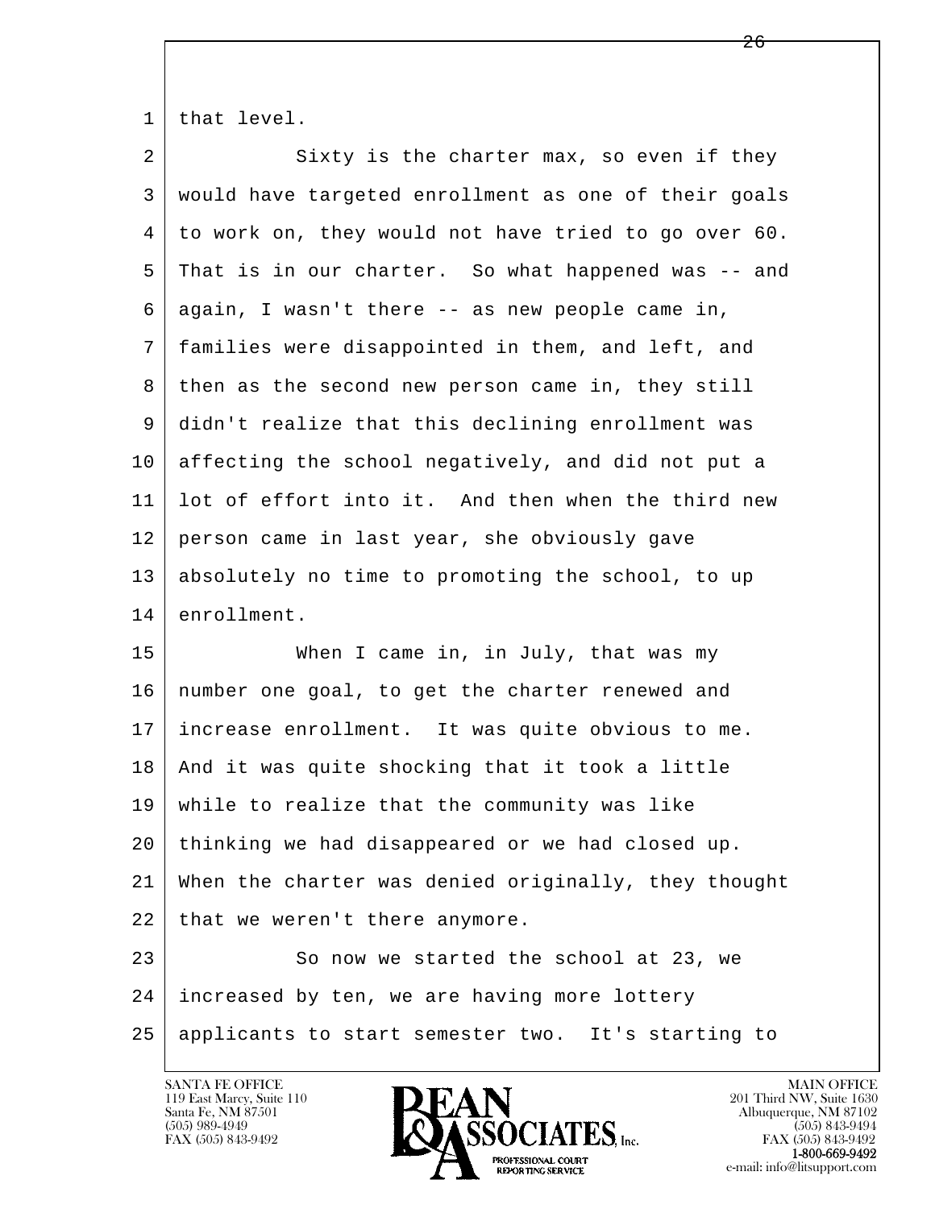that level.

Sixty is the charter max, so even if they would have targeted enrollment as one of their goals to work on, they would not have tried to go over 60. That is in our charter. So what happened was -- and again, I wasn't there -- as new people came in, families were disappointed in them, and left, and then as the second new person came in, they still didn't realize that this declining enrollment was affecting the school negatively, and did not put a lot of effort into it. And then when the third new person came in last year, she obviously gave absolutely no time to promoting the school, to up enrollment.

When I came in, in July, that was my number one goal, to get the charter renewed and increase enrollment. It was quite obvious to me. And it was quite shocking that it took a little while to realize that the community was like thinking we had disappeared or we had closed up. When the charter was denied originally, they thought that we weren't there anymore.

So now we started the school at 23, we increased by ten, we are having more lottery applicants to start semester two. It's starting to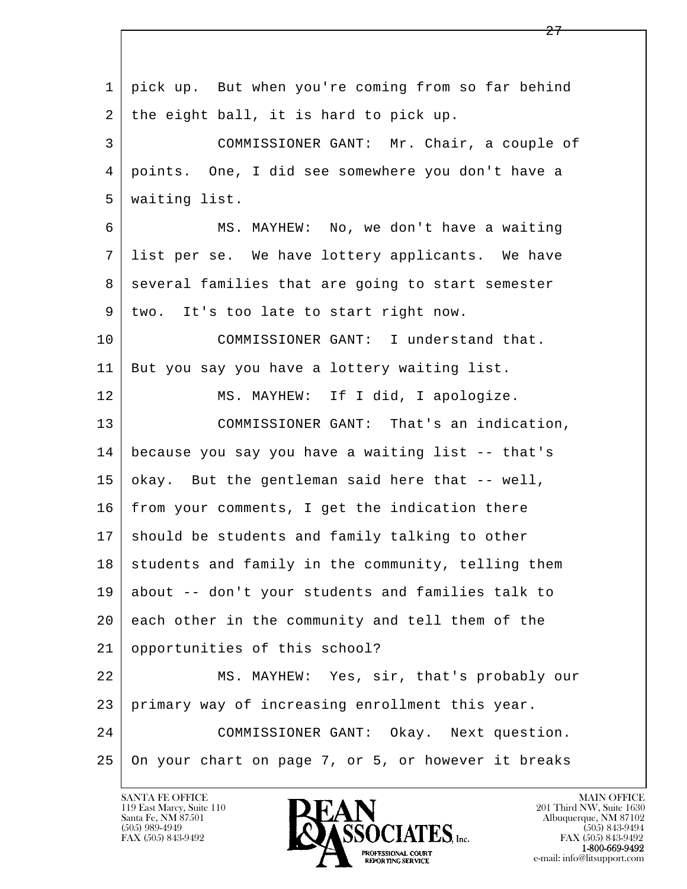pick up. But when you're coming from so far behind the eight ball, it is hard to pick up.

COMMISSIONER GANT: Mr. Chair, a couple of points. One, I did see somewhere you don't have a waiting list.

MS. MAYHEW: No, we don't have a waiting list per se. We have lottery applicants. We have several families that are going to start semester two. It's too late to start right now.

COMMISSIONER GANT: I understand that. But you say you have a lottery waiting list.

MS. MAYHEW: If I did, I apologize.

COMMISSIONER GANT: That's an indication, because you say you have a waiting list -- that's okay. But the gentleman said here that -- well, from your comments, I get the indication there should be students and family talking to other students and family in the community, telling them about -- don't your students and families talk to each other in the community and tell them of the opportunities of this school?

MS. MAYHEW: Yes, sir, that's probably our primary way of increasing enrollment this year.

COMMISSIONER GANT: Okay. Next question. On your chart on page 7, or 5, or however it breaks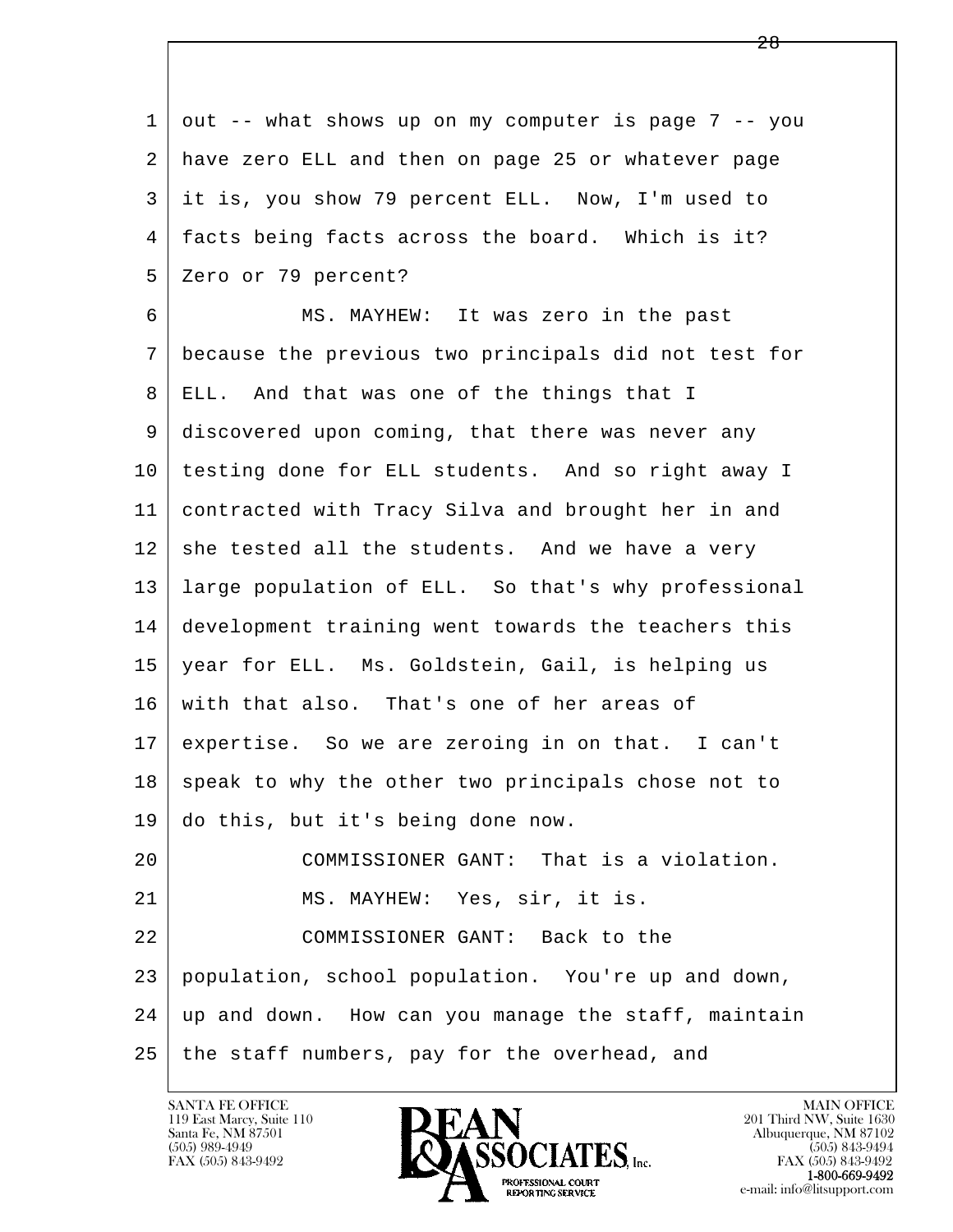out -- what shows up on my computer is page 7 -- you have zero ELL and then on page 25 or whatever page it is, you show 79 percent ELL. Now, I'm used to facts being facts across the board. Which is it? Zero or 79 percent?

MS. MAYHEW: It was zero in the past because the previous two principals did not test for ELL. And that was one of the things that I discovered upon coming, that there was never any testing done for ELL students. And so right away I contracted with Tracy Silva and brought her in and she tested all the students. And we have a very large population of ELL. So that's why professional development training went towards the teachers this year for ELL. Ms. Goldstein, Gail, is helping us with that also. That's one of her areas of expertise. So we are zeroing in on that. I can't speak to why the other two principals chose not to do this, but it's being done now.

COMMISSIONER GANT: That is a violation.

MS. MAYHEW: Yes, sir, it is.

COMMISSIONER GANT: Back to the population, school population. You're up and down, up and down. How can you manage the staff, maintain the staff numbers, pay for the overhead, and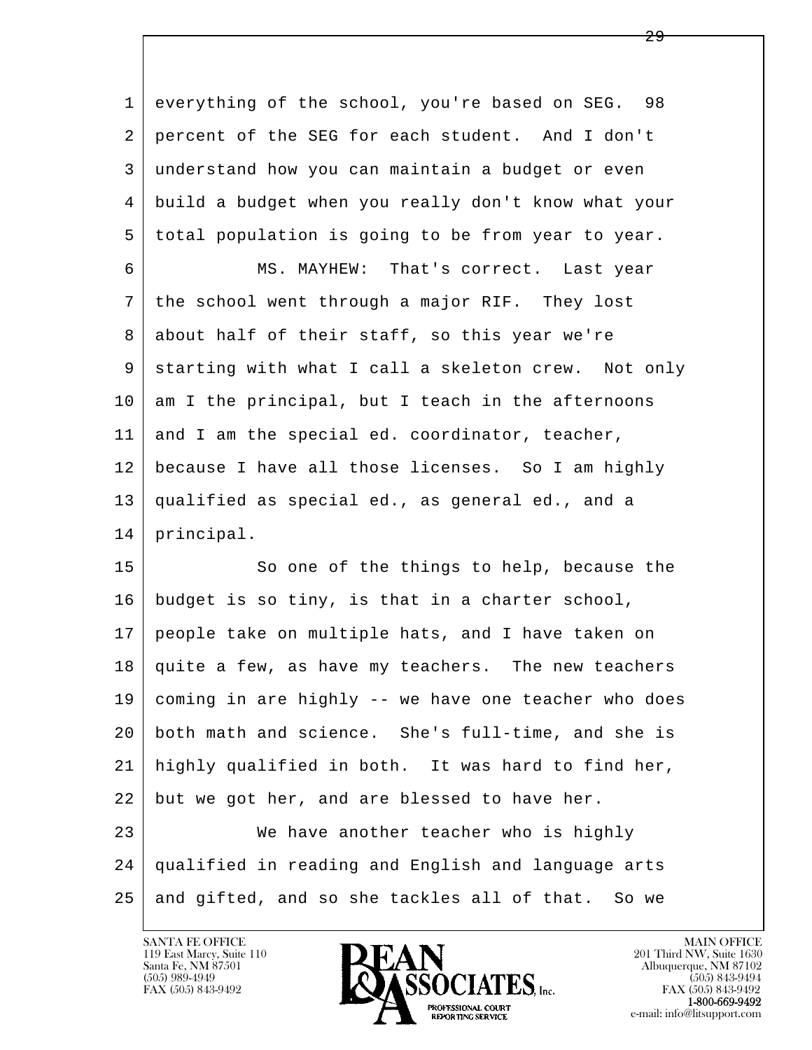everything of the school, you're based on SEG. 98 percent of the SEG for each student. And I don't understand how you can maintain a budget or even build a budget when you really don't know what your total population is going to be from year to year.

MS. MAYHEW: That's correct. Last year the school went through a major RIF. They lost about half of their staff, so this year we're starting with what I call a skeleton crew. Not only am I the principal, but I teach in the afternoons and I am the special ed. coordinator, teacher, because I have all those licenses. So I am highly qualified as special ed., as general ed., and a principal.

So one of the things to help, because the budget is so tiny, is that in a charter school, people take on multiple hats, and I have taken on quite a few, as have my teachers. The new teachers coming in are highly -- we have one teacher who does both math and science. She's full-time, and she is highly qualified in both. It was hard to find her, but we got her, and are blessed to have her.

We have another teacher who is highly qualified in reading and English and language arts and gifted, and so she tackles all of that. So we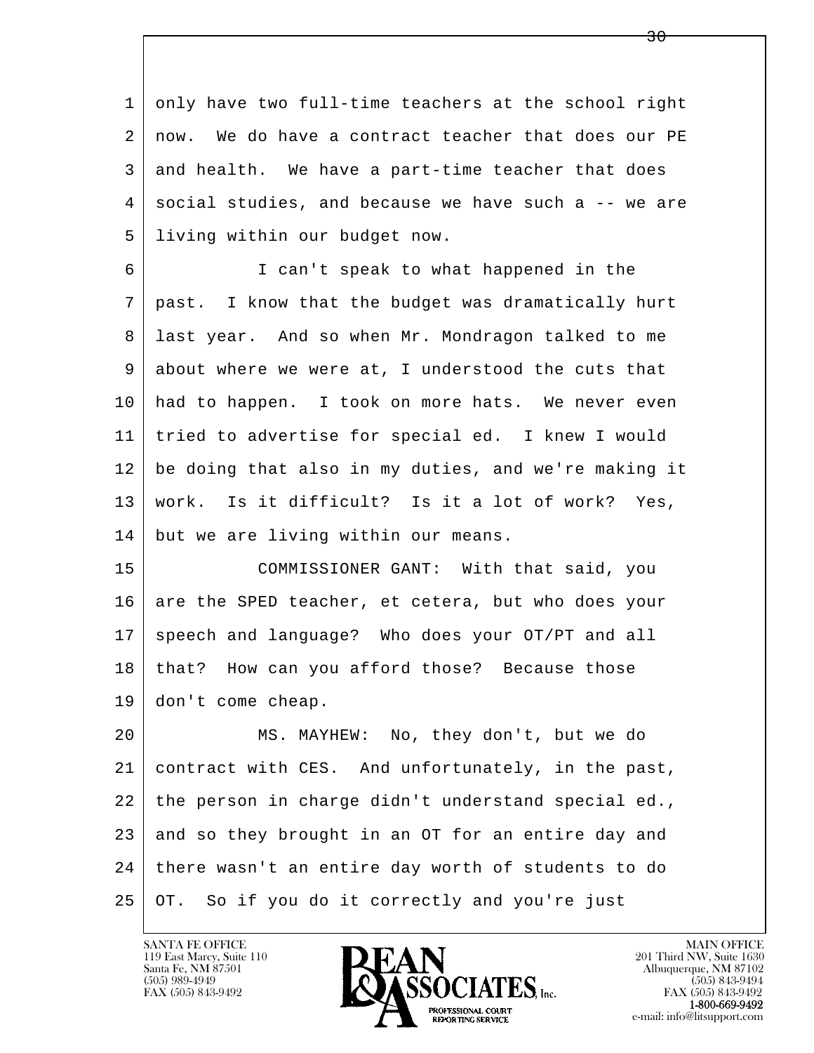only have two full-time teachers at the school right now. We do have a contract teacher that does our PE and health. We have a part-time teacher that does social studies, and because we have such a -- we are living within our budget now.

I can't speak to what happened in the past. I know that the budget was dramatically hurt last year. And so when Mr. Mondragon talked to me about where we were at, I understood the cuts that had to happen. I took on more hats. We never even tried to advertise for special ed. I knew I would be doing that also in my duties, and we're making it work. Is it difficult? Is it a lot of work? Yes, but we are living within our means.

COMMISSIONER GANT: With that said, you are the SPED teacher, et cetera, but who does your speech and language? Who does your OT/PT and all that? How can you afford those? Because those don't come cheap.

MS. MAYHEW: No, they don't, but we do contract with CES. And unfortunately, in the past, the person in charge didn't understand special ed., and so they brought in an OT for an entire day and there wasn't an entire day worth of students to do OT. So if you do it correctly and you're just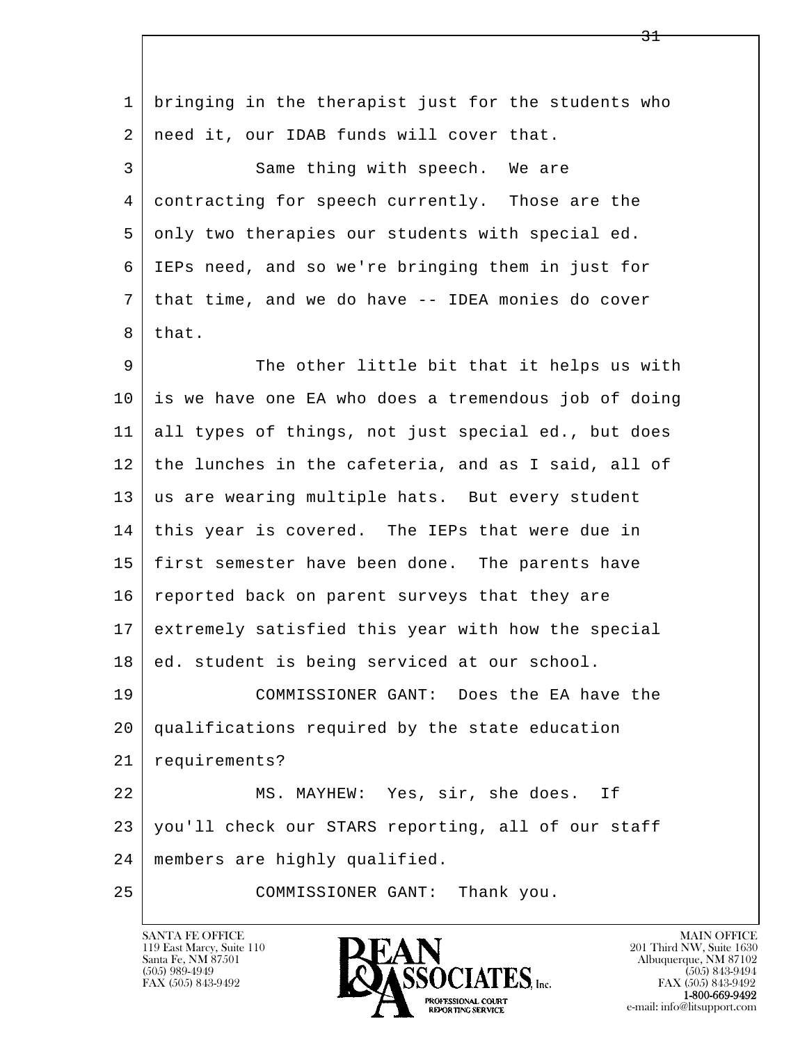bringing in the therapist just for the students who need it, our IDAB funds will cover that.

Same thing with speech. We are contracting for speech currently. Those are the only two therapies our students with special ed. IEPs need, and so we're bringing them in just for that time, and we do have -- IDEA monies do cover that.

The other little bit that it helps us with is we have one EA who does a tremendous job of doing all types of things, not just special ed., but does the lunches in the cafeteria, and as I said, all of us are wearing multiple hats. But every student this year is covered. The IEPs that were due in first semester have been done. The parents have reported back on parent surveys that they are extremely satisfied this year with how the special ed. student is being serviced at our school.

COMMISSIONER GANT: Does the EA have the qualifications required by the state education requirements?

MS. MAYHEW: Yes, sir, she does. If you'll check our STARS reporting, all of our staff members are highly qualified.

COMMISSIONER GANT: Thank you.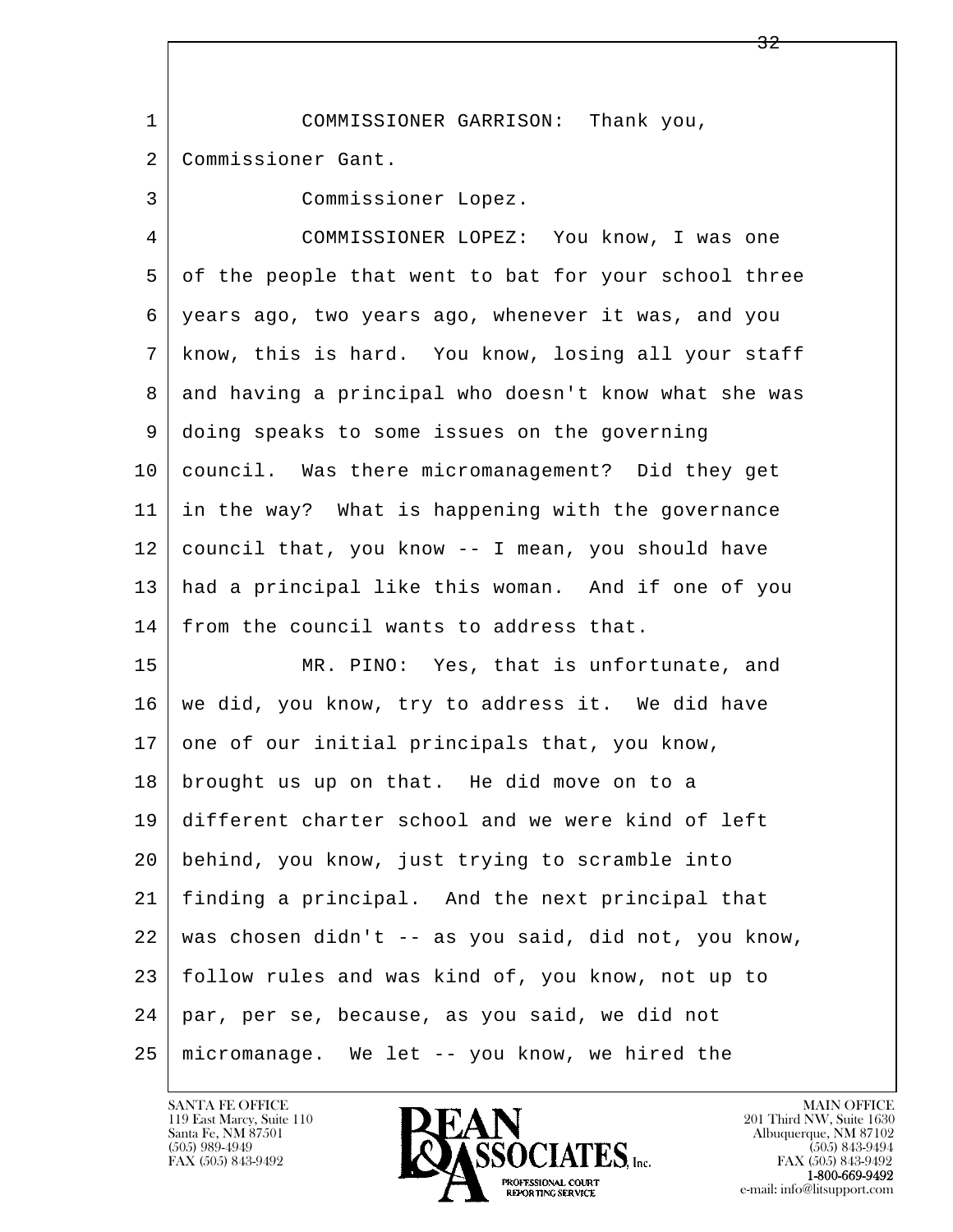COMMISSIONER GARRISON: Thank you, Commissioner Gant.

Commissioner Lopez.

COMMISSIONER LOPEZ: You know, I was one of the people that went to bat for your school three years ago, two years ago, whenever it was, and you know, this is hard. You know, losing all your staff and having a principal who doesn't know what she was doing speaks to some issues on the governing council. Was there micromanagement? Did they get in the way? What is happening with the governance council that, you know -- I mean, you should have had a principal like this woman. And if one of you from the council wants to address that.

MR. PINO: Yes, that is unfortunate, and we did, you know, try to address it. We did have one of our initial principals that, you know, brought us up on that. He did move on to a different charter school and we were kind of left behind, you know, just trying to scramble into finding a principal. And the next principal that was chosen didn't -- as you said, did not, you know, follow rules and was kind of, you know, not up to par, per se, because, as you said, we did not micromanage. We let -- you know, we hired the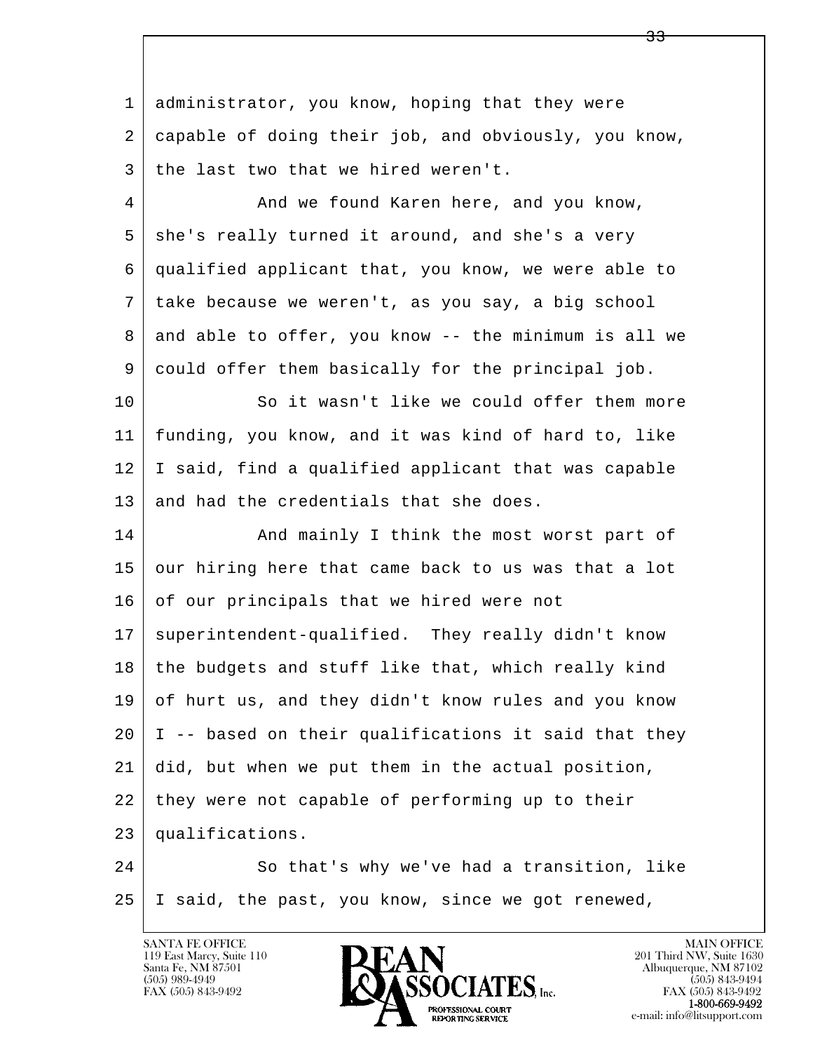1 administrator, you know, hoping that they were
2 capable of doing their job, and obviously, you know,
3 the last two that we hired weren't.
4 And we found Karen here, and you know,
5 she's really turned it around, and she's a very
6 qualified applicant that, you know, we were able to
7 take because we weren't, as you say, a big school
8 and able to offer, you know -- the minimum is all we
9 could offer them basically for the principal job.
10 So it wasn't like we could offer them more
11 funding, you know, and it was kind of hard to, like
12 I said, find a qualified applicant that was capable
13 and had the credentials that she does.
14 And mainly I think the most worst part of
15 our hiring here that came back to us was that a lot
16 of our principals that we hired were not
17 superintendent-qualified. They really didn't know
18 the budgets and stuff like that, which really kind
19 of hurt us, and they didn't know rules and you know
20 I -- based on their qualifications it said that they
21 did, but when we put them in the actual position,
22 they were not capable of performing up to their
23 qualifications.
24 So that's why we've had a transition, like
25 I said, the past, you know, since we got renewed,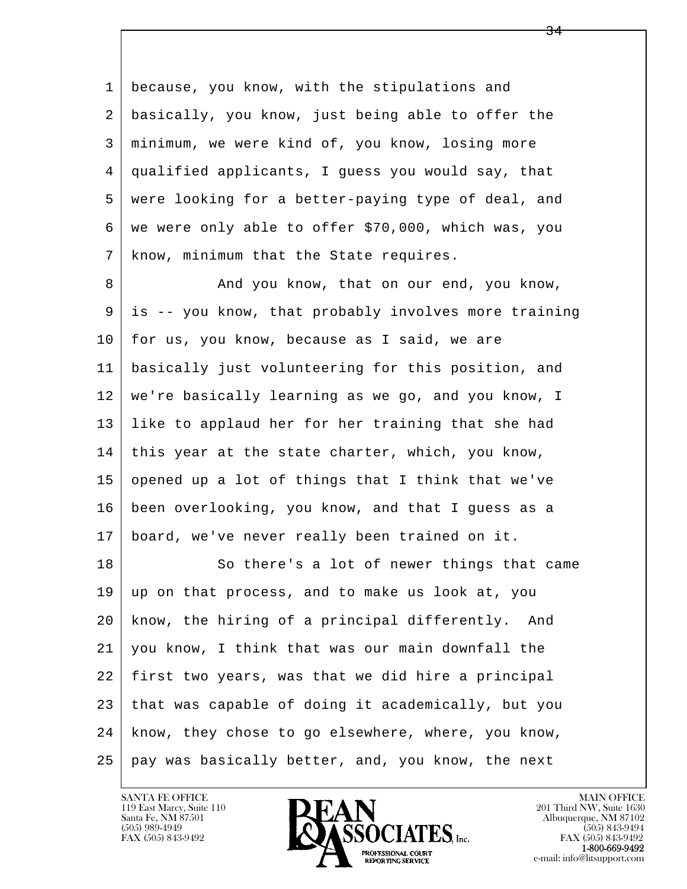because, you know, with the stipulations and basically, you know, just being able to offer the minimum, we were kind of, you know, losing more qualified applicants, I guess you would say, that were looking for a better-paying type of deal, and we were only able to offer $70,000, which was, you know, minimum that the State requires.

And you know, that on our end, you know, is -- you know, that probably involves more training for us, you know, because as I said, we are basically just volunteering for this position, and we're basically learning as we go, and you know, I like to applaud her for her training that she had this year at the state charter, which, you know, opened up a lot of things that I think that we've been overlooking, you know, and that I guess as a board, we've never really been trained on it.

So there's a lot of newer things that came up on that process, and to make us look at, you know, the hiring of a principal differently. And you know, I think that was our main downfall the first two years, was that we did hire a principal that was capable of doing it academically, but you know, they chose to go elsewhere, where, you know, pay was basically better, and, you know, the next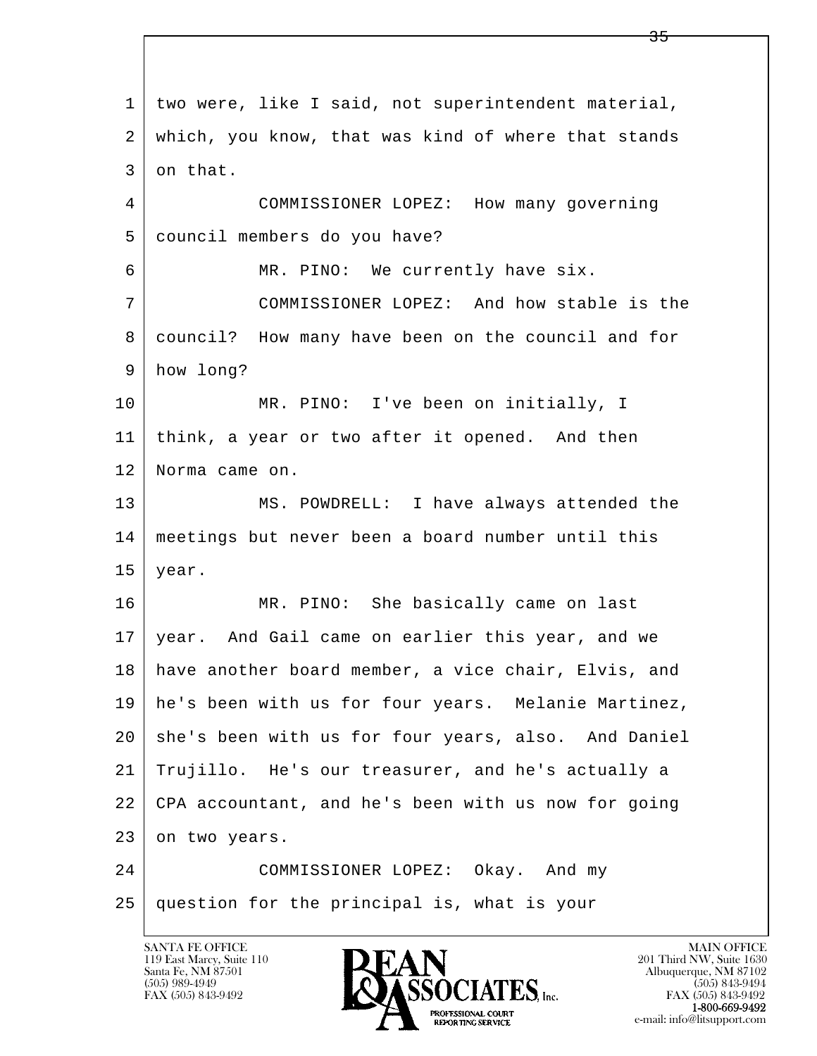1 two were, like I said, not superintendent material,
2 which, you know, that was kind of where that stands
3 on that.

4 COMMISSIONER LOPEZ: How many governing
5 council members do you have?

6 MR. PINO: We currently have six.

7 COMMISSIONER LOPEZ: And how stable is the
8 council? How many have been on the council and for
9 how long?

10 MR. PINO: I've been on initially, I
11 think, a year or two after it opened. And then
12 Norma came on.

13 MS. POWDRELL: I have always attended the
14 meetings but never been a board number until this
15 year.

16 MR. PINO: She basically came on last
17 year. And Gail came on earlier this year, and we
18 have another board member, a vice chair, Elvis, and
19 he's been with us for four years. Melanie Martinez,
20 she's been with us for four years, also. And Daniel
21 Trujillo. He's our treasurer, and he's actually a
22 CPA accountant, and he's been with us now for going
23 on two years.

24 COMMISSIONER LOPEZ: Okay. And my
25 question for the principal is, what is your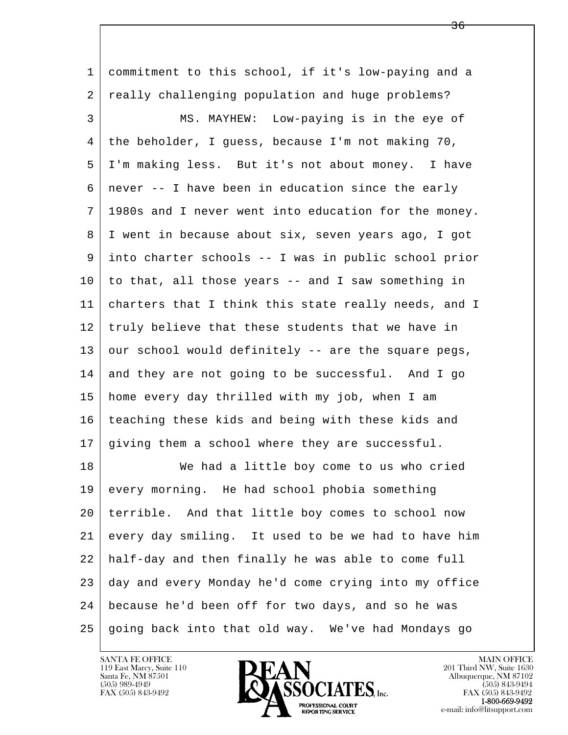commitment to this school, if it's low-paying and a really challenging population and huge problems?

MS. MAYHEW: Low-paying is in the eye of the beholder, I guess, because I'm not making 70, I'm making less. But it's not about money. I have never -- I have been in education since the early 1980s and I never went into education for the money. I went in because about six, seven years ago, I got into charter schools -- I was in public school prior to that, all those years -- and I saw something in charters that I think this state really needs, and I truly believe that these students that we have in our school would definitely -- are the square pegs, and they are not going to be successful. And I go home every day thrilled with my job, when I am teaching these kids and being with these kids and giving them a school where they are successful.

We had a little boy come to us who cried every morning. He had school phobia something terrible. And that little boy comes to school now every day smiling. It used to be we had to have him half-day and then finally he was able to come full day and every Monday he'd come crying into my office because he'd been off for two days, and so he was going back into that old way. We've had Mondays go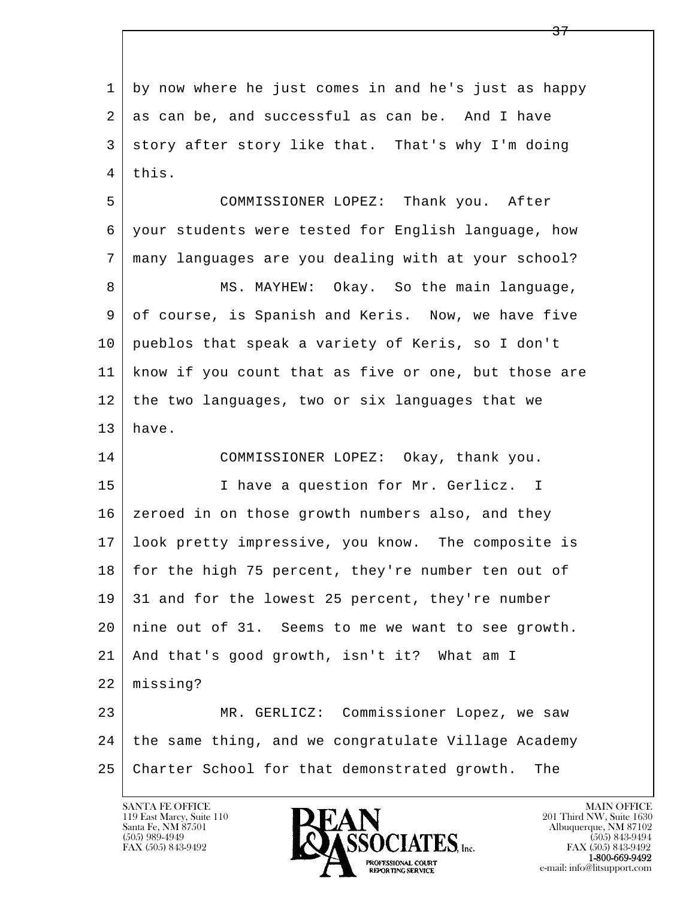by now where he just comes in and he's just as happy as can be, and successful as can be. And I have story after story like that. That's why I'm doing this.

COMMISSIONER LOPEZ: Thank you. After your students were tested for English language, how many languages are you dealing with at your school?

MS. MAYHEW: Okay. So the main language, of course, is Spanish and Keris. Now, we have five pueblos that speak a variety of Keris, so I don't know if you count that as five or one, but those are the two languages, two or six languages that we have.

COMMISSIONER LOPEZ: Okay, thank you.

I have a question for Mr. Gerlicz. I zeroed in on those growth numbers also, and they look pretty impressive, you know. The composite is for the high 75 percent, they're number ten out of 31 and for the lowest 25 percent, they're number nine out of 31. Seems to me we want to see growth. And that's good growth, isn't it? What am I missing?

MR. GERLICZ: Commissioner Lopez, we saw the same thing, and we congratulate Village Academy Charter School for that demonstrated growth. The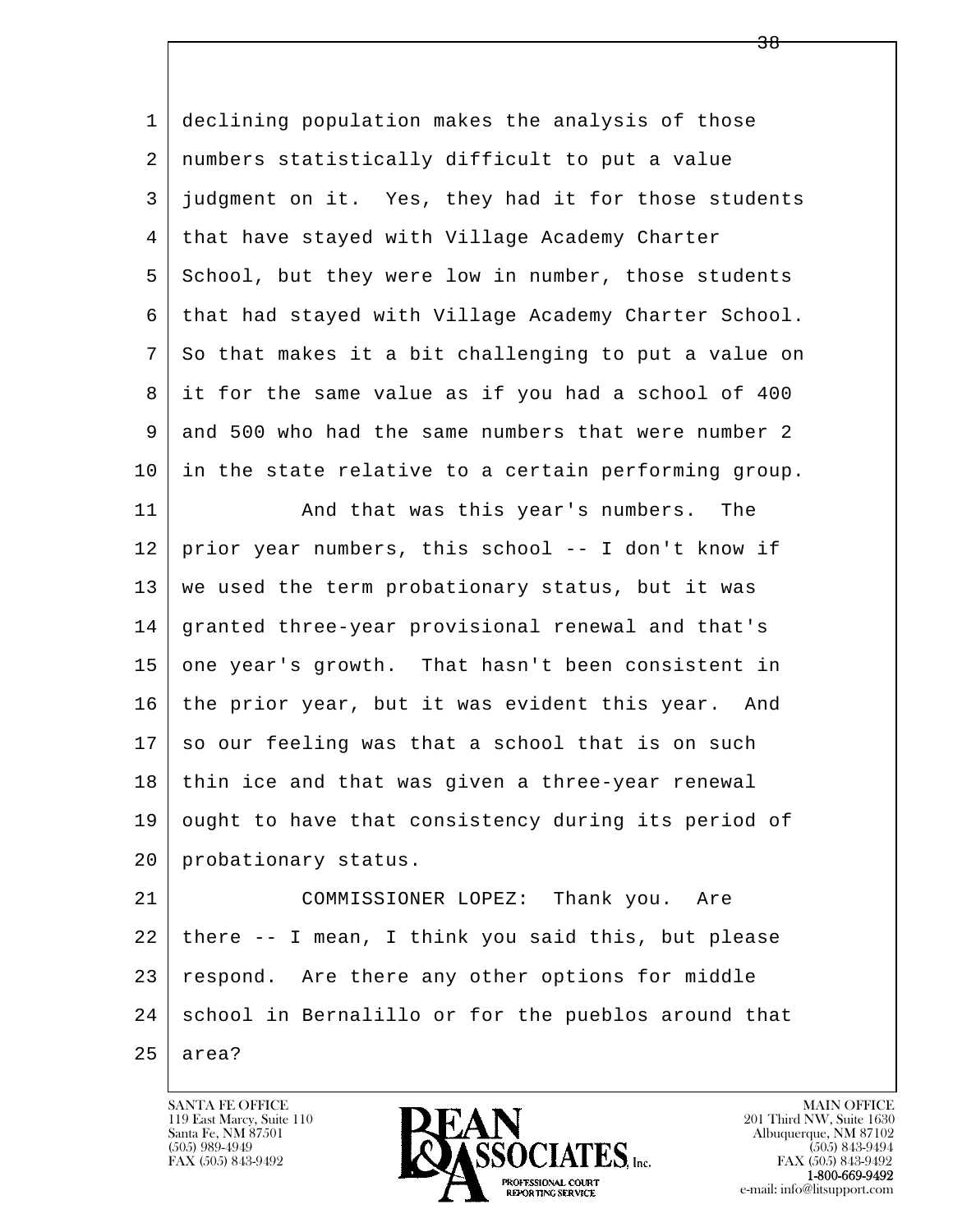declining population makes the analysis of those numbers statistically difficult to put a value judgment on it. Yes, they had it for those students that have stayed with Village Academy Charter School, but they were low in number, those students that had stayed with Village Academy Charter School. So that makes it a bit challenging to put a value on it for the same value as if you had a school of 400 and 500 who had the same numbers that were number 2 in the state relative to a certain performing group.

And that was this year's numbers. The prior year numbers, this school -- I don't know if we used the term probationary status, but it was granted three-year provisional renewal and that's one year's growth. That hasn't been consistent in the prior year, but it was evident this year. And so our feeling was that a school that is on such thin ice and that was given a three-year renewal ought to have that consistency during its period of probationary status.

COMMISSIONER LOPEZ: Thank you. Are there -- I mean, I think you said this, but please respond. Are there any other options for middle school in Bernalillo or for the pueblos around that area?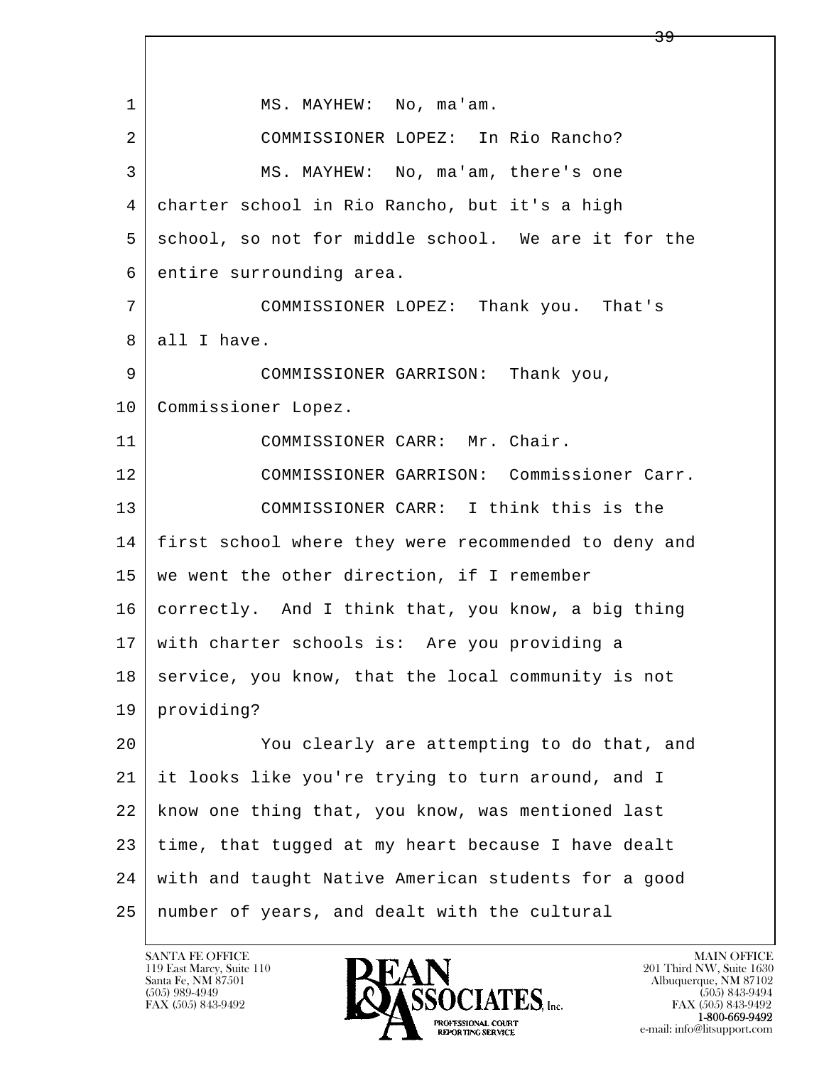MS. MAYHEW: No, ma'am.

COMMISSIONER LOPEZ: In Rio Rancho?

MS. MAYHEW: No, ma'am, there's one charter school in Rio Rancho, but it's a high school, so not for middle school. We are it for the entire surrounding area.

COMMISSIONER LOPEZ: Thank you. That's all I have.

COMMISSIONER GARRISON: Thank you, Commissioner Lopez.

COMMISSIONER CARR: Mr. Chair.

COMMISSIONER GARRISON: Commissioner Carr.

COMMISSIONER CARR: I think this is the first school where they were recommended to deny and we went the other direction, if I remember correctly. And I think that, you know, a big thing with charter schools is: Are you providing a service, you know, that the local community is not providing?

You clearly are attempting to do that, and it looks like you're trying to turn around, and I know one thing that, you know, was mentioned last time, that tugged at my heart because I have dealt with and taught Native American students for a good number of years, and dealt with the cultural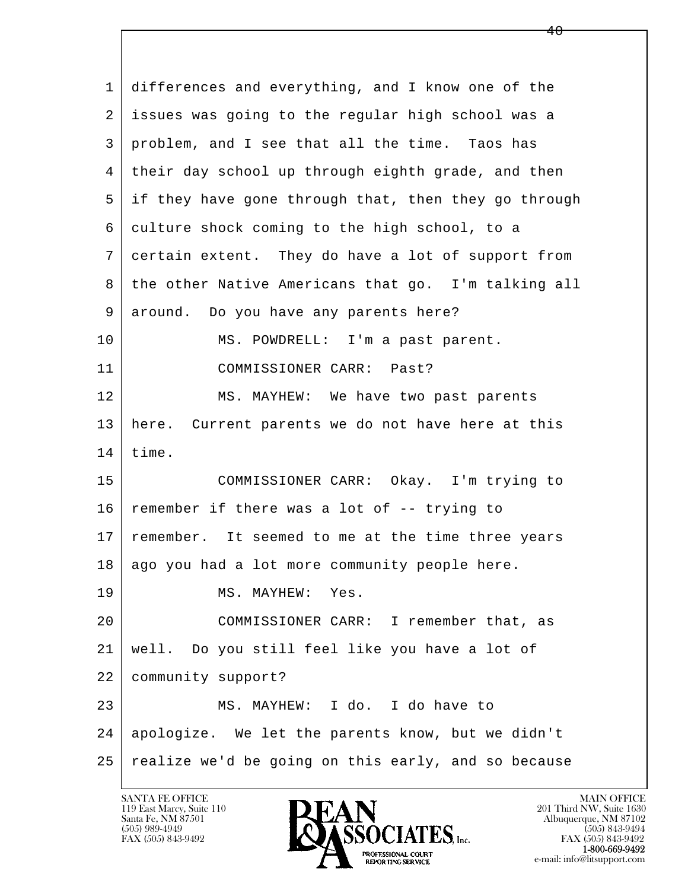differences and everything, and I know one of the issues was going to the regular high school was a problem, and I see that all the time. Taos has their day school up through eighth grade, and then if they have gone through that, then they go through culture shock coming to the high school, to a certain extent. They do have a lot of support from the other Native Americans that go. I'm talking all around. Do you have any parents here?

MS. POWDRELL: I'm a past parent.

COMMISSIONER CARR: Past?

MS. MAYHEW: We have two past parents here. Current parents we do not have here at this time.

COMMISSIONER CARR: Okay. I'm trying to remember if there was a lot of -- trying to remember. It seemed to me at the time three years ago you had a lot more community people here.

MS. MAYHEW: Yes.

COMMISSIONER CARR: I remember that, as well. Do you still feel like you have a lot of community support?

MS. MAYHEW: I do. I do have to apologize. We let the parents know, but we didn't realize we'd be going on this early, and so because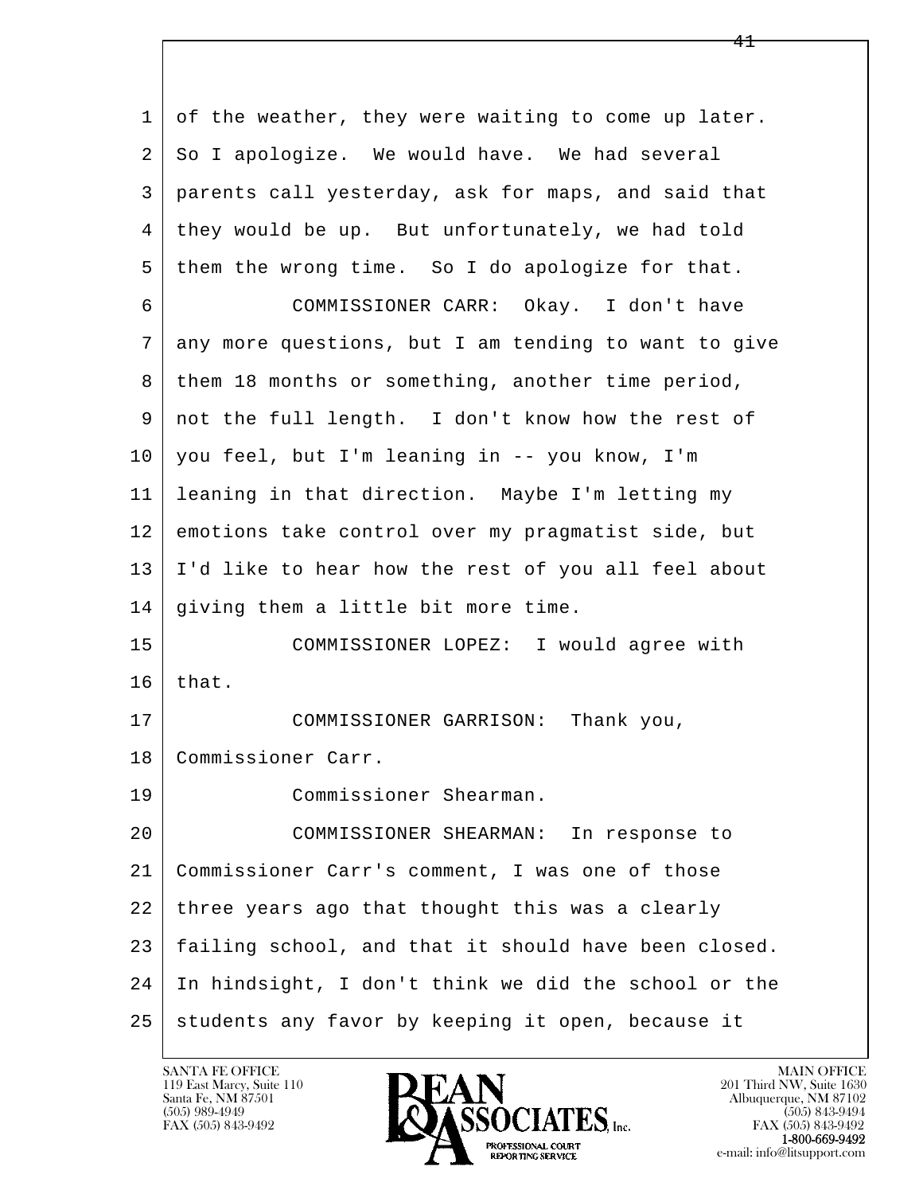of the weather, they were waiting to come up later. So I apologize. We would have. We had several parents call yesterday, ask for maps, and said that they would be up. But unfortunately, we had told them the wrong time. So I do apologize for that.

COMMISSIONER CARR: Okay. I don't have any more questions, but I am tending to want to give them 18 months or something, another time period, not the full length. I don't know how the rest of you feel, but I'm leaning in -- you know, I'm leaning in that direction. Maybe I'm letting my emotions take control over my pragmatist side, but I'd like to hear how the rest of you all feel about giving them a little bit more time.

COMMISSIONER LOPEZ: I would agree with that.

COMMISSIONER GARRISON: Thank you, Commissioner Carr.

Commissioner Shearman.

COMMISSIONER SHEARMAN: In response to Commissioner Carr's comment, I was one of those three years ago that thought this was a clearly failing school, and that it should have been closed. In hindsight, I don't think we did the school or the students any favor by keeping it open, because it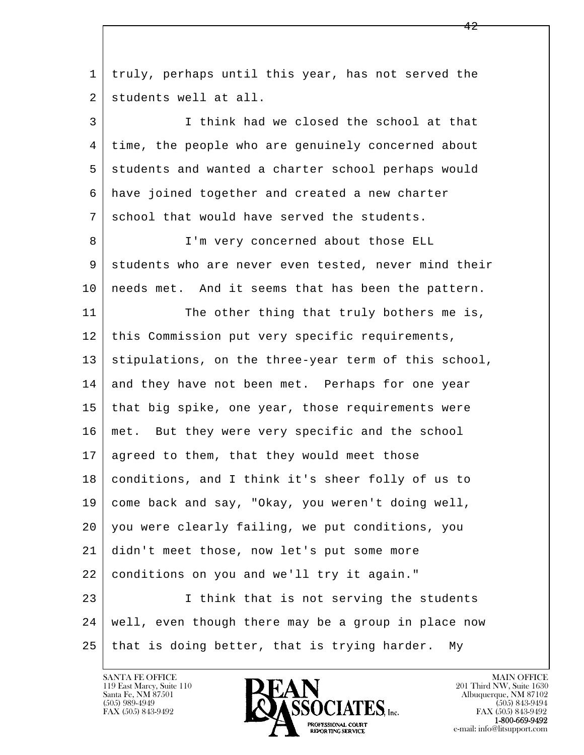truly, perhaps until this year, has not served the students well at all.

I think had we closed the school at that time, the people who are genuinely concerned about students and wanted a charter school perhaps would have joined together and created a new charter school that would have served the students.

I'm very concerned about those ELL students who are never even tested, never mind their needs met. And it seems that has been the pattern.

The other thing that truly bothers me is, this Commission put very specific requirements, stipulations, on the three-year term of this school, and they have not been met. Perhaps for one year that big spike, one year, those requirements were met. But they were very specific and the school agreed to them, that they would meet those conditions, and I think it's sheer folly of us to come back and say, "Okay, you weren't doing well, you were clearly failing, we put conditions, you didn't meet those, now let's put some more conditions on you and we'll try it again."

I think that is not serving the students well, even though there may be a group in place now that is doing better, that is trying harder. My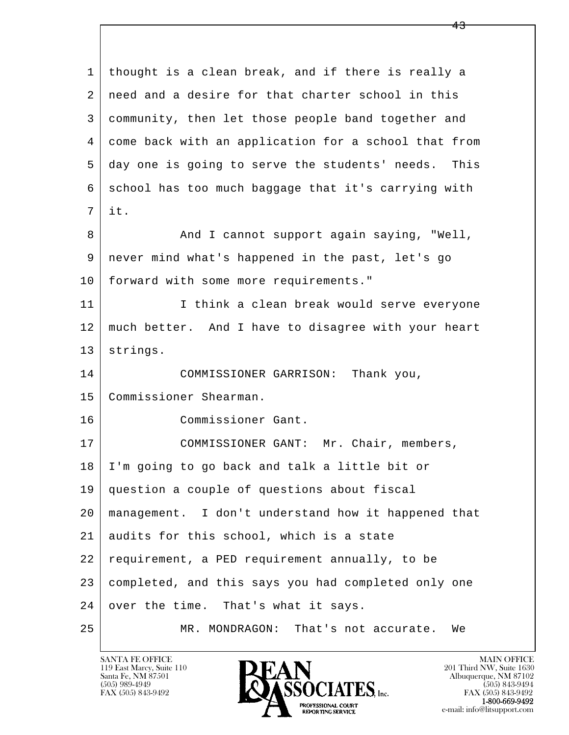thought is a clean break, and if there is really a need and a desire for that charter school in this community, then let those people band together and come back with an application for a school that from day one is going to serve the students' needs. This school has too much baggage that it's carrying with it.

And I cannot support again saying, "Well, never mind what's happened in the past, let's go forward with some more requirements."

I think a clean break would serve everyone much better. And I have to disagree with your heart strings.

COMMISSIONER GARRISON: Thank you, Commissioner Shearman.

Commissioner Gant.

COMMISSIONER GANT: Mr. Chair, members, I'm going to go back and talk a little bit or question a couple of questions about fiscal management. I don't understand how it happened that audits for this school, which is a state requirement, a PED requirement annually, to be completed, and this says you had completed only one over the time. That's what it says.

MR. MONDRAGON: That's not accurate. We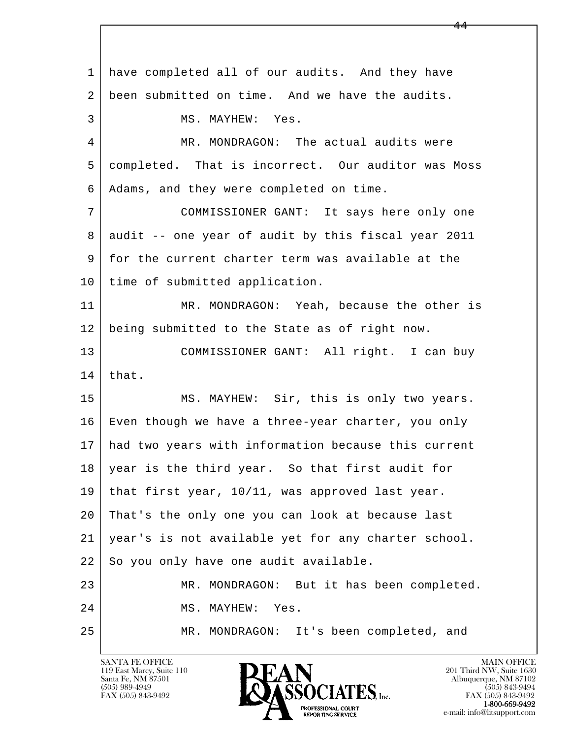1 have completed all of our audits. And they have
2 been submitted on time. And we have the audits.
3 MS. MAYHEW: Yes.
4 MR. MONDRAGON: The actual audits were
5 completed. That is incorrect. Our auditor was Moss
6 Adams, and they were completed on time.
7 COMMISSIONER GANT: It says here only one
8 audit -- one year of audit by this fiscal year 2011
9 for the current charter term was available at the
10 time of submitted application.
11 MR. MONDRAGON: Yeah, because the other is
12 being submitted to the State as of right now.
13 COMMISSIONER GANT: All right. I can buy
14 that.
15 MS. MAYHEW: Sir, this is only two years.
16 Even though we have a three-year charter, you only
17 had two years with information because this current
18 year is the third year. So that first audit for
19 that first year, 10/11, was approved last year.
20 That's the only one you can look at because last
21 year's is not available yet for any charter school.
22 So you only have one audit available.
23 MR. MONDRAGON: But it has been completed.
24 MS. MAYHEW: Yes.
25 MR. MONDRAGON: It's been completed, and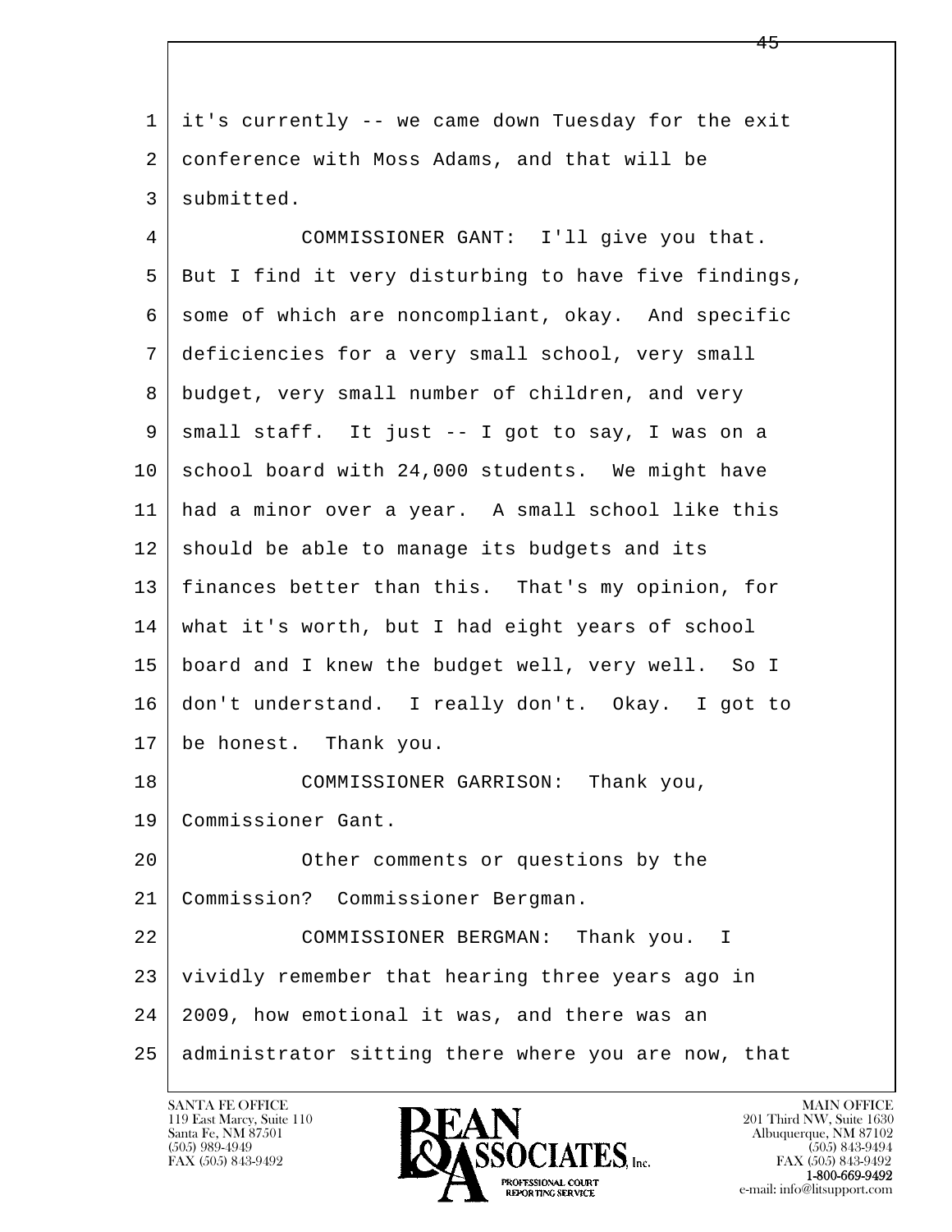1 it's currently -- we came down Tuesday for the exit
2 conference with Moss Adams, and that will be
3 submitted.

4 COMMISSIONER GANT: I'll give you that.
5 But I find it very disturbing to have five findings,
6 some of which are noncompliant, okay. And specific
7 deficiencies for a very small school, very small
8 budget, very small number of children, and very
9 small staff. It just -- I got to say, I was on a
10 school board with 24,000 students. We might have
11 had a minor over a year. A small school like this
12 should be able to manage its budgets and its
13 finances better than this. That's my opinion, for
14 what it's worth, but I had eight years of school
15 board and I knew the budget well, very well. So I
16 don't understand. I really don't. Okay. I got to
17 be honest. Thank you.

18 COMMISSIONER GARRISON: Thank you,
19 Commissioner Gant.

20 Other comments or questions by the
21 Commission? Commissioner Bergman.

22 COMMISSIONER BERGMAN: Thank you. I
23 vividly remember that hearing three years ago in
24 2009, how emotional it was, and there was an
25 administrator sitting there where you are now, that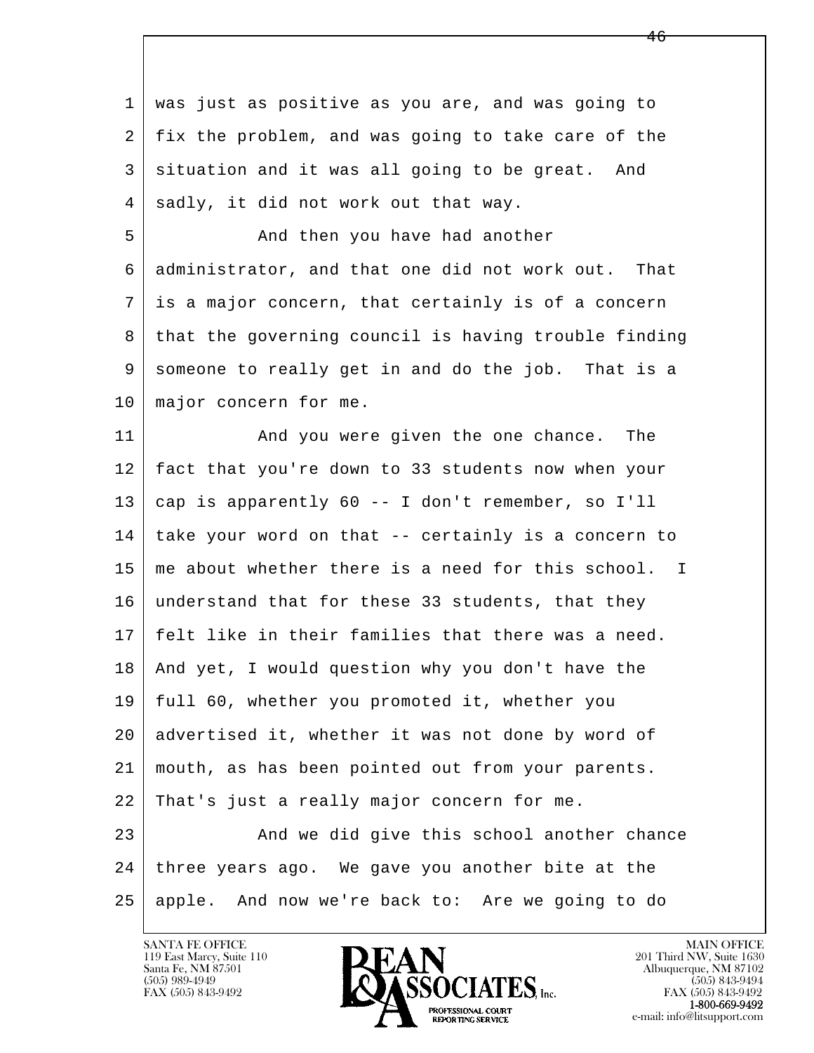was just as positive as you are, and was going to fix the problem, and was going to take care of the situation and it was all going to be great. And sadly, it did not work out that way.

And then you have had another administrator, and that one did not work out. That is a major concern, that certainly is of a concern that the governing council is having trouble finding someone to really get in and do the job. That is a major concern for me.

And you were given the one chance. The fact that you're down to 33 students now when your cap is apparently 60 -- I don't remember, so I'll take your word on that -- certainly is a concern to me about whether there is a need for this school. I understand that for these 33 students, that they felt like in their families that there was a need. And yet, I would question why you don't have the full 60, whether you promoted it, whether you advertised it, whether it was not done by word of mouth, as has been pointed out from your parents. That's just a really major concern for me.

And we did give this school another chance three years ago. We gave you another bite at the apple. And now we're back to: Are we going to do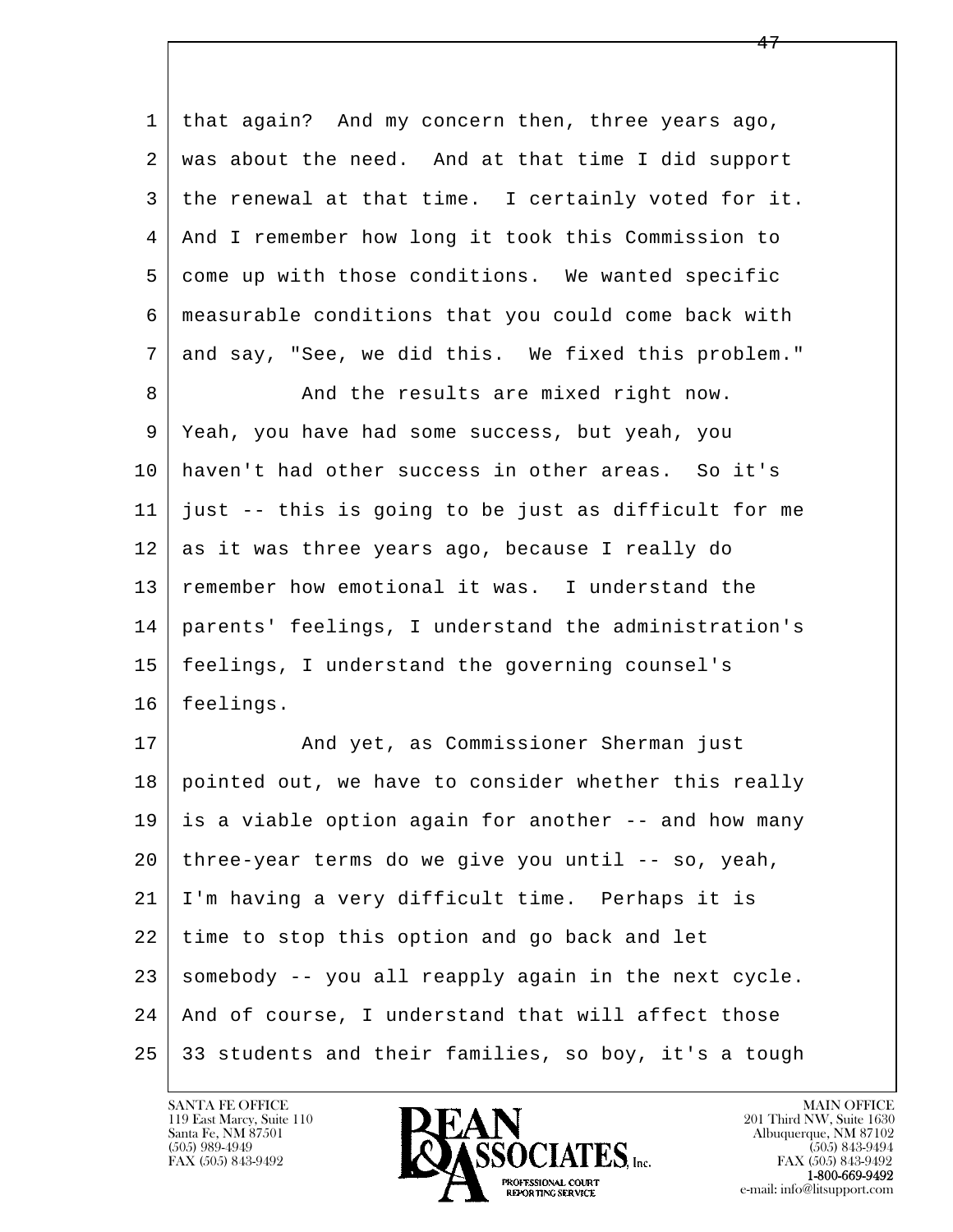1 that again? And my concern then, three years ago,
2 was about the need. And at that time I did support
3 the renewal at that time. I certainly voted for it.
4 And I remember how long it took this Commission to
5 come up with those conditions. We wanted specific
6 measurable conditions that you could come back with
7 and say, "See, we did this. We fixed this problem."
8 And the results are mixed right now.
9 Yeah, you have had some success, but yeah, you
10 haven't had other success in other areas. So it's
11 just -- this is going to be just as difficult for me
12 as it was three years ago, because I really do
13 remember how emotional it was. I understand the
14 parents' feelings, I understand the administration's
15 feelings, I understand the governing counsel's
16 feelings.
17 And yet, as Commissioner Sherman just
18 pointed out, we have to consider whether this really
19 is a viable option again for another -- and how many
20 three-year terms do we give you until -- so, yeah,
21 I'm having a very difficult time. Perhaps it is
22 time to stop this option and go back and let
23 somebody -- you all reapply again in the next cycle.
24 And of course, I understand that will affect those
25 33 students and their families, so boy, it's a tough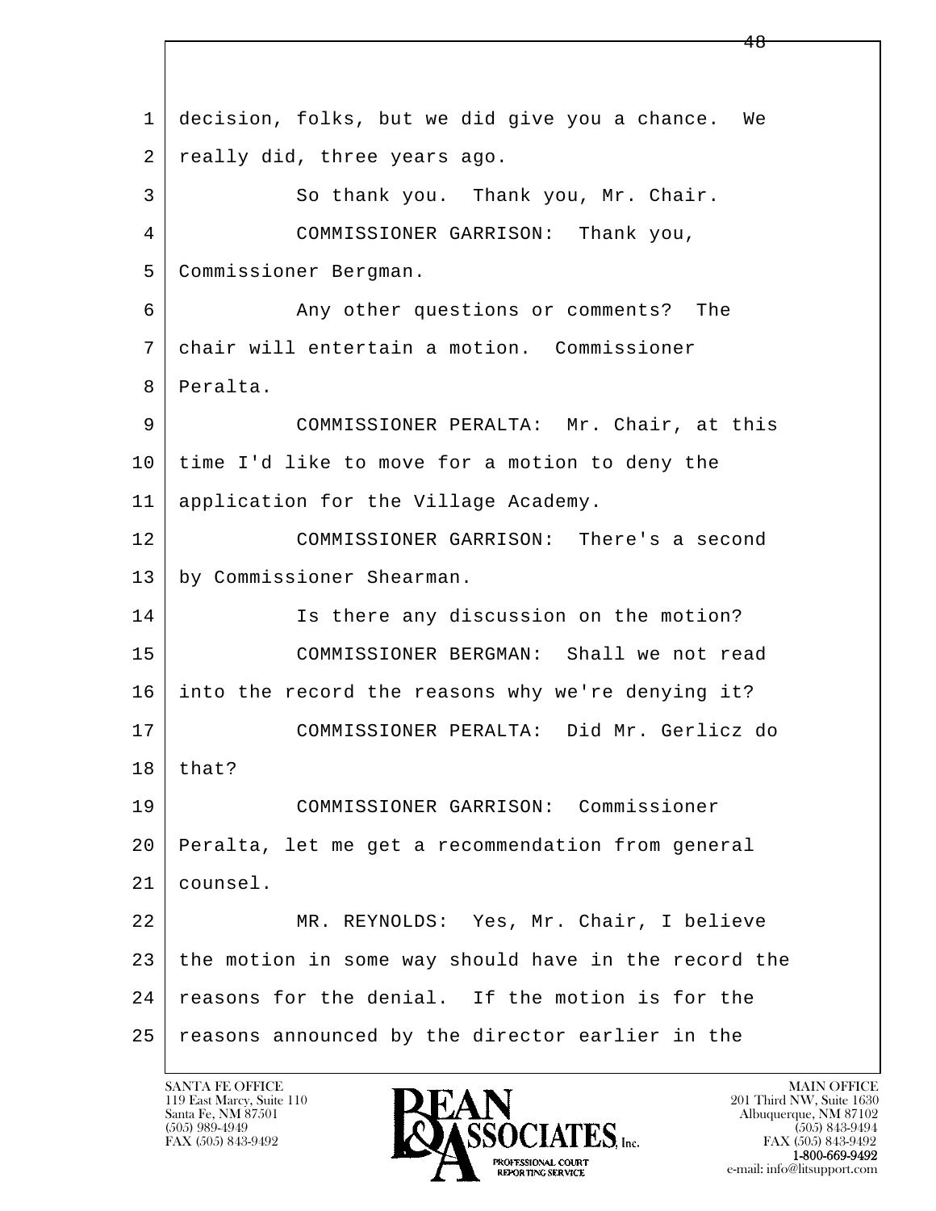decision, folks, but we did give you a chance. We really did, three years ago.

So thank you. Thank you, Mr. Chair.

COMMISSIONER GARRISON: Thank you, Commissioner Bergman.

Any other questions or comments? The chair will entertain a motion. Commissioner Peralta.

COMMISSIONER PERALTA: Mr. Chair, at this time I'd like to move for a motion to deny the application for the Village Academy.

COMMISSIONER GARRISON: There's a second by Commissioner Shearman.

Is there any discussion on the motion?

COMMISSIONER BERGMAN: Shall we not read into the record the reasons why we're denying it?

COMMISSIONER PERALTA: Did Mr. Gerlicz do that?

COMMISSIONER GARRISON: Commissioner Peralta, let me get a recommendation from general counsel.

MR. REYNOLDS: Yes, Mr. Chair, I believe the motion in some way should have in the record the reasons for the denial. If the motion is for the reasons announced by the director earlier in the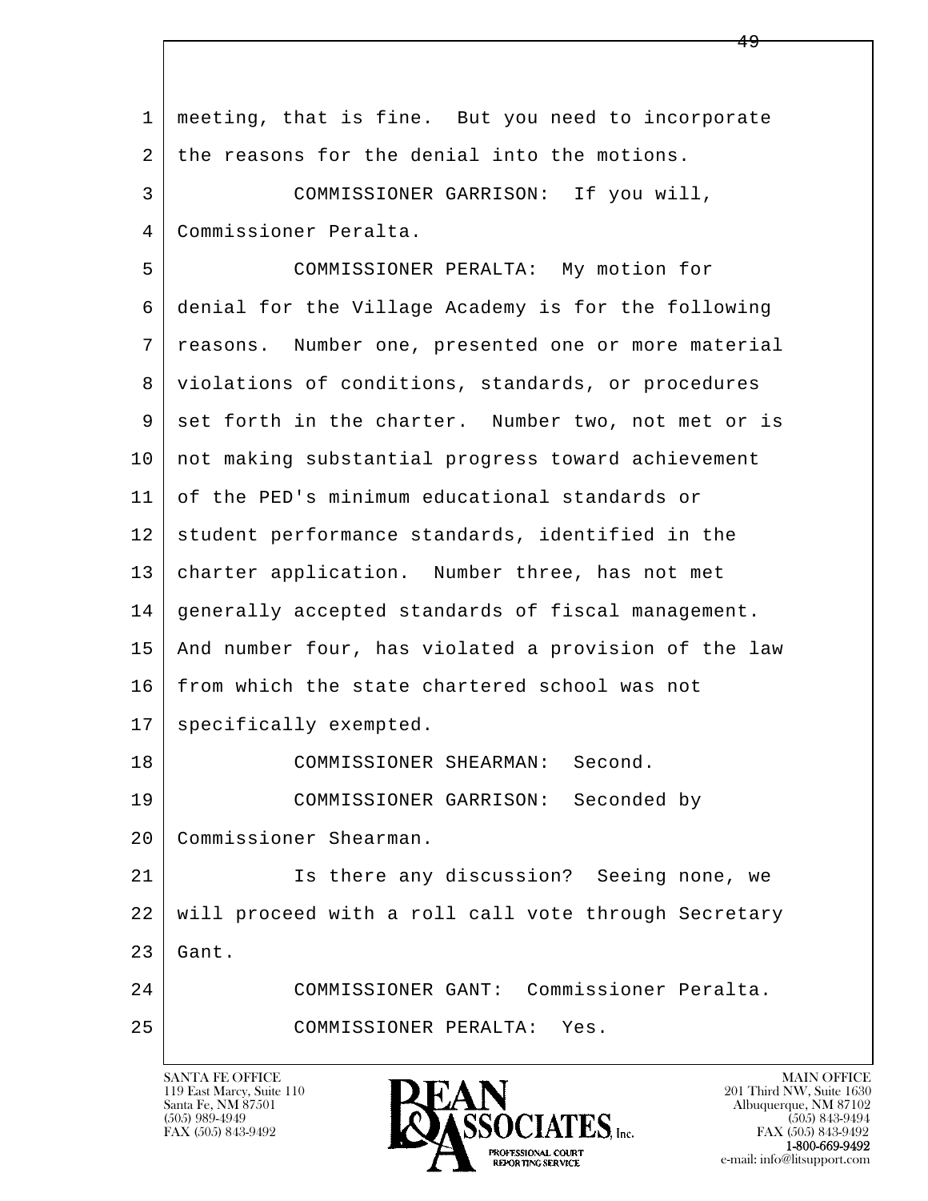meeting, that is fine. But you need to incorporate the reasons for the denial into the motions.

COMMISSIONER GARRISON: If you will, Commissioner Peralta.

COMMISSIONER PERALTA: My motion for denial for the Village Academy is for the following reasons. Number one, presented one or more material violations of conditions, standards, or procedures set forth in the charter. Number two, not met or is not making substantial progress toward achievement of the PED's minimum educational standards or student performance standards, identified in the charter application. Number three, has not met generally accepted standards of fiscal management. And number four, has violated a provision of the law from which the state chartered school was not specifically exempted.

COMMISSIONER SHEARMAN: Second.

COMMISSIONER GARRISON: Seconded by Commissioner Shearman.

Is there any discussion? Seeing none, we will proceed with a roll call vote through Secretary Gant.

COMMISSIONER GANT: Commissioner Peralta.

COMMISSIONER PERALTA: Yes.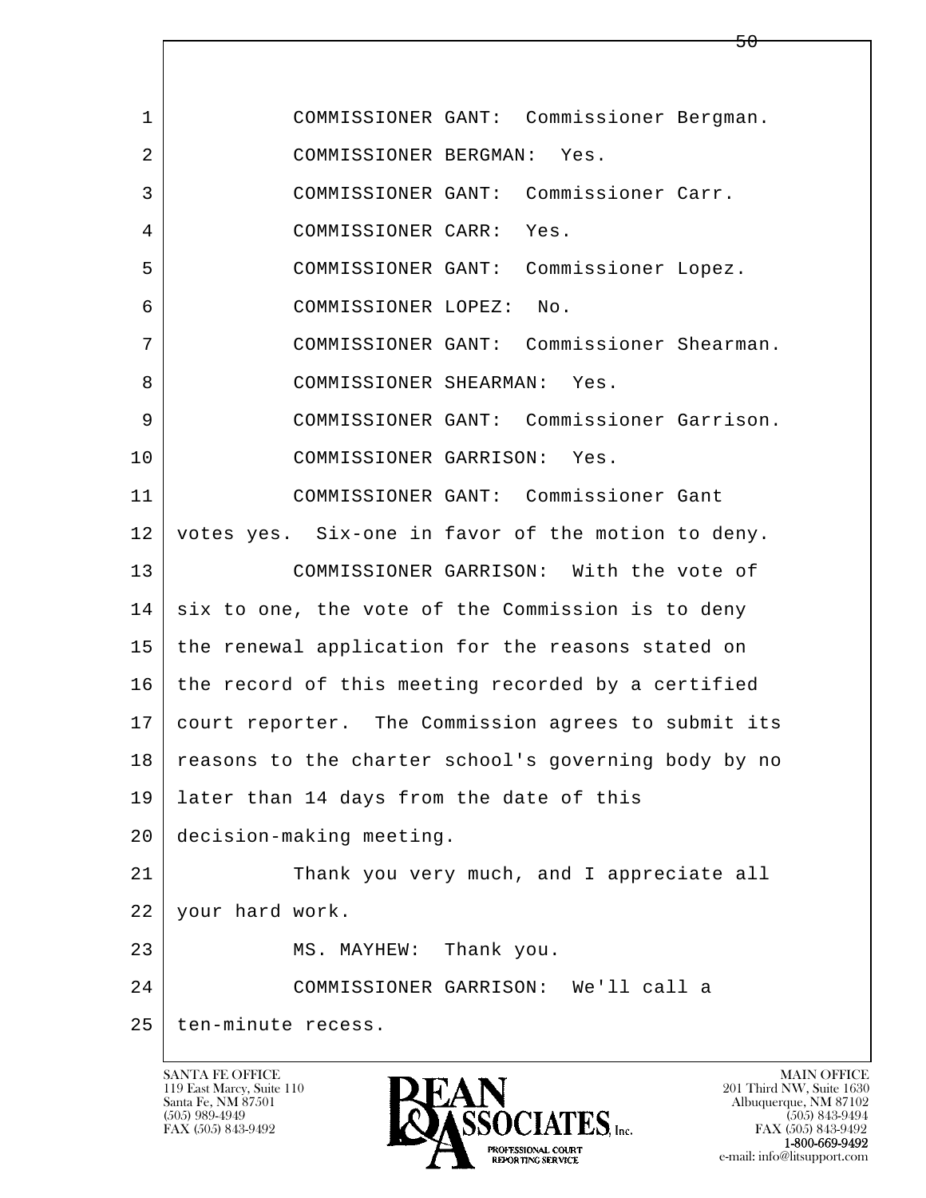COMMISSIONER GANT: Commissioner Bergman.

COMMISSIONER BERGMAN: Yes.

COMMISSIONER GANT: Commissioner Carr.

COMMISSIONER CARR: Yes.

COMMISSIONER GANT: Commissioner Lopez.

COMMISSIONER LOPEZ: No.

COMMISSIONER GANT: Commissioner Shearman.

COMMISSIONER SHEARMAN: Yes.

COMMISSIONER GANT: Commissioner Garrison.

COMMISSIONER GARRISON: Yes.

COMMISSIONER GANT: Commissioner Gant votes yes. Six-one in favor of the motion to deny.

COMMISSIONER GARRISON: With the vote of six to one, the vote of the Commission is to deny the renewal application for the reasons stated on the record of this meeting recorded by a certified court reporter. The Commission agrees to submit its reasons to the charter school's governing body by no later than 14 days from the date of this decision-making meeting.

Thank you very much, and I appreciate all your hard work.

MS. MAYHEW: Thank you.

COMMISSIONER GARRISON: We'll call a ten-minute recess.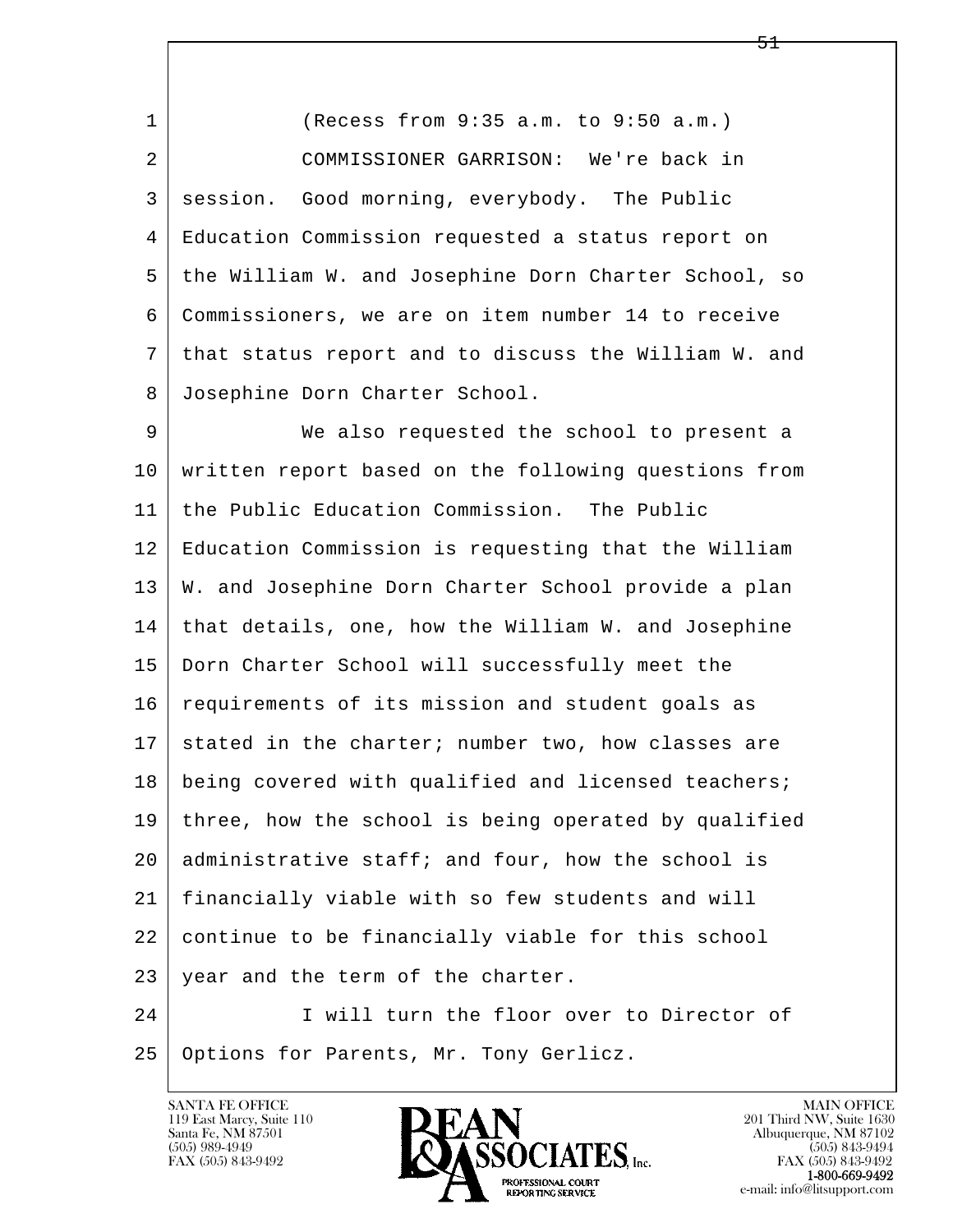(Recess from 9:35 a.m. to 9:50 a.m.)

COMMISSIONER GARRISON: We're back in session. Good morning, everybody. The Public Education Commission requested a status report on the William W. and Josephine Dorn Charter School, so Commissioners, we are on item number 14 to receive that status report and to discuss the William W. and Josephine Dorn Charter School.

We also requested the school to present a written report based on the following questions from the Public Education Commission. The Public Education Commission is requesting that the William W. and Josephine Dorn Charter School provide a plan that details, one, how the William W. and Josephine Dorn Charter School will successfully meet the requirements of its mission and student goals as stated in the charter; number two, how classes are being covered with qualified and licensed teachers; three, how the school is being operated by qualified administrative staff; and four, how the school is financially viable with so few students and will continue to be financially viable for this school year and the term of the charter.

I will turn the floor over to Director of Options for Parents, Mr. Tony Gerlicz.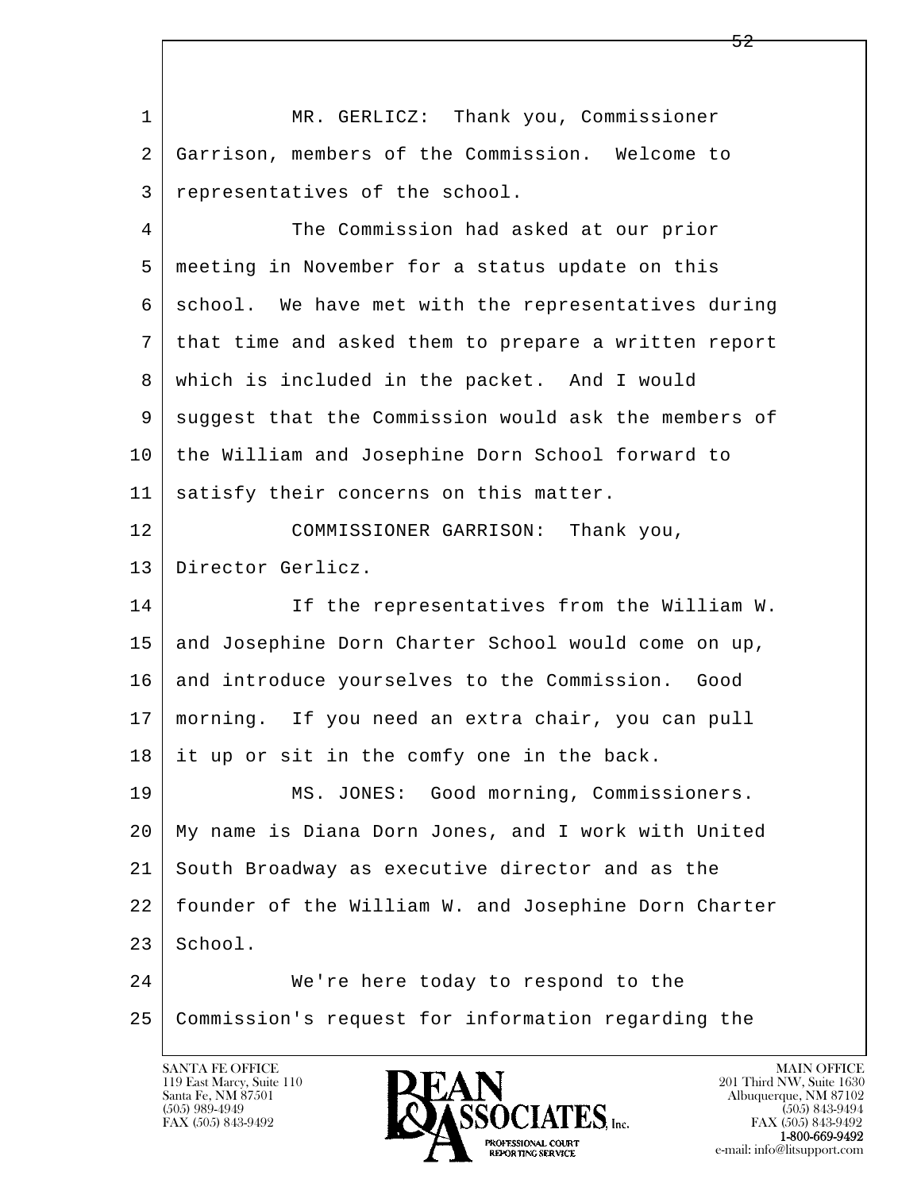MR. GERLICZ: Thank you, Commissioner Garrison, members of the Commission. Welcome to representatives of the school.

The Commission had asked at our prior meeting in November for a status update on this school. We have met with the representatives during that time and asked them to prepare a written report which is included in the packet. And I would suggest that the Commission would ask the members of the William and Josephine Dorn School forward to satisfy their concerns on this matter.

COMMISSIONER GARRISON: Thank you, Director Gerlicz.

If the representatives from the William W. and Josephine Dorn Charter School would come on up, and introduce yourselves to the Commission. Good morning. If you need an extra chair, you can pull it up or sit in the comfy one in the back.

MS. JONES: Good morning, Commissioners. My name is Diana Dorn Jones, and I work with United South Broadway as executive director and as the founder of the William W. and Josephine Dorn Charter School.

We're here today to respond to the Commission's request for information regarding the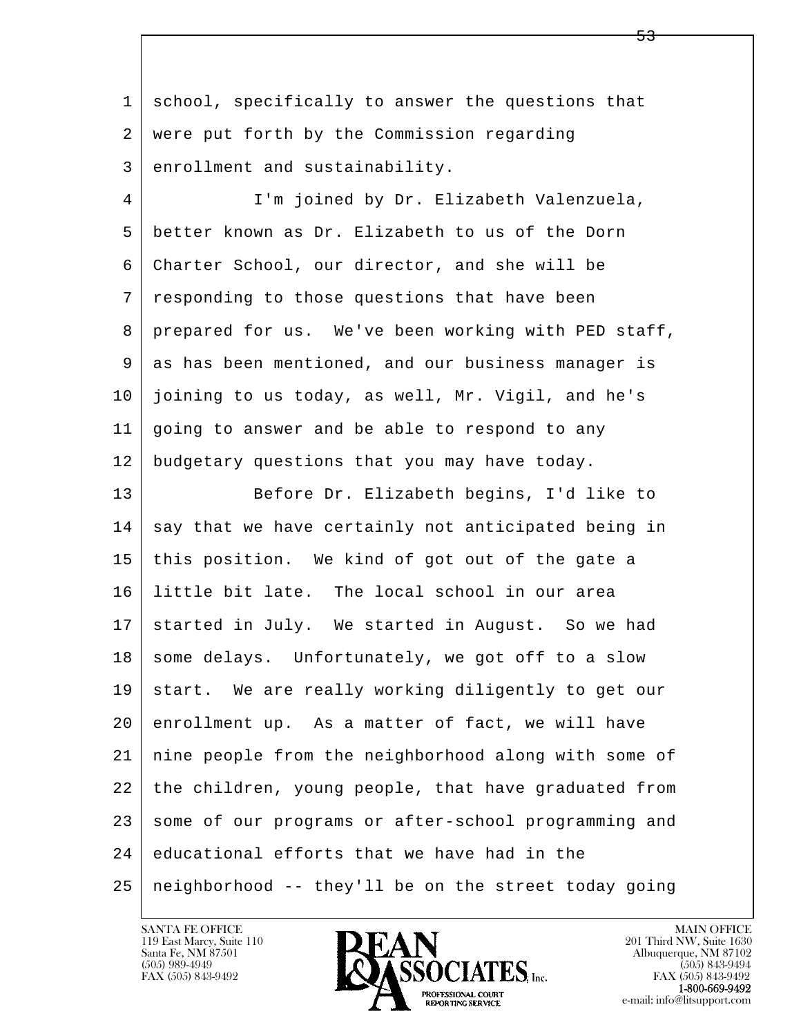school, specifically to answer the questions that were put forth by the Commission regarding enrollment and sustainability.

I'm joined by Dr. Elizabeth Valenzuela, better known as Dr. Elizabeth to us of the Dorn Charter School, our director, and she will be responding to those questions that have been prepared for us. We've been working with PED staff, as has been mentioned, and our business manager is joining to us today, as well, Mr. Vigil, and he's going to answer and be able to respond to any budgetary questions that you may have today.

Before Dr. Elizabeth begins, I'd like to say that we have certainly not anticipated being in this position. We kind of got out of the gate a little bit late. The local school in our area started in July. We started in August. So we had some delays. Unfortunately, we got off to a slow start. We are really working diligently to get our enrollment up. As a matter of fact, we will have nine people from the neighborhood along with some of the children, young people, that have graduated from some of our programs or after-school programming and educational efforts that we have had in the neighborhood -- they'll be on the street today going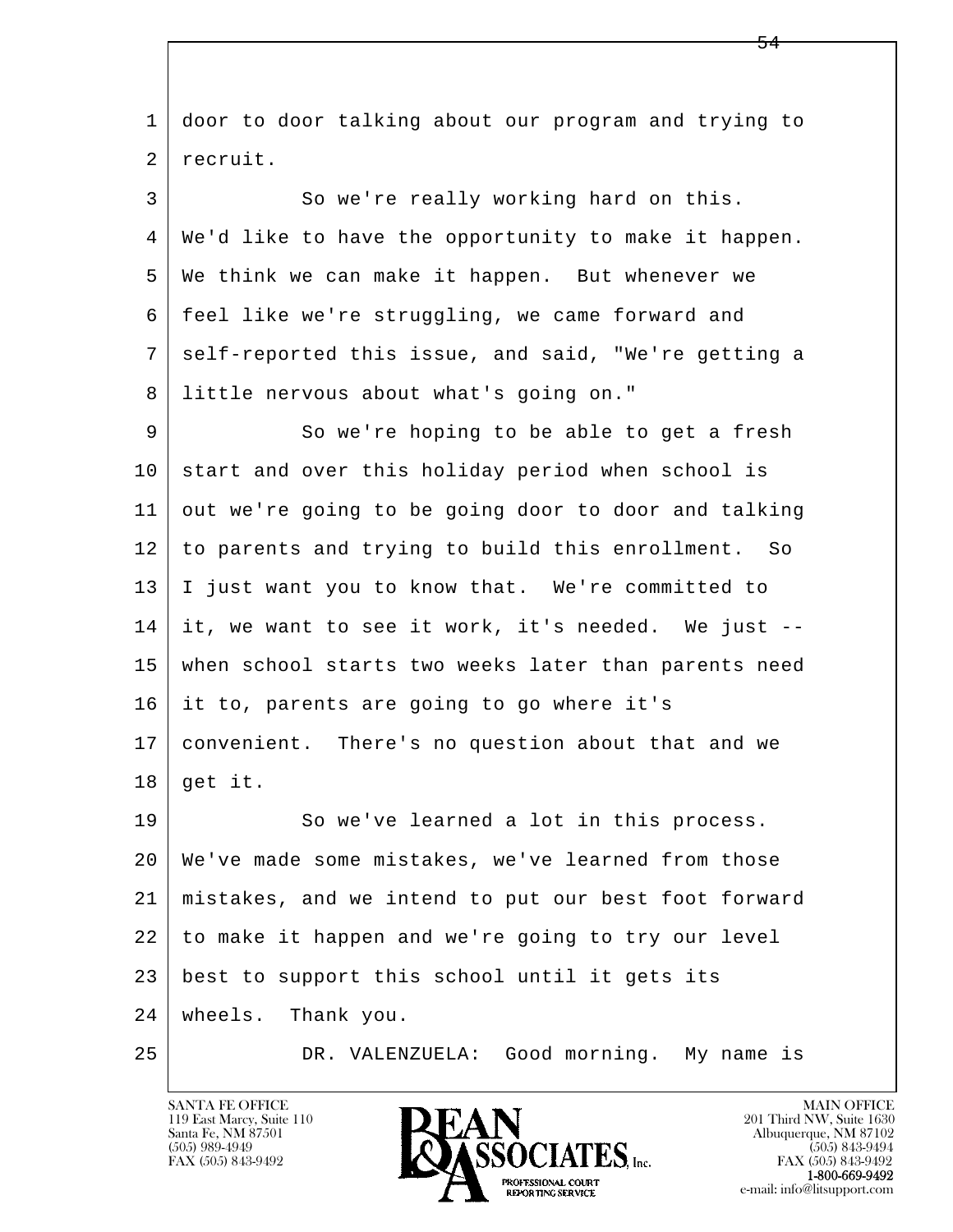door to door talking about our program and trying to recruit.

So we're really working hard on this. We'd like to have the opportunity to make it happen. We think we can make it happen. But whenever we feel like we're struggling, we came forward and self-reported this issue, and said, "We're getting a little nervous about what's going on."

So we're hoping to be able to get a fresh start and over this holiday period when school is out we're going to be going door to door and talking to parents and trying to build this enrollment. So I just want you to know that. We're committed to it, we want to see it work, it's needed. We just -- when school starts two weeks later than parents need it to, parents are going to go where it's convenient. There's no question about that and we get it.

So we've learned a lot in this process. We've made some mistakes, we've learned from those mistakes, and we intend to put our best foot forward to make it happen and we're going to try our level best to support this school until it gets its wheels. Thank you.

DR. VALENZUELA: Good morning. My name is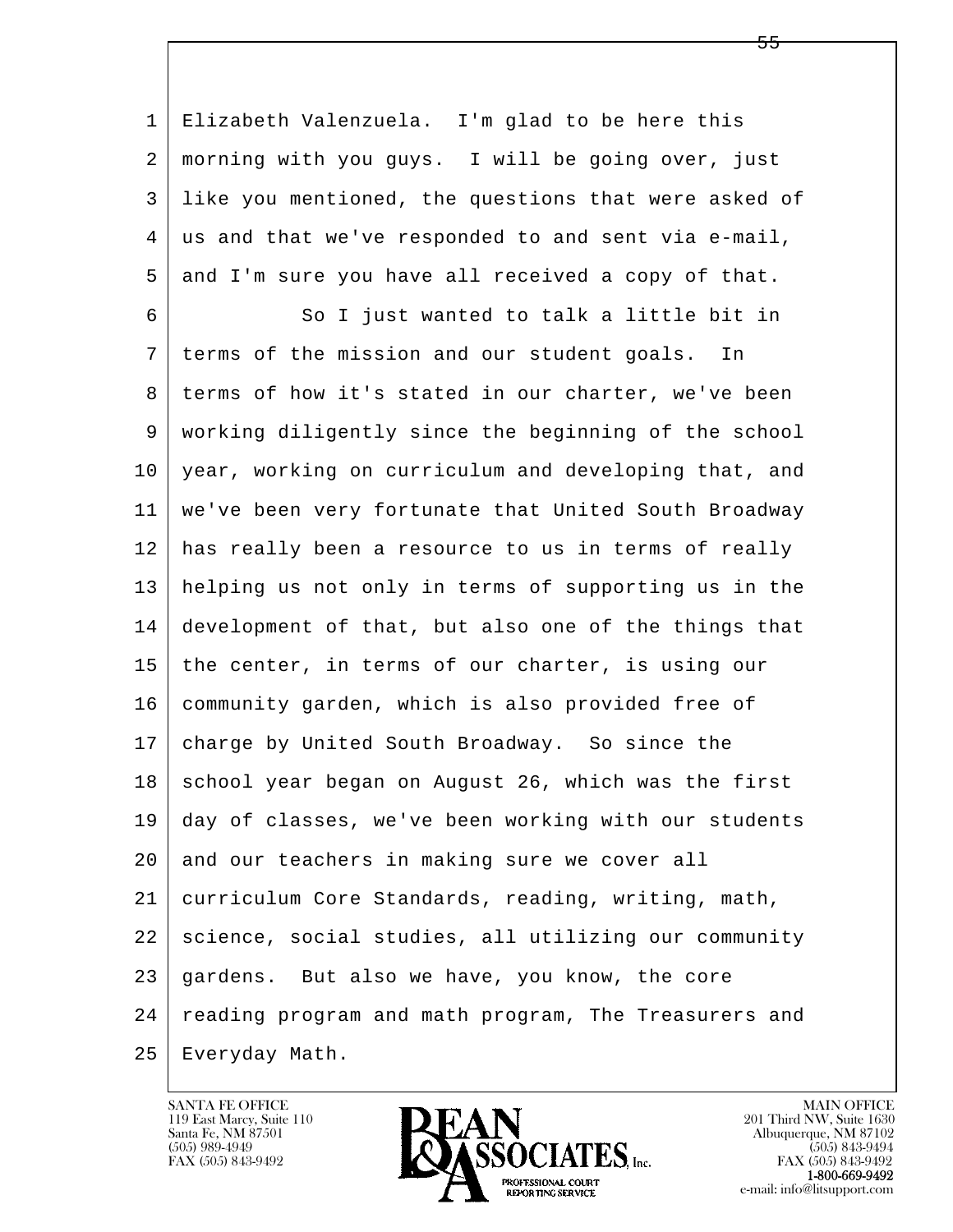Elizabeth Valenzuela. I'm glad to be here this morning with you guys. I will be going over, just like you mentioned, the questions that were asked of us and that we've responded to and sent via e-mail, and I'm sure you have all received a copy of that.

So I just wanted to talk a little bit in terms of the mission and our student goals. In terms of how it's stated in our charter, we've been working diligently since the beginning of the school year, working on curriculum and developing that, and we've been very fortunate that United South Broadway has really been a resource to us in terms of really helping us not only in terms of supporting us in the development of that, but also one of the things that the center, in terms of our charter, is using our community garden, which is also provided free of charge by United South Broadway. So since the school year began on August 26, which was the first day of classes, we've been working with our students and our teachers in making sure we cover all curriculum Core Standards, reading, writing, math, science, social studies, all utilizing our community gardens. But also we have, you know, the core reading program and math program, The Treasurers and Everyday Math.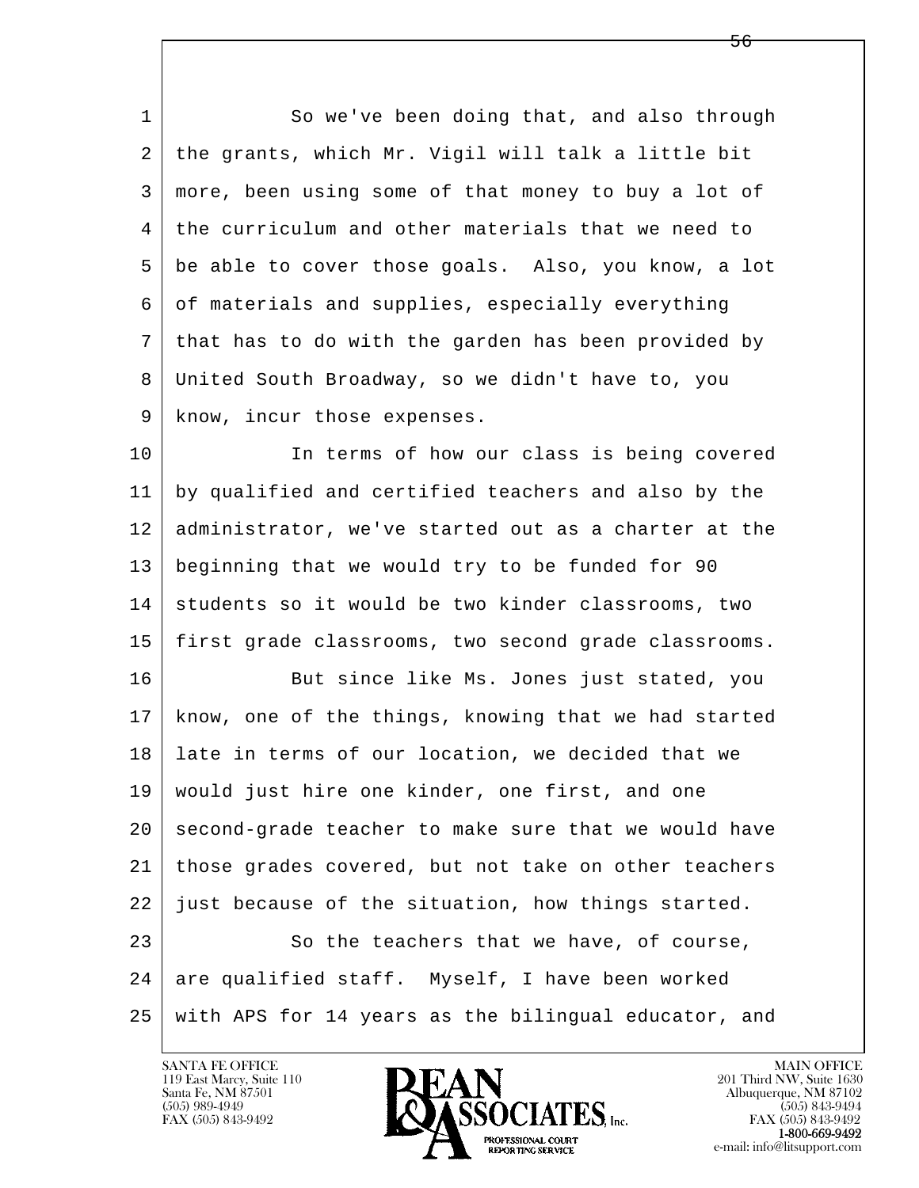So we've been doing that, and also through the grants, which Mr. Vigil will talk a little bit more, been using some of that money to buy a lot of the curriculum and other materials that we need to be able to cover those goals. Also, you know, a lot of materials and supplies, especially everything that has to do with the garden has been provided by United South Broadway, so we didn't have to, you know, incur those expenses.

In terms of how our class is being covered by qualified and certified teachers and also by the administrator, we've started out as a charter at the beginning that we would try to be funded for 90 students so it would be two kinder classrooms, two first grade classrooms, two second grade classrooms.

But since like Ms. Jones just stated, you know, one of the things, knowing that we had started late in terms of our location, we decided that we would just hire one kinder, one first, and one second-grade teacher to make sure that we would have those grades covered, but not take on other teachers just because of the situation, how things started.

So the teachers that we have, of course, are qualified staff. Myself, I have been worked with APS for 14 years as the bilingual educator, and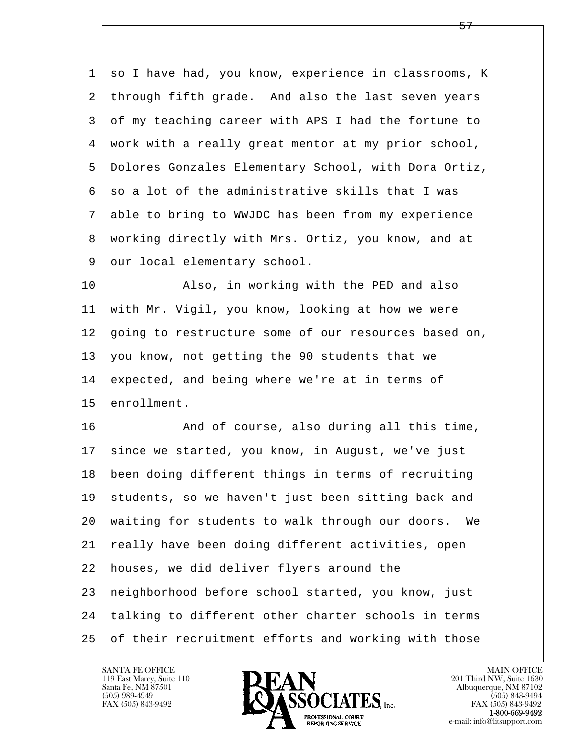1 so I have had, you know, experience in classrooms, K
2 through fifth grade. And also the last seven years
3 of my teaching career with APS I had the fortune to
4 work with a really great mentor at my prior school,
5 Dolores Gonzales Elementary School, with Dora Ortiz,
6 so a lot of the administrative skills that I was
7 able to bring to WWJDC has been from my experience
8 working directly with Mrs. Ortiz, you know, and at
9 our local elementary school.

10 Also, in working with the PED and also
11 with Mr. Vigil, you know, looking at how we were
12 going to restructure some of our resources based on,
13 you know, not getting the 90 students that we
14 expected, and being where we're at in terms of
15 enrollment.

16 And of course, also during all this time,
17 since we started, you know, in August, we've just
18 been doing different things in terms of recruiting
19 students, so we haven't just been sitting back and
20 waiting for students to walk through our doors. We
21 really have been doing different activities, open
22 houses, we did deliver flyers around the
23 neighborhood before school started, you know, just
24 talking to different other charter schools in terms
25 of their recruitment efforts and working with those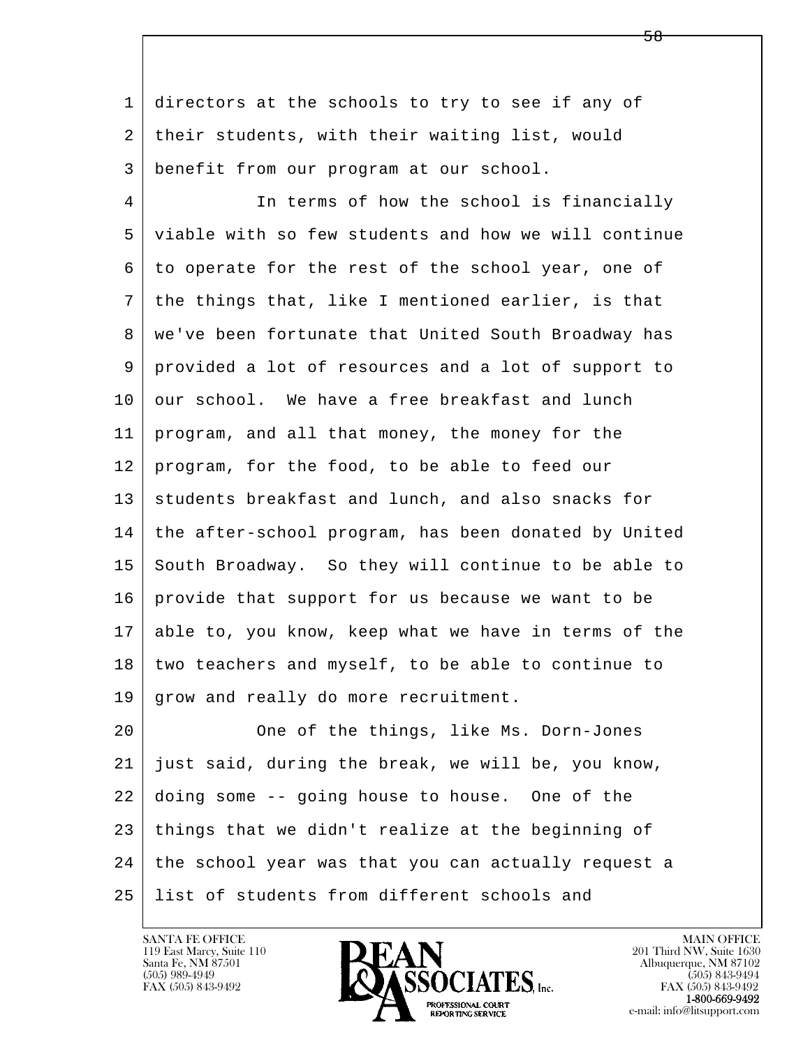directors at the schools to try to see if any of their students, with their waiting list, would benefit from our program at our school.

In terms of how the school is financially viable with so few students and how we will continue to operate for the rest of the school year, one of the things that, like I mentioned earlier, is that we've been fortunate that United South Broadway has provided a lot of resources and a lot of support to our school. We have a free breakfast and lunch program, and all that money, the money for the program, for the food, to be able to feed our students breakfast and lunch, and also snacks for the after-school program, has been donated by United South Broadway. So they will continue to be able to provide that support for us because we want to be able to, you know, keep what we have in terms of the two teachers and myself, to be able to continue to grow and really do more recruitment.

One of the things, like Ms. Dorn-Jones just said, during the break, we will be, you know, doing some -- going house to house. One of the things that we didn't realize at the beginning of the school year was that you can actually request a list of students from different schools and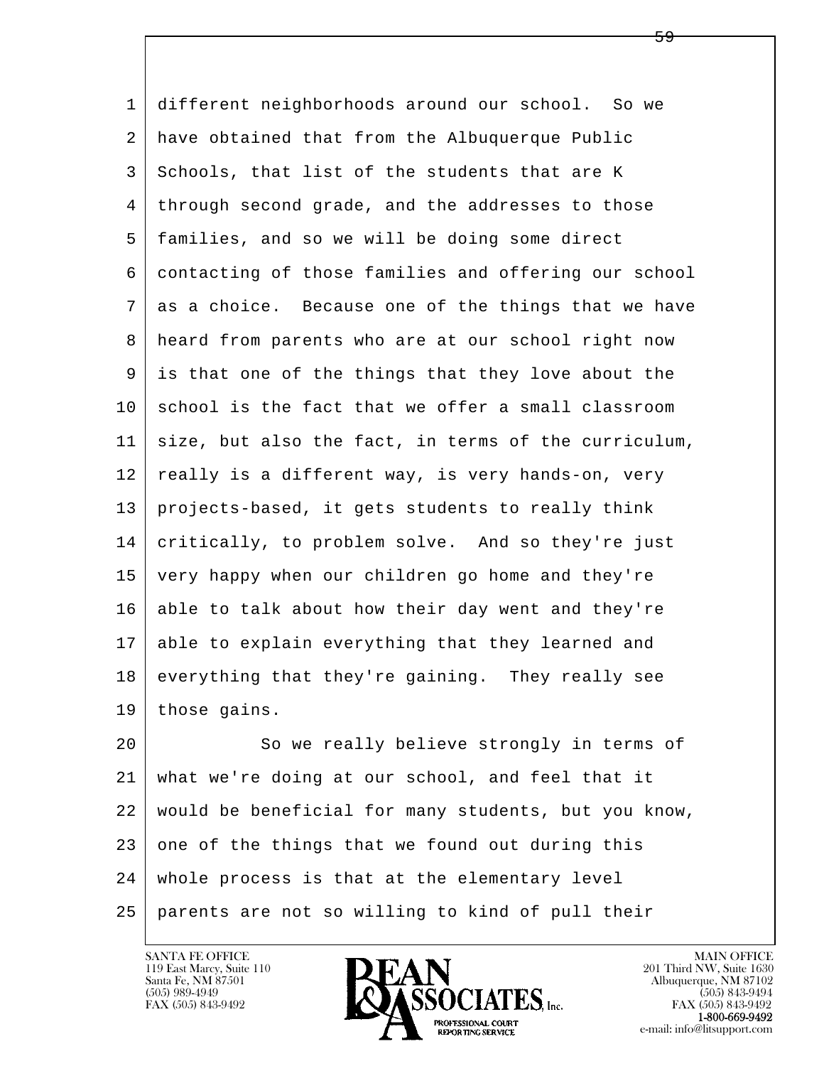different neighborhoods around our school. So we have obtained that from the Albuquerque Public Schools, that list of the students that are K through second grade, and the addresses to those families, and so we will be doing some direct contacting of those families and offering our school as a choice. Because one of the things that we have heard from parents who are at our school right now is that one of the things that they love about the school is the fact that we offer a small classroom size, but also the fact, in terms of the curriculum, really is a different way, is very hands-on, very projects-based, it gets students to really think critically, to problem solve. And so they're just very happy when our children go home and they're able to talk about how their day went and they're able to explain everything that they learned and everything that they're gaining. They really see those gains.

So we really believe strongly in terms of what we're doing at our school, and feel that it would be beneficial for many students, but you know, one of the things that we found out during this whole process is that at the elementary level parents are not so willing to kind of pull their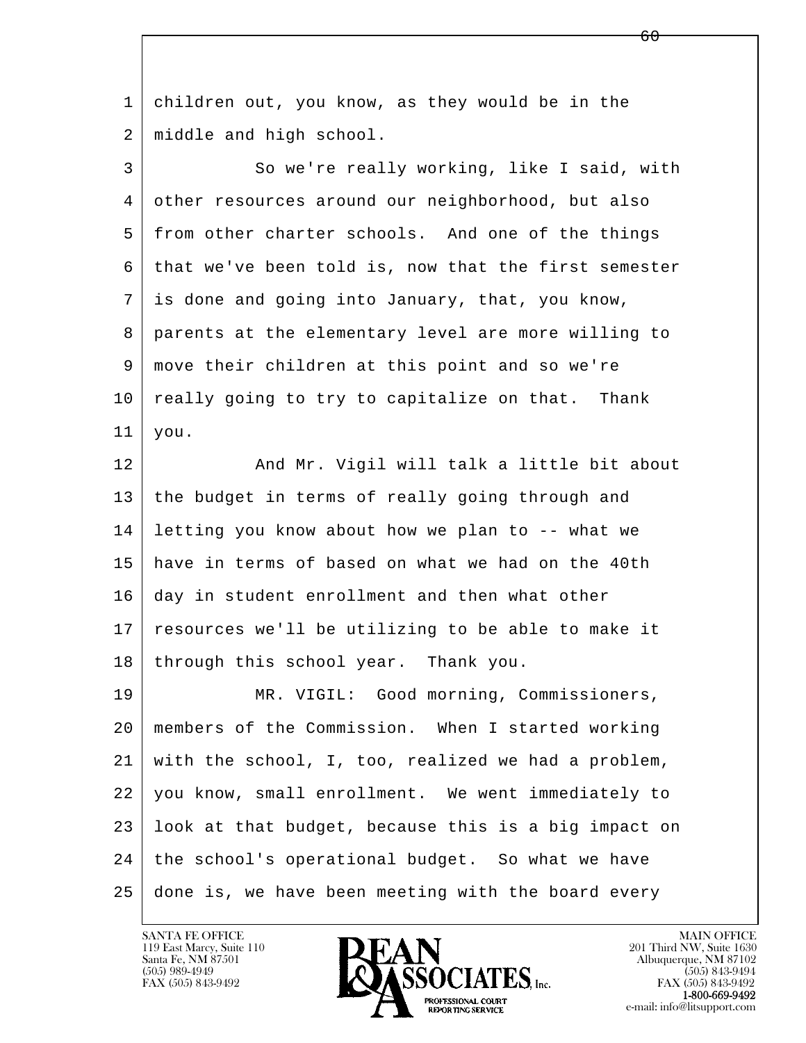children out, you know, as they would be in the middle and high school.

So we're really working, like I said, with other resources around our neighborhood, but also from other charter schools. And one of the things that we've been told is, now that the first semester is done and going into January, that, you know, parents at the elementary level are more willing to move their children at this point and so we're really going to try to capitalize on that. Thank you.

And Mr. Vigil will talk a little bit about the budget in terms of really going through and letting you know about how we plan to -- what we have in terms of based on what we had on the 40th day in student enrollment and then what other resources we'll be utilizing to be able to make it through this school year. Thank you.

MR. VIGIL: Good morning, Commissioners, members of the Commission. When I started working with the school, I, too, realized we had a problem, you know, small enrollment. We went immediately to look at that budget, because this is a big impact on the school's operational budget. So what we have done is, we have been meeting with the board every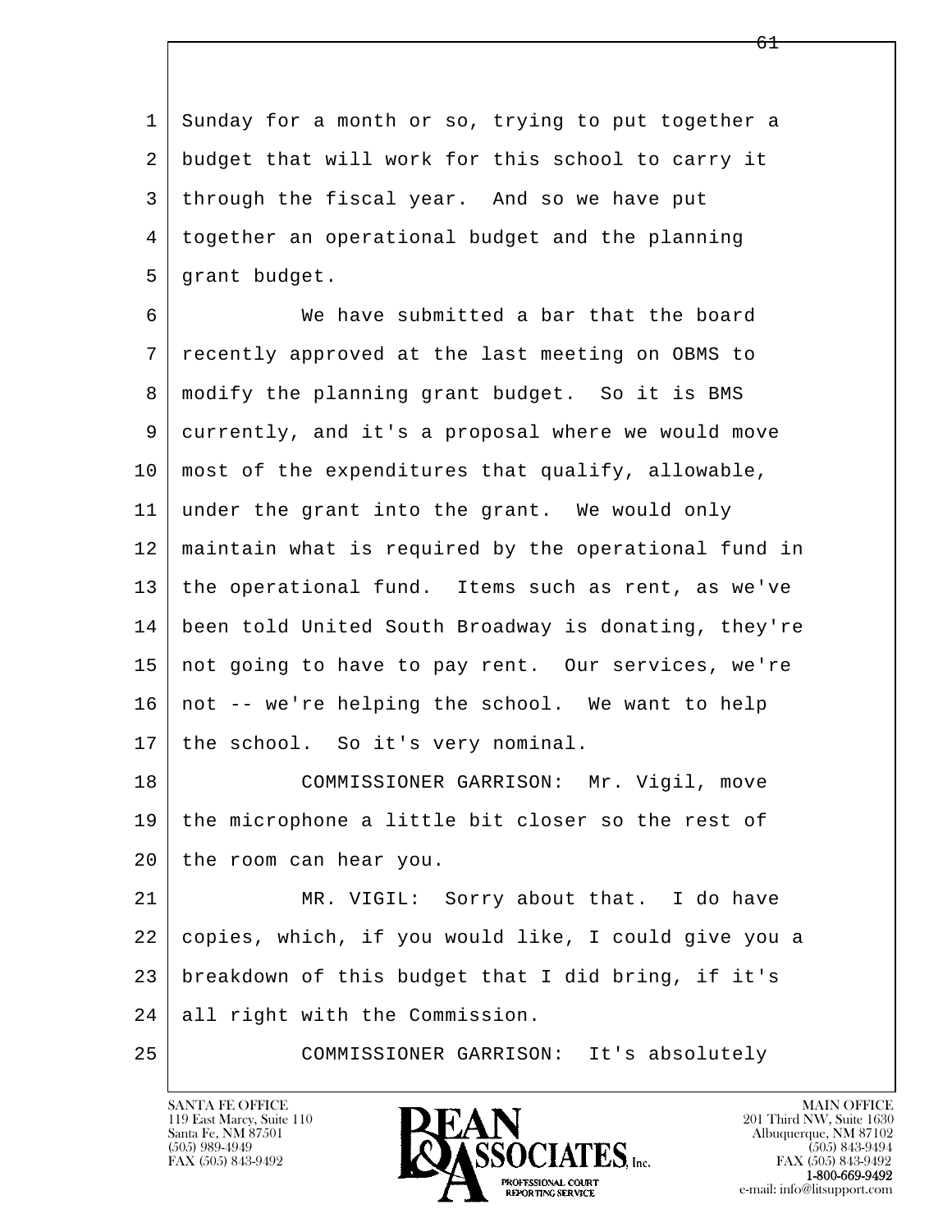Sunday for a month or so, trying to put together a budget that will work for this school to carry it through the fiscal year. And so we have put together an operational budget and the planning grant budget.

We have submitted a bar that the board recently approved at the last meeting on OBMS to modify the planning grant budget. So it is BMS currently, and it's a proposal where we would move most of the expenditures that qualify, allowable, under the grant into the grant. We would only maintain what is required by the operational fund in the operational fund. Items such as rent, as we've been told United South Broadway is donating, they're not going to have to pay rent. Our services, we're not -- we're helping the school. We want to help the school. So it's very nominal.

COMMISSIONER GARRISON: Mr. Vigil, move the microphone a little bit closer so the rest of the room can hear you.

MR. VIGIL: Sorry about that. I do have copies, which, if you would like, I could give you a breakdown of this budget that I did bring, if it's all right with the Commission.

COMMISSIONER GARRISON: It's absolutely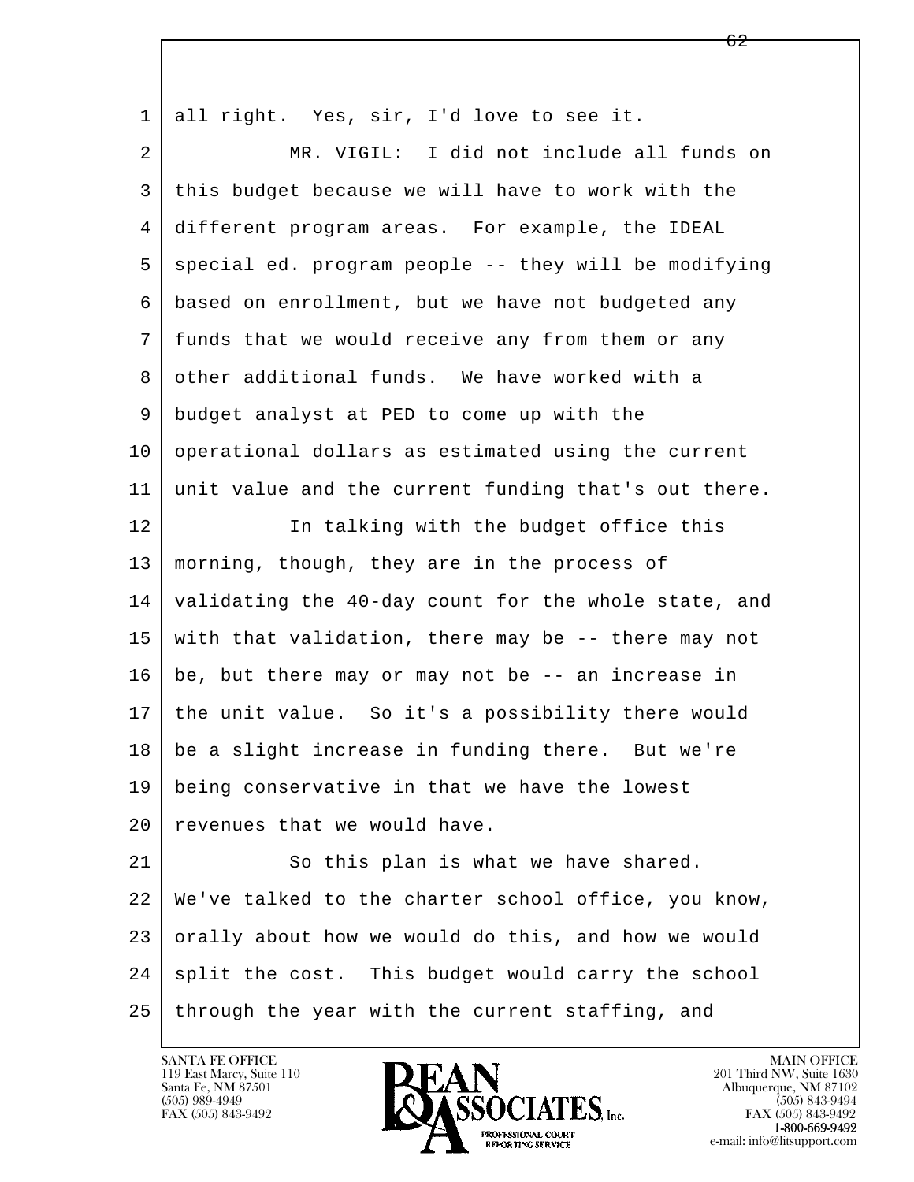all right. Yes, sir, I'd love to see it.

MR. VIGIL: I did not include all funds on this budget because we will have to work with the different program areas. For example, the IDEAL special ed. program people -- they will be modifying based on enrollment, but we have not budgeted any funds that we would receive any from them or any other additional funds. We have worked with a budget analyst at PED to come up with the operational dollars as estimated using the current unit value and the current funding that's out there.

In talking with the budget office this morning, though, they are in the process of validating the 40-day count for the whole state, and with that validation, there may be -- there may not be, but there may or may not be -- an increase in the unit value. So it's a possibility there would be a slight increase in funding there. But we're being conservative in that we have the lowest revenues that we would have.

So this plan is what we have shared. We've talked to the charter school office, you know, orally about how we would do this, and how we would split the cost. This budget would carry the school through the year with the current staffing, and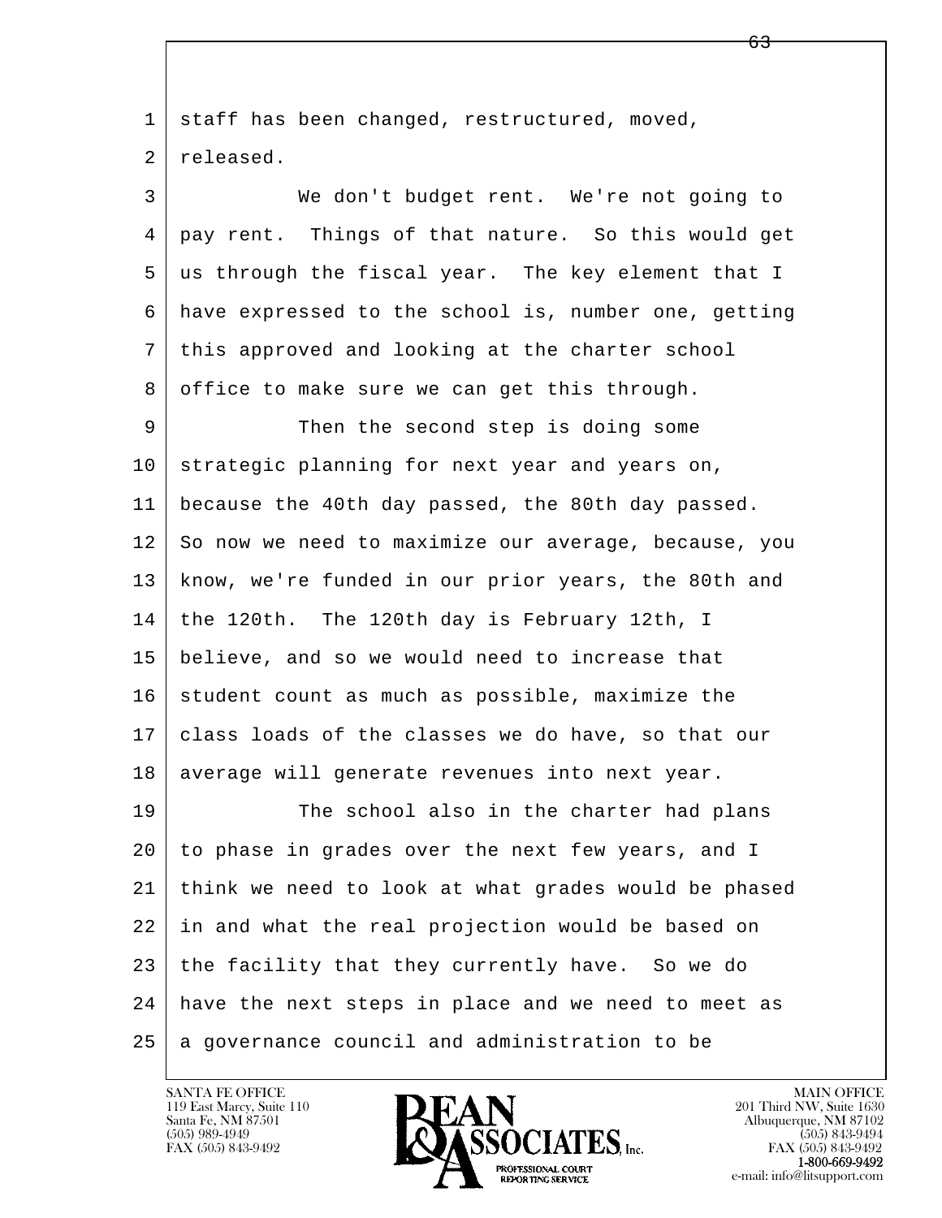staff has been changed, restructured, moved, released.

We don't budget rent. We're not going to pay rent. Things of that nature. So this would get us through the fiscal year. The key element that I have expressed to the school is, number one, getting this approved and looking at the charter school office to make sure we can get this through.

Then the second step is doing some strategic planning for next year and years on, because the 40th day passed, the 80th day passed. So now we need to maximize our average, because, you know, we're funded in our prior years, the 80th and the 120th. The 120th day is February 12th, I believe, and so we would need to increase that student count as much as possible, maximize the class loads of the classes we do have, so that our average will generate revenues into next year.

The school also in the charter had plans to phase in grades over the next few years, and I think we need to look at what grades would be phased in and what the real projection would be based on the facility that they currently have. So we do have the next steps in place and we need to meet as a governance council and administration to be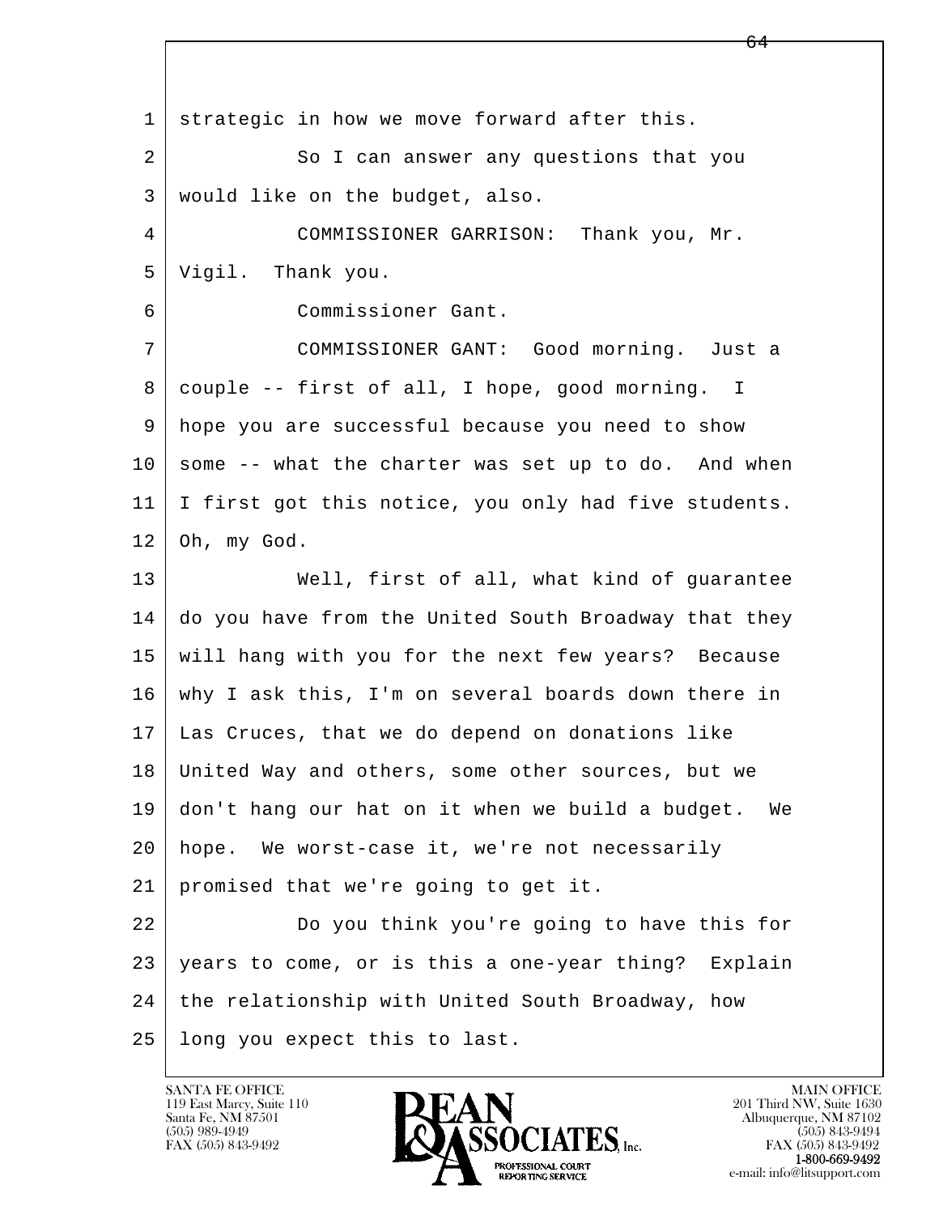strategic in how we move forward after this.

So I can answer any questions that you would like on the budget, also.

COMMISSIONER GARRISON: Thank you, Mr. Vigil. Thank you.

Commissioner Gant.

COMMISSIONER GANT: Good morning. Just a couple -- first of all, I hope, good morning. I hope you are successful because you need to show some -- what the charter was set up to do. And when I first got this notice, you only had five students. Oh, my God.

Well, first of all, what kind of guarantee do you have from the United South Broadway that they will hang with you for the next few years? Because why I ask this, I'm on several boards down there in Las Cruces, that we do depend on donations like United Way and others, some other sources, but we don't hang our hat on it when we build a budget. We hope. We worst-case it, we're not necessarily promised that we're going to get it.

Do you think you're going to have this for years to come, or is this a one-year thing? Explain the relationship with United South Broadway, how long you expect this to last.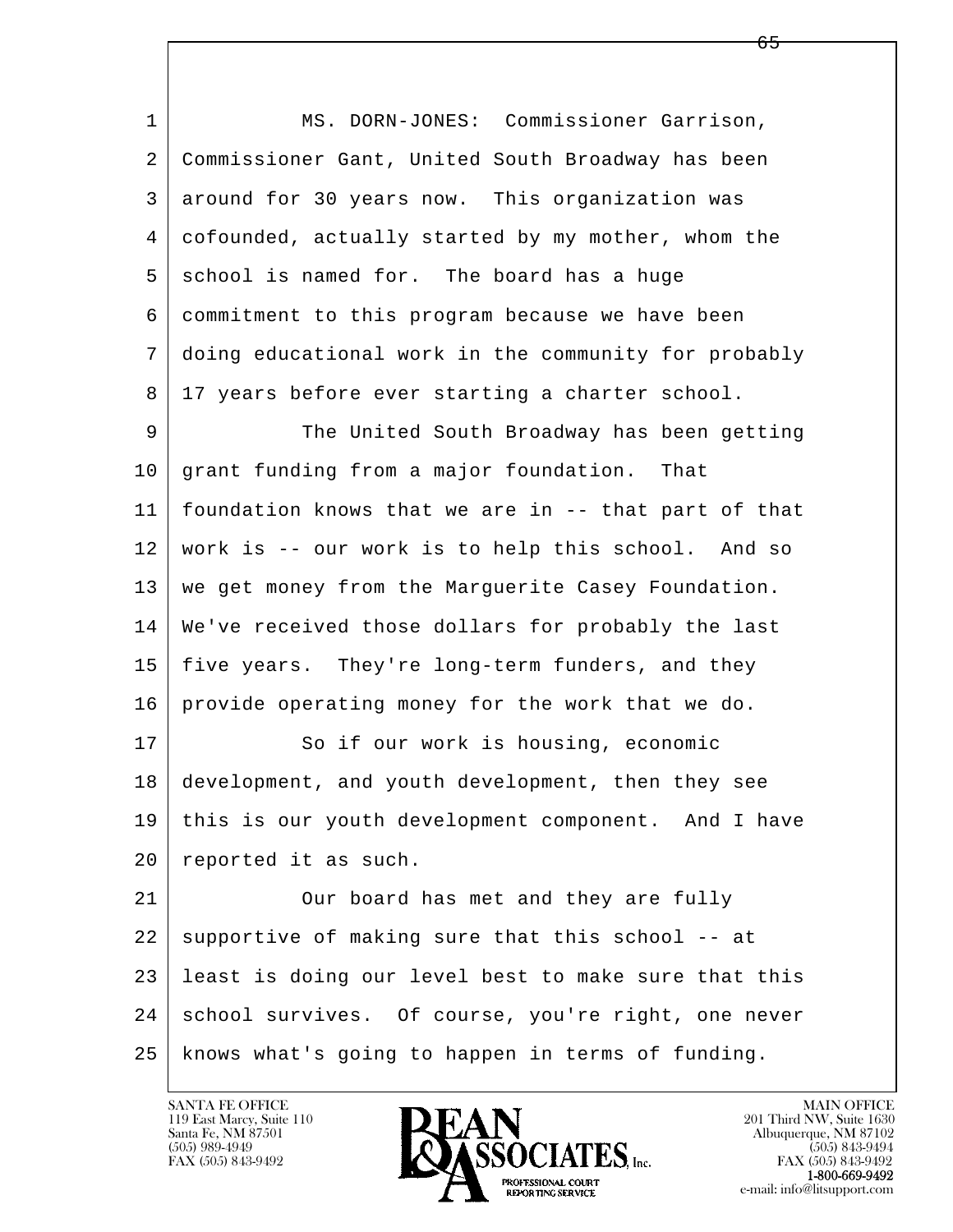MS. DORN-JONES: Commissioner Garrison, Commissioner Gant, United South Broadway has been around for 30 years now. This organization was cofounded, actually started by my mother, whom the school is named for. The board has a huge commitment to this program because we have been doing educational work in the community for probably 17 years before ever starting a charter school.

The United South Broadway has been getting grant funding from a major foundation. That foundation knows that we are in -- that part of that work is -- our work is to help this school. And so we get money from the Marguerite Casey Foundation. We've received those dollars for probably the last five years. They're long-term funders, and they provide operating money for the work that we do.

So if our work is housing, economic development, and youth development, then they see this is our youth development component. And I have reported it as such.

Our board has met and they are fully supportive of making sure that this school -- at least is doing our level best to make sure that this school survives. Of course, you're right, one never knows what's going to happen in terms of funding.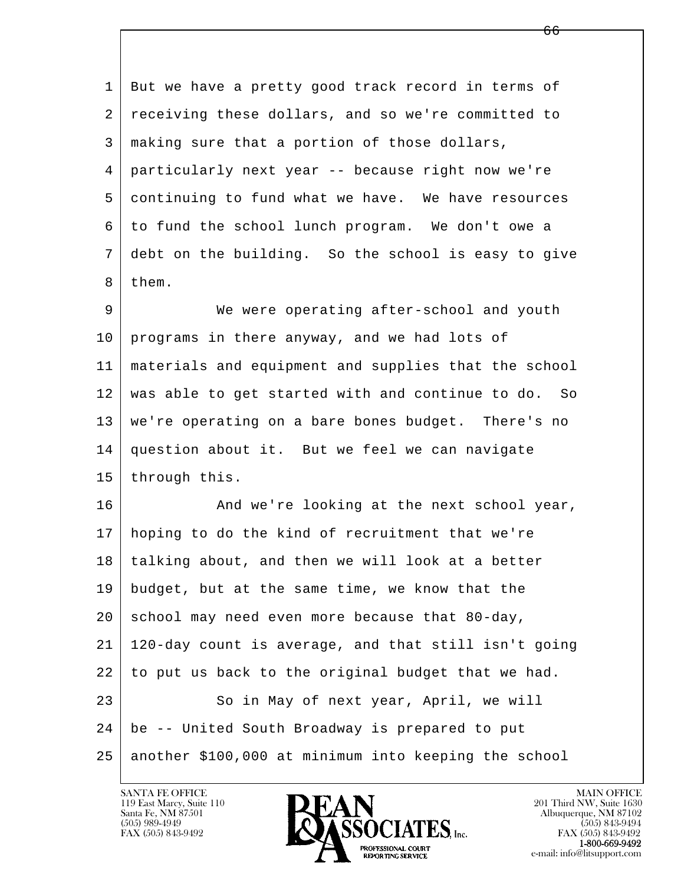1 But we have a pretty good track record in terms of
2 receiving these dollars, and so we're committed to
3 making sure that a portion of those dollars,
4 particularly next year -- because right now we're
5 continuing to fund what we have. We have resources
6 to fund the school lunch program. We don't owe a
7 debt on the building. So the school is easy to give
8 them.

9 We were operating after-school and youth
10 programs in there anyway, and we had lots of
11 materials and equipment and supplies that the school
12 was able to get started with and continue to do. So
13 we're operating on a bare bones budget. There's no
14 question about it. But we feel we can navigate
15 through this.

16 And we're looking at the next school year,
17 hoping to do the kind of recruitment that we're
18 talking about, and then we will look at a better
19 budget, but at the same time, we know that the
20 school may need even more because that 80-day,
21 120-day count is average, and that still isn't going
22 to put us back to the original budget that we had.

23 So in May of next year, April, we will
24 be -- United South Broadway is prepared to put
25 another $100,000 at minimum into keeping the school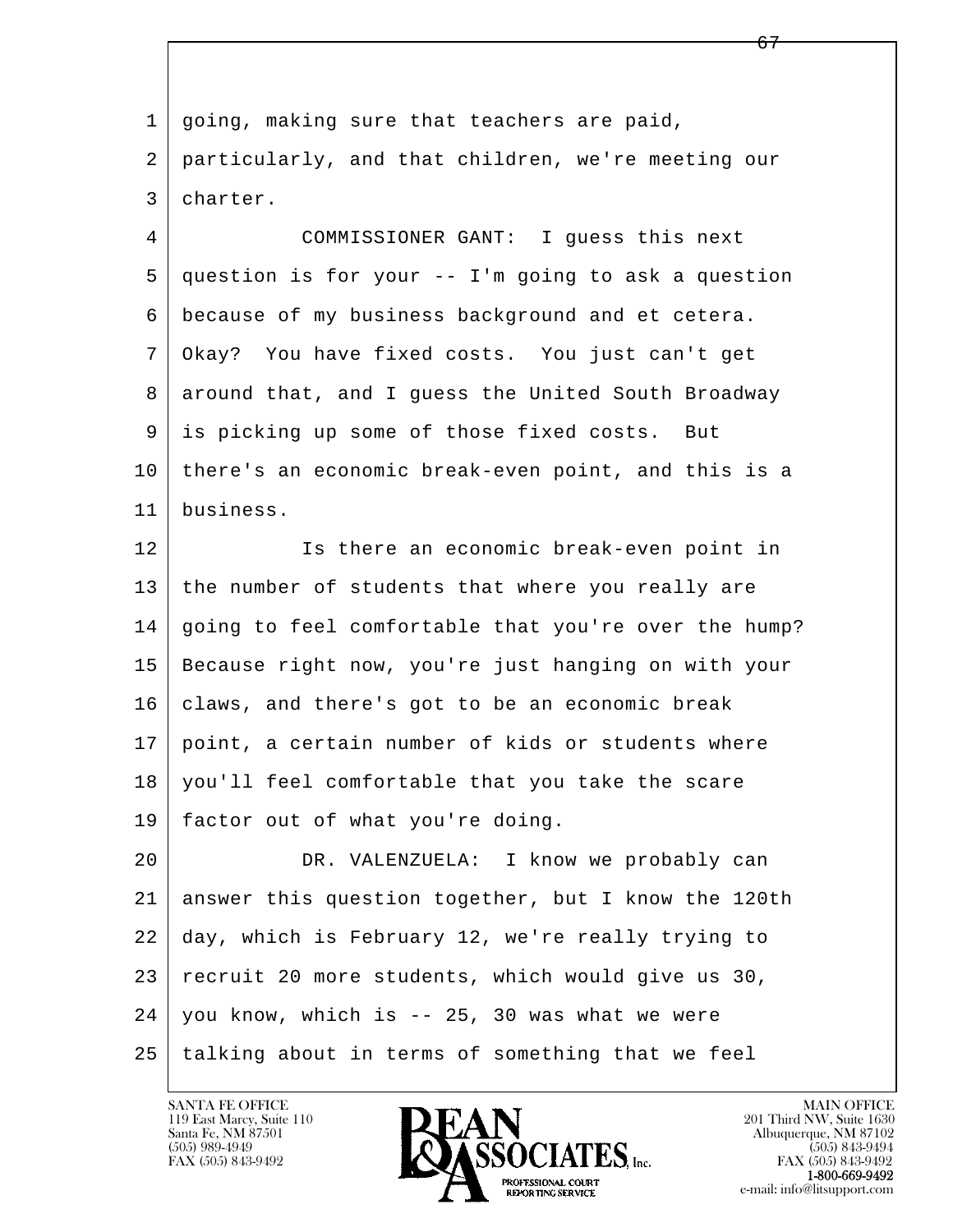1 going, making sure that teachers are paid,
2 particularly, and that children, we're meeting our
3 charter.

4 COMMISSIONER GANT: I guess this next
5 question is for your -- I'm going to ask a question
6 because of my business background and et cetera.
7 Okay? You have fixed costs. You just can't get
8 around that, and I guess the United South Broadway
9 is picking up some of those fixed costs. But
10 there's an economic break-even point, and this is a
11 business.

12 Is there an economic break-even point in
13 the number of students that where you really are
14 going to feel comfortable that you're over the hump?
15 Because right now, you're just hanging on with your
16 claws, and there's got to be an economic break
17 point, a certain number of kids or students where
18 you'll feel comfortable that you take the scare
19 factor out of what you're doing.

20 DR. VALENZUELA: I know we probably can
21 answer this question together, but I know the 120th
22 day, which is February 12, we're really trying to
23 recruit 20 more students, which would give us 30,
24 you know, which is -- 25, 30 was what we were
25 talking about in terms of something that we feel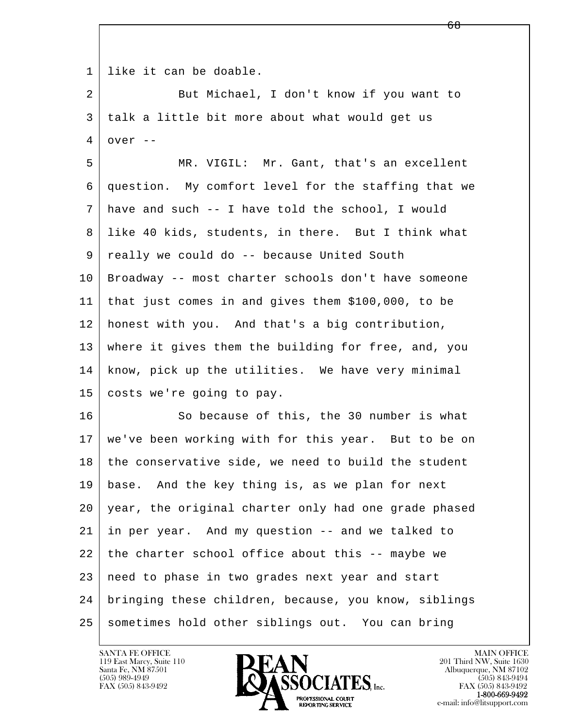like it can be doable.

But Michael, I don't know if you want to talk a little bit more about what would get us over --

MR. VIGIL: Mr. Gant, that's an excellent question. My comfort level for the staffing that we have and such -- I have told the school, I would like 40 kids, students, in there. But I think what really we could do -- because United South Broadway -- most charter schools don't have someone that just comes in and gives them $100,000, to be honest with you. And that's a big contribution, where it gives them the building for free, and, you know, pick up the utilities. We have very minimal costs we're going to pay.

So because of this, the 30 number is what we've been working with for this year. But to be on the conservative side, we need to build the student base. And the key thing is, as we plan for next year, the original charter only had one grade phased in per year. And my question -- and we talked to the charter school office about this -- maybe we need to phase in two grades next year and start bringing these children, because, you know, siblings sometimes hold other siblings out. You can bring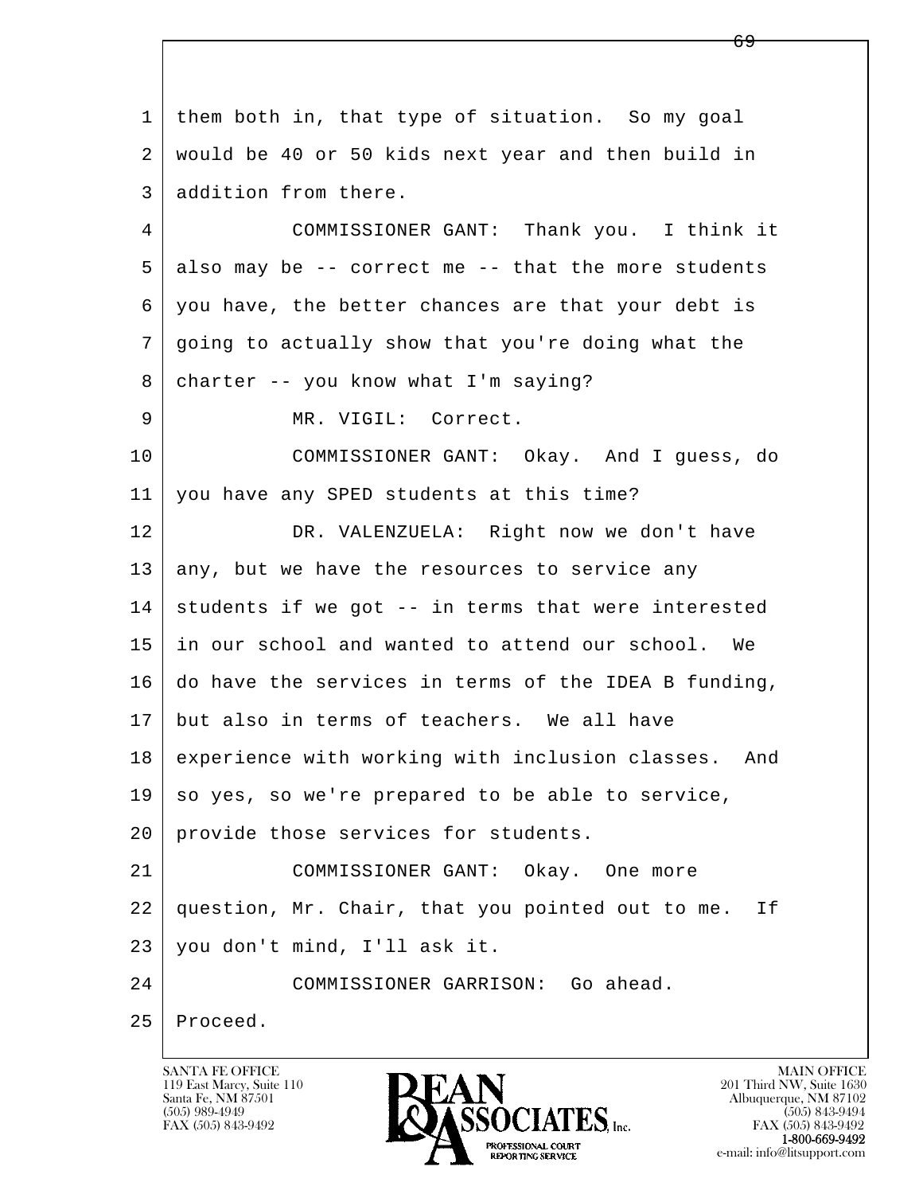them both in, that type of situation. So my goal would be 40 or 50 kids next year and then build in addition from there.

COMMISSIONER GANT: Thank you. I think it also may be -- correct me -- that the more students you have, the better chances are that your debt is going to actually show that you're doing what the charter -- you know what I'm saying?

MR. VIGIL: Correct.

COMMISSIONER GANT: Okay. And I guess, do you have any SPED students at this time?

DR. VALENZUELA: Right now we don't have any, but we have the resources to service any students if we got -- in terms that were interested in our school and wanted to attend our school. We do have the services in terms of the IDEA B funding, but also in terms of teachers. We all have experience with working with inclusion classes. And so yes, so we're prepared to be able to service, provide those services for students.

COMMISSIONER GANT: Okay. One more question, Mr. Chair, that you pointed out to me. If you don't mind, I'll ask it.

COMMISSIONER GARRISON: Go ahead. Proceed.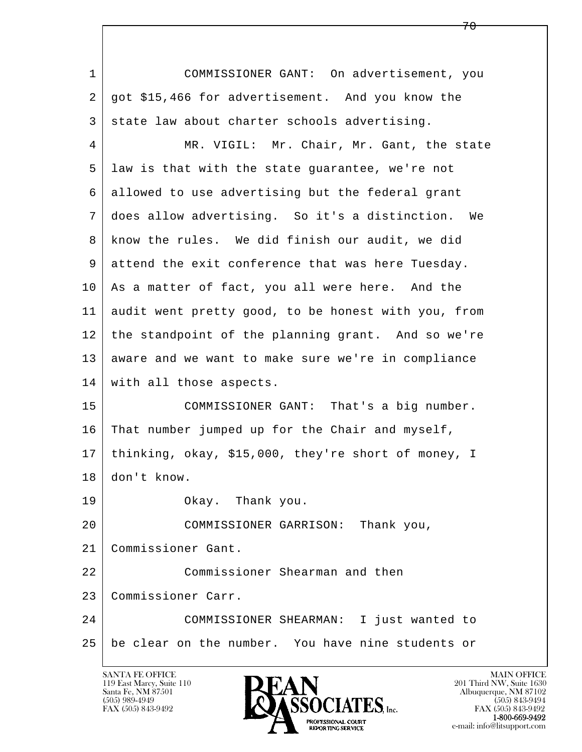COMMISSIONER GANT: On advertisement, you got $15,466 for advertisement. And you know the state law about charter schools advertising.

MR. VIGIL: Mr. Chair, Mr. Gant, the state law is that with the state guarantee, we're not allowed to use advertising but the federal grant does allow advertising. So it's a distinction. We know the rules. We did finish our audit, we did attend the exit conference that was here Tuesday. As a matter of fact, you all were here. And the audit went pretty good, to be honest with you, from the standpoint of the planning grant. And so we're aware and we want to make sure we're in compliance with all those aspects.

COMMISSIONER GANT: That's a big number. That number jumped up for the Chair and myself, thinking, okay, $15,000, they're short of money, I don't know.

Okay. Thank you.

COMMISSIONER GARRISON: Thank you, Commissioner Gant.

Commissioner Shearman and then Commissioner Carr.

COMMISSIONER SHEARMAN: I just wanted to be clear on the number. You have nine students or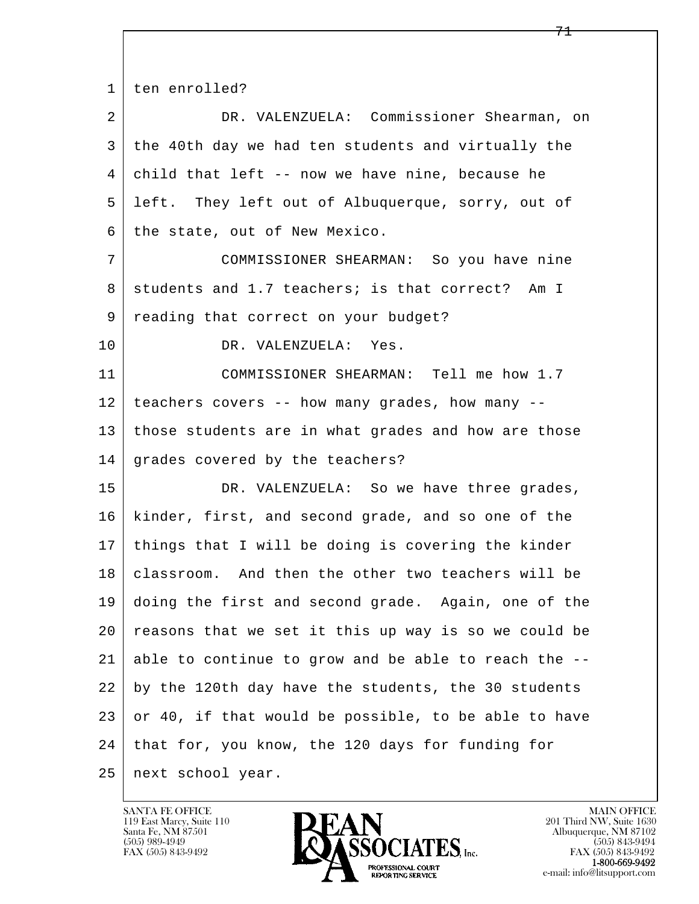ten enrolled?

DR. VALENZUELA: Commissioner Shearman, on the 40th day we had ten students and virtually the child that left -- now we have nine, because he left. They left out of Albuquerque, sorry, out of the state, out of New Mexico.

COMMISSIONER SHEARMAN: So you have nine students and 1.7 teachers; is that correct? Am I reading that correct on your budget?

DR. VALENZUELA: Yes.

COMMISSIONER SHEARMAN: Tell me how 1.7 teachers covers -- how many grades, how many -- those students are in what grades and how are those grades covered by the teachers?

DR. VALENZUELA: So we have three grades, kinder, first, and second grade, and so one of the things that I will be doing is covering the kinder classroom. And then the other two teachers will be doing the first and second grade. Again, one of the reasons that we set it this up way is so we could be able to continue to grow and be able to reach the -- by the 120th day have the students, the 30 students or 40, if that would be possible, to be able to have that for, you know, the 120 days for funding for next school year.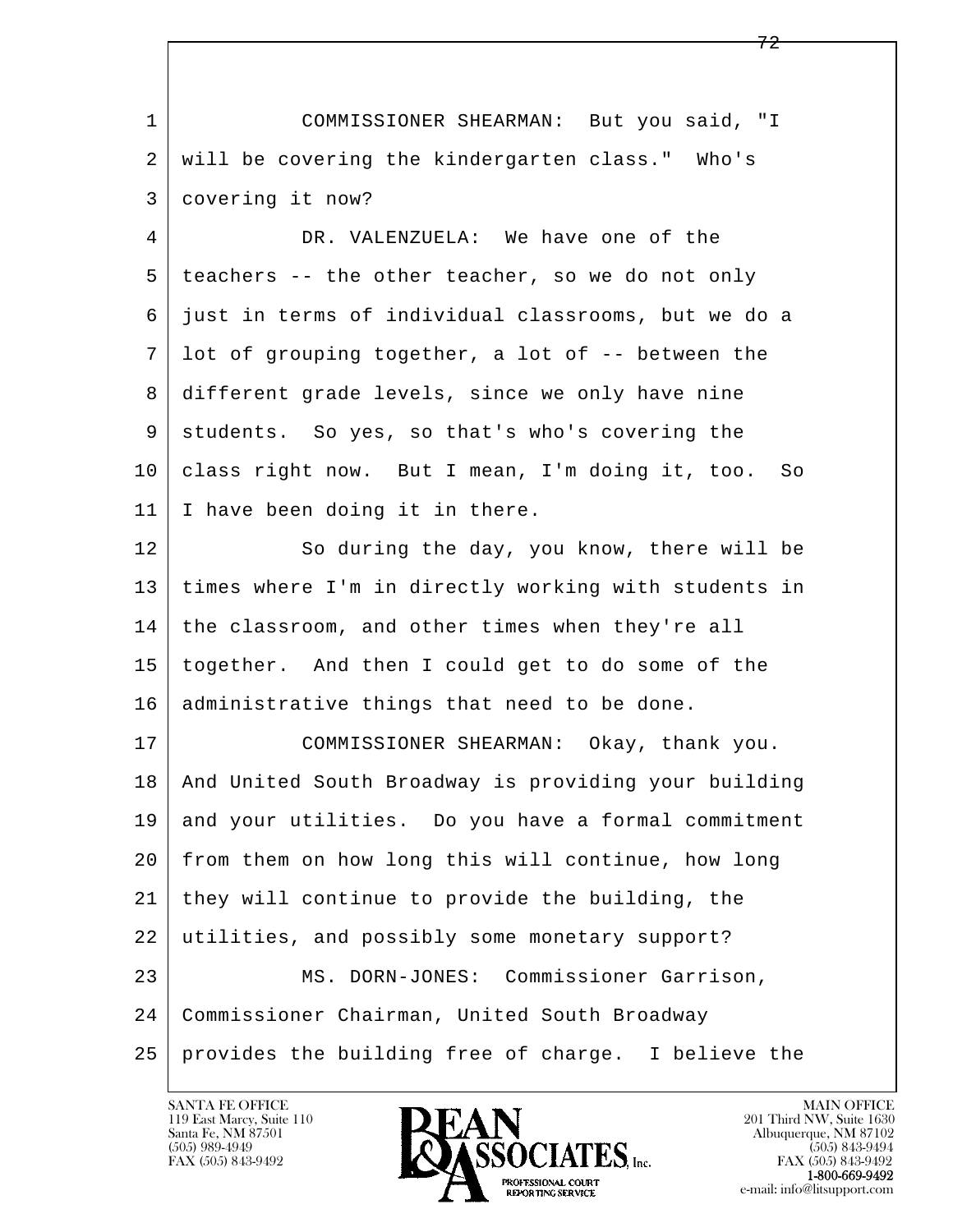COMMISSIONER SHEARMAN: But you said, "I will be covering the kindergarten class." Who's covering it now?

DR. VALENZUELA: We have one of the teachers -- the other teacher, so we do not only just in terms of individual classrooms, but we do a lot of grouping together, a lot of -- between the different grade levels, since we only have nine students. So yes, so that's who's covering the class right now. But I mean, I'm doing it, too. So I have been doing it in there.

So during the day, you know, there will be times where I'm in directly working with students in the classroom, and other times when they're all together. And then I could get to do some of the administrative things that need to be done.

COMMISSIONER SHEARMAN: Okay, thank you. And United South Broadway is providing your building and your utilities. Do you have a formal commitment from them on how long this will continue, how long they will continue to provide the building, the utilities, and possibly some monetary support?

MS. DORN-JONES: Commissioner Garrison, Commissioner Chairman, United South Broadway provides the building free of charge. I believe the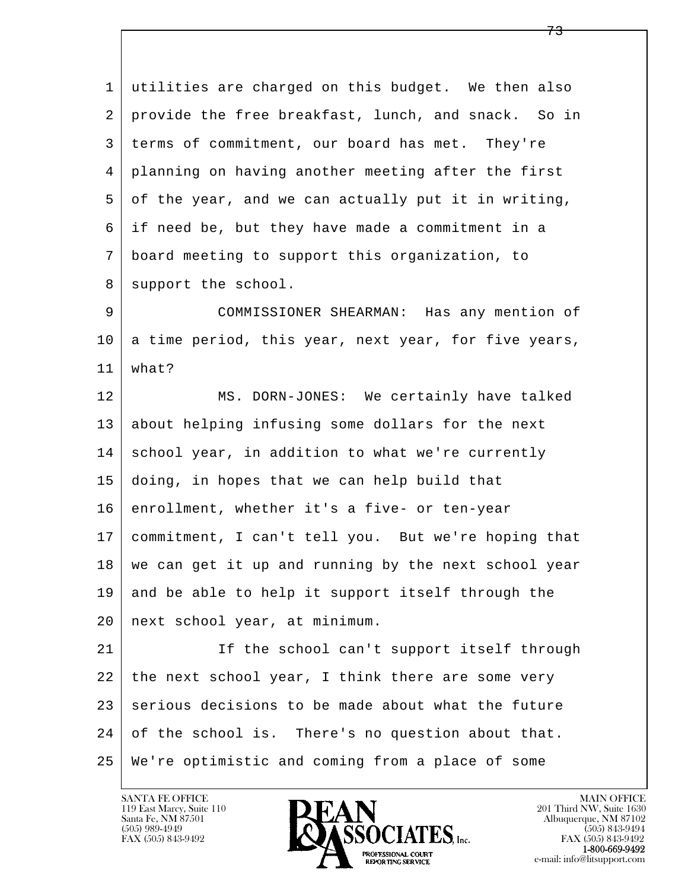utilities are charged on this budget. We then also provide the free breakfast, lunch, and snack. So in terms of commitment, our board has met. They're planning on having another meeting after the first of the year, and we can actually put it in writing, if need be, but they have made a commitment in a board meeting to support this organization, to support the school.

COMMISSIONER SHEARMAN: Has any mention of a time period, this year, next year, for five years, what?

MS. DORN-JONES: We certainly have talked about helping infusing some dollars for the next school year, in addition to what we're currently doing, in hopes that we can help build that enrollment, whether it's a five- or ten-year commitment, I can't tell you. But we're hoping that we can get it up and running by the next school year and be able to help it support itself through the next school year, at minimum.

If the school can't support itself through the next school year, I think there are some very serious decisions to be made about what the future of the school is. There's no question about that. We're optimistic and coming from a place of some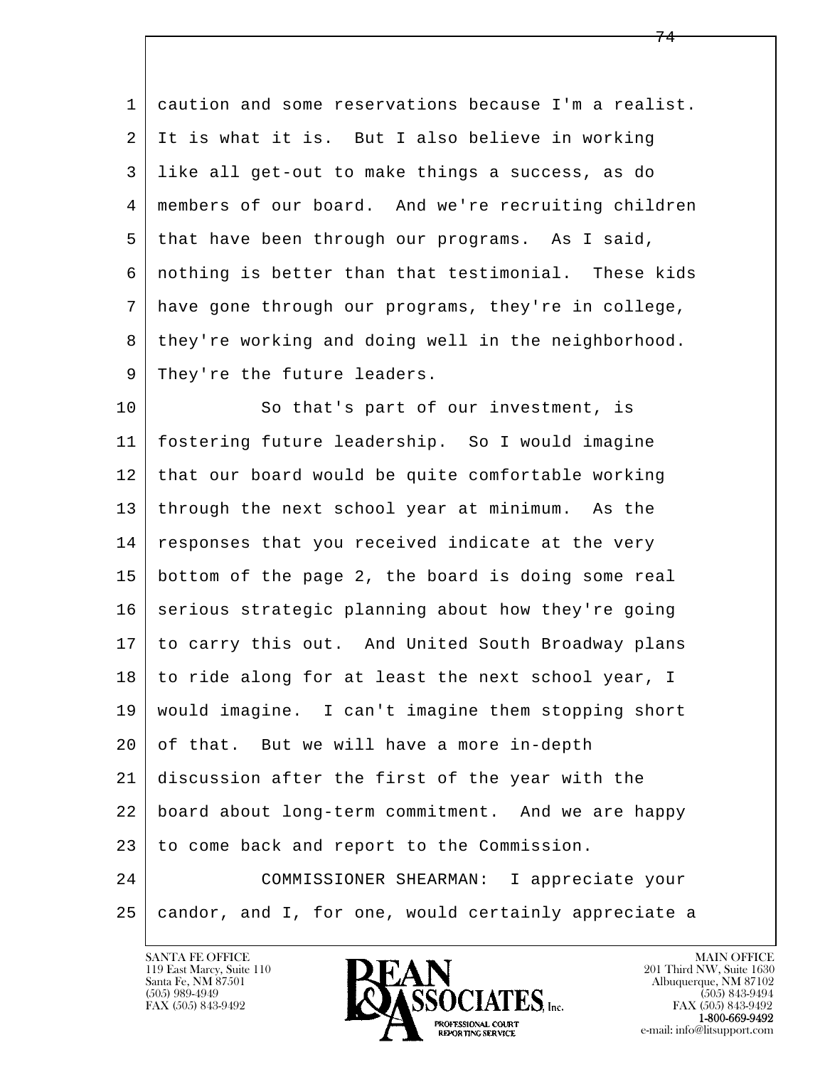caution and some reservations because I'm a realist. It is what it is. But I also believe in working like all get-out to make things a success, as do members of our board. And we're recruiting children that have been through our programs. As I said, nothing is better than that testimonial. These kids have gone through our programs, they're in college, they're working and doing well in the neighborhood. They're the future leaders.

So that's part of our investment, is fostering future leadership. So I would imagine that our board would be quite comfortable working through the next school year at minimum. As the responses that you received indicate at the very bottom of the page 2, the board is doing some real serious strategic planning about how they're going to carry this out. And United South Broadway plans to ride along for at least the next school year, I would imagine. I can't imagine them stopping short of that. But we will have a more in-depth discussion after the first of the year with the board about long-term commitment. And we are happy to come back and report to the Commission.

COMMISSIONER SHEARMAN: I appreciate your candor, and I, for one, would certainly appreciate a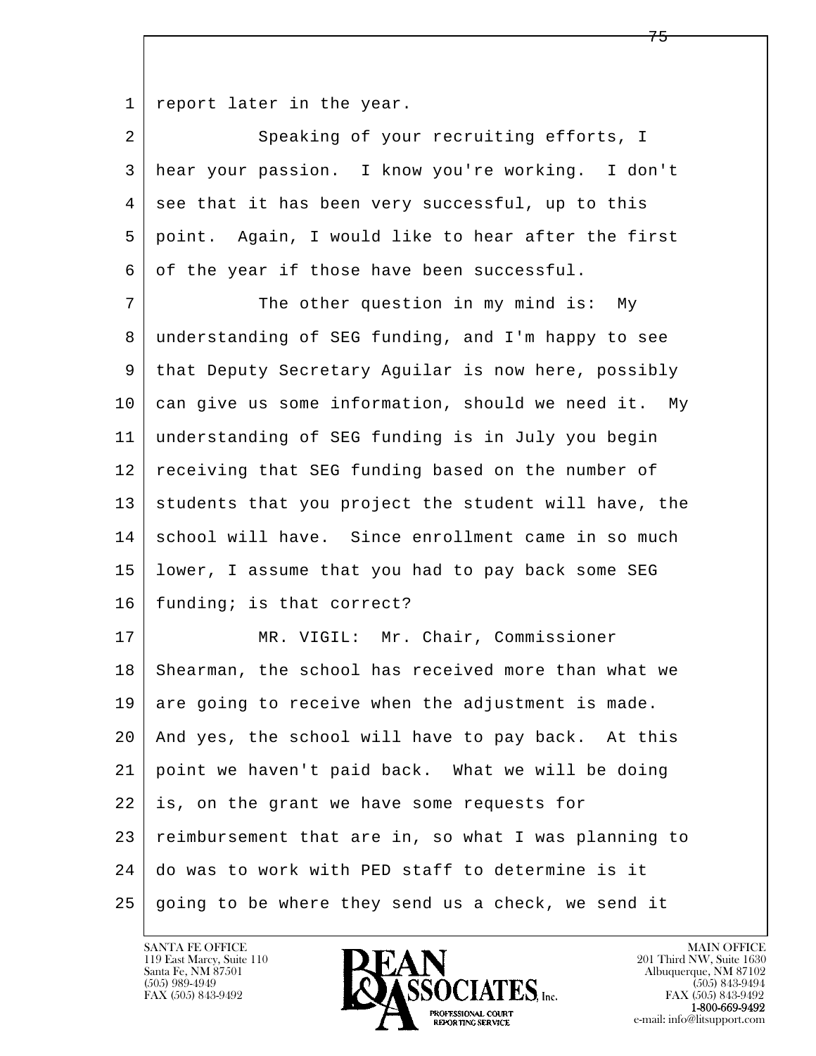1 report later in the year.

2 Speaking of your recruiting efforts, I
3 hear your passion. I know you're working. I don't
4 see that it has been very successful, up to this
5 point. Again, I would like to hear after the first
6 of the year if those have been successful.

7 The other question in my mind is: My
8 understanding of SEG funding, and I'm happy to see
9 that Deputy Secretary Aguilar is now here, possibly
10 can give us some information, should we need it. My
11 understanding of SEG funding is in July you begin
12 receiving that SEG funding based on the number of
13 students that you project the student will have, the
14 school will have. Since enrollment came in so much
15 lower, I assume that you had to pay back some SEG
16 funding; is that correct?

17 MR. VIGIL: Mr. Chair, Commissioner
18 Shearman, the school has received more than what we
19 are going to receive when the adjustment is made.
20 And yes, the school will have to pay back. At this
21 point we haven't paid back. What we will be doing
22 is, on the grant we have some requests for
23 reimbursement that are in, so what I was planning to
24 do was to work with PED staff to determine is it
25 going to be where they send us a check, we send it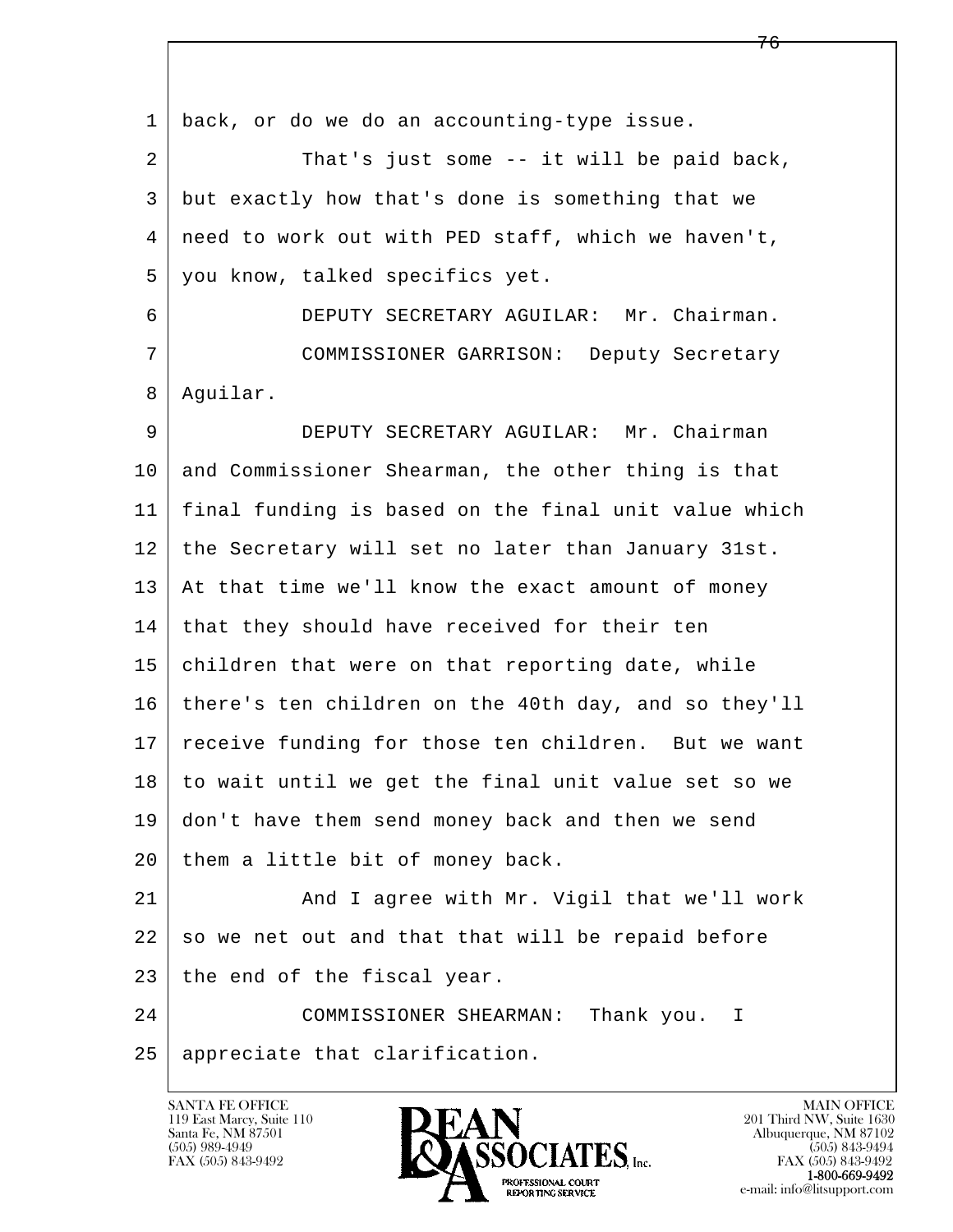back, or do we do an accounting-type issue.

That's just some -- it will be paid back, but exactly how that's done is something that we need to work out with PED staff, which we haven't, you know, talked specifics yet.

DEPUTY SECRETARY AGUILAR: Mr. Chairman.

COMMISSIONER GARRISON: Deputy Secretary Aguilar.

DEPUTY SECRETARY AGUILAR: Mr. Chairman and Commissioner Shearman, the other thing is that final funding is based on the final unit value which the Secretary will set no later than January 31st. At that time we'll know the exact amount of money that they should have received for their ten children that were on that reporting date, while there's ten children on the 40th day, and so they'll receive funding for those ten children. But we want to wait until we get the final unit value set so we don't have them send money back and then we send them a little bit of money back.

And I agree with Mr. Vigil that we'll work so we net out and that that will be repaid before the end of the fiscal year.

COMMISSIONER SHEARMAN: Thank you. I appreciate that clarification.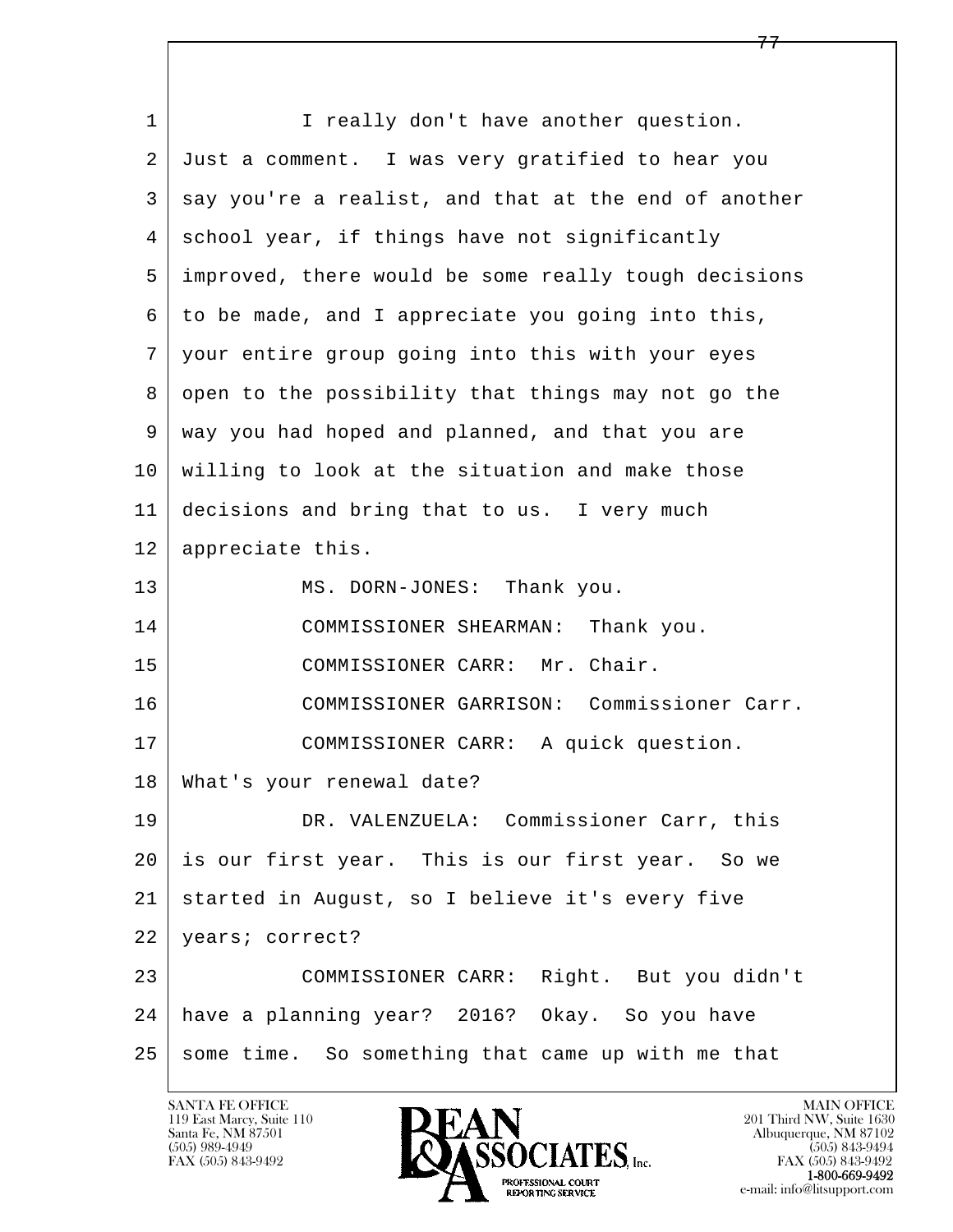1 I really don't have another question.
2 Just a comment. I was very gratified to hear you
3 say you're a realist, and that at the end of another
4 school year, if things have not significantly
5 improved, there would be some really tough decisions
6 to be made, and I appreciate you going into this,
7 your entire group going into this with your eyes
8 open to the possibility that things may not go the
9 way you had hoped and planned, and that you are
10 willing to look at the situation and make those
11 decisions and bring that to us. I very much
12 appreciate this.
13 MS. DORN-JONES: Thank you.
14 COMMISSIONER SHEARMAN: Thank you.
15 COMMISSIONER CARR: Mr. Chair.
16 COMMISSIONER GARRISON: Commissioner Carr.
17 COMMISSIONER CARR: A quick question.
18 What's your renewal date?
19 DR. VALENZUELA: Commissioner Carr, this
20 is our first year. This is our first year. So we
21 started in August, so I believe it's every five
22 years; correct?
23 COMMISSIONER CARR: Right. But you didn't
24 have a planning year? 2016? Okay. So you have
25 some time. So something that came up with me that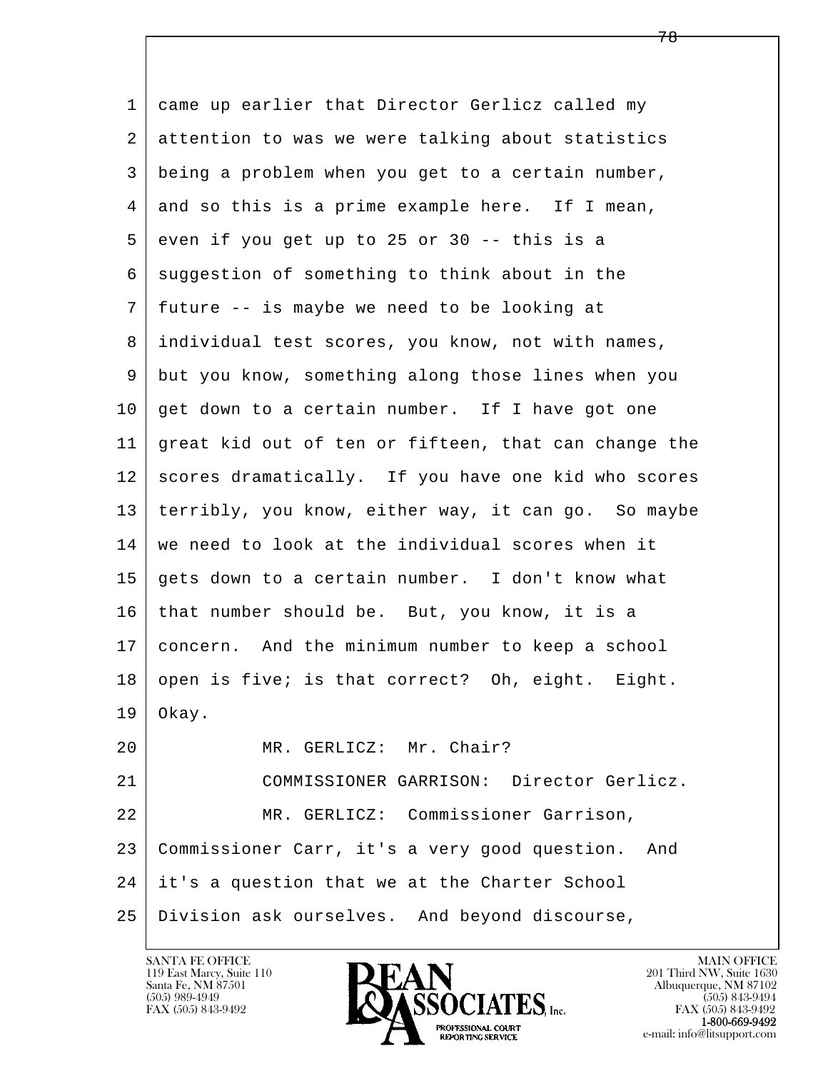1 came up earlier that Director Gerlicz called my
2 attention to was we were talking about statistics
3 being a problem when you get to a certain number,
4 and so this is a prime example here. If I mean,
5 even if you get up to 25 or 30 -- this is a
6 suggestion of something to think about in the
7 future -- is maybe we need to be looking at
8 individual test scores, you know, not with names,
9 but you know, something along those lines when you
10 get down to a certain number. If I have got one
11 great kid out of ten or fifteen, that can change the
12 scores dramatically. If you have one kid who scores
13 terribly, you know, either way, it can go. So maybe
14 we need to look at the individual scores when it
15 gets down to a certain number. I don't know what
16 that number should be. But, you know, it is a
17 concern. And the minimum number to keep a school
18 open is five; is that correct? Oh, eight. Eight.
19 Okay.
20 MR. GERLICZ: Mr. Chair?
21 COMMISSIONER GARRISON: Director Gerlicz.
22 MR. GERLICZ: Commissioner Garrison,
23 Commissioner Carr, it's a very good question. And
24 it's a question that we at the Charter School
25 Division ask ourselves. And beyond discourse,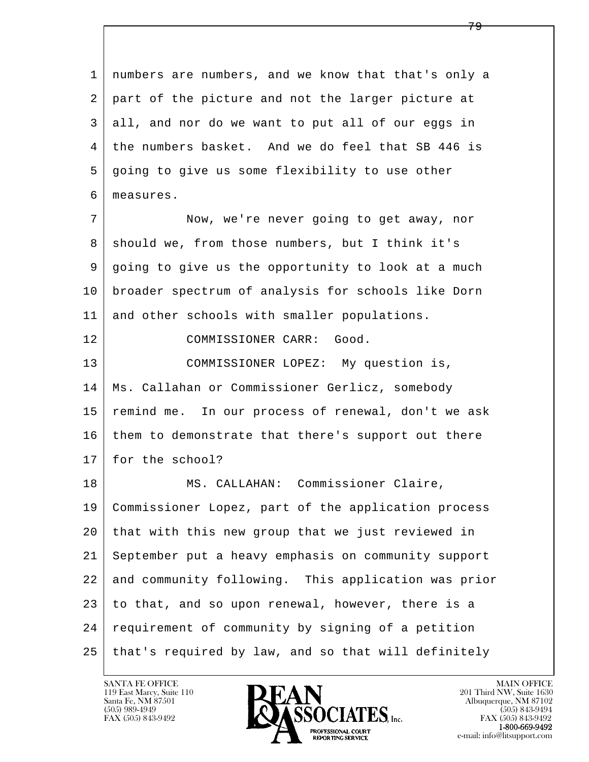1 numbers are numbers, and we know that that's only a
2 part of the picture and not the larger picture at
3 all, and nor do we want to put all of our eggs in
4 the numbers basket. And we do feel that SB 446 is
5 going to give us some flexibility to use other
6 measures.

7 Now, we're never going to get away, nor
8 should we, from those numbers, but I think it's
9 going to give us the opportunity to look at a much
10 broader spectrum of analysis for schools like Dorn
11 and other schools with smaller populations.

12 COMMISSIONER CARR: Good.

13 COMMISSIONER LOPEZ: My question is,
14 Ms. Callahan or Commissioner Gerlicz, somebody
15 remind me. In our process of renewal, don't we ask
16 them to demonstrate that there's support out there
17 for the school?

18 MS. CALLAHAN: Commissioner Claire,
19 Commissioner Lopez, part of the application process
20 that with this new group that we just reviewed in
21 September put a heavy emphasis on community support
22 and community following. This application was prior
23 to that, and so upon renewal, however, there is a
24 requirement of community by signing of a petition
25 that's required by law, and so that will definitely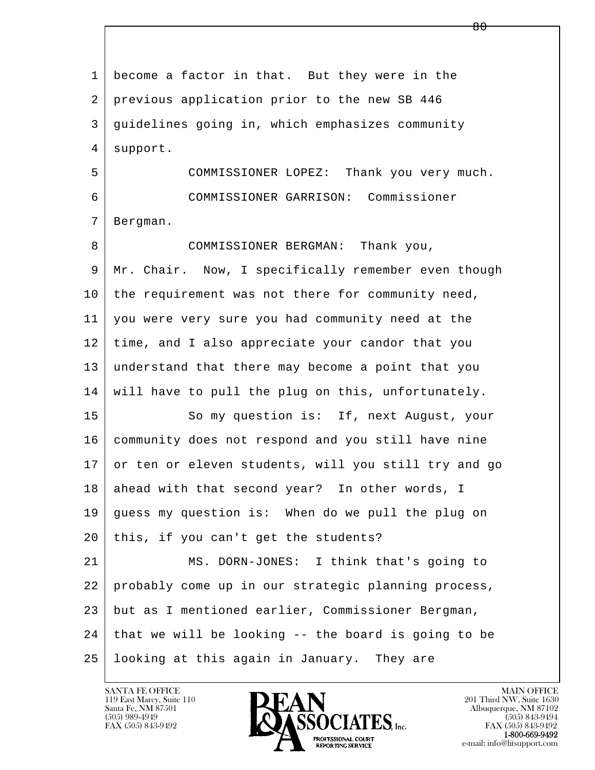become a factor in that. But they were in the previous application prior to the new SB 446 guidelines going in, which emphasizes community support.

COMMISSIONER LOPEZ: Thank you very much.

COMMISSIONER GARRISON: Commissioner Bergman.

COMMISSIONER BERGMAN: Thank you, Mr. Chair. Now, I specifically remember even though the requirement was not there for community need, you were very sure you had community need at the time, and I also appreciate your candor that you understand that there may become a point that you will have to pull the plug on this, unfortunately.

So my question is: If, next August, your community does not respond and you still have nine or ten or eleven students, will you still try and go ahead with that second year? In other words, I guess my question is: When do we pull the plug on this, if you can't get the students?

MS. DORN-JONES: I think that's going to probably come up in our strategic planning process, but as I mentioned earlier, Commissioner Bergman, that we will be looking -- the board is going to be looking at this again in January. They are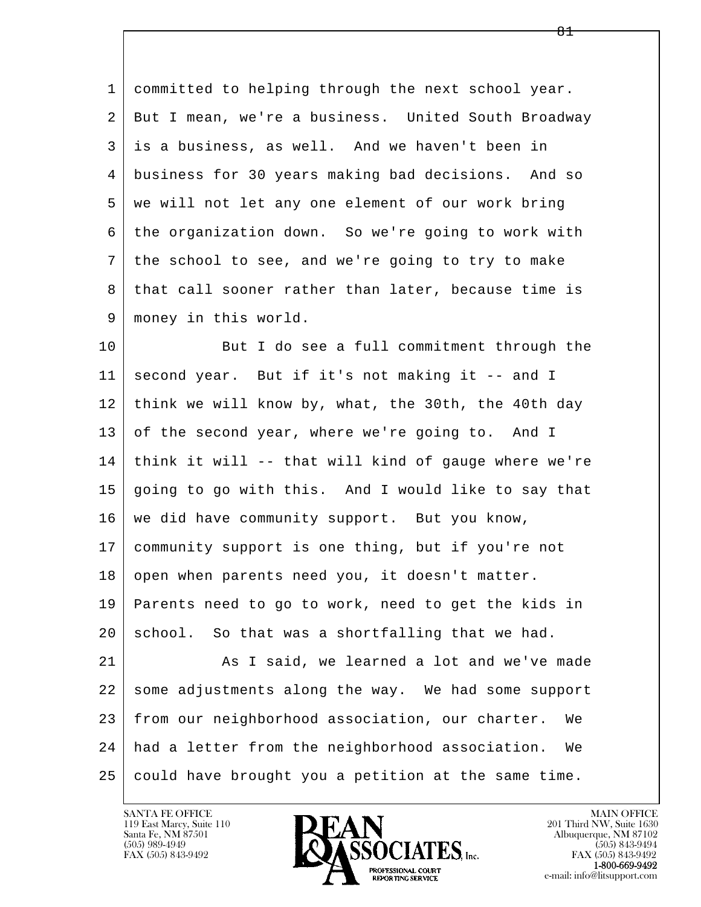committed to helping through the next school year. But I mean, we're a business. United South Broadway is a business, as well. And we haven't been in business for 30 years making bad decisions. And so we will not let any one element of our work bring the organization down. So we're going to work with the school to see, and we're going to try to make that call sooner rather than later, because time is money in this world.

But I do see a full commitment through the second year. But if it's not making it -- and I think we will know by, what, the 30th, the 40th day of the second year, where we're going to. And I think it will -- that will kind of gauge where we're going to go with this. And I would like to say that we did have community support. But you know, community support is one thing, but if you're not open when parents need you, it doesn't matter. Parents need to go to work, need to get the kids in school. So that was a shortfalling that we had.

As I said, we learned a lot and we've made some adjustments along the way. We had some support from our neighborhood association, our charter. We had a letter from the neighborhood association. We could have brought you a petition at the same time.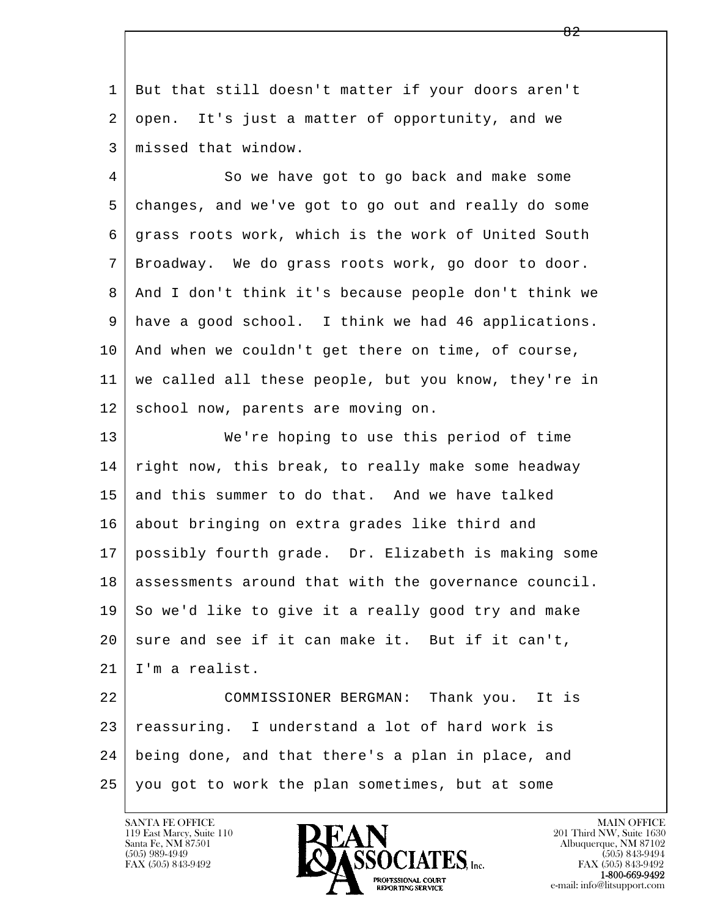But that still doesn't matter if your doors aren't open. It's just a matter of opportunity, and we missed that window.

So we have got to go back and make some changes, and we've got to go out and really do some grass roots work, which is the work of United South Broadway. We do grass roots work, go door to door. And I don't think it's because people don't think we have a good school. I think we had 46 applications. And when we couldn't get there on time, of course, we called all these people, but you know, they're in school now, parents are moving on.

We're hoping to use this period of time right now, this break, to really make some headway and this summer to do that. And we have talked about bringing on extra grades like third and possibly fourth grade. Dr. Elizabeth is making some assessments around that with the governance council. So we'd like to give it a really good try and make sure and see if it can make it. But if it can't, I'm a realist.

COMMISSIONER BERGMAN: Thank you. It is reassuring. I understand a lot of hard work is being done, and that there's a plan in place, and you got to work the plan sometimes, but at some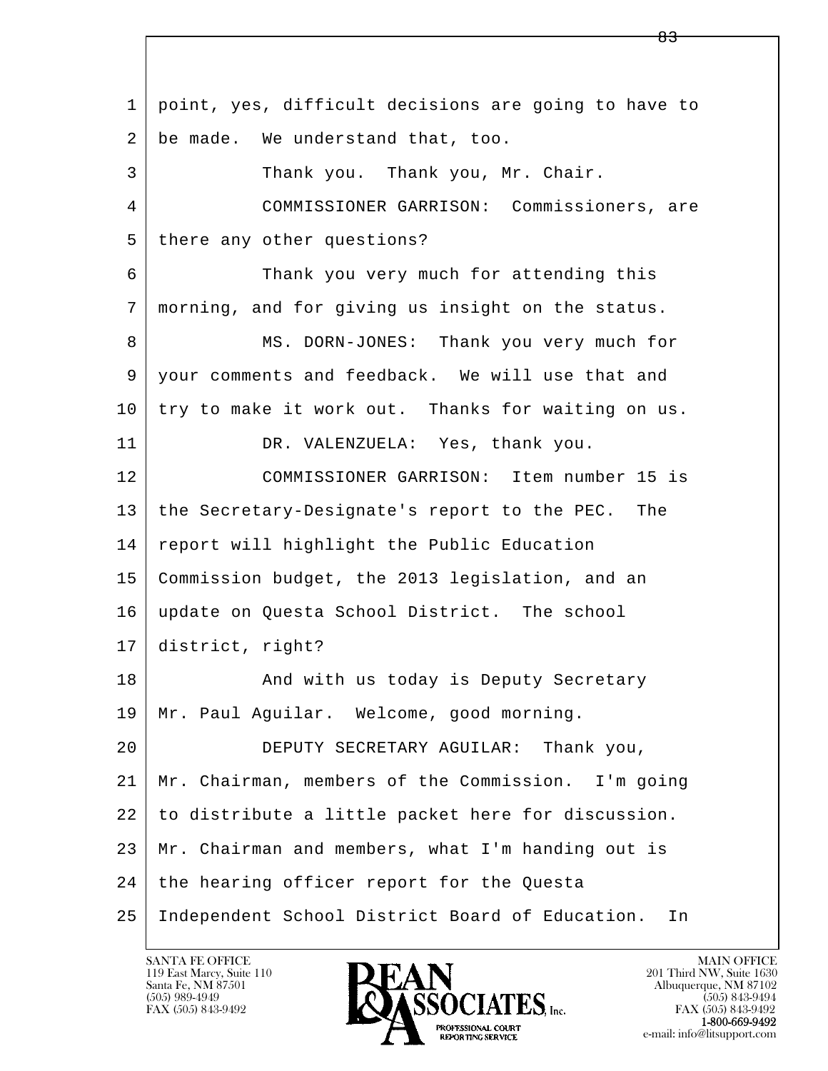1 point, yes, difficult decisions are going to have to
2 be made. We understand that, too.
3 Thank you. Thank you, Mr. Chair.
4 COMMISSIONER GARRISON: Commissioners, are
5 there any other questions?
6 Thank you very much for attending this
7 morning, and for giving us insight on the status.
8 MS. DORN-JONES: Thank you very much for
9 your comments and feedback. We will use that and
10 try to make it work out. Thanks for waiting on us.
11 DR. VALENZUELA: Yes, thank you.
12 COMMISSIONER GARRISON: Item number 15 is
13 the Secretary-Designate's report to the PEC. The
14 report will highlight the Public Education
15 Commission budget, the 2013 legislation, and an
16 update on Questa School District. The school
17 district, right?
18 And with us today is Deputy Secretary
19 Mr. Paul Aguilar. Welcome, good morning.
20 DEPUTY SECRETARY AGUILAR: Thank you,
21 Mr. Chairman, members of the Commission. I'm going
22 to distribute a little packet here for discussion.
23 Mr. Chairman and members, what I'm handing out is
24 the hearing officer report for the Questa
25 Independent School District Board of Education. In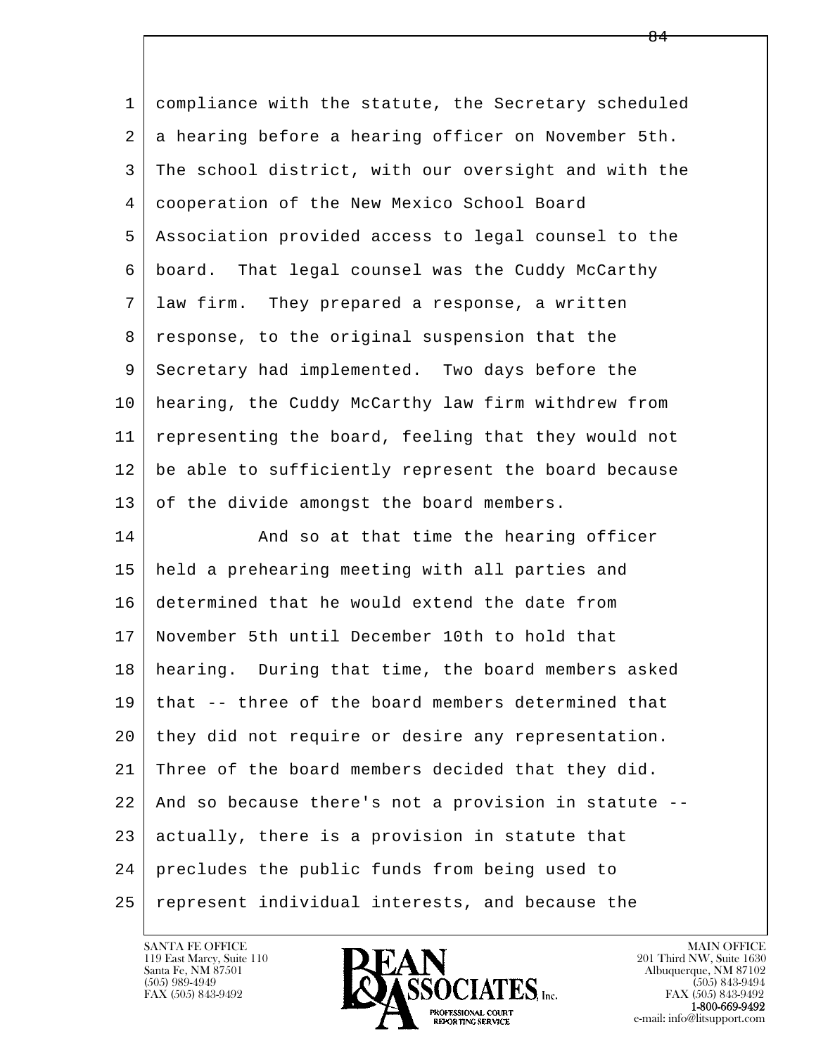compliance with the statute, the Secretary scheduled a hearing before a hearing officer on November 5th. The school district, with our oversight and with the cooperation of the New Mexico School Board Association provided access to legal counsel to the board. That legal counsel was the Cuddy McCarthy law firm. They prepared a response, a written response, to the original suspension that the Secretary had implemented. Two days before the hearing, the Cuddy McCarthy law firm withdrew from representing the board, feeling that they would not be able to sufficiently represent the board because of the divide amongst the board members.

And so at that time the hearing officer held a prehearing meeting with all parties and determined that he would extend the date from November 5th until December 10th to hold that hearing. During that time, the board members asked that -- three of the board members determined that they did not require or desire any representation. Three of the board members decided that they did. And so because there's not a provision in statute -- actually, there is a provision in statute that precludes the public funds from being used to represent individual interests, and because the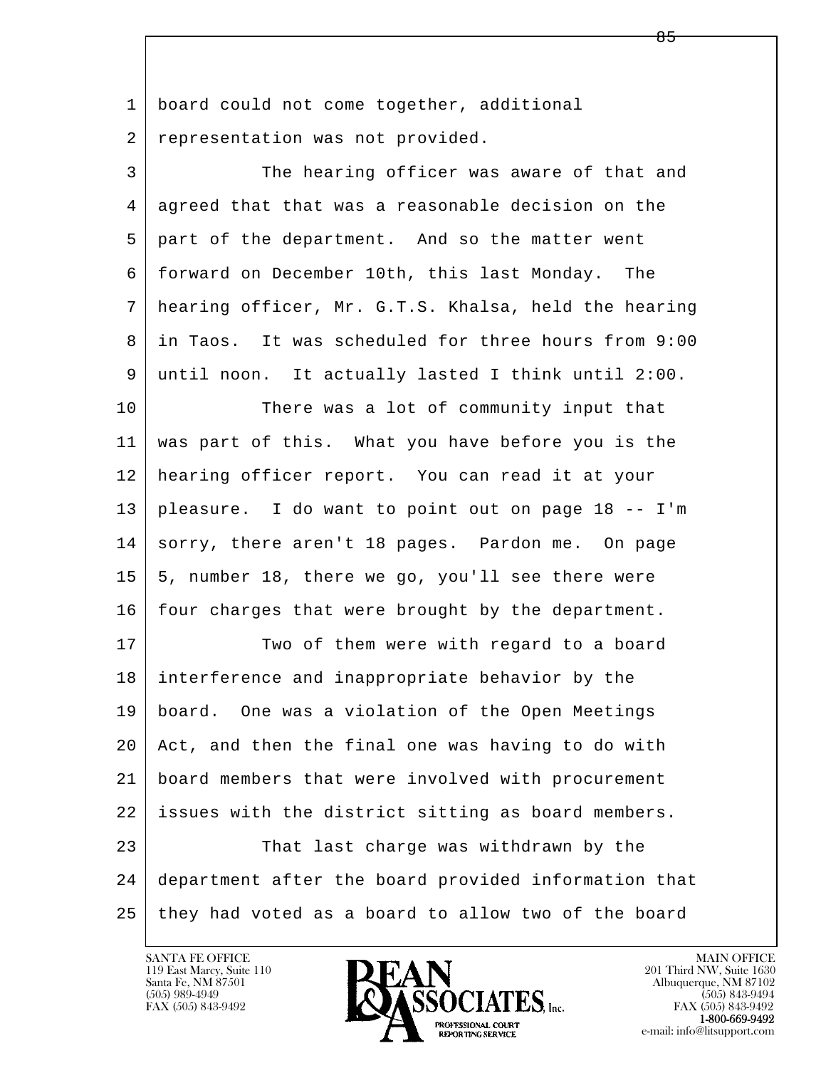1 board could not come together, additional
2 representation was not provided.
3 The hearing officer was aware of that and
4 agreed that that was a reasonable decision on the
5 part of the department. And so the matter went
6 forward on December 10th, this last Monday. The
7 hearing officer, Mr. G.T.S. Khalsa, held the hearing
8 in Taos. It was scheduled for three hours from 9:00
9 until noon. It actually lasted I think until 2:00.
10 There was a lot of community input that
11 was part of this. What you have before you is the
12 hearing officer report. You can read it at your
13 pleasure. I do want to point out on page 18 -- I'm
14 sorry, there aren't 18 pages. Pardon me. On page
15 5, number 18, there we go, you'll see there were
16 four charges that were brought by the department.
17 Two of them were with regard to a board
18 interference and inappropriate behavior by the
19 board. One was a violation of the Open Meetings
20 Act, and then the final one was having to do with
21 board members that were involved with procurement
22 issues with the district sitting as board members.
23 That last charge was withdrawn by the
24 department after the board provided information that
25 they had voted as a board to allow two of the board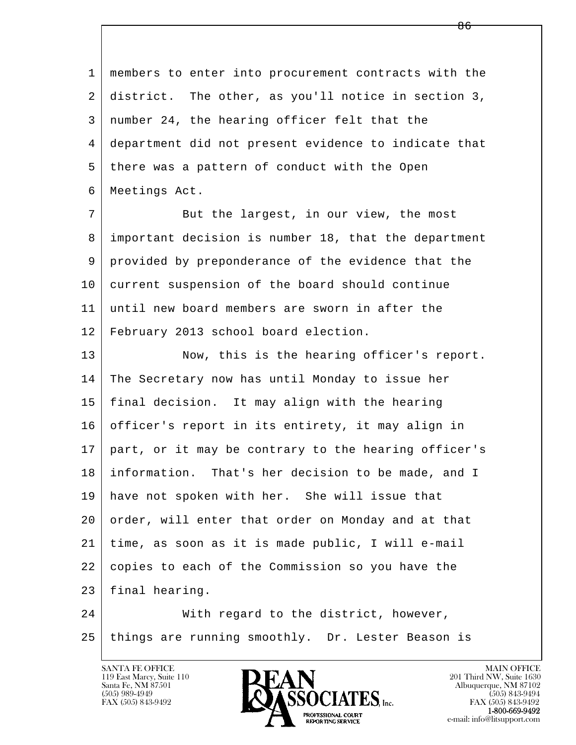members to enter into procurement contracts with the district. The other, as you'll notice in section 3, number 24, the hearing officer felt that the department did not present evidence to indicate that there was a pattern of conduct with the Open Meetings Act.

But the largest, in our view, the most important decision is number 18, that the department provided by preponderance of the evidence that the current suspension of the board should continue until new board members are sworn in after the February 2013 school board election.

Now, this is the hearing officer's report. The Secretary now has until Monday to issue her final decision. It may align with the hearing officer's report in its entirety, it may align in part, or it may be contrary to the hearing officer's information. That's her decision to be made, and I have not spoken with her. She will issue that order, will enter that order on Monday and at that time, as soon as it is made public, I will e-mail copies to each of the Commission so you have the final hearing.

With regard to the district, however, things are running smoothly. Dr. Lester Beason is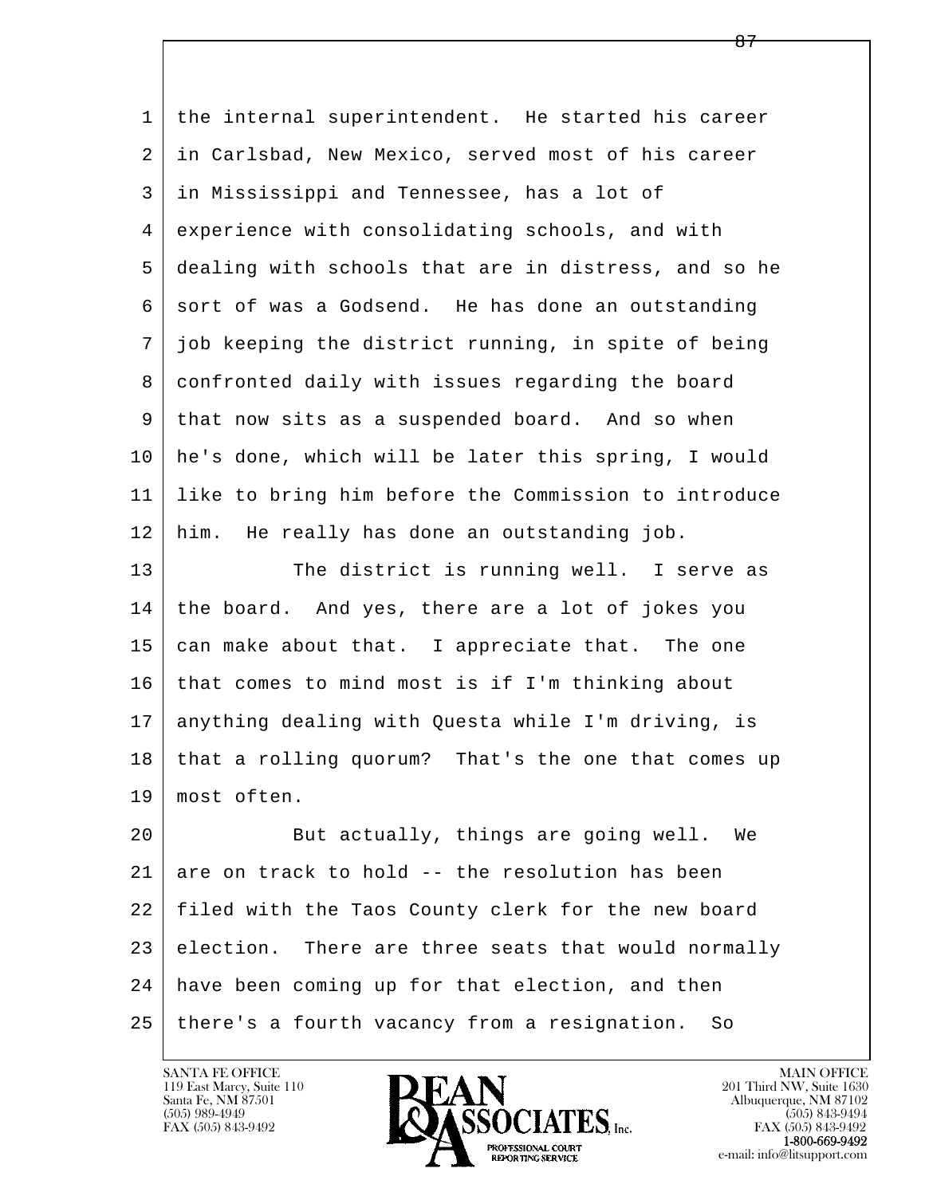the internal superintendent. He started his career in Carlsbad, New Mexico, served most of his career in Mississippi and Tennessee, has a lot of experience with consolidating schools, and with dealing with schools that are in distress, and so he sort of was a Godsend. He has done an outstanding job keeping the district running, in spite of being confronted daily with issues regarding the board that now sits as a suspended board. And so when he's done, which will be later this spring, I would like to bring him before the Commission to introduce him. He really has done an outstanding job.

The district is running well. I serve as the board. And yes, there are a lot of jokes you can make about that. I appreciate that. The one that comes to mind most is if I'm thinking about anything dealing with Questa while I'm driving, is that a rolling quorum? That's the one that comes up most often.

But actually, things are going well. We are on track to hold -- the resolution has been filed with the Taos County clerk for the new board election. There are three seats that would normally have been coming up for that election, and then there's a fourth vacancy from a resignation. So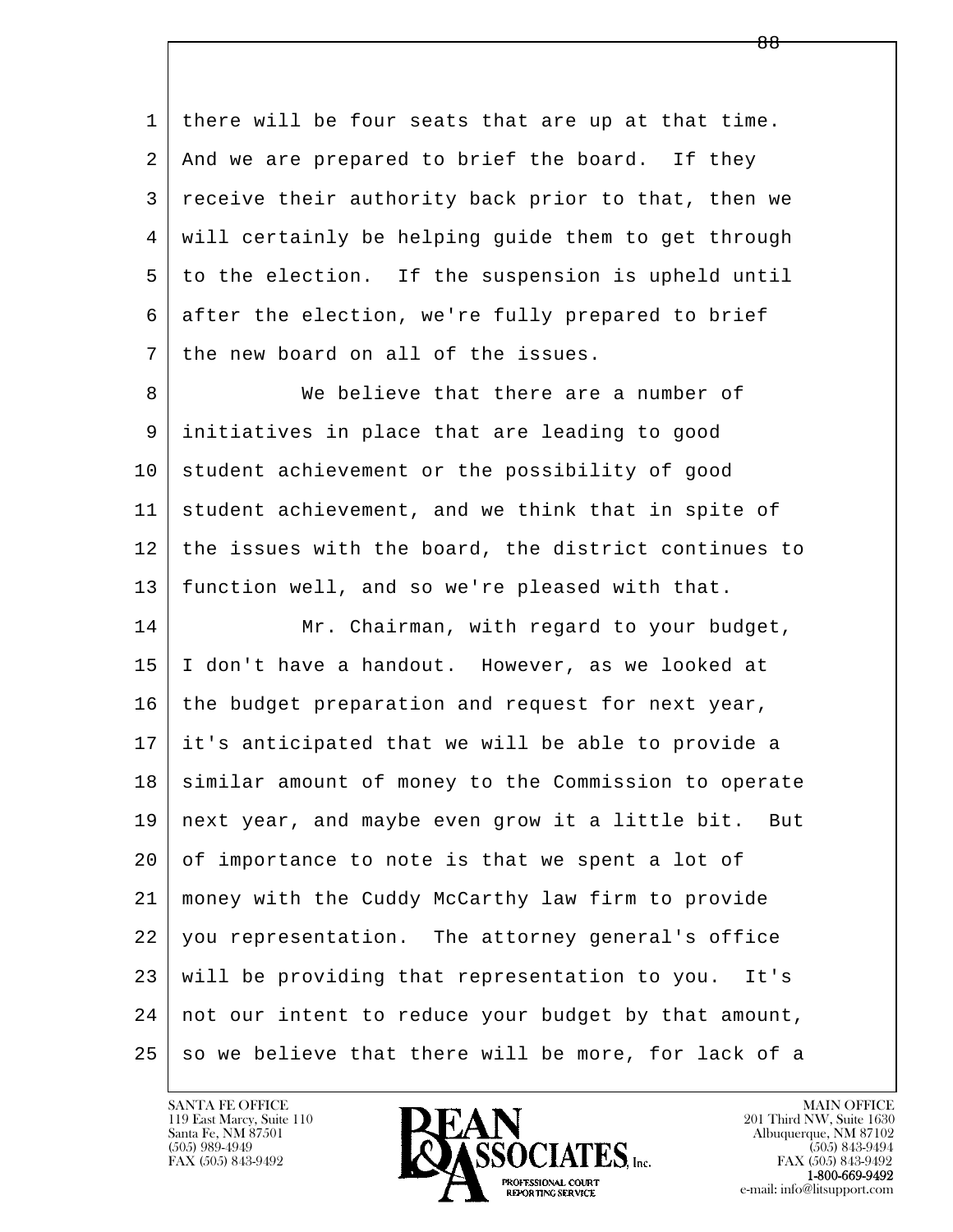there will be four seats that are up at that time. And we are prepared to brief the board. If they receive their authority back prior to that, then we will certainly be helping guide them to get through to the election. If the suspension is upheld until after the election, we're fully prepared to brief the new board on all of the issues.

We believe that there are a number of initiatives in place that are leading to good student achievement or the possibility of good student achievement, and we think that in spite of the issues with the board, the district continues to function well, and so we're pleased with that.

Mr. Chairman, with regard to your budget, I don't have a handout. However, as we looked at the budget preparation and request for next year, it's anticipated that we will be able to provide a similar amount of money to the Commission to operate next year, and maybe even grow it a little bit. But of importance to note is that we spent a lot of money with the Cuddy McCarthy law firm to provide you representation. The attorney general's office will be providing that representation to you. It's not our intent to reduce your budget by that amount, so we believe that there will be more, for lack of a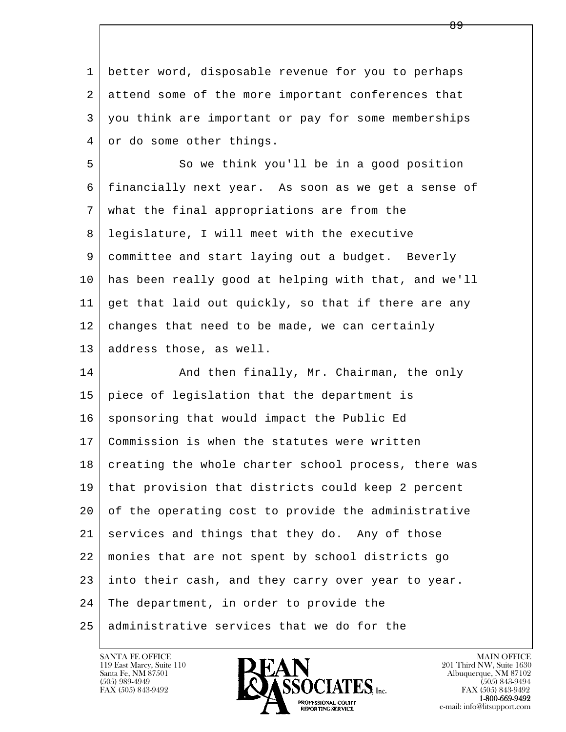better word, disposable revenue for you to perhaps attend some of the more important conferences that you think are important or pay for some memberships or do some other things.

So we think you'll be in a good position financially next year. As soon as we get a sense of what the final appropriations are from the legislature, I will meet with the executive committee and start laying out a budget. Beverly has been really good at helping with that, and we'll get that laid out quickly, so that if there are any changes that need to be made, we can certainly address those, as well.

And then finally, Mr. Chairman, the only piece of legislation that the department is sponsoring that would impact the Public Ed Commission is when the statutes were written creating the whole charter school process, there was that provision that districts could keep 2 percent of the operating cost to provide the administrative services and things that they do. Any of those monies that are not spent by school districts go into their cash, and they carry over year to year. The department, in order to provide the administrative services that we do for the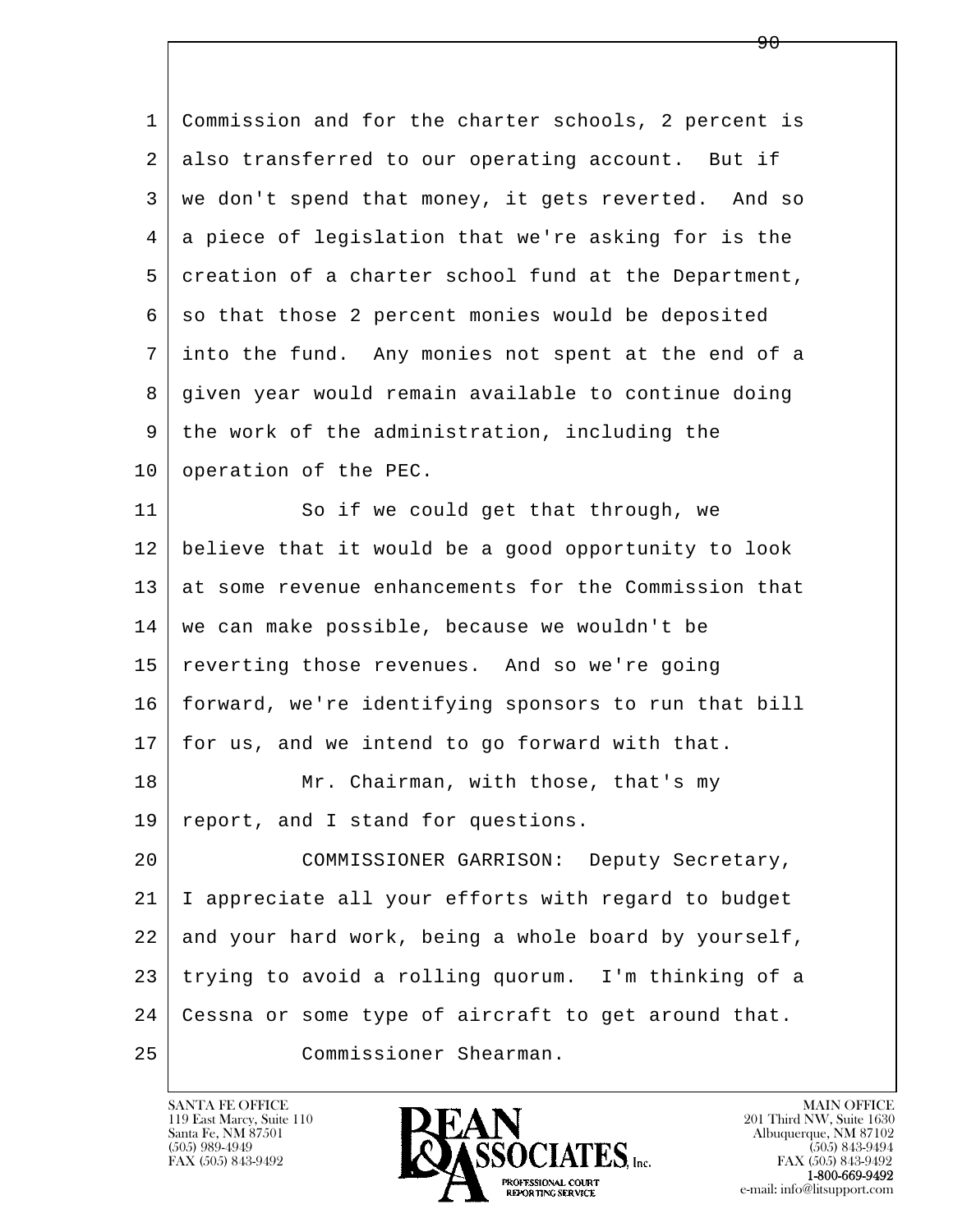Commission and for the charter schools, 2 percent is also transferred to our operating account. But if we don't spend that money, it gets reverted. And so a piece of legislation that we're asking for is the creation of a charter school fund at the Department, so that those 2 percent monies would be deposited into the fund. Any monies not spent at the end of a given year would remain available to continue doing the work of the administration, including the operation of the PEC.

So if we could get that through, we believe that it would be a good opportunity to look at some revenue enhancements for the Commission that we can make possible, because we wouldn't be reverting those revenues. And so we're going forward, we're identifying sponsors to run that bill for us, and we intend to go forward with that.

Mr. Chairman, with those, that's my report, and I stand for questions.

COMMISSIONER GARRISON: Deputy Secretary, I appreciate all your efforts with regard to budget and your hard work, being a whole board by yourself, trying to avoid a rolling quorum. I'm thinking of a Cessna or some type of aircraft to get around that.

Commissioner Shearman.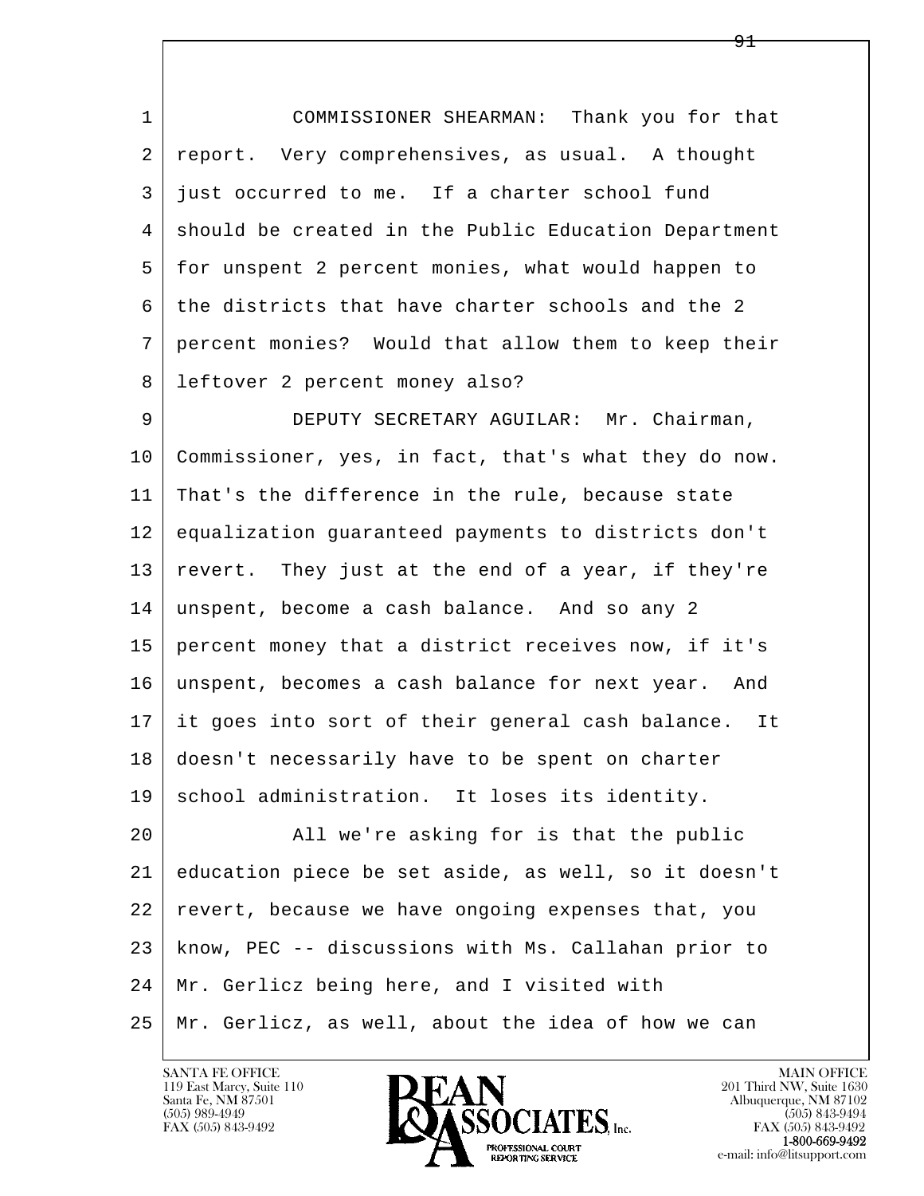COMMISSIONER SHEARMAN: Thank you for that report. Very comprehensives, as usual. A thought just occurred to me. If a charter school fund should be created in the Public Education Department for unspent 2 percent monies, what would happen to the districts that have charter schools and the 2 percent monies? Would that allow them to keep their leftover 2 percent money also?

DEPUTY SECRETARY AGUILAR: Mr. Chairman, Commissioner, yes, in fact, that's what they do now. That's the difference in the rule, because state equalization guaranteed payments to districts don't revert. They just at the end of a year, if they're unspent, become a cash balance. And so any 2 percent money that a district receives now, if it's unspent, becomes a cash balance for next year. And it goes into sort of their general cash balance. It doesn't necessarily have to be spent on charter school administration. It loses its identity.

All we're asking for is that the public education piece be set aside, as well, so it doesn't revert, because we have ongoing expenses that, you know, PEC -- discussions with Ms. Callahan prior to Mr. Gerlicz being here, and I visited with Mr. Gerlicz, as well, about the idea of how we can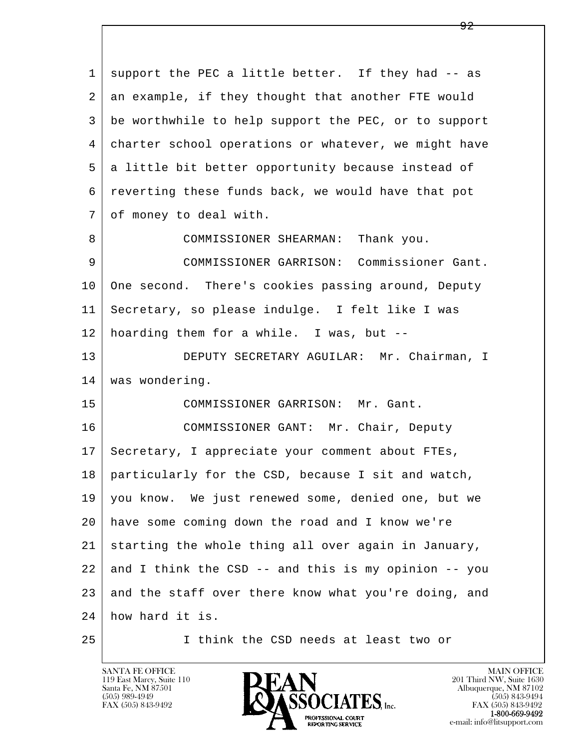support the PEC a little better. If they had -- as an example, if they thought that another FTE would be worthwhile to help support the PEC, or to support charter school operations or whatever, we might have a little bit better opportunity because instead of reverting these funds back, we would have that pot of money to deal with.

COMMISSIONER SHEARMAN: Thank you.

COMMISSIONER GARRISON: Commissioner Gant. One second. There's cookies passing around, Deputy Secretary, so please indulge. I felt like I was hoarding them for a while. I was, but --

DEPUTY SECRETARY AGUILAR: Mr. Chairman, I was wondering.

COMMISSIONER GARRISON: Mr. Gant.

COMMISSIONER GANT: Mr. Chair, Deputy Secretary, I appreciate your comment about FTEs, particularly for the CSD, because I sit and watch, you know. We just renewed some, denied one, but we have some coming down the road and I know we're starting the whole thing all over again in January, and I think the CSD -- and this is my opinion -- you and the staff over there know what you're doing, and how hard it is.

I think the CSD needs at least two or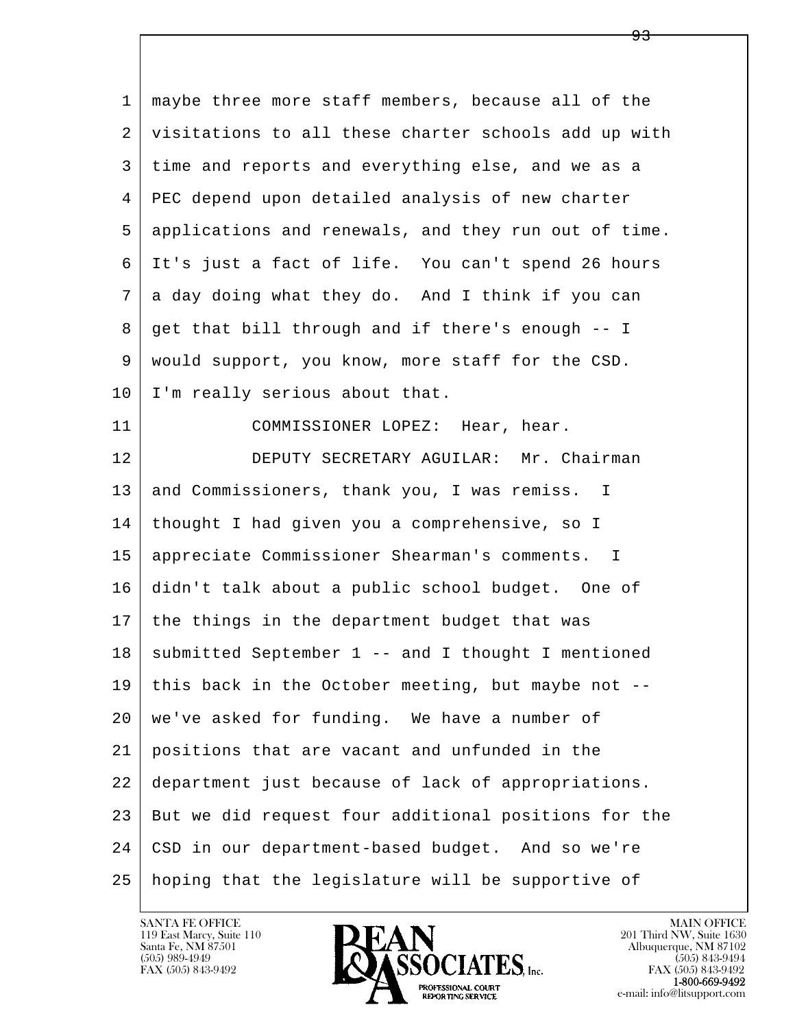maybe three more staff members, because all of the visitations to all these charter schools add up with time and reports and everything else, and we as a PEC depend upon detailed analysis of new charter applications and renewals, and they run out of time. It's just a fact of life. You can't spend 26 hours a day doing what they do. And I think if you can get that bill through and if there's enough -- I would support, you know, more staff for the CSD. I'm really serious about that.

COMMISSIONER LOPEZ: Hear, hear.

DEPUTY SECRETARY AGUILAR: Mr. Chairman and Commissioners, thank you, I was remiss. I thought I had given you a comprehensive, so I appreciate Commissioner Shearman's comments. I didn't talk about a public school budget. One of the things in the department budget that was submitted September 1 -- and I thought I mentioned this back in the October meeting, but maybe not -- we've asked for funding. We have a number of positions that are vacant and unfunded in the department just because of lack of appropriations. But we did request four additional positions for the CSD in our department-based budget. And so we're hoping that the legislature will be supportive of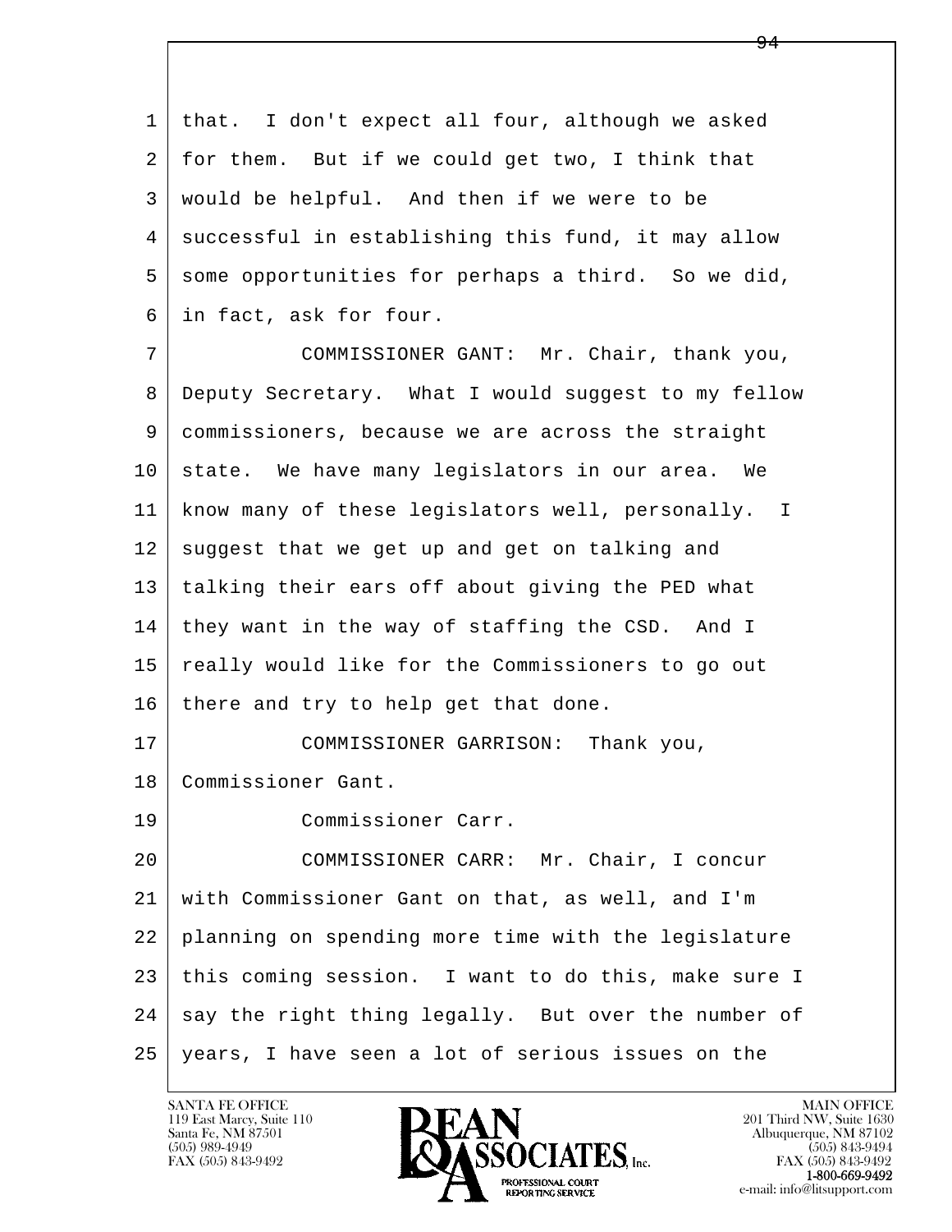that. I don't expect all four, although we asked for them. But if we could get two, I think that would be helpful. And then if we were to be successful in establishing this fund, it may allow some opportunities for perhaps a third. So we did, in fact, ask for four.

COMMISSIONER GANT: Mr. Chair, thank you, Deputy Secretary. What I would suggest to my fellow commissioners, because we are across the straight state. We have many legislators in our area. We know many of these legislators well, personally. I suggest that we get up and get on talking and talking their ears off about giving the PED what they want in the way of staffing the CSD. And I really would like for the Commissioners to go out there and try to help get that done.

COMMISSIONER GARRISON: Thank you, Commissioner Gant.

Commissioner Carr.

COMMISSIONER CARR: Mr. Chair, I concur with Commissioner Gant on that, as well, and I'm planning on spending more time with the legislature this coming session. I want to do this, make sure I say the right thing legally. But over the number of years, I have seen a lot of serious issues on the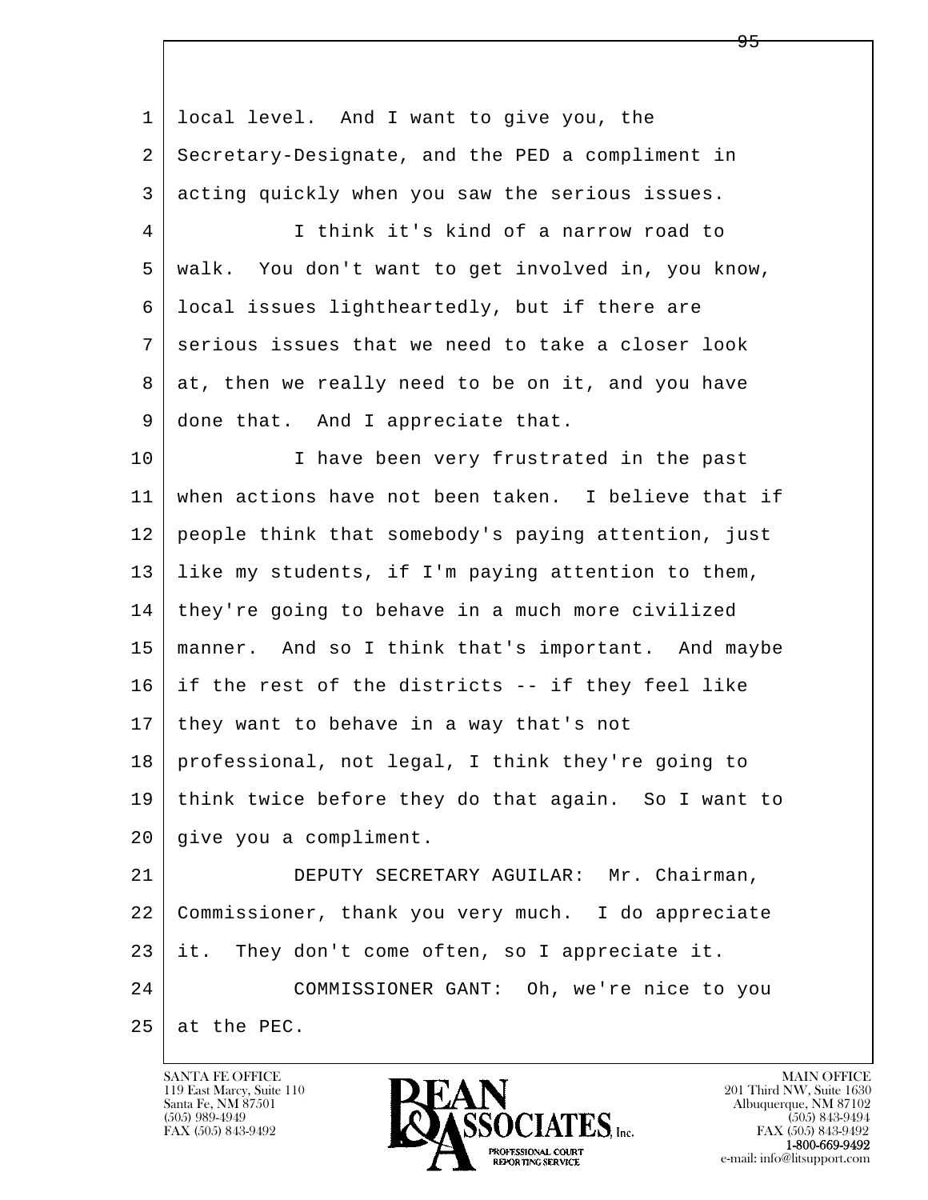local level. And I want to give you, the Secretary-Designate, and the PED a compliment in acting quickly when you saw the serious issues.

I think it's kind of a narrow road to walk. You don't want to get involved in, you know, local issues lightheartedly, but if there are serious issues that we need to take a closer look at, then we really need to be on it, and you have done that. And I appreciate that.

I have been very frustrated in the past when actions have not been taken. I believe that if people think that somebody's paying attention, just like my students, if I'm paying attention to them, they're going to behave in a much more civilized manner. And so I think that's important. And maybe if the rest of the districts -- if they feel like they want to behave in a way that's not professional, not legal, I think they're going to think twice before they do that again. So I want to give you a compliment.

DEPUTY SECRETARY AGUILAR: Mr. Chairman, Commissioner, thank you very much. I do appreciate it. They don't come often, so I appreciate it.

COMMISSIONER GANT: Oh, we're nice to you at the PEC.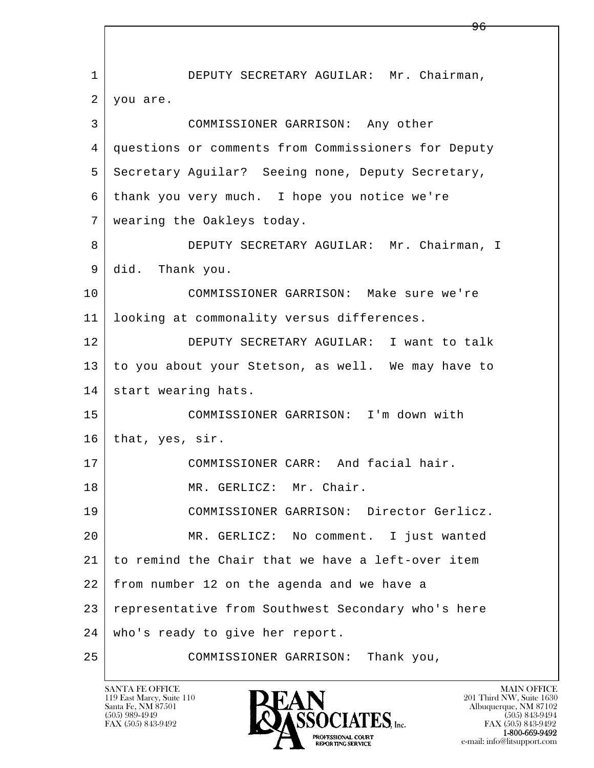1 DEPUTY SECRETARY AGUILAR: Mr. Chairman,
2 you are.
3 COMMISSIONER GARRISON: Any other
4 questions or comments from Commissioners for Deputy
5 Secretary Aguilar? Seeing none, Deputy Secretary,
6 thank you very much. I hope you notice we're
7 wearing the Oakleys today.
8 DEPUTY SECRETARY AGUILAR: Mr. Chairman, I
9 did. Thank you.
10 COMMISSIONER GARRISON: Make sure we're
11 looking at commonality versus differences.
12 DEPUTY SECRETARY AGUILAR: I want to talk
13 to you about your Stetson, as well. We may have to
14 start wearing hats.
15 COMMISSIONER GARRISON: I'm down with
16 that, yes, sir.
17 COMMISSIONER CARR: And facial hair.
18 MR. GERLICZ: Mr. Chair.
19 COMMISSIONER GARRISON: Director Gerlicz.
20 MR. GERLICZ: No comment. I just wanted
21 to remind the Chair that we have a left-over item
22 from number 12 on the agenda and we have a
23 representative from Southwest Secondary who's here
24 who's ready to give her report.
25 COMMISSIONER GARRISON: Thank you,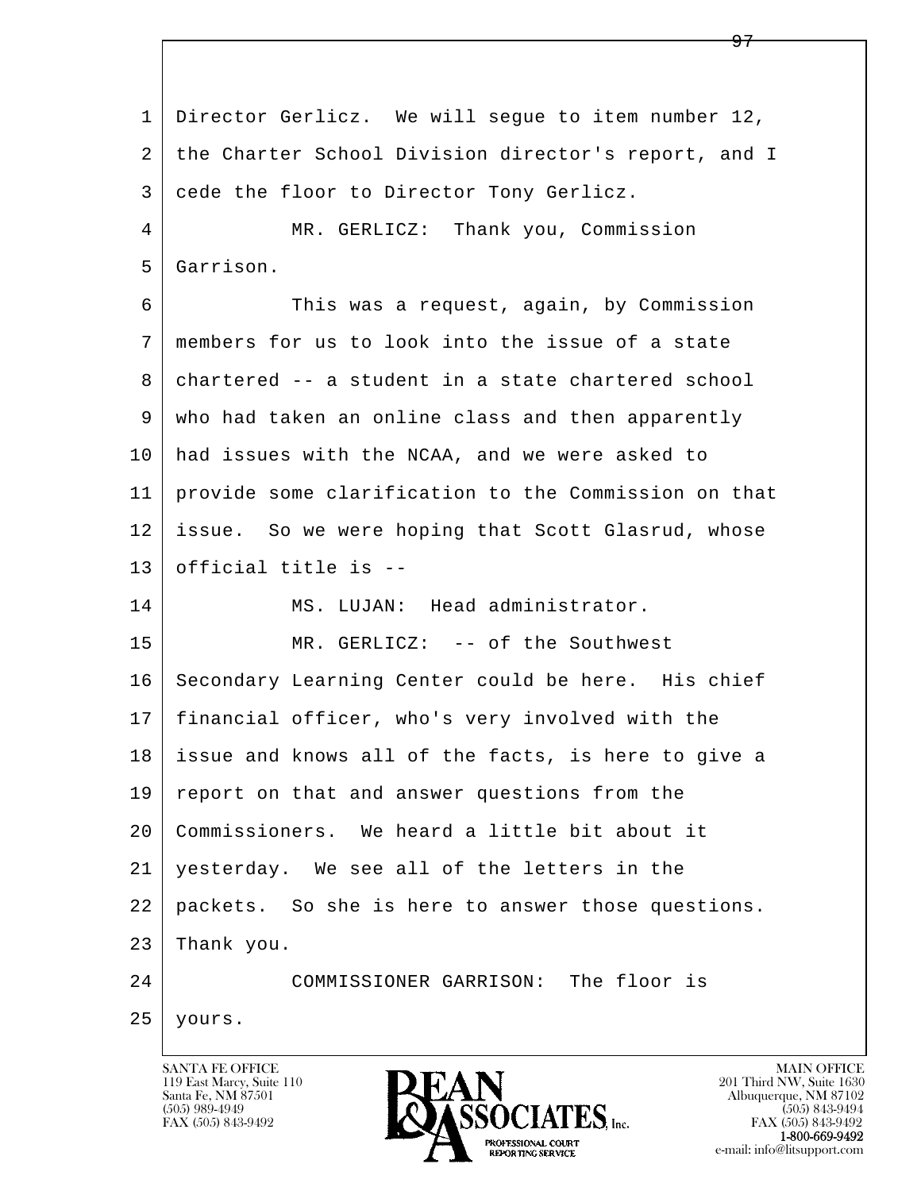1 Director Gerlicz. We will segue to item number 12,
2 the Charter School Division director's report, and I
3 cede the floor to Director Tony Gerlicz.

4 MR. GERLICZ: Thank you, Commission
5 Garrison.

6 This was a request, again, by Commission
7 members for us to look into the issue of a state
8 chartered -- a student in a state chartered school
9 who had taken an online class and then apparently
10 had issues with the NCAA, and we were asked to
11 provide some clarification to the Commission on that
12 issue. So we were hoping that Scott Glasrud, whose
13 official title is --

14 MS. LUJAN: Head administrator.

15 MR. GERLICZ: -- of the Southwest
16 Secondary Learning Center could be here. His chief
17 financial officer, who's very involved with the
18 issue and knows all of the facts, is here to give a
19 report on that and answer questions from the
20 Commissioners. We heard a little bit about it
21 yesterday. We see all of the letters in the
22 packets. So she is here to answer those questions.
23 Thank you.

24 COMMISSIONER GARRISON: The floor is
25 yours.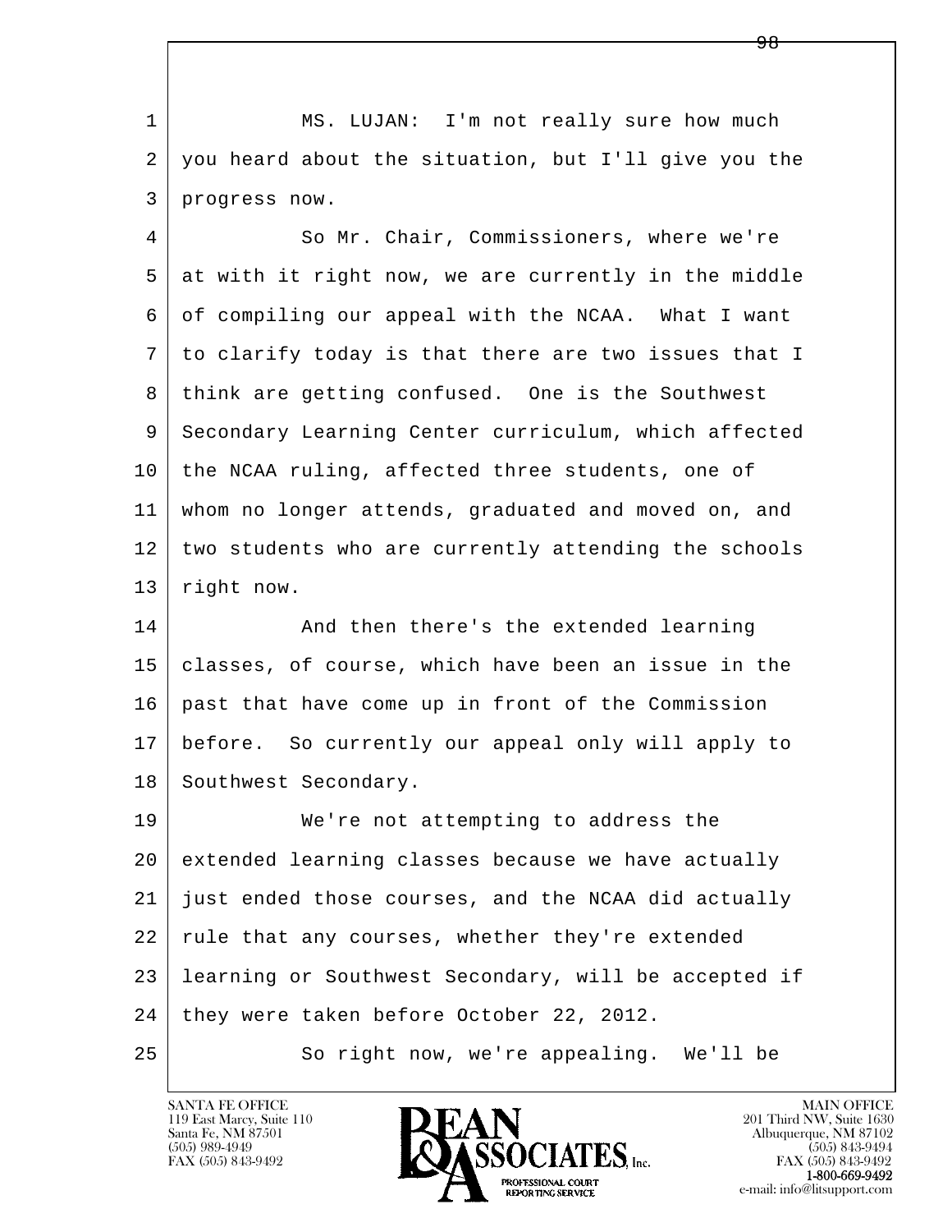MS. LUJAN: I'm not really sure how much you heard about the situation, but I'll give you the progress now.

So Mr. Chair, Commissioners, where we're at with it right now, we are currently in the middle of compiling our appeal with the NCAA. What I want to clarify today is that there are two issues that I think are getting confused. One is the Southwest Secondary Learning Center curriculum, which affected the NCAA ruling, affected three students, one of whom no longer attends, graduated and moved on, and two students who are currently attending the schools right now.

And then there's the extended learning classes, of course, which have been an issue in the past that have come up in front of the Commission before. So currently our appeal only will apply to Southwest Secondary.

We're not attempting to address the extended learning classes because we have actually just ended those courses, and the NCAA did actually rule that any courses, whether they're extended learning or Southwest Secondary, will be accepted if they were taken before October 22, 2012.

So right now, we're appealing. We'll be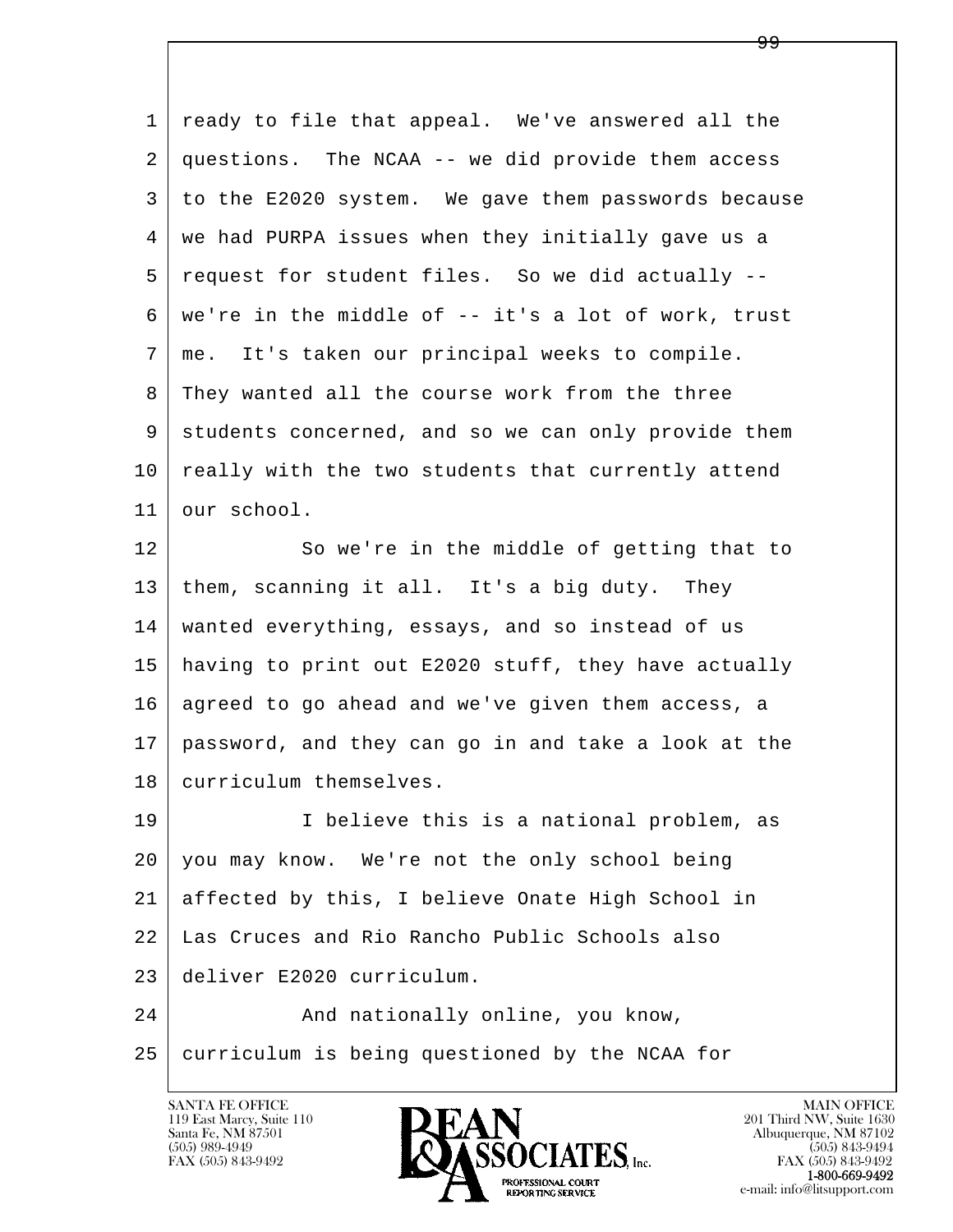ready to file that appeal. We've answered all the questions. The NCAA -- we did provide them access to the E2020 system. We gave them passwords because we had PURPA issues when they initially gave us a request for student files. So we did actually -- we're in the middle of -- it's a lot of work, trust me. It's taken our principal weeks to compile. They wanted all the course work from the three students concerned, and so we can only provide them really with the two students that currently attend our school.

So we're in the middle of getting that to them, scanning it all. It's a big duty. They wanted everything, essays, and so instead of us having to print out E2020 stuff, they have actually agreed to go ahead and we've given them access, a password, and they can go in and take a look at the curriculum themselves.

I believe this is a national problem, as you may know. We're not the only school being affected by this, I believe Onate High School in Las Cruces and Rio Rancho Public Schools also deliver E2020 curriculum.

And nationally online, you know, curriculum is being questioned by the NCAA for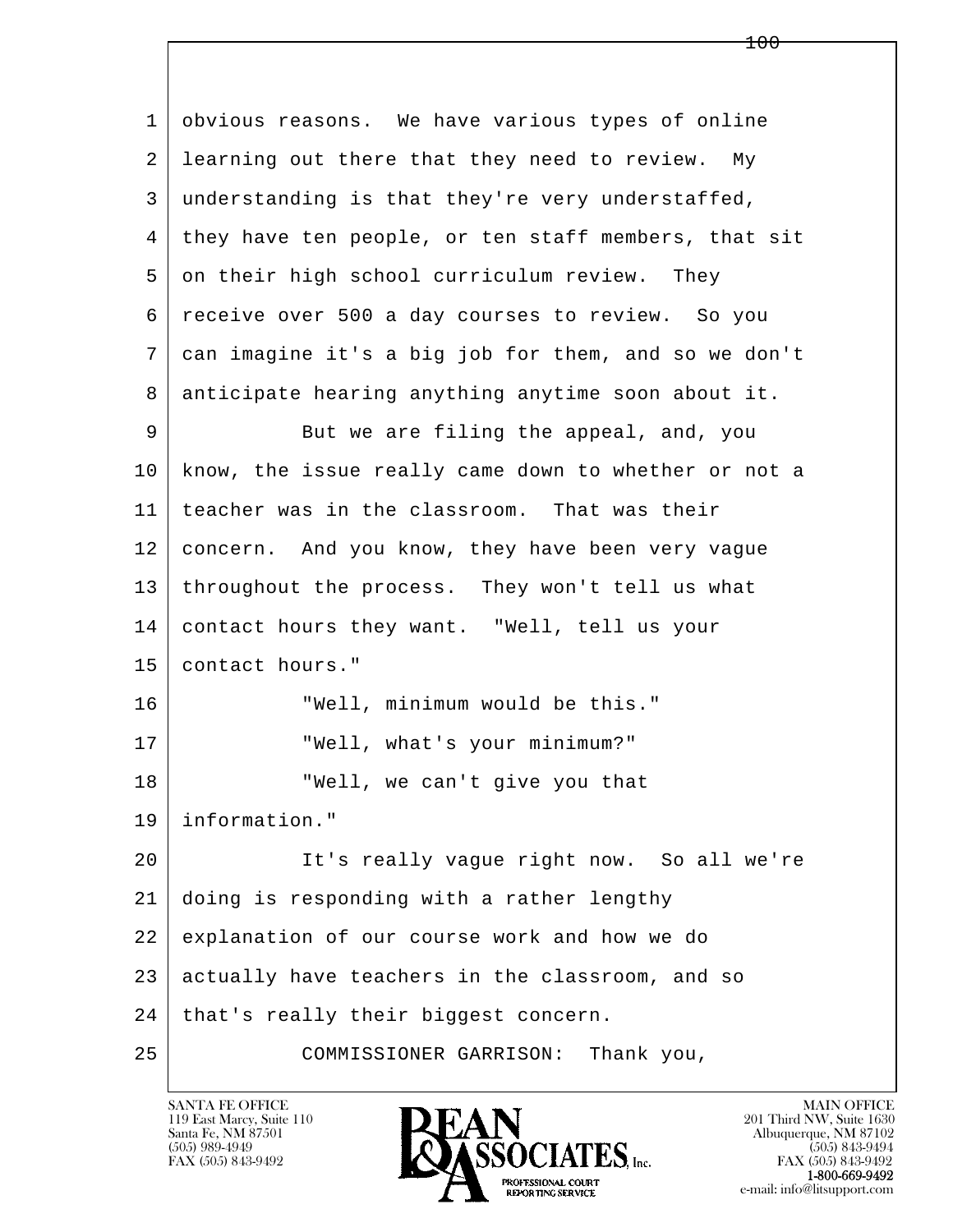1 obvious reasons. We have various types of online
2 learning out there that they need to review. My
3 understanding is that they're very understaffed,
4 they have ten people, or ten staff members, that sit
5 on their high school curriculum review. They
6 receive over 500 a day courses to review. So you
7 can imagine it's a big job for them, and so we don't
8 anticipate hearing anything anytime soon about it.
9 But we are filing the appeal, and, you
10 know, the issue really came down to whether or not a
11 teacher was in the classroom. That was their
12 concern. And you know, they have been very vague
13 throughout the process. They won't tell us what
14 contact hours they want. "Well, tell us your
15 contact hours."
16 "Well, minimum would be this."
17 "Well, what's your minimum?"
18 "Well, we can't give you that
19 information."
20 It's really vague right now. So all we're
21 doing is responding with a rather lengthy
22 explanation of our course work and how we do
23 actually have teachers in the classroom, and so
24 that's really their biggest concern.
25 COMMISSIONER GARRISON: Thank you,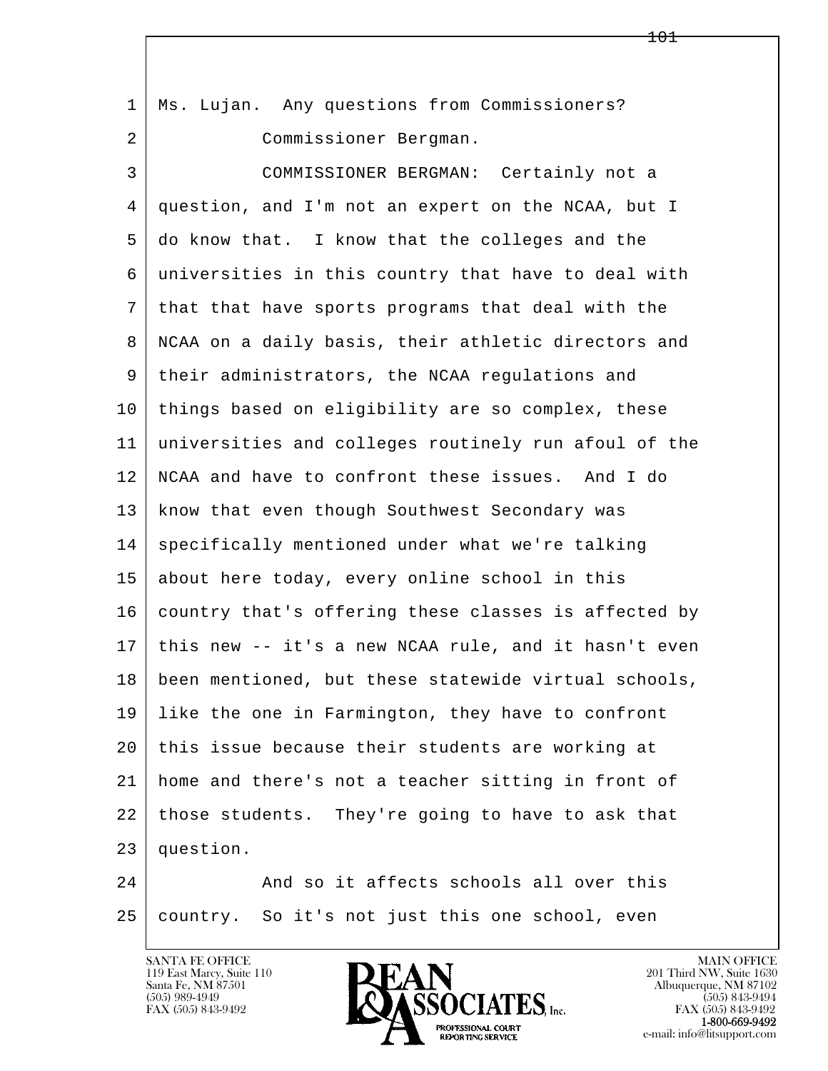1 Ms. Lujan. Any questions from Commissioners?

2 Commissioner Bergman.

3 COMMISSIONER BERGMAN: Certainly not a

4 question, and I'm not an expert on the NCAA, but I

5 do know that. I know that the colleges and the

6 universities in this country that have to deal with

7 that that have sports programs that deal with the

8 NCAA on a daily basis, their athletic directors and

9 their administrators, the NCAA regulations and

10 things based on eligibility are so complex, these

11 universities and colleges routinely run afoul of the

12 NCAA and have to confront these issues. And I do

13 know that even though Southwest Secondary was

14 specifically mentioned under what we're talking

15 about here today, every online school in this

16 country that's offering these classes is affected by

17 this new -- it's a new NCAA rule, and it hasn't even

18 been mentioned, but these statewide virtual schools,

19 like the one in Farmington, they have to confront

20 this issue because their students are working at

21 home and there's not a teacher sitting in front of

22 those students. They're going to have to ask that

23 question.

24 And so it affects schools all over this

25 country. So it's not just this one school, even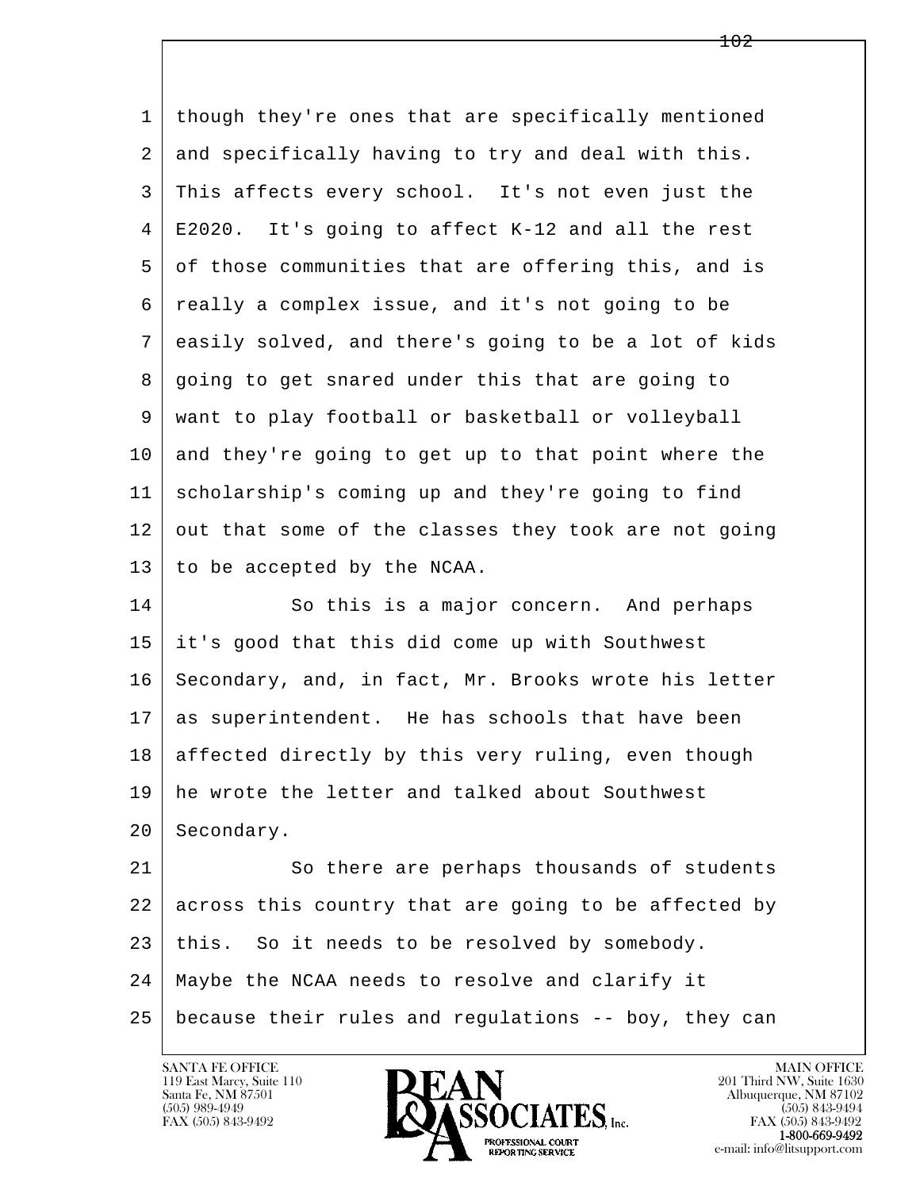though they're ones that are specifically mentioned and specifically having to try and deal with this. This affects every school. It's not even just the E2020. It's going to affect K-12 and all the rest of those communities that are offering this, and is really a complex issue, and it's not going to be easily solved, and there's going to be a lot of kids going to get snared under this that are going to want to play football or basketball or volleyball and they're going to get up to that point where the scholarship's coming up and they're going to find out that some of the classes they took are not going to be accepted by the NCAA.

So this is a major concern. And perhaps it's good that this did come up with Southwest Secondary, and, in fact, Mr. Brooks wrote his letter as superintendent. He has schools that have been affected directly by this very ruling, even though he wrote the letter and talked about Southwest Secondary.

So there are perhaps thousands of students across this country that are going to be affected by this. So it needs to be resolved by somebody. Maybe the NCAA needs to resolve and clarify it because their rules and regulations -- boy, they can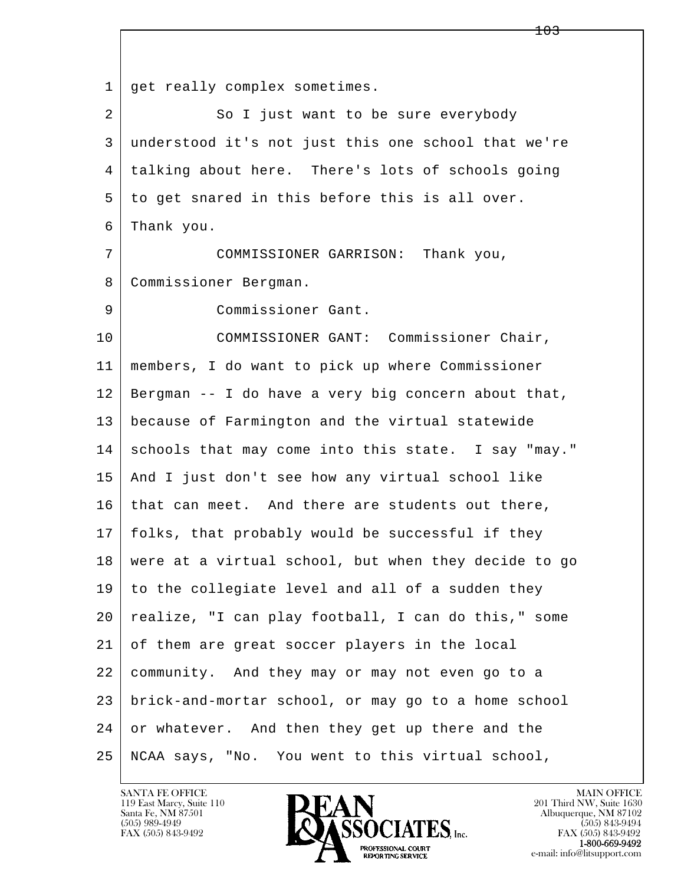get really complex sometimes.

So I just want to be sure everybody understood it's not just this one school that we're talking about here. There's lots of schools going to get snared in this before this is all over. Thank you.

COMMISSIONER GARRISON: Thank you, Commissioner Bergman.

Commissioner Gant.

COMMISSIONER GANT: Commissioner Chair, members, I do want to pick up where Commissioner Bergman -- I do have a very big concern about that, because of Farmington and the virtual statewide schools that may come into this state. I say "may." And I just don't see how any virtual school like that can meet. And there are students out there, folks, that probably would be successful if they were at a virtual school, but when they decide to go to the collegiate level and all of a sudden they realize, "I can play football, I can do this," some of them are great soccer players in the local community. And they may or may not even go to a brick-and-mortar school, or may go to a home school or whatever. And then they get up there and the NCAA says, "No. You went to this virtual school,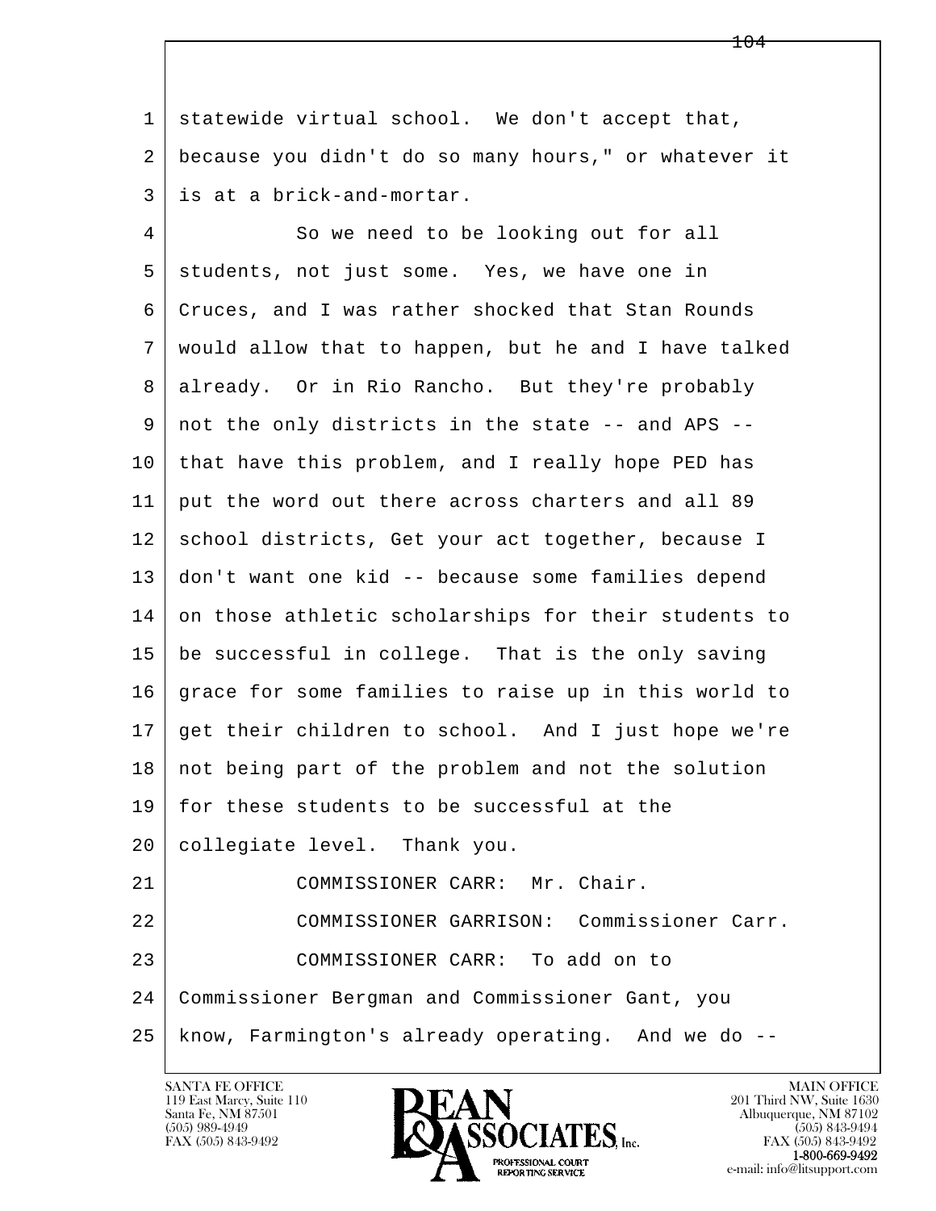1 statewide virtual school. We don't accept that,
2 because you didn't do so many hours," or whatever it
3 is at a brick-and-mortar.

4 So we need to be looking out for all
5 students, not just some. Yes, we have one in
6 Cruces, and I was rather shocked that Stan Rounds
7 would allow that to happen, but he and I have talked
8 already. Or in Rio Rancho. But they're probably
9 not the only districts in the state -- and APS --
10 that have this problem, and I really hope PED has
11 put the word out there across charters and all 89
12 school districts, Get your act together, because I
13 don't want one kid -- because some families depend
14 on those athletic scholarships for their students to
15 be successful in college. That is the only saving
16 grace for some families to raise up in this world to
17 get their children to school. And I just hope we're
18 not being part of the problem and not the solution
19 for these students to be successful at the
20 collegiate level. Thank you.

21 COMMISSIONER CARR: Mr. Chair.

22 COMMISSIONER GARRISON: Commissioner Carr.

23 COMMISSIONER CARR: To add on to
24 Commissioner Bergman and Commissioner Gant, you
25 know, Farmington's already operating. And we do --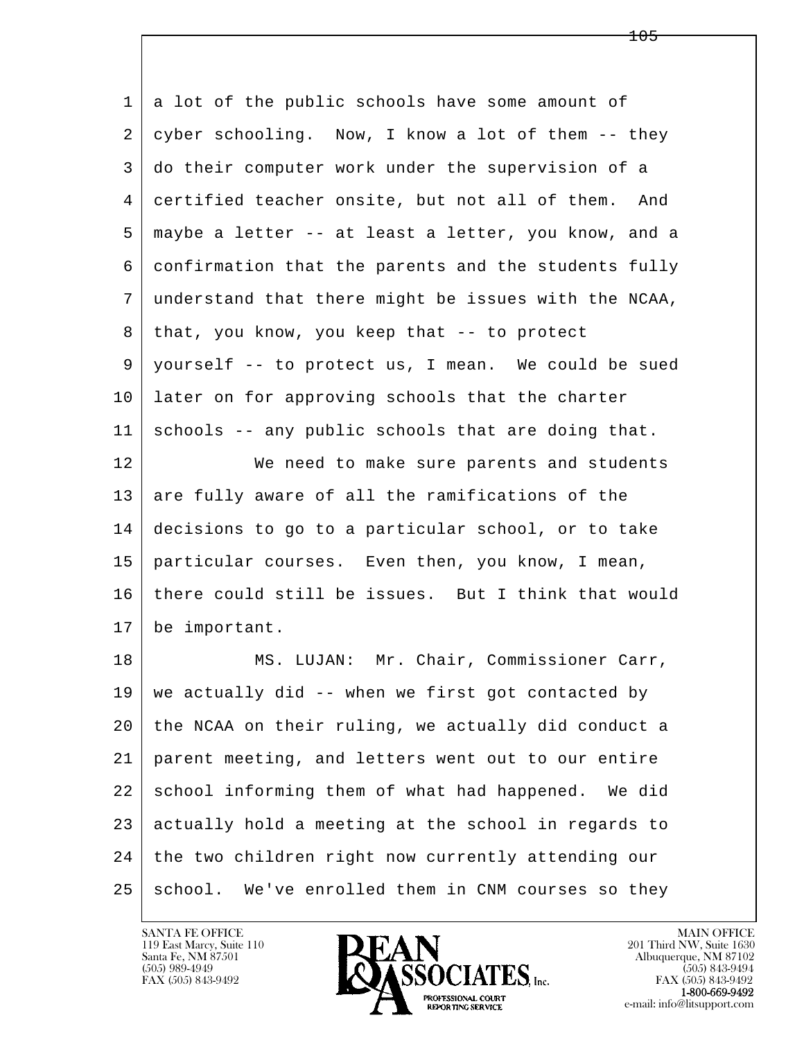1 a lot of the public schools have some amount of
2 cyber schooling. Now, I know a lot of them -- they
3 do their computer work under the supervision of a
4 certified teacher onsite, but not all of them. And
5 maybe a letter -- at least a letter, you know, and a
6 confirmation that the parents and the students fully
7 understand that there might be issues with the NCAA,
8 that, you know, you keep that -- to protect
9 yourself -- to protect us, I mean. We could be sued
10 later on for approving schools that the charter
11 schools -- any public schools that are doing that.
12 We need to make sure parents and students
13 are fully aware of all the ramifications of the
14 decisions to go to a particular school, or to take
15 particular courses. Even then, you know, I mean,
16 there could still be issues. But I think that would
17 be important.
18 MS. LUJAN: Mr. Chair, Commissioner Carr,
19 we actually did -- when we first got contacted by
20 the NCAA on their ruling, we actually did conduct a
21 parent meeting, and letters went out to our entire
22 school informing them of what had happened. We did
23 actually hold a meeting at the school in regards to
24 the two children right now currently attending our
25 school. We've enrolled them in CNM courses so they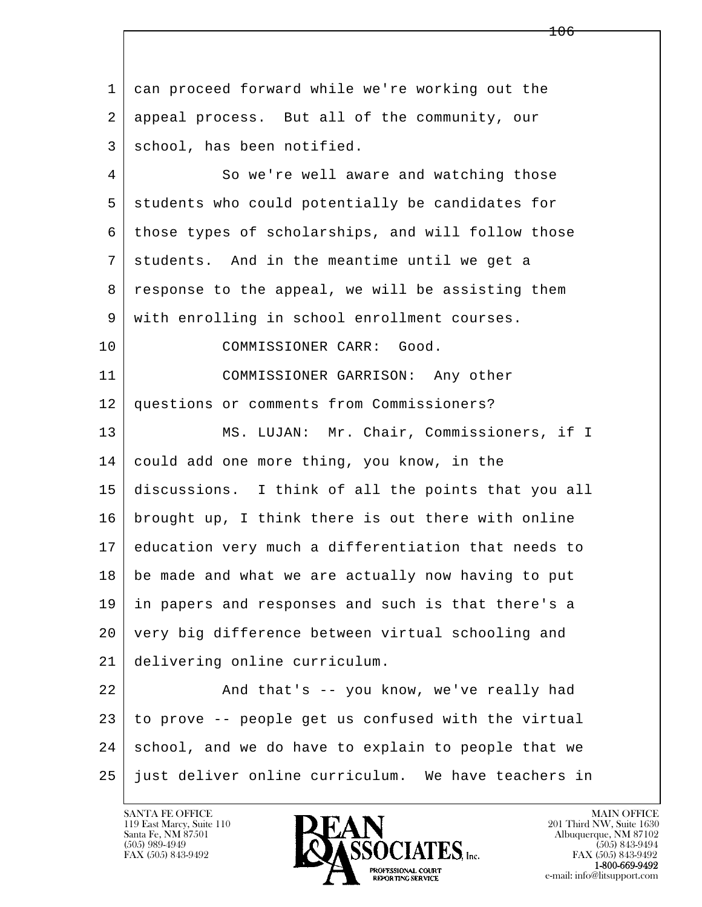can proceed forward while we're working out the appeal process. But all of the community, our school, has been notified.

So we're well aware and watching those students who could potentially be candidates for those types of scholarships, and will follow those students. And in the meantime until we get a response to the appeal, we will be assisting them with enrolling in school enrollment courses.

COMMISSIONER CARR: Good.

COMMISSIONER GARRISON: Any other questions or comments from Commissioners?

MS. LUJAN: Mr. Chair, Commissioners, if I could add one more thing, you know, in the discussions. I think of all the points that you all brought up, I think there is out there with online education very much a differentiation that needs to be made and what we are actually now having to put in papers and responses and such is that there's a very big difference between virtual schooling and delivering online curriculum.

And that's -- you know, we've really had to prove -- people get us confused with the virtual school, and we do have to explain to people that we just deliver online curriculum. We have teachers in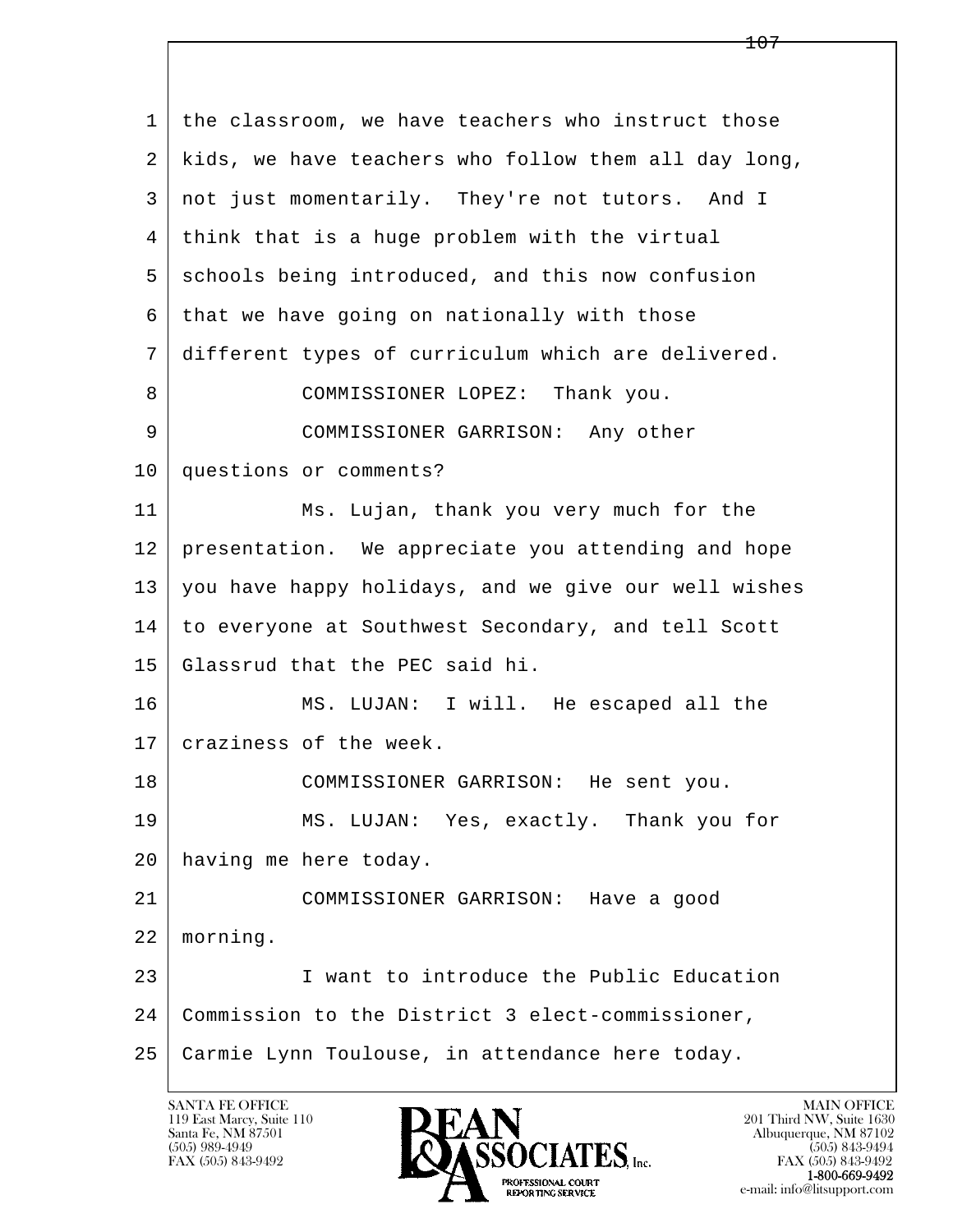1 the classroom, we have teachers who instruct those
2 kids, we have teachers who follow them all day long,
3 not just momentarily. They're not tutors. And I
4 think that is a huge problem with the virtual
5 schools being introduced, and this now confusion
6 that we have going on nationally with those
7 different types of curriculum which are delivered.
8 COMMISSIONER LOPEZ: Thank you.
9 COMMISSIONER GARRISON: Any other
10 questions or comments?
11 Ms. Lujan, thank you very much for the
12 presentation. We appreciate you attending and hope
13 you have happy holidays, and we give our well wishes
14 to everyone at Southwest Secondary, and tell Scott
15 Glassrud that the PEC said hi.
16 MS. LUJAN: I will. He escaped all the
17 craziness of the week.
18 COMMISSIONER GARRISON: He sent you.
19 MS. LUJAN: Yes, exactly. Thank you for
20 having me here today.
21 COMMISSIONER GARRISON: Have a good
22 morning.
23 I want to introduce the Public Education
24 Commission to the District 3 elect-commissioner,
25 Carmie Lynn Toulouse, in attendance here today.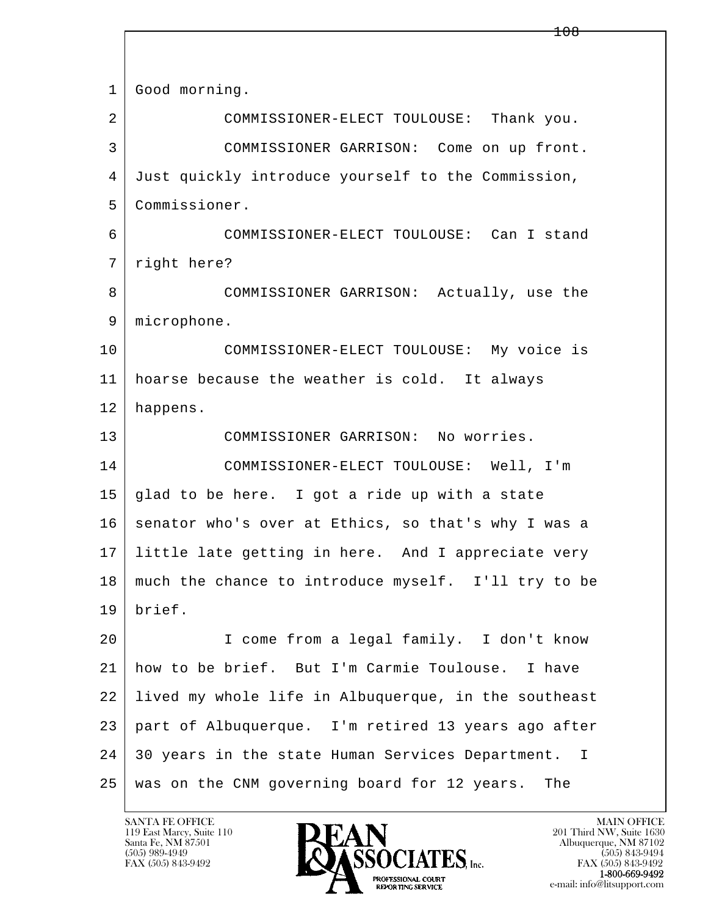Good morning.

COMMISSIONER-ELECT TOULOUSE: Thank you.

COMMISSIONER GARRISON: Come on up front. Just quickly introduce yourself to the Commission, Commissioner.

COMMISSIONER-ELECT TOULOUSE: Can I stand right here?

COMMISSIONER GARRISON: Actually, use the microphone.

COMMISSIONER-ELECT TOULOUSE: My voice is hoarse because the weather is cold. It always happens.

COMMISSIONER GARRISON: No worries.

COMMISSIONER-ELECT TOULOUSE: Well, I'm glad to be here. I got a ride up with a state senator who's over at Ethics, so that's why I was a little late getting in here. And I appreciate very much the chance to introduce myself. I'll try to be brief.

I come from a legal family. I don't know how to be brief. But I'm Carmie Toulouse. I have lived my whole life in Albuquerque, in the southeast part of Albuquerque. I'm retired 13 years ago after 30 years in the state Human Services Department. I was on the CNM governing board for 12 years. The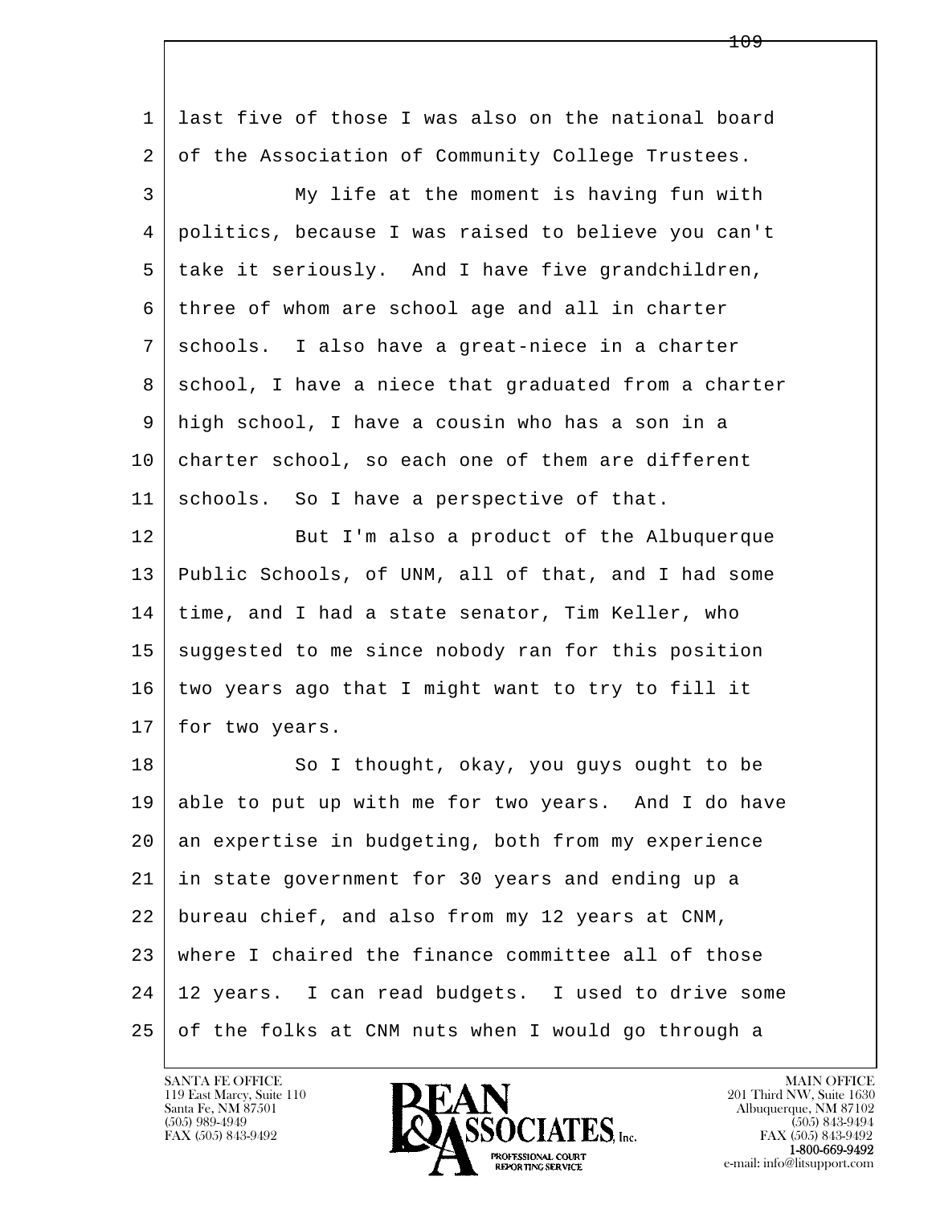1 last five of those I was also on the national board
2 of the Association of Community College Trustees.
3 My life at the moment is having fun with
4 politics, because I was raised to believe you can't
5 take it seriously. And I have five grandchildren,
6 three of whom are school age and all in charter
7 schools. I also have a great-niece in a charter
8 school, I have a niece that graduated from a charter
9 high school, I have a cousin who has a son in a
10 charter school, so each one of them are different
11 schools. So I have a perspective of that.
12 But I'm also a product of the Albuquerque
13 Public Schools, of UNM, all of that, and I had some
14 time, and I had a state senator, Tim Keller, who
15 suggested to me since nobody ran for this position
16 two years ago that I might want to try to fill it
17 for two years.
18 So I thought, okay, you guys ought to be
19 able to put up with me for two years. And I do have
20 an expertise in budgeting, both from my experience
21 in state government for 30 years and ending up a
22 bureau chief, and also from my 12 years at CNM,
23 where I chaired the finance committee all of those
24 12 years. I can read budgets. I used to drive some
25 of the folks at CNM nuts when I would go through a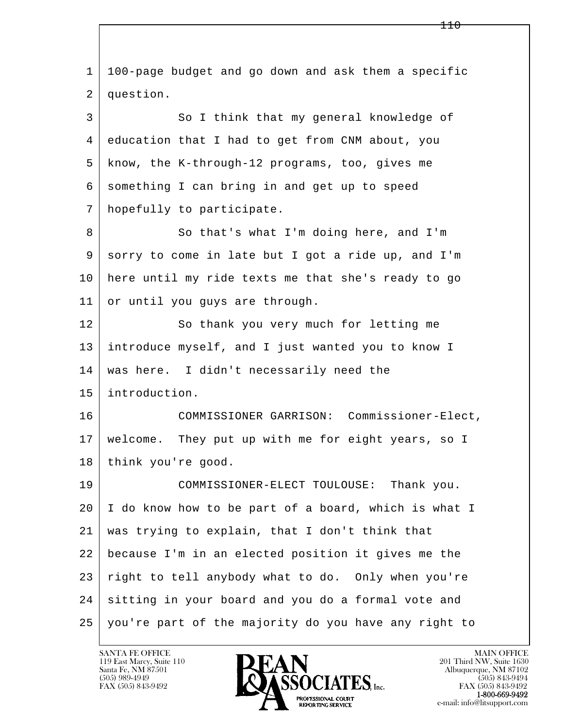1 100-page budget and go down and ask them a specific
2 question.
3 So I think that my general knowledge of
4 education that I had to get from CNM about, you
5 know, the K-through-12 programs, too, gives me
6 something I can bring in and get up to speed
7 hopefully to participate.
8 So that's what I'm doing here, and I'm
9 sorry to come in late but I got a ride up, and I'm
10 here until my ride texts me that she's ready to go
11 or until you guys are through.
12 So thank you very much for letting me
13 introduce myself, and I just wanted you to know I
14 was here. I didn't necessarily need the
15 introduction.
16 COMMISSIONER GARRISON: Commissioner-Elect,
17 welcome. They put up with me for eight years, so I
18 think you're good.
19 COMMISSIONER-ELECT TOULOUSE: Thank you.
20 I do know how to be part of a board, which is what I
21 was trying to explain, that I don't think that
22 because I'm in an elected position it gives me the
23 right to tell anybody what to do. Only when you're
24 sitting in your board and you do a formal vote and
25 you're part of the majority do you have any right to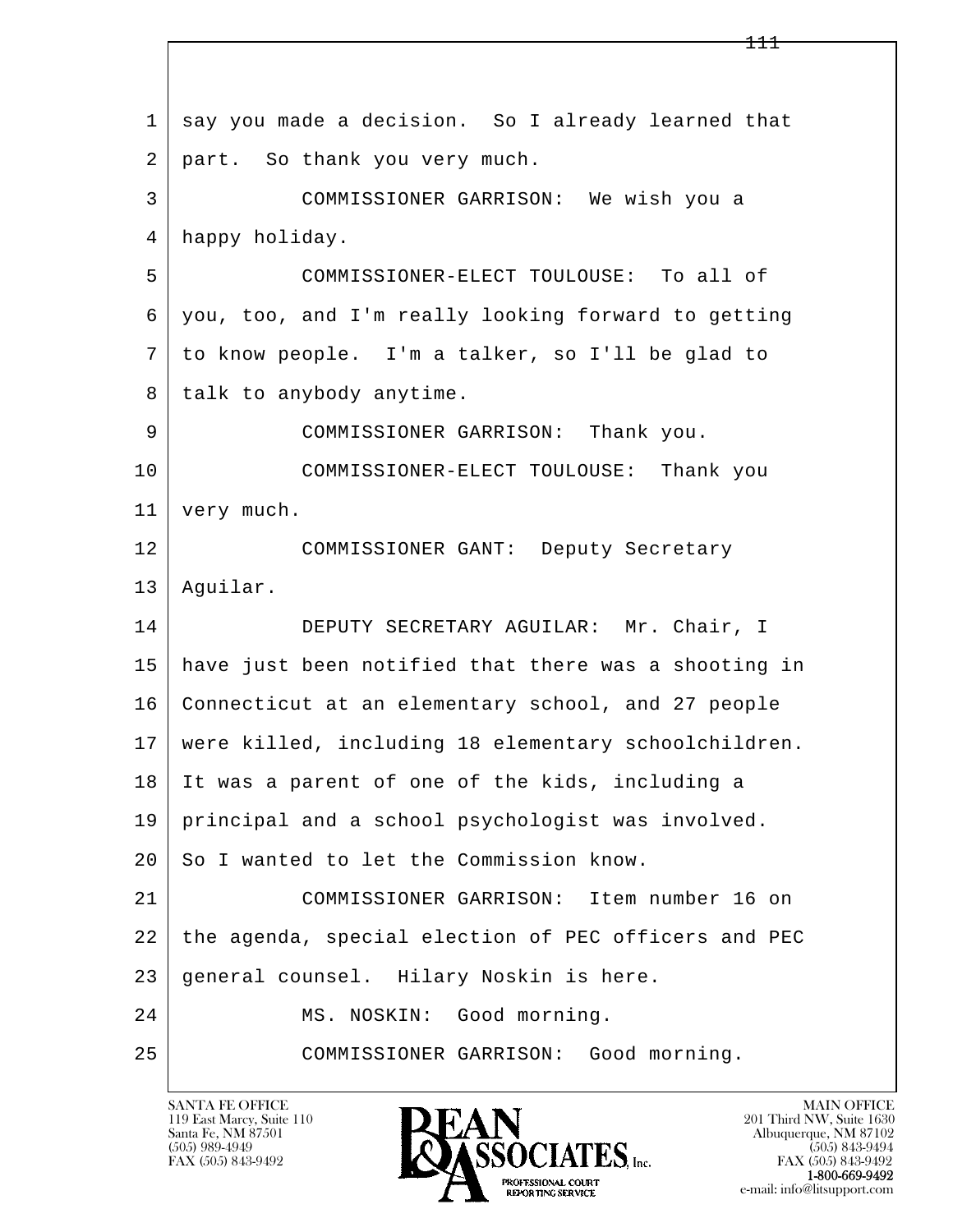1 say you made a decision. So I already learned that
2 part. So thank you very much.
3 COMMISSIONER GARRISON: We wish you a
4 happy holiday.
5 COMMISSIONER-ELECT TOULOUSE: To all of
6 you, too, and I'm really looking forward to getting
7 to know people. I'm a talker, so I'll be glad to
8 talk to anybody anytime.
9 COMMISSIONER GARRISON: Thank you.
10 COMMISSIONER-ELECT TOULOUSE: Thank you
11 very much.
12 COMMISSIONER GANT: Deputy Secretary
13 Aguilar.
14 DEPUTY SECRETARY AGUILAR: Mr. Chair, I
15 have just been notified that there was a shooting in
16 Connecticut at an elementary school, and 27 people
17 were killed, including 18 elementary schoolchildren.
18 It was a parent of one of the kids, including a
19 principal and a school psychologist was involved.
20 So I wanted to let the Commission know.
21 COMMISSIONER GARRISON: Item number 16 on
22 the agenda, special election of PEC officers and PEC
23 general counsel. Hilary Noskin is here.
24 MS. NOSKIN: Good morning.
25 COMMISSIONER GARRISON: Good morning.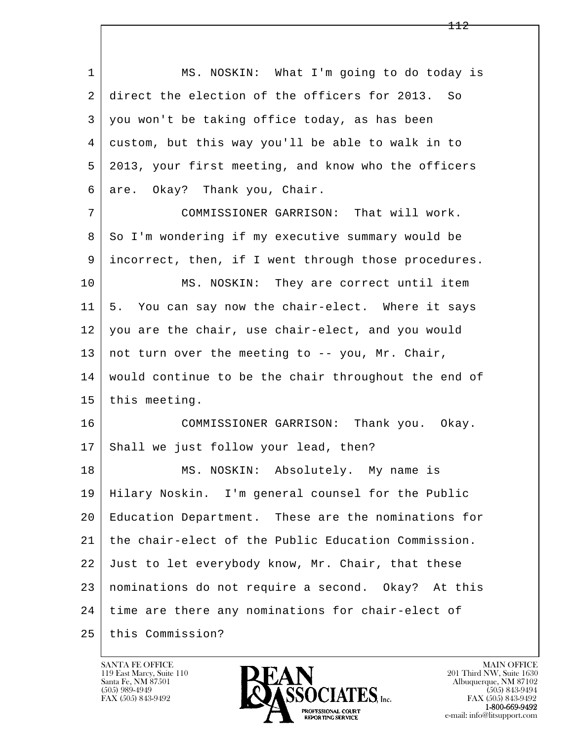MS. NOSKIN: What I'm going to do today is direct the election of the officers for 2013. So you won't be taking office today, as has been custom, but this way you'll be able to walk in to 2013, your first meeting, and know who the officers are. Okay? Thank you, Chair.

COMMISSIONER GARRISON: That will work. So I'm wondering if my executive summary would be incorrect, then, if I went through those procedures.

MS. NOSKIN: They are correct until item 5. You can say now the chair-elect. Where it says you are the chair, use chair-elect, and you would not turn over the meeting to -- you, Mr. Chair, would continue to be the chair throughout the end of this meeting.

COMMISSIONER GARRISON: Thank you. Okay. Shall we just follow your lead, then?

MS. NOSKIN: Absolutely. My name is Hilary Noskin. I'm general counsel for the Public Education Department. These are the nominations for the chair-elect of the Public Education Commission. Just to let everybody know, Mr. Chair, that these nominations do not require a second. Okay? At this time are there any nominations for chair-elect of this Commission?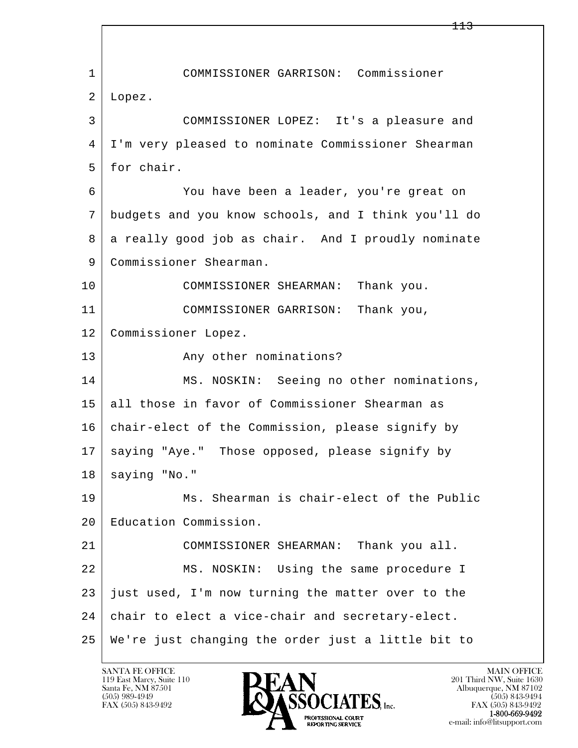1 COMMISSIONER GARRISON: Commissioner
2 Lopez.
3 COMMISSIONER LOPEZ: It's a pleasure and
4 I'm very pleased to nominate Commissioner Shearman
5 for chair.
6 You have been a leader, you're great on
7 budgets and you know schools, and I think you'll do
8 a really good job as chair. And I proudly nominate
9 Commissioner Shearman.
10 COMMISSIONER SHEARMAN: Thank you.
11 COMMISSIONER GARRISON: Thank you,
12 Commissioner Lopez.
13 Any other nominations?
14 MS. NOSKIN: Seeing no other nominations,
15 all those in favor of Commissioner Shearman as
16 chair-elect of the Commission, please signify by
17 saying "Aye." Those opposed, please signify by
18 saying "No."
19 Ms. Shearman is chair-elect of the Public
20 Education Commission.
21 COMMISSIONER SHEARMAN: Thank you all.
22 MS. NOSKIN: Using the same procedure I
23 just used, I'm now turning the matter over to the
24 chair to elect a vice-chair and secretary-elect.
25 We're just changing the order just a little bit to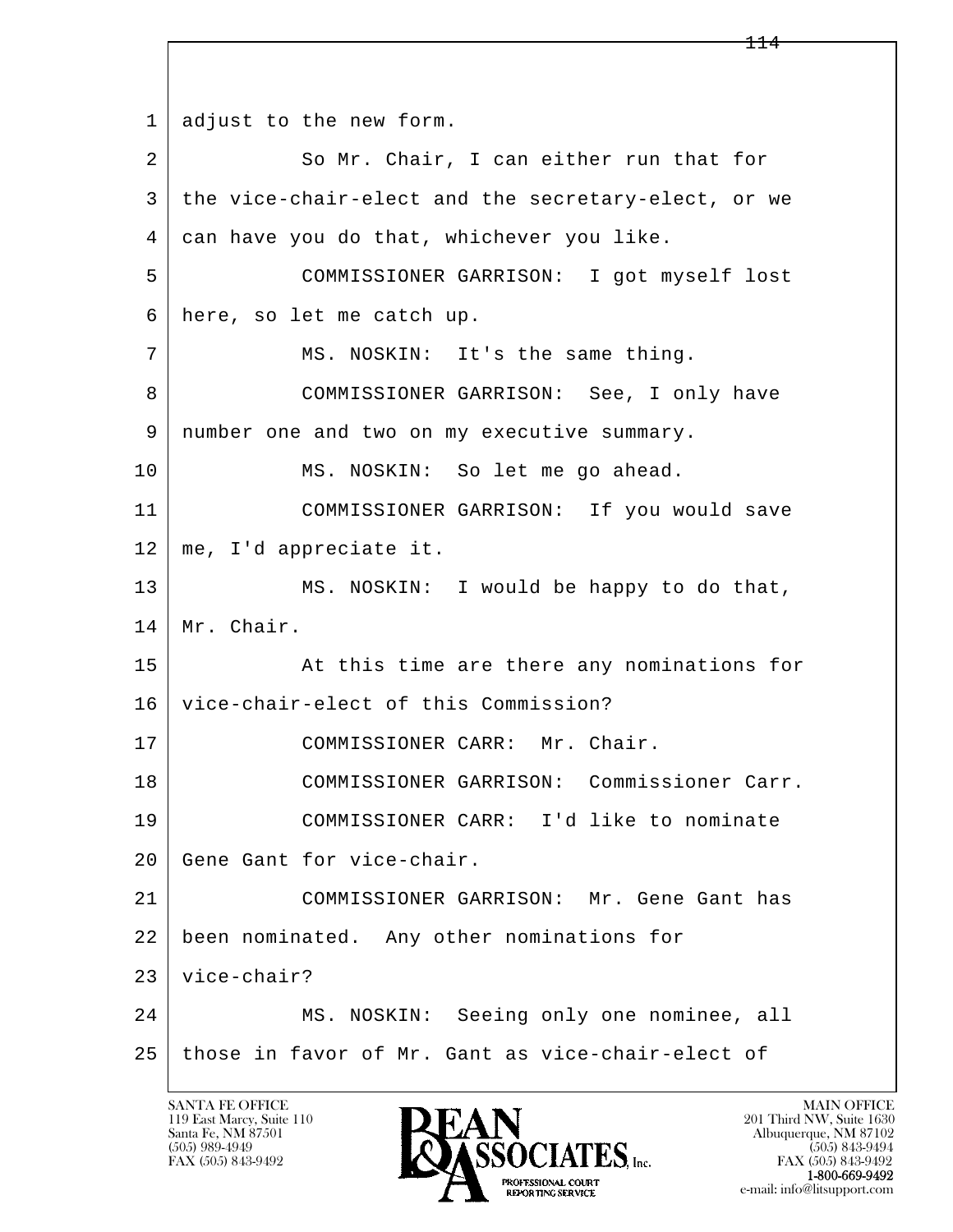adjust to the new form.

So Mr. Chair, I can either run that for the vice-chair-elect and the secretary-elect, or we can have you do that, whichever you like.

COMMISSIONER GARRISON: I got myself lost here, so let me catch up.

MS. NOSKIN: It's the same thing.

COMMISSIONER GARRISON: See, I only have number one and two on my executive summary.

MS. NOSKIN: So let me go ahead.

COMMISSIONER GARRISON: If you would save me, I'd appreciate it.

MS. NOSKIN: I would be happy to do that, Mr. Chair.

At this time are there any nominations for vice-chair-elect of this Commission?

COMMISSIONER CARR: Mr. Chair.

COMMISSIONER GARRISON: Commissioner Carr.

COMMISSIONER CARR: I'd like to nominate Gene Gant for vice-chair.

COMMISSIONER GARRISON: Mr. Gene Gant has been nominated. Any other nominations for vice-chair?

MS. NOSKIN: Seeing only one nominee, all those in favor of Mr. Gant as vice-chair-elect of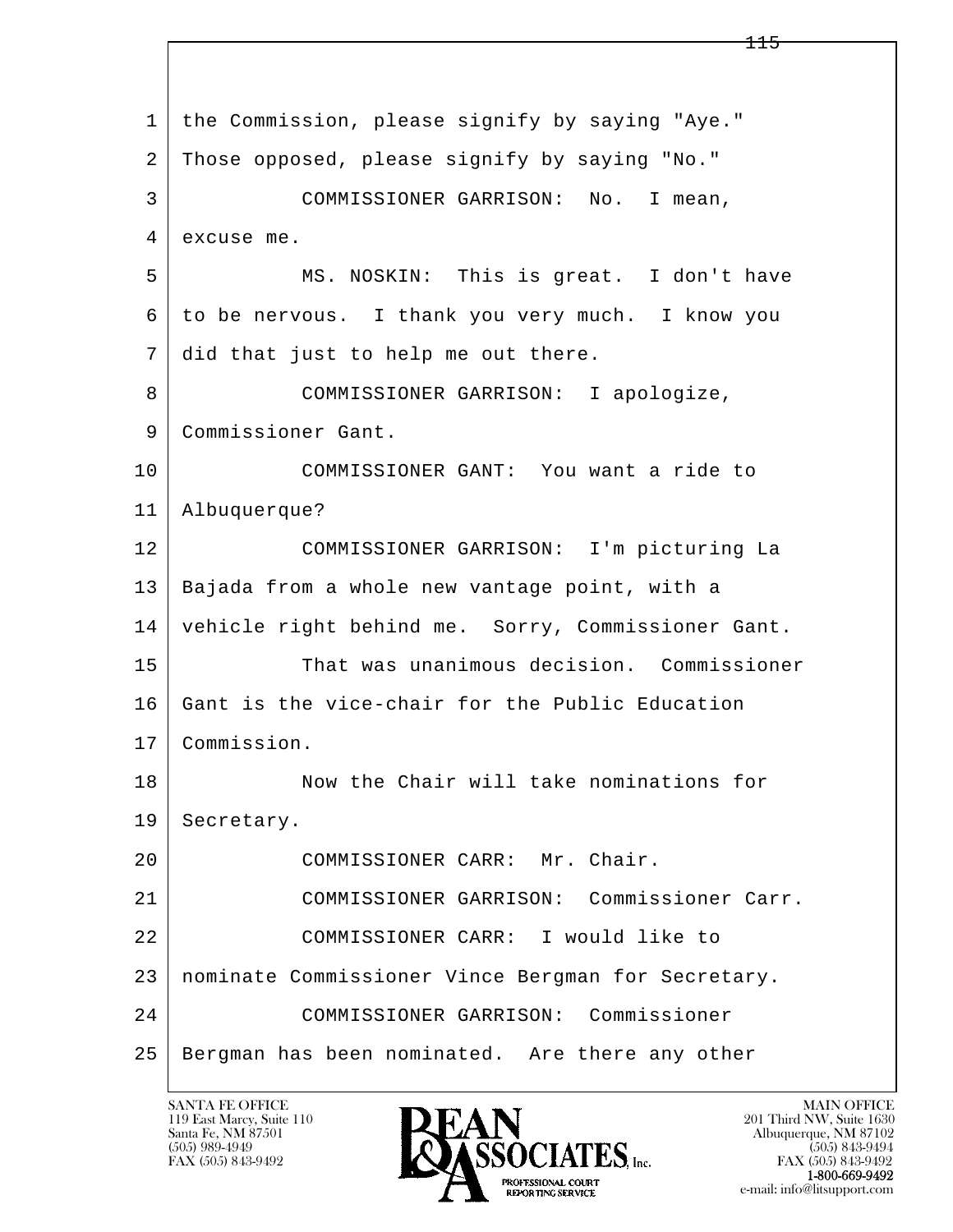1 the Commission, please signify by saying "Aye."
2 Those opposed, please signify by saying "No."
3 COMMISSIONER GARRISON: No. I mean,
4 excuse me.
5 MS. NOSKIN: This is great. I don't have
6 to be nervous. I thank you very much. I know you
7 did that just to help me out there.
8 COMMISSIONER GARRISON: I apologize,
9 Commissioner Gant.
10 COMMISSIONER GANT: You want a ride to
11 Albuquerque?
12 COMMISSIONER GARRISON: I'm picturing La
13 Bajada from a whole new vantage point, with a
14 vehicle right behind me. Sorry, Commissioner Gant.
15 That was unanimous decision. Commissioner
16 Gant is the vice-chair for the Public Education
17 Commission.
18 Now the Chair will take nominations for
19 Secretary.
20 COMMISSIONER CARR: Mr. Chair.
21 COMMISSIONER GARRISON: Commissioner Carr.
22 COMMISSIONER CARR: I would like to
23 nominate Commissioner Vince Bergman for Secretary.
24 COMMISSIONER GARRISON: Commissioner
25 Bergman has been nominated. Are there any other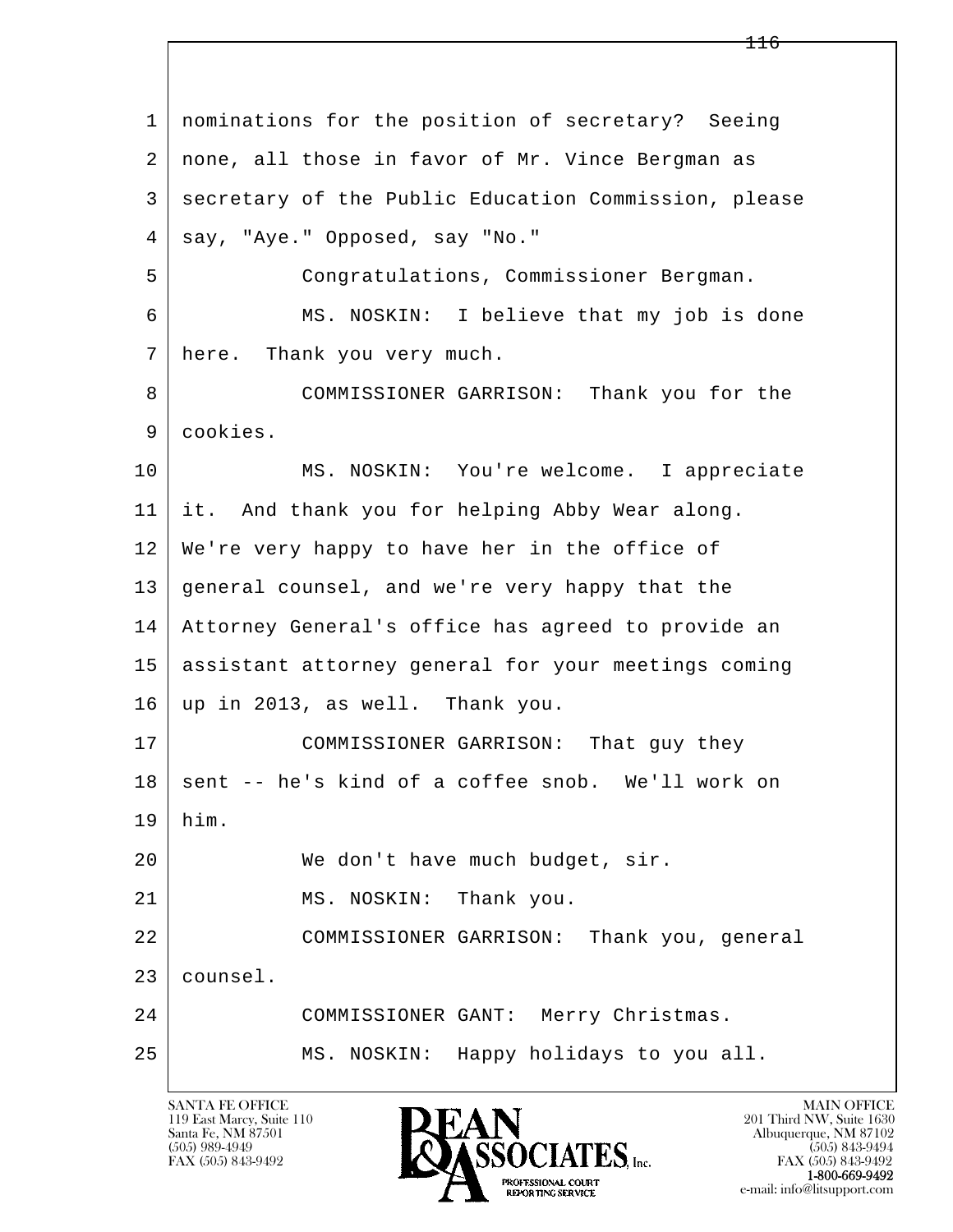1 nominations for the position of secretary? Seeing
2 none, all those in favor of Mr. Vince Bergman as
3 secretary of the Public Education Commission, please
4 say, "Aye." Opposed, say "No."
5 Congratulations, Commissioner Bergman.
6 MS. NOSKIN: I believe that my job is done
7 here. Thank you very much.
8 COMMISSIONER GARRISON: Thank you for the
9 cookies.
10 MS. NOSKIN: You're welcome. I appreciate
11 it. And thank you for helping Abby Wear along.
12 We're very happy to have her in the office of
13 general counsel, and we're very happy that the
14 Attorney General's office has agreed to provide an
15 assistant attorney general for your meetings coming
16 up in 2013, as well. Thank you.
17 COMMISSIONER GARRISON: That guy they
18 sent -- he's kind of a coffee snob. We'll work on
19 him.
20 We don't have much budget, sir.
21 MS. NOSKIN: Thank you.
22 COMMISSIONER GARRISON: Thank you, general
23 counsel.
24 COMMISSIONER GANT: Merry Christmas.
25 MS. NOSKIN: Happy holidays to you all.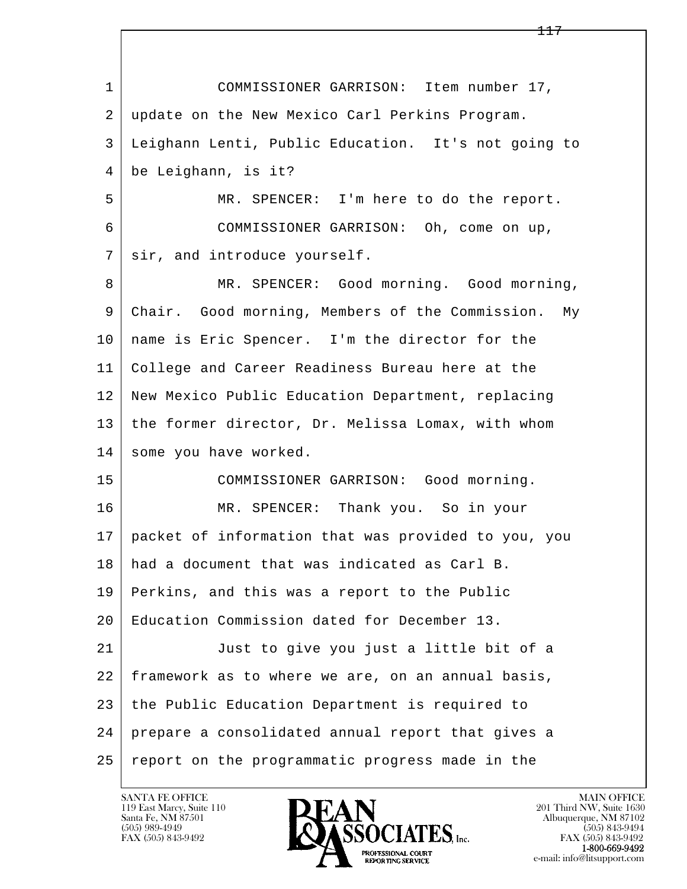COMMISSIONER GARRISON: Item number 17, update on the New Mexico Carl Perkins Program. Leighann Lenti, Public Education. It's not going to be Leighann, is it?

MR. SPENCER: I'm here to do the report.

COMMISSIONER GARRISON: Oh, come on up, sir, and introduce yourself.

MR. SPENCER: Good morning. Good morning, Chair. Good morning, Members of the Commission. My name is Eric Spencer. I'm the director for the College and Career Readiness Bureau here at the New Mexico Public Education Department, replacing the former director, Dr. Melissa Lomax, with whom some you have worked.

COMMISSIONER GARRISON: Good morning.

MR. SPENCER: Thank you. So in your packet of information that was provided to you, you had a document that was indicated as Carl B. Perkins, and this was a report to the Public Education Commission dated for December 13.

Just to give you just a little bit of a framework as to where we are, on an annual basis, the Public Education Department is required to prepare a consolidated annual report that gives a report on the programmatic progress made in the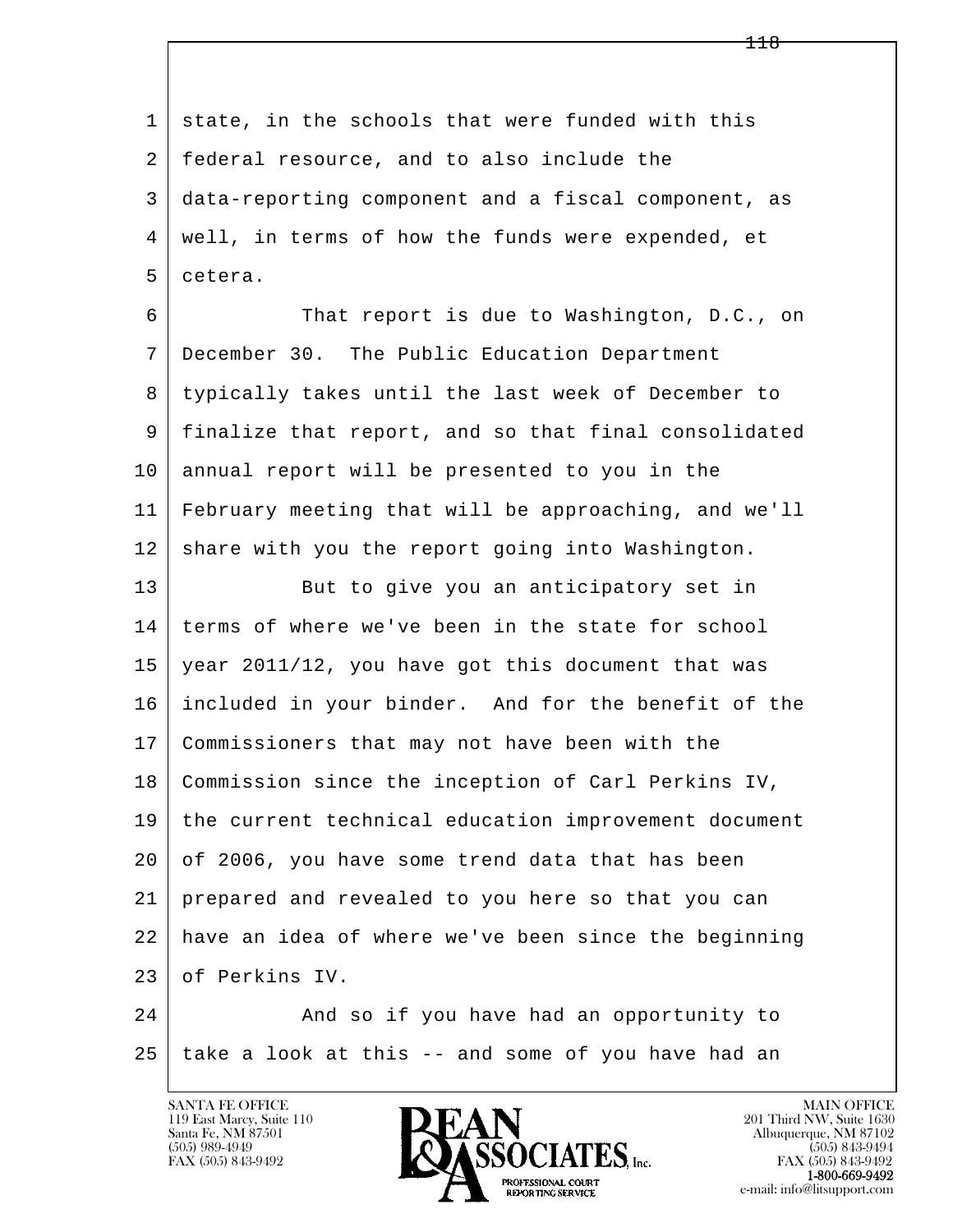state, in the schools that were funded with this federal resource, and to also include the data-reporting component and a fiscal component, as well, in terms of how the funds were expended, et cetera.

That report is due to Washington, D.C., on December 30. The Public Education Department typically takes until the last week of December to finalize that report, and so that final consolidated annual report will be presented to you in the February meeting that will be approaching, and we'll share with you the report going into Washington.

But to give you an anticipatory set in terms of where we've been in the state for school year 2011/12, you have got this document that was included in your binder. And for the benefit of the Commissioners that may not have been with the Commission since the inception of Carl Perkins IV, the current technical education improvement document of 2006, you have some trend data that has been prepared and revealed to you here so that you can have an idea of where we've been since the beginning of Perkins IV.

And so if you have had an opportunity to take a look at this -- and some of you have had an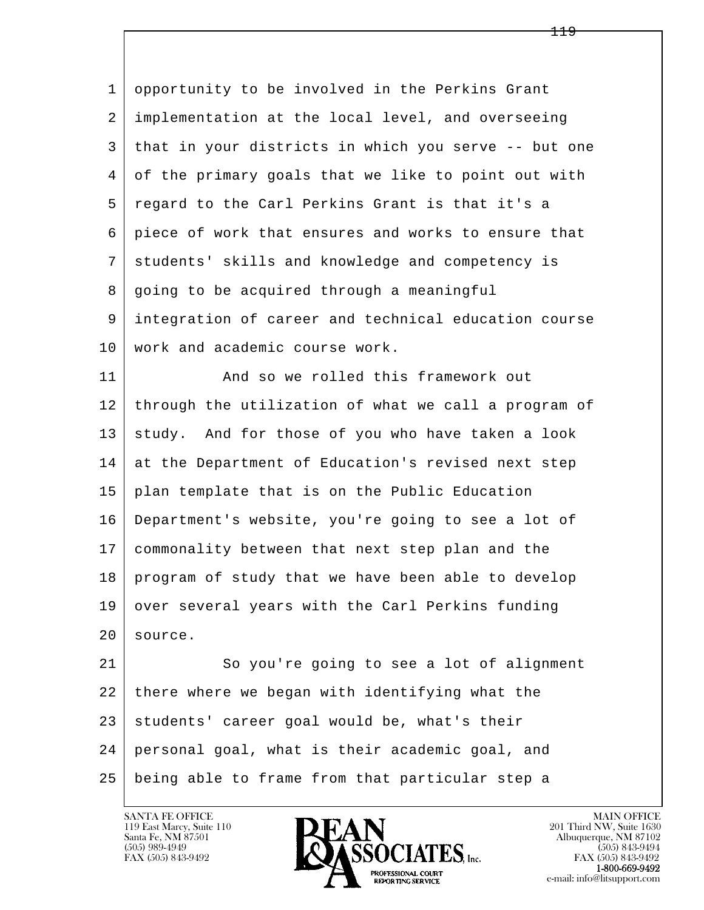opportunity to be involved in the Perkins Grant implementation at the local level, and overseeing that in your districts in which you serve -- but one of the primary goals that we like to point out with regard to the Carl Perkins Grant is that it's a piece of work that ensures and works to ensure that students' skills and knowledge and competency is going to be acquired through a meaningful integration of career and technical education course work and academic course work.

And so we rolled this framework out through the utilization of what we call a program of study. And for those of you who have taken a look at the Department of Education's revised next step plan template that is on the Public Education Department's website, you're going to see a lot of commonality between that next step plan and the program of study that we have been able to develop over several years with the Carl Perkins funding source.

So you're going to see a lot of alignment there where we began with identifying what the students' career goal would be, what's their personal goal, what is their academic goal, and being able to frame from that particular step a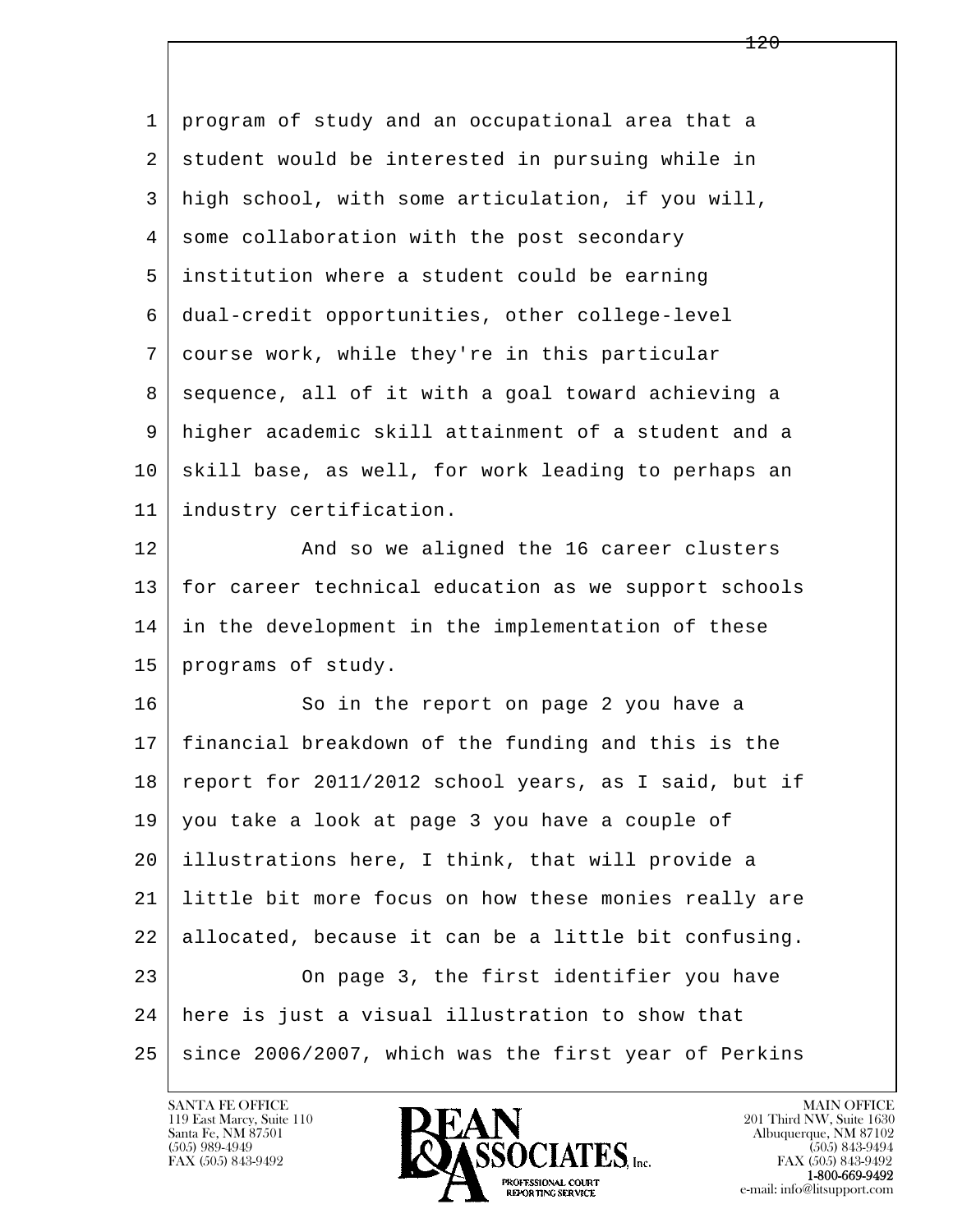program of study and an occupational area that a student would be interested in pursuing while in high school, with some articulation, if you will, some collaboration with the post secondary institution where a student could be earning dual-credit opportunities, other college-level course work, while they're in this particular sequence, all of it with a goal toward achieving a higher academic skill attainment of a student and a skill base, as well, for work leading to perhaps an industry certification.

And so we aligned the 16 career clusters for career technical education as we support schools in the development in the implementation of these programs of study.

So in the report on page 2 you have a financial breakdown of the funding and this is the report for 2011/2012 school years, as I said, but if you take a look at page 3 you have a couple of illustrations here, I think, that will provide a little bit more focus on how these monies really are allocated, because it can be a little bit confusing.

On page 3, the first identifier you have here is just a visual illustration to show that since 2006/2007, which was the first year of Perkins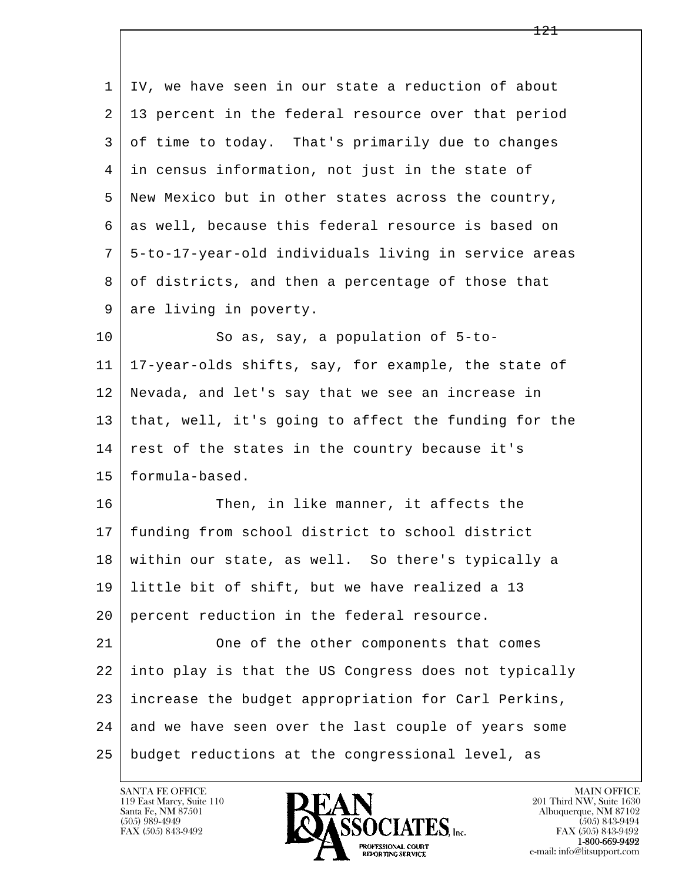IV, we have seen in our state a reduction of about 13 percent in the federal resource over that period of time to today. That's primarily due to changes in census information, not just in the state of New Mexico but in other states across the country, as well, because this federal resource is based on 5-to-17-year-old individuals living in service areas of districts, and then a percentage of those that are living in poverty.

So as, say, a population of 5-to-17-year-olds shifts, say, for example, the state of Nevada, and let's say that we see an increase in that, well, it's going to affect the funding for the rest of the states in the country because it's formula-based.

Then, in like manner, it affects the funding from school district to school district within our state, as well. So there's typically a little bit of shift, but we have realized a 13 percent reduction in the federal resource.

One of the other components that comes into play is that the US Congress does not typically increase the budget appropriation for Carl Perkins, and we have seen over the last couple of years some budget reductions at the congressional level, as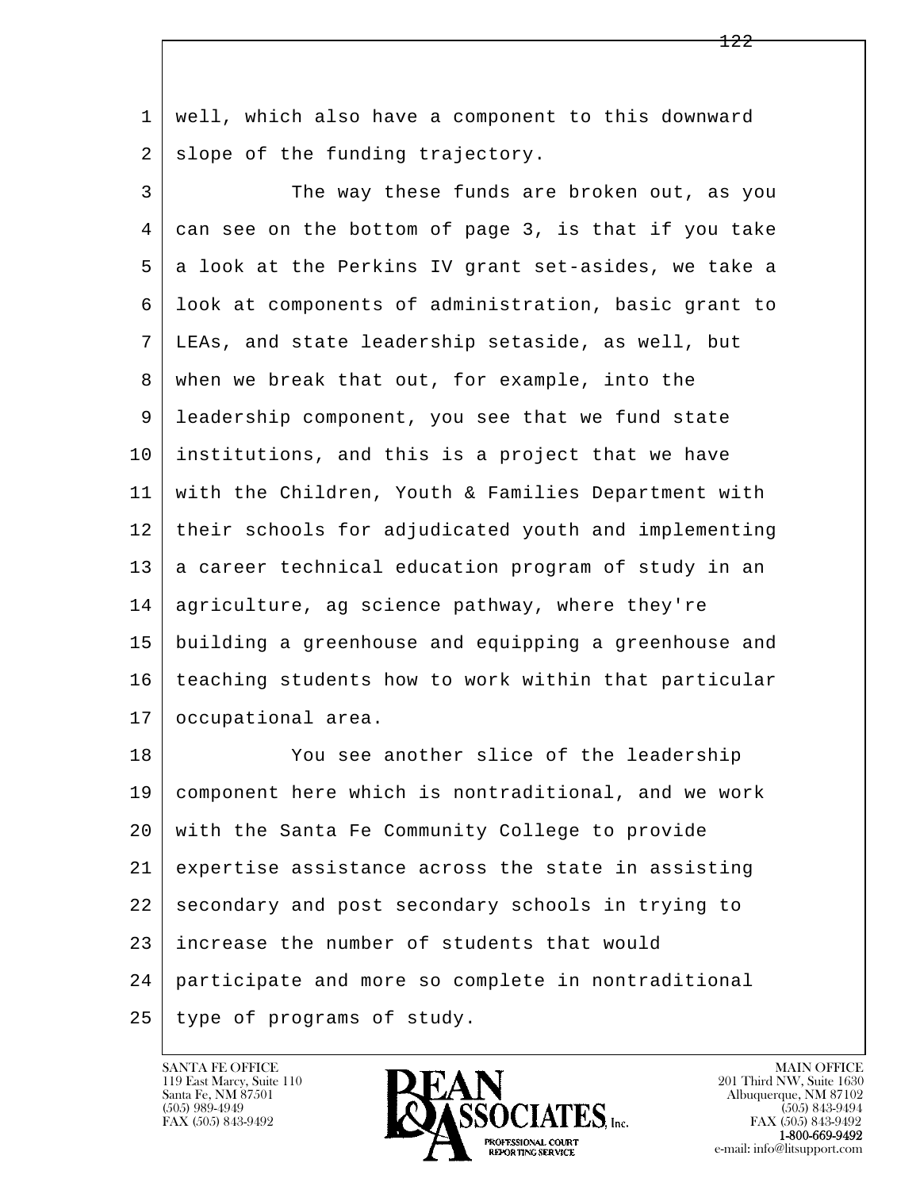well, which also have a component to this downward slope of the funding trajectory.

The way these funds are broken out, as you can see on the bottom of page 3, is that if you take a look at the Perkins IV grant set-asides, we take a look at components of administration, basic grant to LEAs, and state leadership setaside, as well, but when we break that out, for example, into the leadership component, you see that we fund state institutions, and this is a project that we have with the Children, Youth & Families Department with their schools for adjudicated youth and implementing a career technical education program of study in an agriculture, ag science pathway, where they're building a greenhouse and equipping a greenhouse and teaching students how to work within that particular occupational area.

You see another slice of the leadership component here which is nontraditional, and we work with the Santa Fe Community College to provide expertise assistance across the state in assisting secondary and post secondary schools in trying to increase the number of students that would participate and more so complete in nontraditional type of programs of study.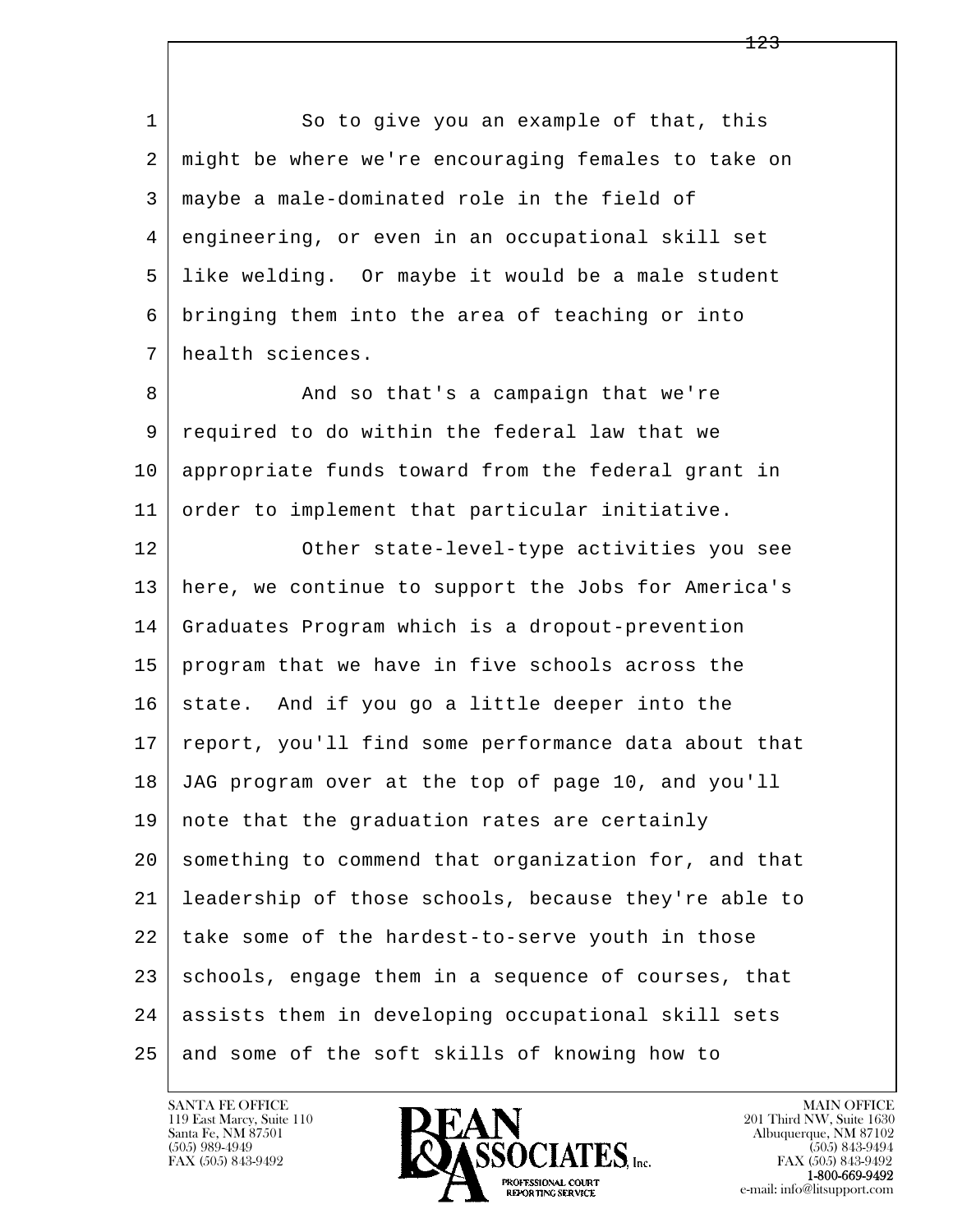So to give you an example of that, this might be where we're encouraging females to take on maybe a male-dominated role in the field of engineering, or even in an occupational skill set like welding. Or maybe it would be a male student bringing them into the area of teaching or into health sciences.

And so that's a campaign that we're required to do within the federal law that we appropriate funds toward from the federal grant in order to implement that particular initiative.

Other state-level-type activities you see here, we continue to support the Jobs for America's Graduates Program which is a dropout-prevention program that we have in five schools across the state. And if you go a little deeper into the report, you'll find some performance data about that JAG program over at the top of page 10, and you'll note that the graduation rates are certainly something to commend that organization for, and that leadership of those schools, because they're able to take some of the hardest-to-serve youth in those schools, engage them in a sequence of courses, that assists them in developing occupational skill sets and some of the soft skills of knowing how to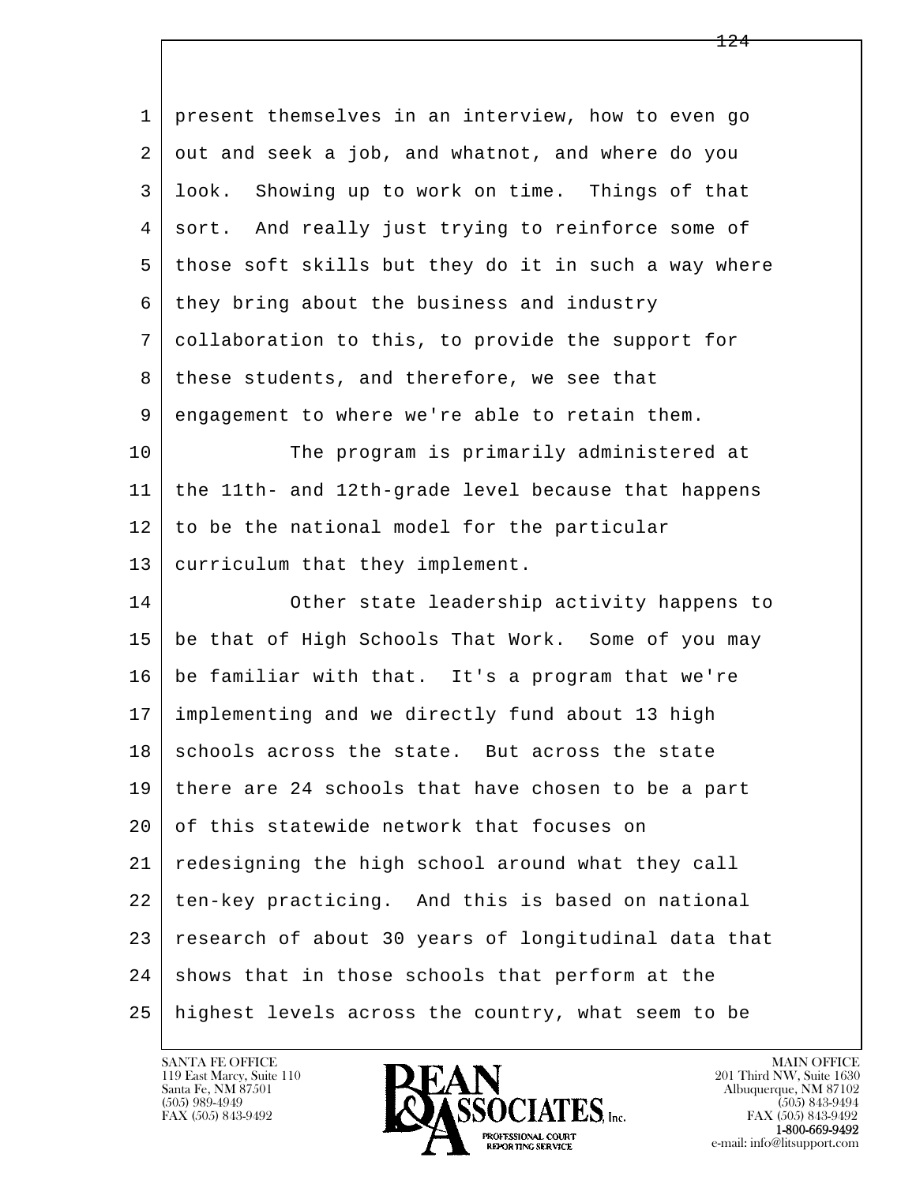present themselves in an interview, how to even go out and seek a job, and whatnot, and where do you look. Showing up to work on time. Things of that sort. And really just trying to reinforce some of those soft skills but they do it in such a way where they bring about the business and industry collaboration to this, to provide the support for these students, and therefore, we see that engagement to where we're able to retain them.

The program is primarily administered at the 11th- and 12th-grade level because that happens to be the national model for the particular curriculum that they implement.

Other state leadership activity happens to be that of High Schools That Work. Some of you may be familiar with that. It's a program that we're implementing and we directly fund about 13 high schools across the state. But across the state there are 24 schools that have chosen to be a part of this statewide network that focuses on redesigning the high school around what they call ten-key practicing. And this is based on national research of about 30 years of longitudinal data that shows that in those schools that perform at the highest levels across the country, what seem to be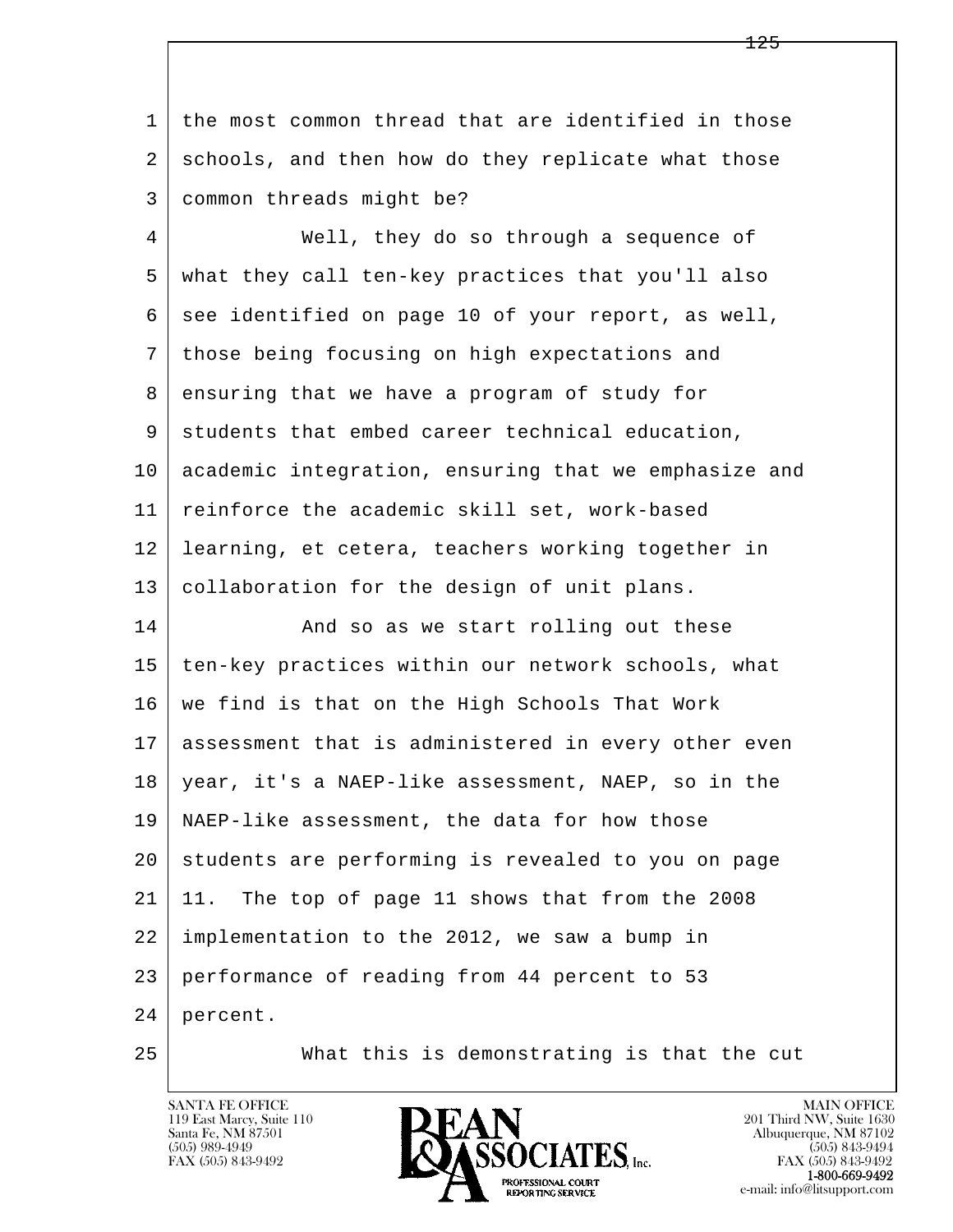the most common thread that are identified in those schools, and then how do they replicate what those common threads might be?

Well, they do so through a sequence of what they call ten-key practices that you'll also see identified on page 10 of your report, as well, those being focusing on high expectations and ensuring that we have a program of study for students that embed career technical education, academic integration, ensuring that we emphasize and reinforce the academic skill set, work-based learning, et cetera, teachers working together in collaboration for the design of unit plans.

And so as we start rolling out these ten-key practices within our network schools, what we find is that on the High Schools That Work assessment that is administered in every other even year, it's a NAEP-like assessment, NAEP, so in the NAEP-like assessment, the data for how those students are performing is revealed to you on page 11. The top of page 11 shows that from the 2008 implementation to the 2012, we saw a bump in performance of reading from 44 percent to 53 percent.

What this is demonstrating is that the cut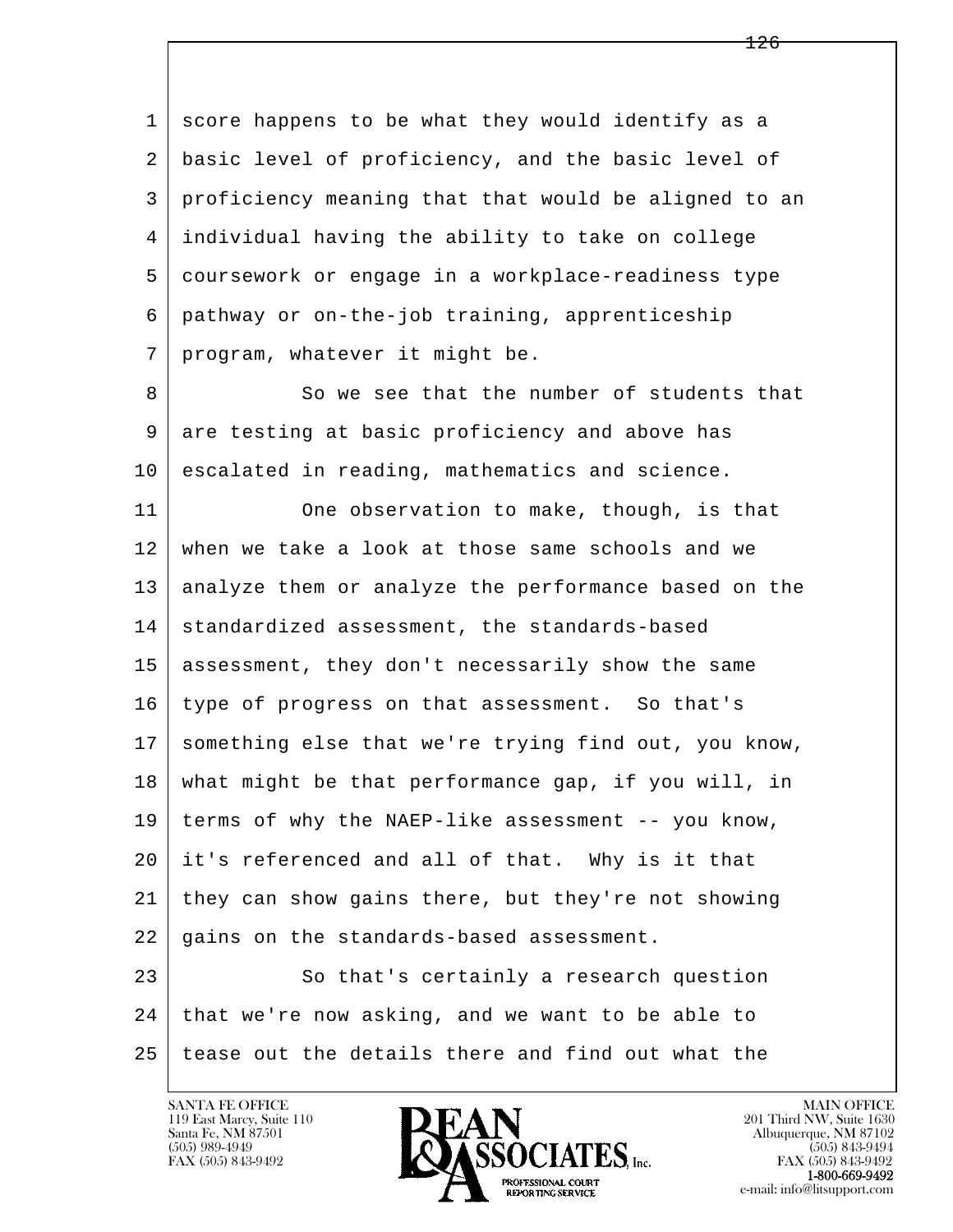score happens to be what they would identify as a basic level of proficiency, and the basic level of proficiency meaning that that would be aligned to an individual having the ability to take on college coursework or engage in a workplace-readiness type pathway or on-the-job training, apprenticeship program, whatever it might be.

So we see that the number of students that are testing at basic proficiency and above has escalated in reading, mathematics and science.

One observation to make, though, is that when we take a look at those same schools and we analyze them or analyze the performance based on the standardized assessment, the standards-based assessment, they don't necessarily show the same type of progress on that assessment. So that's something else that we're trying find out, you know, what might be that performance gap, if you will, in terms of why the NAEP-like assessment -- you know, it's referenced and all of that. Why is it that they can show gains there, but they're not showing gains on the standards-based assessment.

So that's certainly a research question that we're now asking, and we want to be able to tease out the details there and find out what the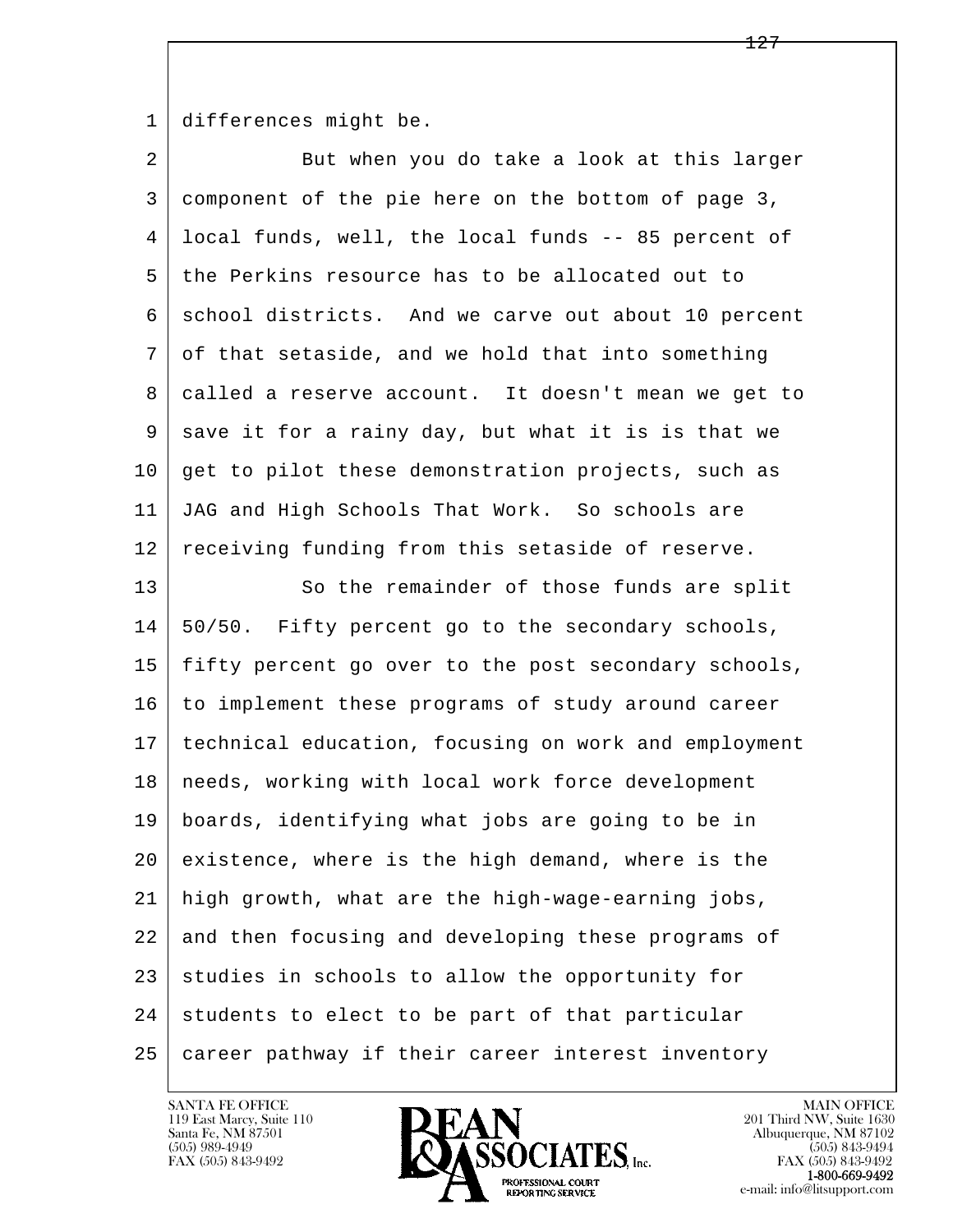differences might be.

But when you do take a look at this larger component of the pie here on the bottom of page 3, local funds, well, the local funds -- 85 percent of the Perkins resource has to be allocated out to school districts. And we carve out about 10 percent of that setaside, and we hold that into something called a reserve account. It doesn't mean we get to save it for a rainy day, but what it is is that we get to pilot these demonstration projects, such as JAG and High Schools That Work. So schools are receiving funding from this setaside of reserve.

So the remainder of those funds are split 50/50. Fifty percent go to the secondary schools, fifty percent go over to the post secondary schools, to implement these programs of study around career technical education, focusing on work and employment needs, working with local work force development boards, identifying what jobs are going to be in existence, where is the high demand, where is the high growth, what are the high-wage-earning jobs, and then focusing and developing these programs of studies in schools to allow the opportunity for students to elect to be part of that particular career pathway if their career interest inventory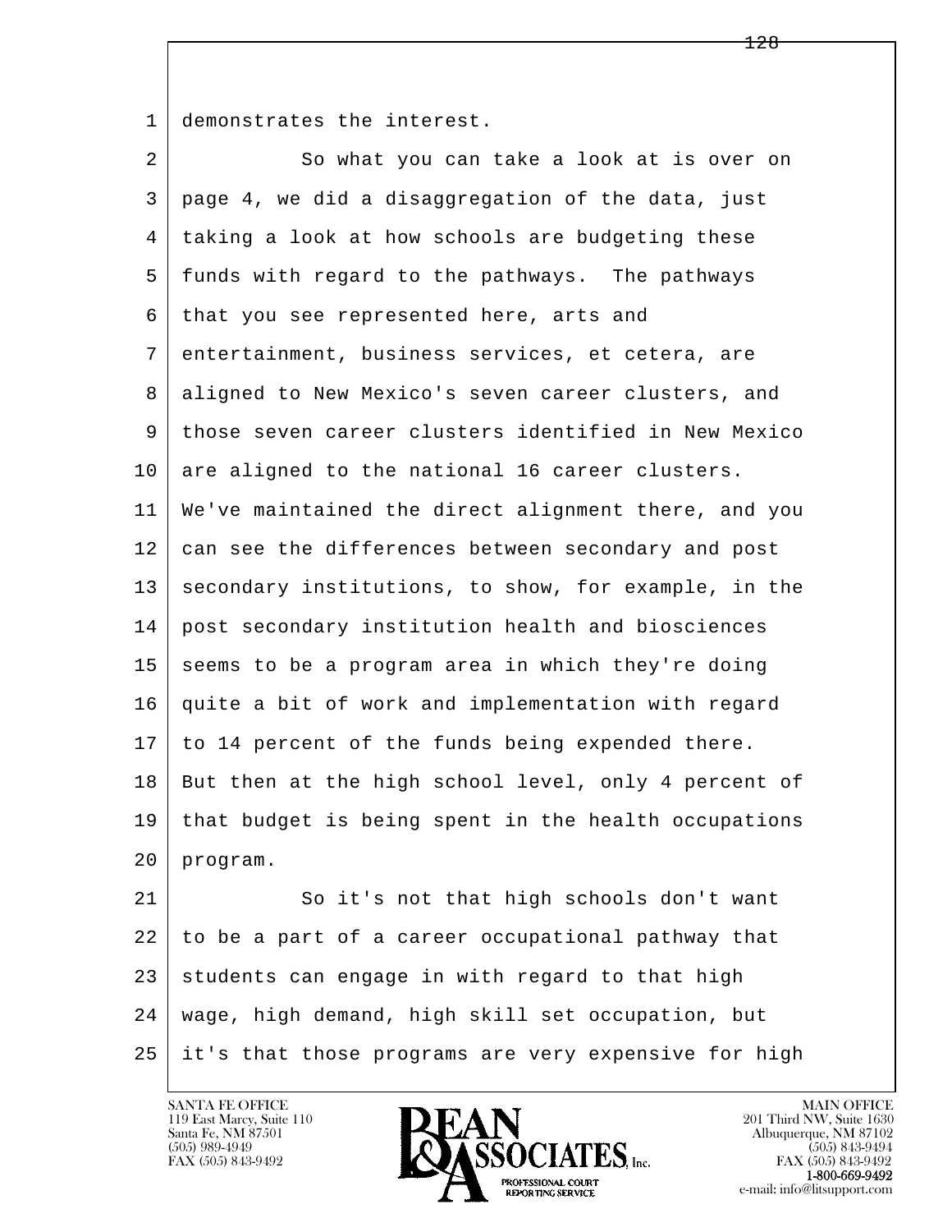demonstrates the interest.

So what you can take a look at is over on page 4, we did a disaggregation of the data, just taking a look at how schools are budgeting these funds with regard to the pathways. The pathways that you see represented here, arts and entertainment, business services, et cetera, are aligned to New Mexico's seven career clusters, and those seven career clusters identified in New Mexico are aligned to the national 16 career clusters. We've maintained the direct alignment there, and you can see the differences between secondary and post secondary institutions, to show, for example, in the post secondary institution health and biosciences seems to be a program area in which they're doing quite a bit of work and implementation with regard to 14 percent of the funds being expended there. But then at the high school level, only 4 percent of that budget is being spent in the health occupations program.

So it's not that high schools don't want to be a part of a career occupational pathway that students can engage in with regard to that high wage, high demand, high skill set occupation, but it's that those programs are very expensive for high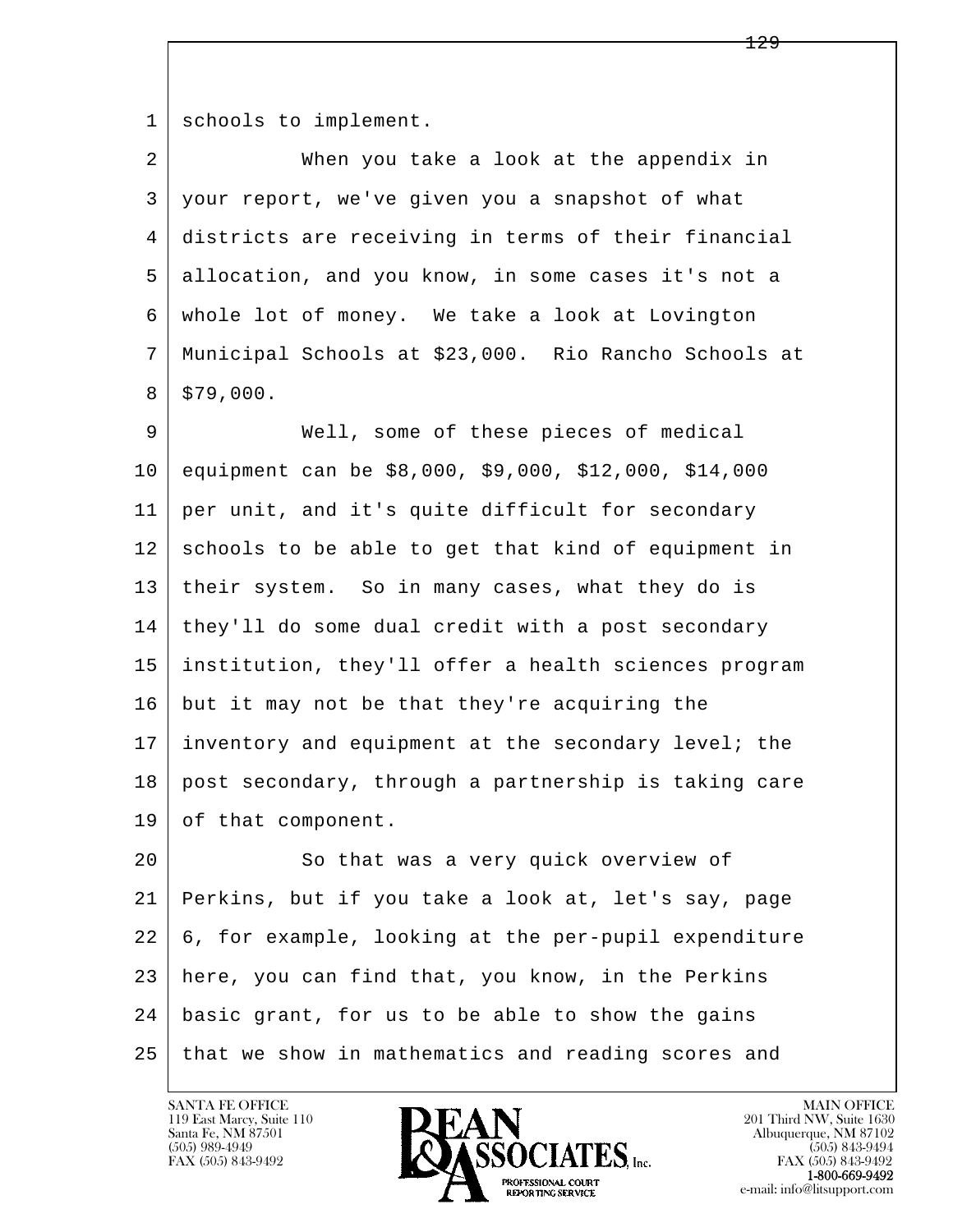schools to implement.

When you take a look at the appendix in your report, we've given you a snapshot of what districts are receiving in terms of their financial allocation, and you know, in some cases it's not a whole lot of money. We take a look at Lovington Municipal Schools at $23,000. Rio Rancho Schools at $79,000.

Well, some of these pieces of medical equipment can be $8,000, $9,000, $12,000, $14,000 per unit, and it's quite difficult for secondary schools to be able to get that kind of equipment in their system. So in many cases, what they do is they'll do some dual credit with a post secondary institution, they'll offer a health sciences program but it may not be that they're acquiring the inventory and equipment at the secondary level; the post secondary, through a partnership is taking care of that component.

So that was a very quick overview of Perkins, but if you take a look at, let's say, page 6, for example, looking at the per-pupil expenditure here, you can find that, you know, in the Perkins basic grant, for us to be able to show the gains that we show in mathematics and reading scores and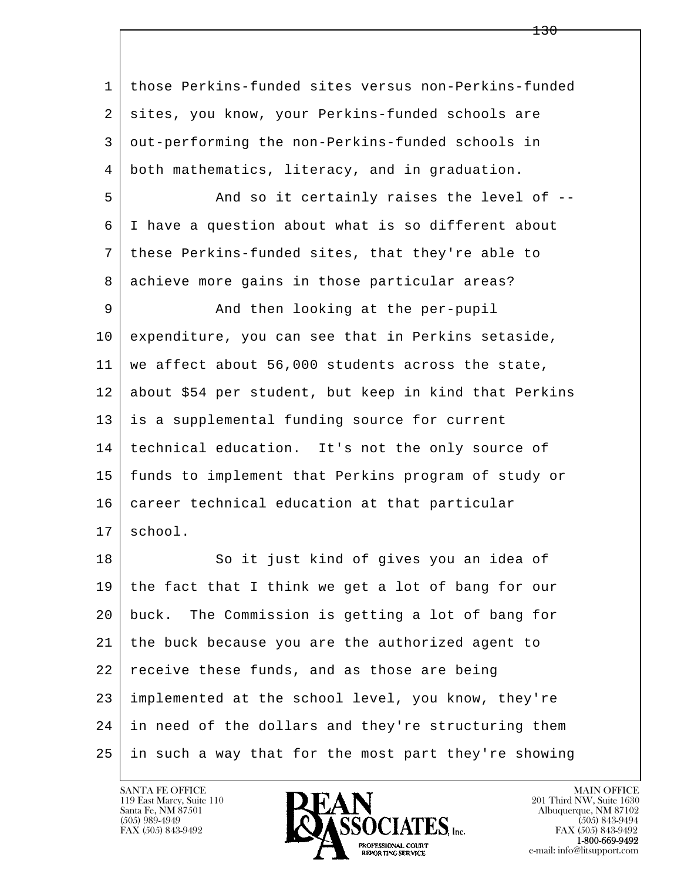1 those Perkins-funded sites versus non-Perkins-funded
2 sites, you know, your Perkins-funded schools are
3 out-performing the non-Perkins-funded schools in
4 both mathematics, literacy, and in graduation.

5 And so it certainly raises the level of --
6 I have a question about what is so different about
7 these Perkins-funded sites, that they're able to
8 achieve more gains in those particular areas?

9 And then looking at the per-pupil
10 expenditure, you can see that in Perkins setaside,
11 we affect about 56,000 students across the state,
12 about $54 per student, but keep in kind that Perkins
13 is a supplemental funding source for current
14 technical education. It's not the only source of
15 funds to implement that Perkins program of study or
16 career technical education at that particular
17 school.

18 So it just kind of gives you an idea of
19 the fact that I think we get a lot of bang for our
20 buck. The Commission is getting a lot of bang for
21 the buck because you are the authorized agent to
22 receive these funds, and as those are being
23 implemented at the school level, you know, they're
24 in need of the dollars and they're structuring them
25 in such a way that for the most part they're showing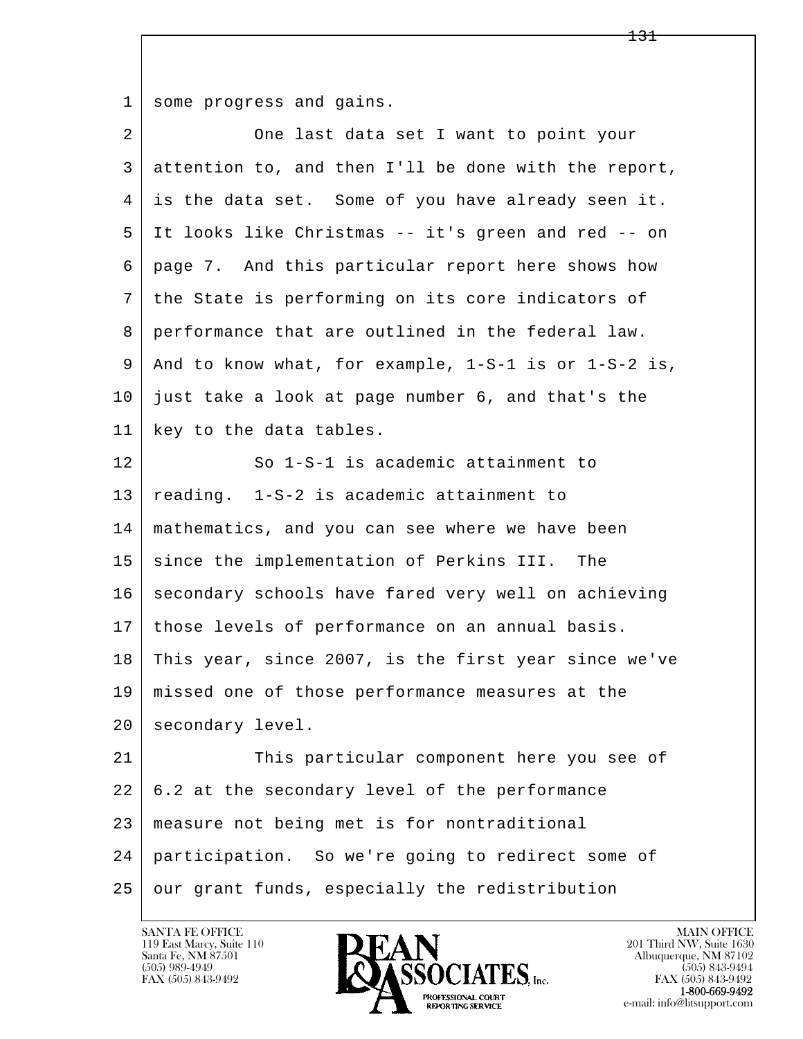some progress and gains.

One last data set I want to point your attention to, and then I'll be done with the report, is the data set. Some of you have already seen it. It looks like Christmas -- it's green and red -- on page 7. And this particular report here shows how the State is performing on its core indicators of performance that are outlined in the federal law. And to know what, for example, 1-S-1 is or 1-S-2 is, just take a look at page number 6, and that's the key to the data tables.

So 1-S-1 is academic attainment to reading. 1-S-2 is academic attainment to mathematics, and you can see where we have been since the implementation of Perkins III. The secondary schools have fared very well on achieving those levels of performance on an annual basis. This year, since 2007, is the first year since we've missed one of those performance measures at the secondary level.

This particular component here you see of 6.2 at the secondary level of the performance measure not being met is for nontraditional participation. So we're going to redirect some of our grant funds, especially the redistribution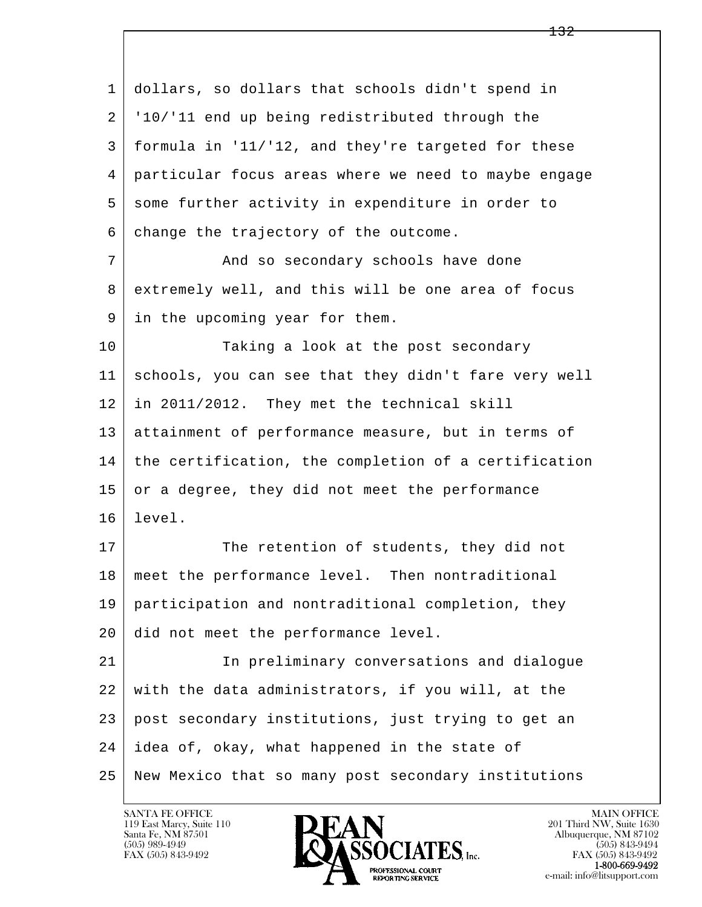dollars, so dollars that schools didn't spend in '10/'11 end up being redistributed through the formula in '11/'12, and they're targeted for these particular focus areas where we need to maybe engage some further activity in expenditure in order to change the trajectory of the outcome.

And so secondary schools have done extremely well, and this will be one area of focus in the upcoming year for them.

Taking a look at the post secondary schools, you can see that they didn't fare very well in 2011/2012. They met the technical skill attainment of performance measure, but in terms of the certification, the completion of a certification or a degree, they did not meet the performance level.

The retention of students, they did not meet the performance level. Then nontraditional participation and nontraditional completion, they did not meet the performance level.

In preliminary conversations and dialogue with the data administrators, if you will, at the post secondary institutions, just trying to get an idea of, okay, what happened in the state of New Mexico that so many post secondary institutions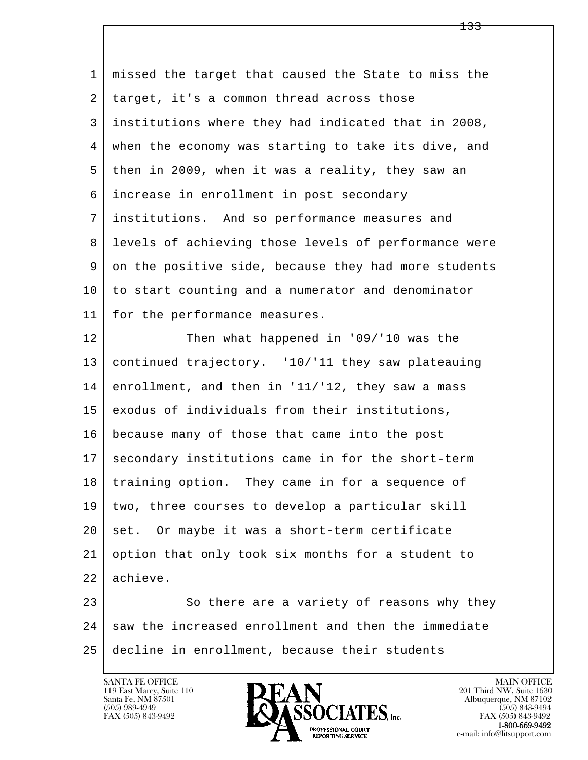missed the target that caused the State to miss the target, it's a common thread across those institutions where they had indicated that in 2008, when the economy was starting to take its dive, and then in 2009, when it was a reality, they saw an increase in enrollment in post secondary institutions. And so performance measures and levels of achieving those levels of performance were on the positive side, because they had more students to start counting and a numerator and denominator for the performance measures.

Then what happened in '09/'10 was the continued trajectory. '10/'11 they saw plateauing enrollment, and then in '11/'12, they saw a mass exodus of individuals from their institutions, because many of those that came into the post secondary institutions came in for the short-term training option. They came in for a sequence of two, three courses to develop a particular skill set. Or maybe it was a short-term certificate option that only took six months for a student to achieve.

So there are a variety of reasons why they saw the increased enrollment and then the immediate decline in enrollment, because their students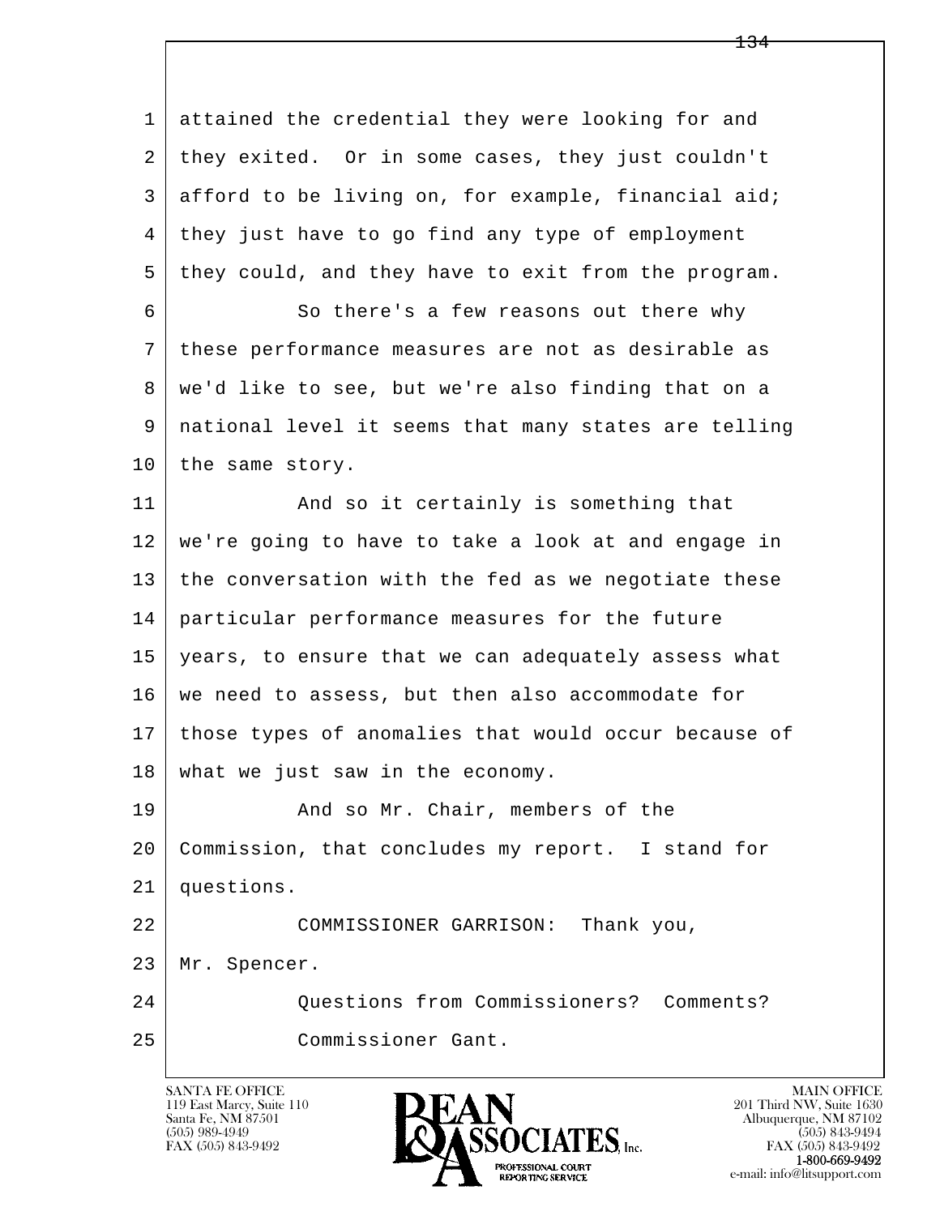attained the credential they were looking for and they exited. Or in some cases, they just couldn't afford to be living on, for example, financial aid; they just have to go find any type of employment they could, and they have to exit from the program.

So there's a few reasons out there why these performance measures are not as desirable as we'd like to see, but we're also finding that on a national level it seems that many states are telling the same story.

And so it certainly is something that we're going to have to take a look at and engage in the conversation with the fed as we negotiate these particular performance measures for the future years, to ensure that we can adequately assess what we need to assess, but then also accommodate for those types of anomalies that would occur because of what we just saw in the economy.

And so Mr. Chair, members of the Commission, that concludes my report. I stand for questions.

COMMISSIONER GARRISON: Thank you, Mr. Spencer.

Questions from Commissioners? Comments?

Commissioner Gant.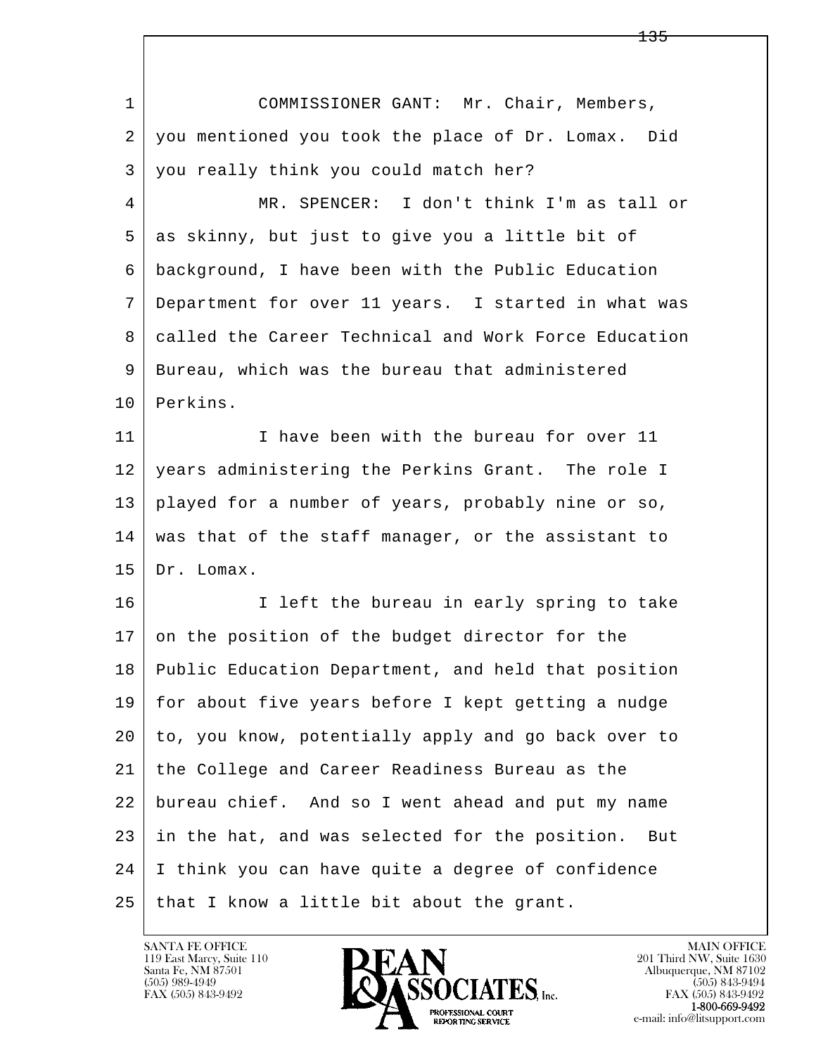1 COMMISSIONER GANT: Mr. Chair, Members,
2 you mentioned you took the place of Dr. Lomax. Did
3 you really think you could match her?
4 MR. SPENCER: I don't think I'm as tall or
5 as skinny, but just to give you a little bit of
6 background, I have been with the Public Education
7 Department for over 11 years. I started in what was
8 called the Career Technical and Work Force Education
9 Bureau, which was the bureau that administered
10 Perkins.
11 I have been with the bureau for over 11
12 years administering the Perkins Grant. The role I
13 played for a number of years, probably nine or so,
14 was that of the staff manager, or the assistant to
15 Dr. Lomax.
16 I left the bureau in early spring to take
17 on the position of the budget director for the
18 Public Education Department, and held that position
19 for about five years before I kept getting a nudge
20 to, you know, potentially apply and go back over to
21 the College and Career Readiness Bureau as the
22 bureau chief. And so I went ahead and put my name
23 in the hat, and was selected for the position. But
24 I think you can have quite a degree of confidence
25 that I know a little bit about the grant.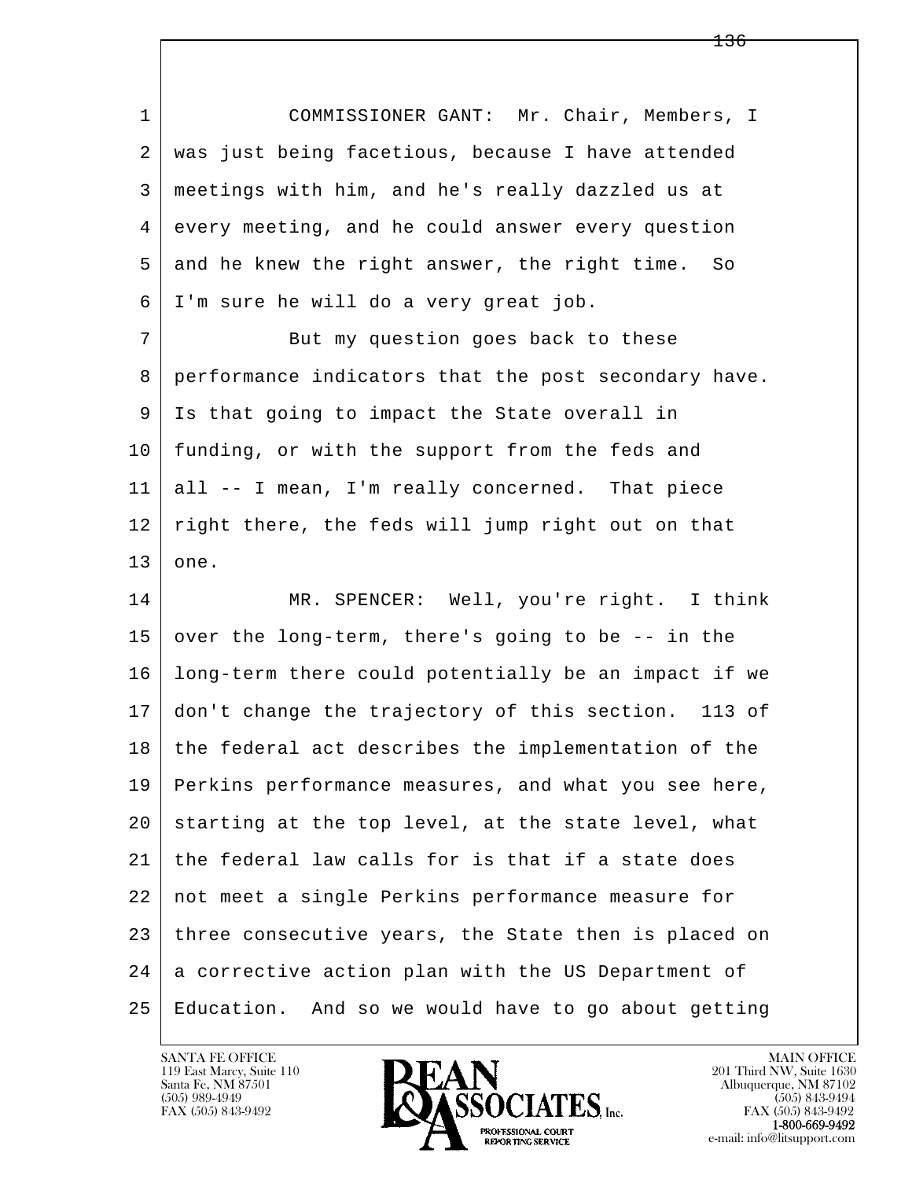COMMISSIONER GANT: Mr. Chair, Members, I was just being facetious, because I have attended meetings with him, and he's really dazzled us at every meeting, and he could answer every question and he knew the right answer, the right time. So I'm sure he will do a very great job.

But my question goes back to these performance indicators that the post secondary have. Is that going to impact the State overall in funding, or with the support from the feds and all -- I mean, I'm really concerned. That piece right there, the feds will jump right out on that one.

MR. SPENCER: Well, you're right. I think over the long-term, there's going to be -- in the long-term there could potentially be an impact if we don't change the trajectory of this section. 113 of the federal act describes the implementation of the Perkins performance measures, and what you see here, starting at the top level, at the state level, what the federal law calls for is that if a state does not meet a single Perkins performance measure for three consecutive years, the State then is placed on a corrective action plan with the US Department of Education. And so we would have to go about getting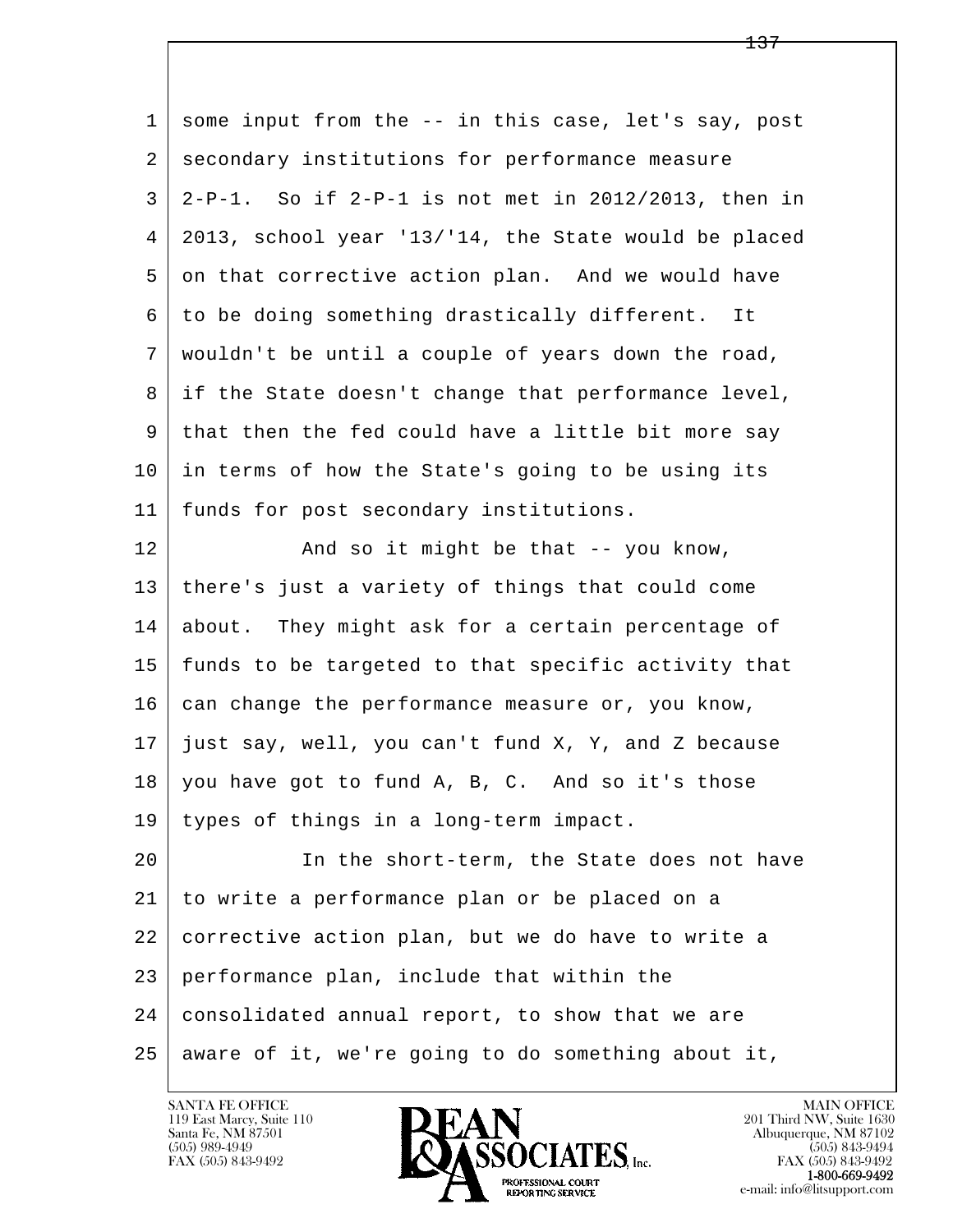1 some input from the -- in this case, let's say, post
2 secondary institutions for performance measure
3 2-P-1. So if 2-P-1 is not met in 2012/2013, then in
4 2013, school year '13/'14, the State would be placed
5 on that corrective action plan. And we would have
6 to be doing something drastically different. It
7 wouldn't be until a couple of years down the road,
8 if the State doesn't change that performance level,
9 that then the fed could have a little bit more say
10 in terms of how the State's going to be using its
11 funds for post secondary institutions.

12 And so it might be that -- you know,
13 there's just a variety of things that could come
14 about. They might ask for a certain percentage of
15 funds to be targeted to that specific activity that
16 can change the performance measure or, you know,
17 just say, well, you can't fund X, Y, and Z because
18 you have got to fund A, B, C. And so it's those
19 types of things in a long-term impact.

20 In the short-term, the State does not have
21 to write a performance plan or be placed on a
22 corrective action plan, but we do have to write a
23 performance plan, include that within the
24 consolidated annual report, to show that we are
25 aware of it, we're going to do something about it,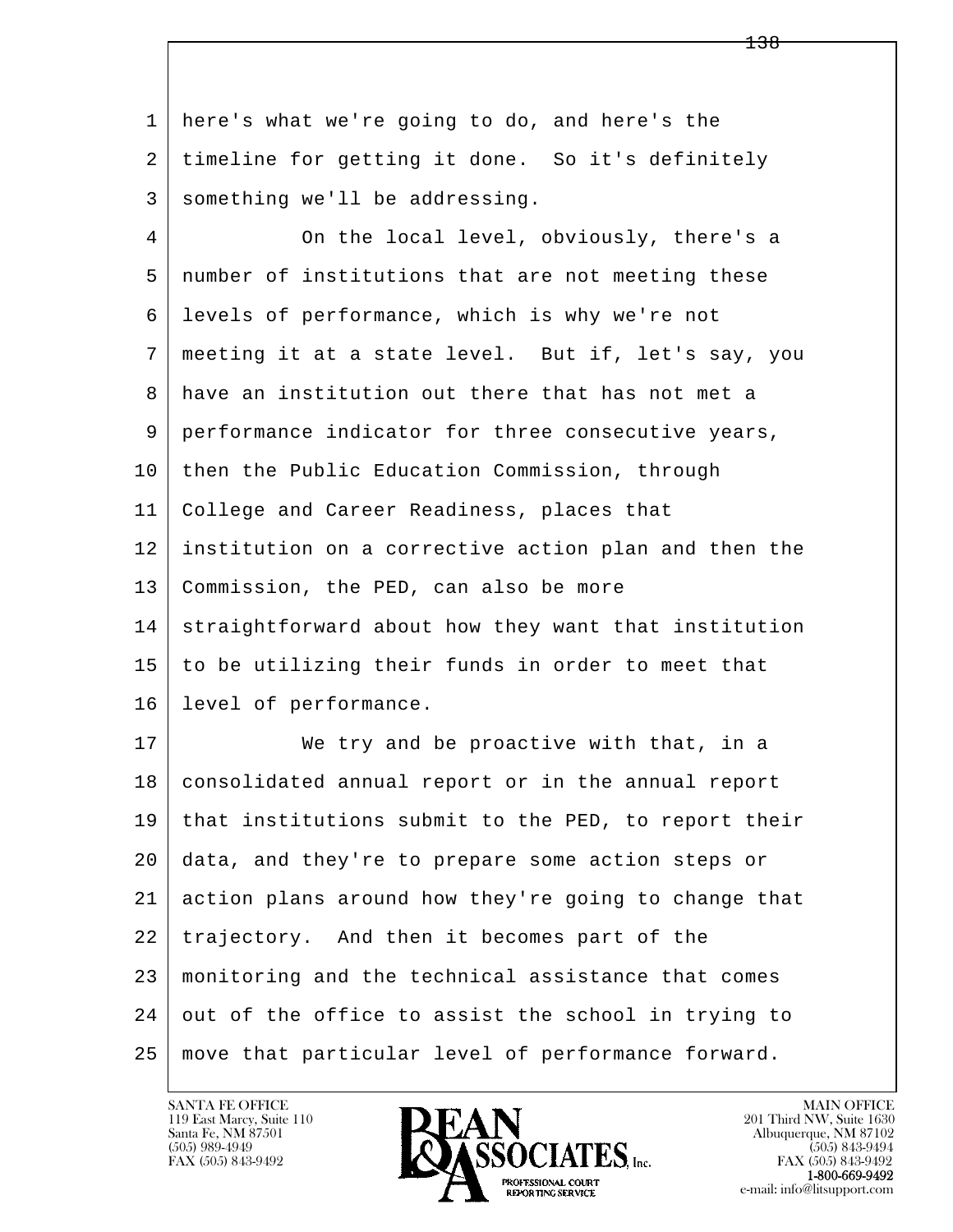here's what we're going to do, and here's the timeline for getting it done. So it's definitely something we'll be addressing.

On the local level, obviously, there's a number of institutions that are not meeting these levels of performance, which is why we're not meeting it at a state level. But if, let's say, you have an institution out there that has not met a performance indicator for three consecutive years, then the Public Education Commission, through College and Career Readiness, places that institution on a corrective action plan and then the Commission, the PED, can also be more straightforward about how they want that institution to be utilizing their funds in order to meet that level of performance.

We try and be proactive with that, in a consolidated annual report or in the annual report that institutions submit to the PED, to report their data, and they're to prepare some action steps or action plans around how they're going to change that trajectory. And then it becomes part of the monitoring and the technical assistance that comes out of the office to assist the school in trying to move that particular level of performance forward.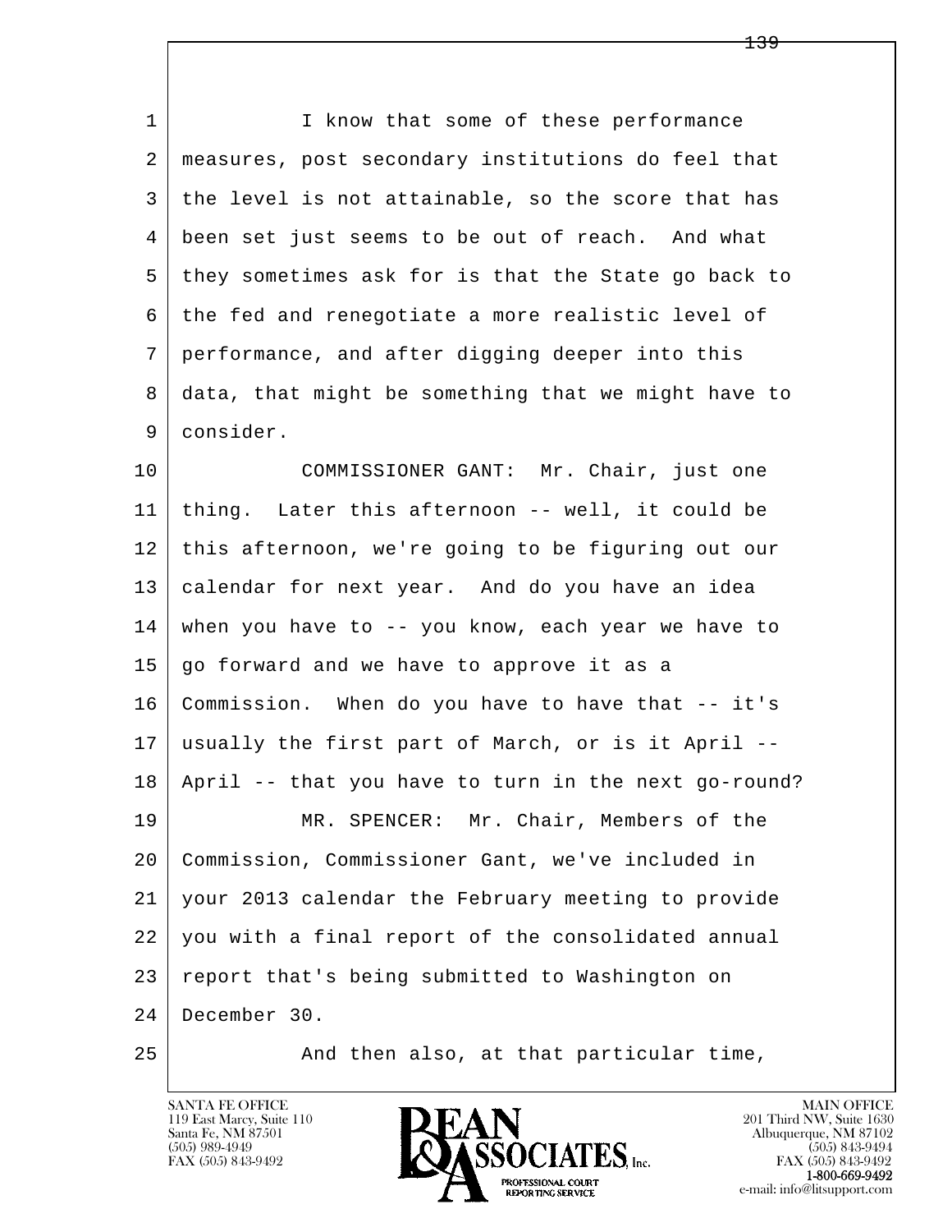1 I know that some of these performance
2 measures, post secondary institutions do feel that
3 the level is not attainable, so the score that has
4 been set just seems to be out of reach. And what
5 they sometimes ask for is that the State go back to
6 the fed and renegotiate a more realistic level of
7 performance, and after digging deeper into this
8 data, that might be something that we might have to
9 consider.

10 COMMISSIONER GANT: Mr. Chair, just one
11 thing. Later this afternoon -- well, it could be
12 this afternoon, we're going to be figuring out our
13 calendar for next year. And do you have an idea
14 when you have to -- you know, each year we have to
15 go forward and we have to approve it as a
16 Commission. When do you have to have that -- it's
17 usually the first part of March, or is it April --
18 April -- that you have to turn in the next go-round?

19 MR. SPENCER: Mr. Chair, Members of the
20 Commission, Commissioner Gant, we've included in
21 your 2013 calendar the February meeting to provide
22 you with a final report of the consolidated annual
23 report that's being submitted to Washington on
24 December 30.

25 And then also, at that particular time,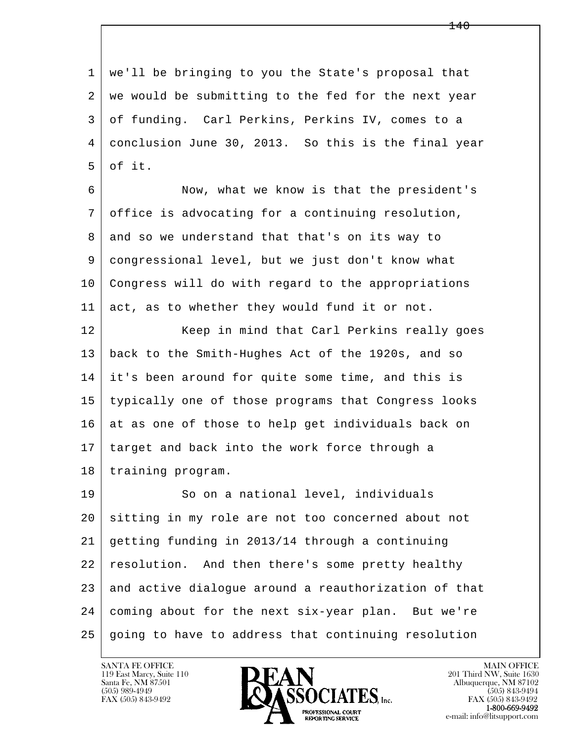we'll be bringing to you the State's proposal that we would be submitting to the fed for the next year of funding. Carl Perkins, Perkins IV, comes to a conclusion June 30, 2013. So this is the final year of it.

Now, what we know is that the president's office is advocating for a continuing resolution, and so we understand that that's on its way to congressional level, but we just don't know what Congress will do with regard to the appropriations act, as to whether they would fund it or not.

Keep in mind that Carl Perkins really goes back to the Smith-Hughes Act of the 1920s, and so it's been around for quite some time, and this is typically one of those programs that Congress looks at as one of those to help get individuals back on target and back into the work force through a training program.

So on a national level, individuals sitting in my role are not too concerned about not getting funding in 2013/14 through a continuing resolution. And then there's some pretty healthy and active dialogue around a reauthorization of that coming about for the next six-year plan. But we're going to have to address that continuing resolution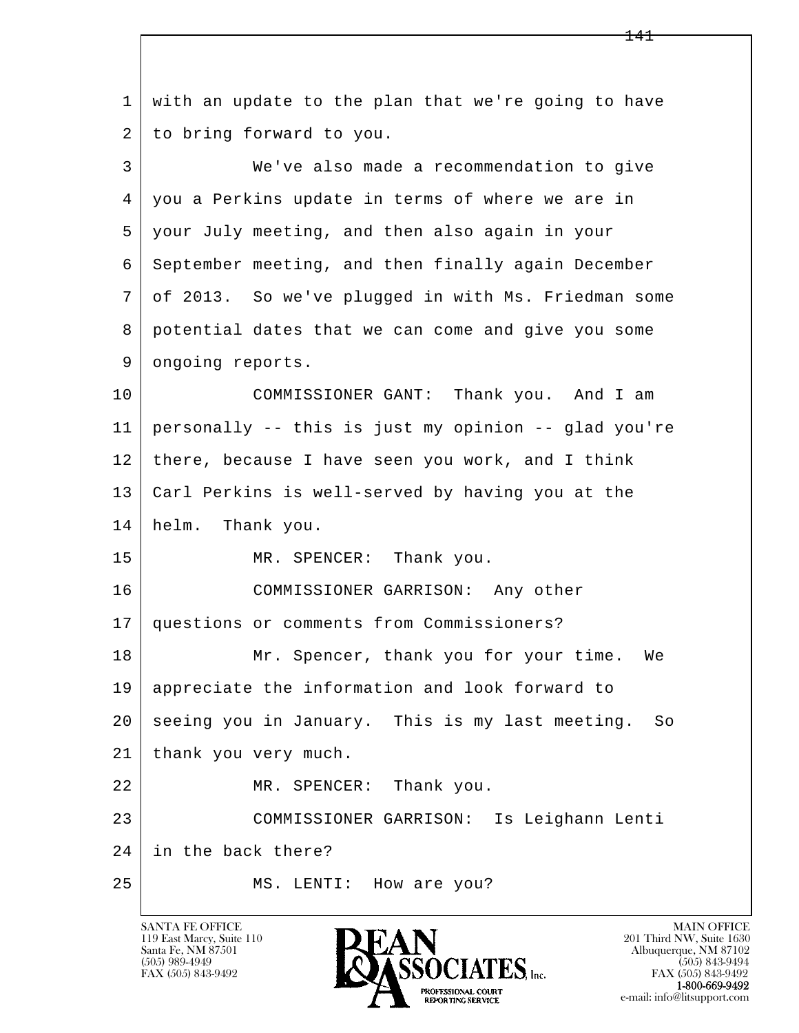1 with an update to the plan that we're going to have
2 to bring forward to you.

3 We've also made a recommendation to give
4 you a Perkins update in terms of where we are in
5 your July meeting, and then also again in your
6 September meeting, and then finally again December
7 of 2013. So we've plugged in with Ms. Friedman some
8 potential dates that we can come and give you some
9 ongoing reports.

10 COMMISSIONER GANT: Thank you. And I am
11 personally -- this is just my opinion -- glad you're
12 there, because I have seen you work, and I think
13 Carl Perkins is well-served by having you at the
14 helm. Thank you.

15 MR. SPENCER: Thank you.

16 COMMISSIONER GARRISON: Any other
17 questions or comments from Commissioners?

18 Mr. Spencer, thank you for your time. We
19 appreciate the information and look forward to
20 seeing you in January. This is my last meeting. So
21 thank you very much.

22 MR. SPENCER: Thank you.

23 COMMISSIONER GARRISON: Is Leighann Lenti
24 in the back there?

25 MS. LENTI: How are you?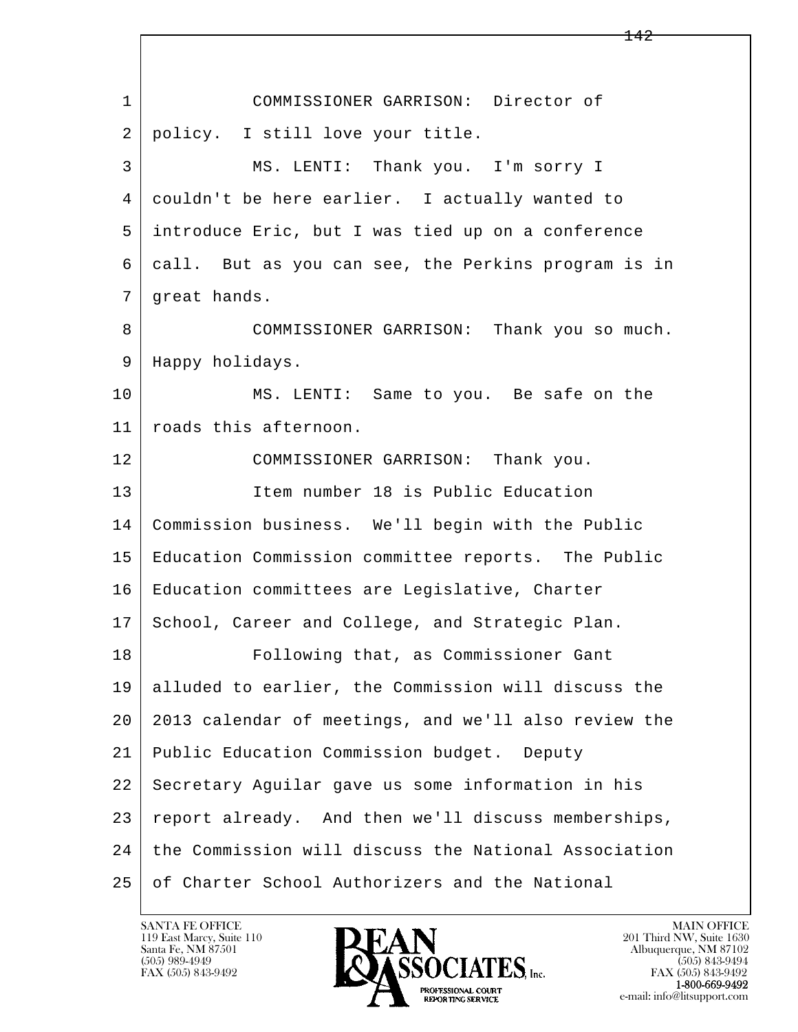COMMISSIONER GARRISON: Director of policy. I still love your title.

MS. LENTI: Thank you. I'm sorry I couldn't be here earlier. I actually wanted to introduce Eric, but I was tied up on a conference call. But as you can see, the Perkins program is in great hands.

COMMISSIONER GARRISON: Thank you so much. Happy holidays.

MS. LENTI: Same to you. Be safe on the roads this afternoon.

COMMISSIONER GARRISON: Thank you.

Item number 18 is Public Education Commission business. We'll begin with the Public Education Commission committee reports. The Public Education committees are Legislative, Charter School, Career and College, and Strategic Plan.

Following that, as Commissioner Gant alluded to earlier, the Commission will discuss the 2013 calendar of meetings, and we'll also review the Public Education Commission budget. Deputy Secretary Aguilar gave us some information in his report already. And then we'll discuss memberships, the Commission will discuss the National Association of Charter School Authorizers and the National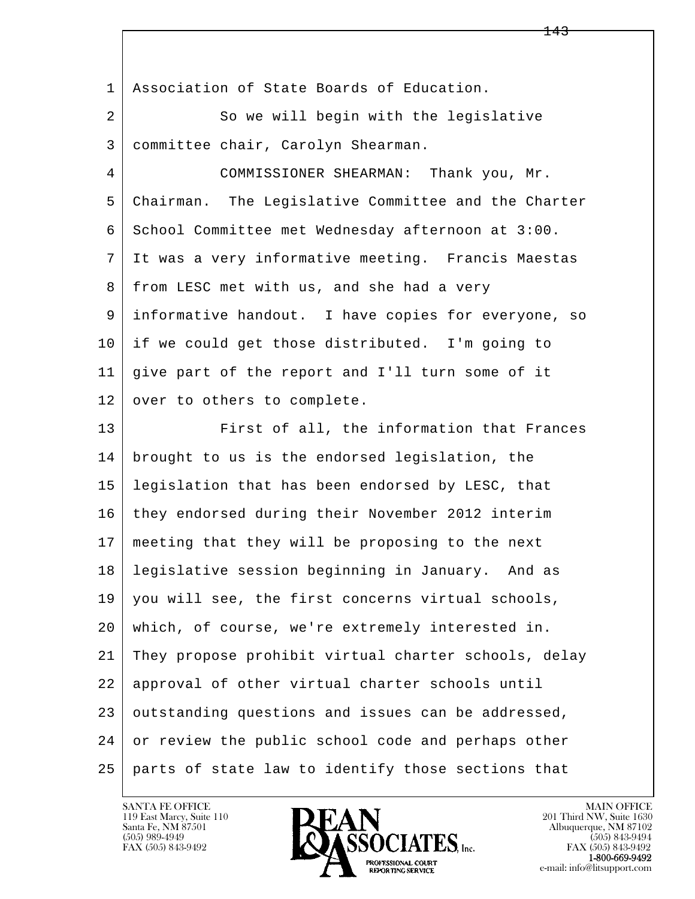Association of State Boards of Education.

So we will begin with the legislative committee chair, Carolyn Shearman.

COMMISSIONER SHEARMAN: Thank you, Mr. Chairman. The Legislative Committee and the Charter School Committee met Wednesday afternoon at 3:00. It was a very informative meeting. Francis Maestas from LESC met with us, and she had a very informative handout. I have copies for everyone, so if we could get those distributed. I'm going to give part of the report and I'll turn some of it over to others to complete.

First of all, the information that Frances brought to us is the endorsed legislation, the legislation that has been endorsed by LESC, that they endorsed during their November 2012 interim meeting that they will be proposing to the next legislative session beginning in January. And as you will see, the first concerns virtual schools, which, of course, we're extremely interested in. They propose prohibit virtual charter schools, delay approval of other virtual charter schools until outstanding questions and issues can be addressed, or review the public school code and perhaps other parts of state law to identify those sections that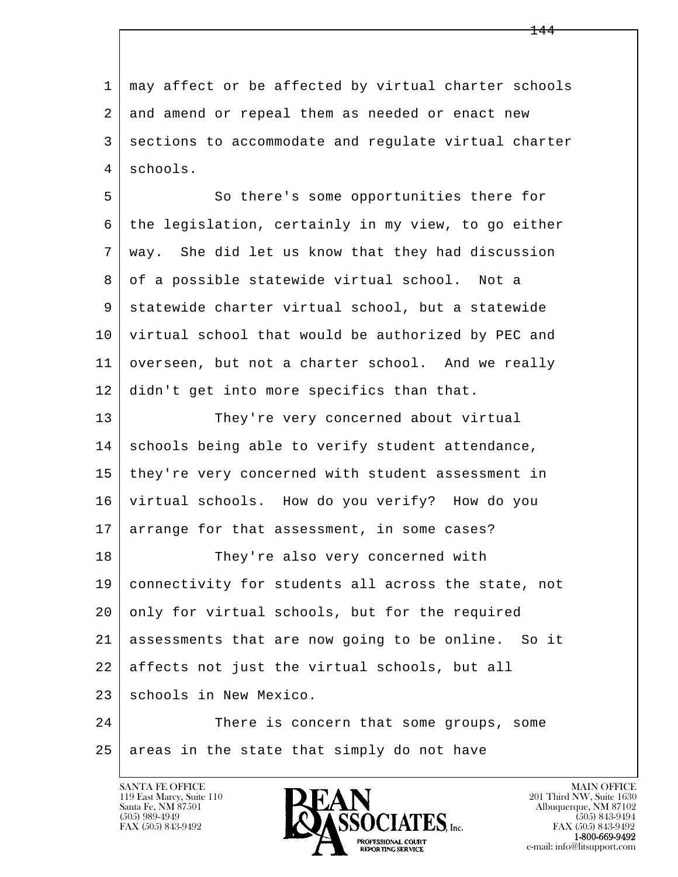may affect or be affected by virtual charter schools and amend or repeal them as needed or enact new sections to accommodate and regulate virtual charter schools.

So there's some opportunities there for the legislation, certainly in my view, to go either way. She did let us know that they had discussion of a possible statewide virtual school. Not a statewide charter virtual school, but a statewide virtual school that would be authorized by PEC and overseen, but not a charter school. And we really didn't get into more specifics than that.

They're very concerned about virtual schools being able to verify student attendance, they're very concerned with student assessment in virtual schools. How do you verify? How do you arrange for that assessment, in some cases?

They're also very concerned with connectivity for students all across the state, not only for virtual schools, but for the required assessments that are now going to be online. So it affects not just the virtual schools, but all schools in New Mexico.

There is concern that some groups, some areas in the state that simply do not have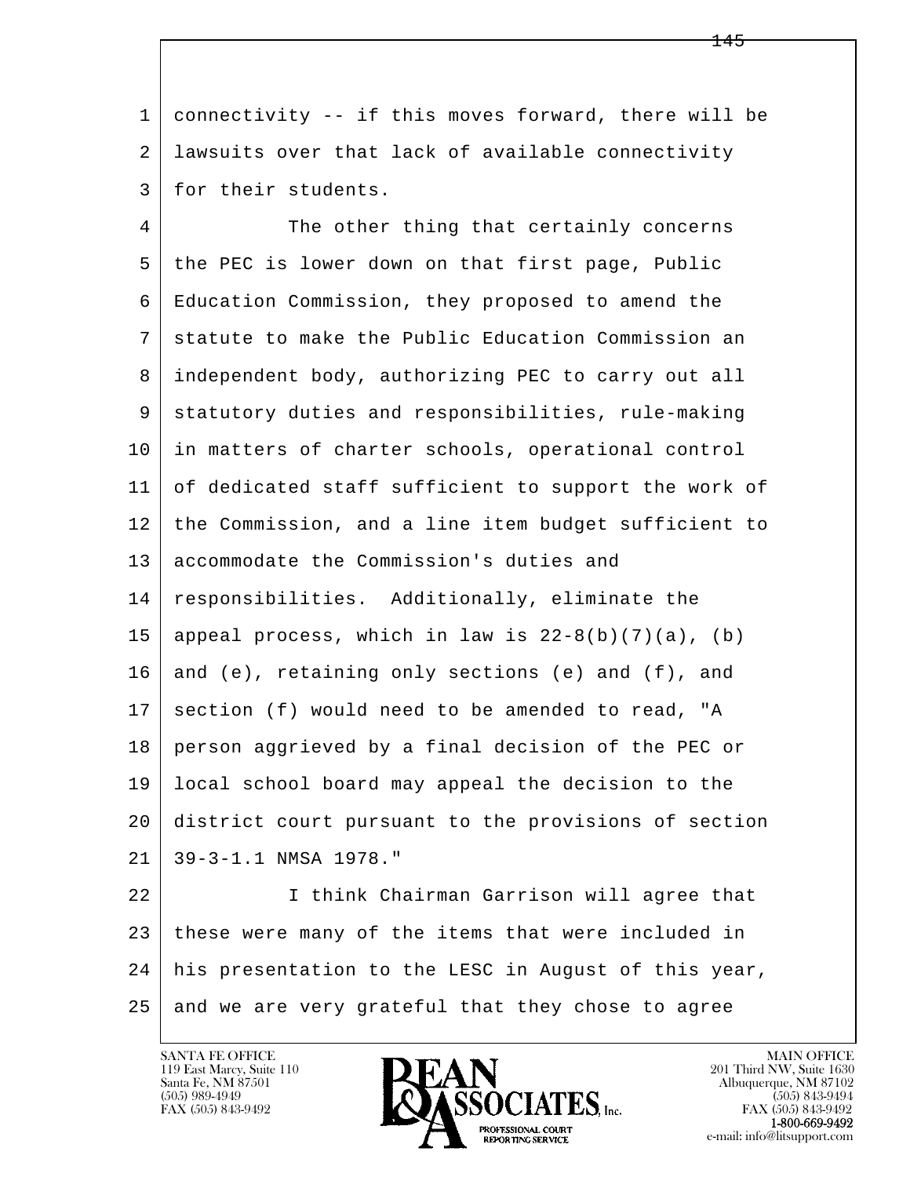connectivity -- if this moves forward, there will be lawsuits over that lack of available connectivity for their students.

The other thing that certainly concerns the PEC is lower down on that first page, Public Education Commission, they proposed to amend the statute to make the Public Education Commission an independent body, authorizing PEC to carry out all statutory duties and responsibilities, rule-making in matters of charter schools, operational control of dedicated staff sufficient to support the work of the Commission, and a line item budget sufficient to accommodate the Commission's duties and responsibilities. Additionally, eliminate the appeal process, which in law is 22-8(b)(7)(a), (b) and (e), retaining only sections (e) and (f), and section (f) would need to be amended to read, "A person aggrieved by a final decision of the PEC or local school board may appeal the decision to the district court pursuant to the provisions of section 39-3-1.1 NMSA 1978."

I think Chairman Garrison will agree that these were many of the items that were included in his presentation to the LESC in August of this year, and we are very grateful that they chose to agree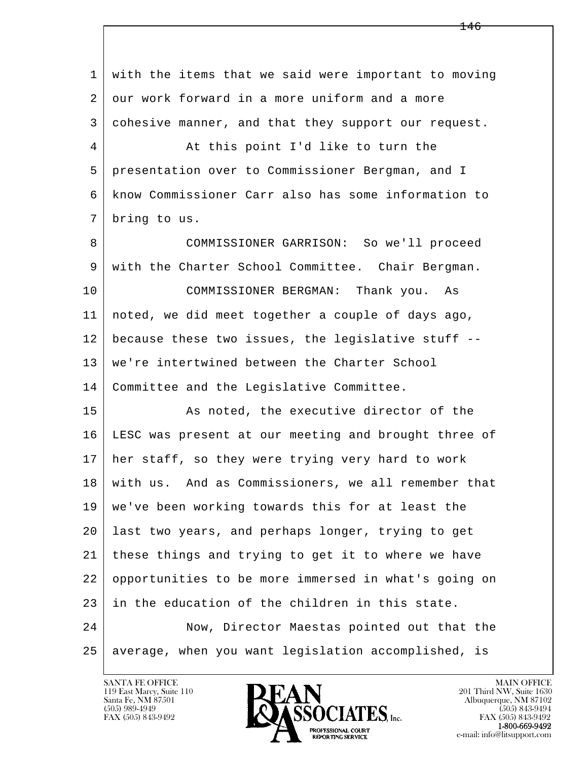with the items that we said were important to moving our work forward in a more uniform and a more cohesive manner, and that they support our request.

At this point I'd like to turn the presentation over to Commissioner Bergman, and I know Commissioner Carr also has some information to bring to us.

COMMISSIONER GARRISON: So we'll proceed with the Charter School Committee. Chair Bergman.

COMMISSIONER BERGMAN: Thank you. As noted, we did meet together a couple of days ago, because these two issues, the legislative stuff -- we're intertwined between the Charter School Committee and the Legislative Committee.

As noted, the executive director of the LESC was present at our meeting and brought three of her staff, so they were trying very hard to work with us. And as Commissioners, we all remember that we've been working towards this for at least the last two years, and perhaps longer, trying to get these things and trying to get it to where we have opportunities to be more immersed in what's going on in the education of the children in this state.

Now, Director Maestas pointed out that the average, when you want legislation accomplished, is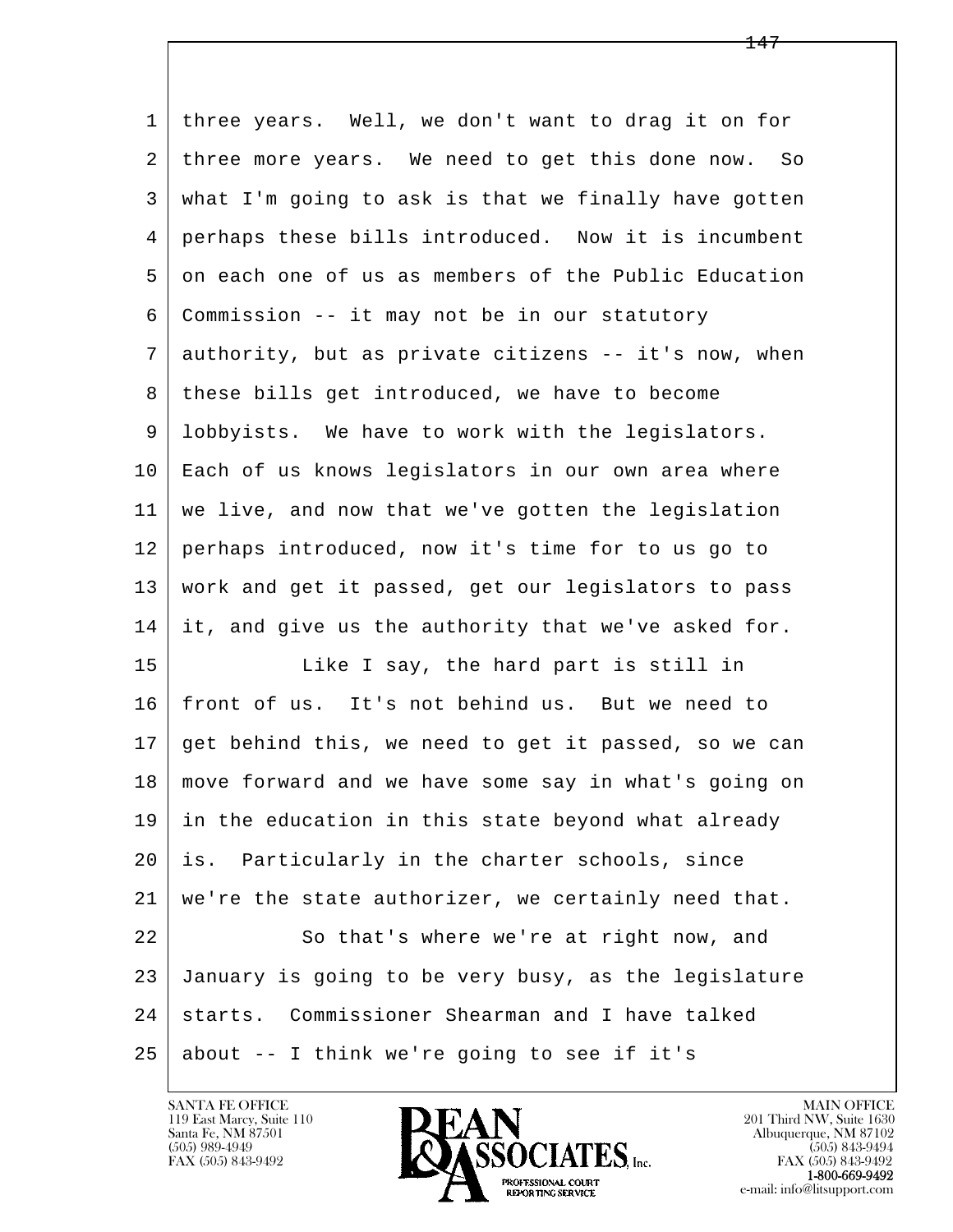three years. Well, we don't want to drag it on for three more years. We need to get this done now. So what I'm going to ask is that we finally have gotten perhaps these bills introduced. Now it is incumbent on each one of us as members of the Public Education Commission -- it may not be in our statutory authority, but as private citizens -- it's now, when these bills get introduced, we have to become lobbyists. We have to work with the legislators. Each of us knows legislators in our own area where we live, and now that we've gotten the legislation perhaps introduced, now it's time for to us go to work and get it passed, get our legislators to pass it, and give us the authority that we've asked for.

Like I say, the hard part is still in front of us. It's not behind us. But we need to get behind this, we need to get it passed, so we can move forward and we have some say in what's going on in the education in this state beyond what already is. Particularly in the charter schools, since we're the state authorizer, we certainly need that.

So that's where we're at right now, and January is going to be very busy, as the legislature starts. Commissioner Shearman and I have talked about -- I think we're going to see if it's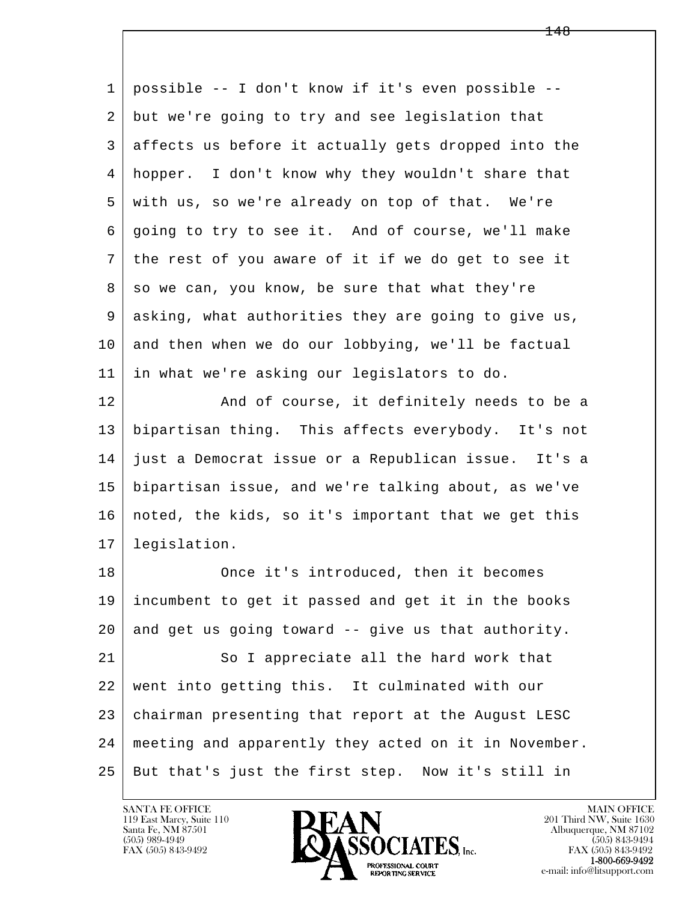1 possible -- I don't know if it's even possible --
2 but we're going to try and see legislation that
3 affects us before it actually gets dropped into the
4 hopper. I don't know why they wouldn't share that
5 with us, so we're already on top of that. We're
6 going to try to see it. And of course, we'll make
7 the rest of you aware of it if we do get to see it
8 so we can, you know, be sure that what they're
9 asking, what authorities they are going to give us,
10 and then when we do our lobbying, we'll be factual
11 in what we're asking our legislators to do.
12 And of course, it definitely needs to be a
13 bipartisan thing. This affects everybody. It's not
14 just a Democrat issue or a Republican issue. It's a
15 bipartisan issue, and we're talking about, as we've
16 noted, the kids, so it's important that we get this
17 legislation.
18 Once it's introduced, then it becomes
19 incumbent to get it passed and get it in the books
20 and get us going toward -- give us that authority.
21 So I appreciate all the hard work that
22 went into getting this. It culminated with our
23 chairman presenting that report at the August LESC
24 meeting and apparently they acted on it in November.
25 But that's just the first step. Now it's still in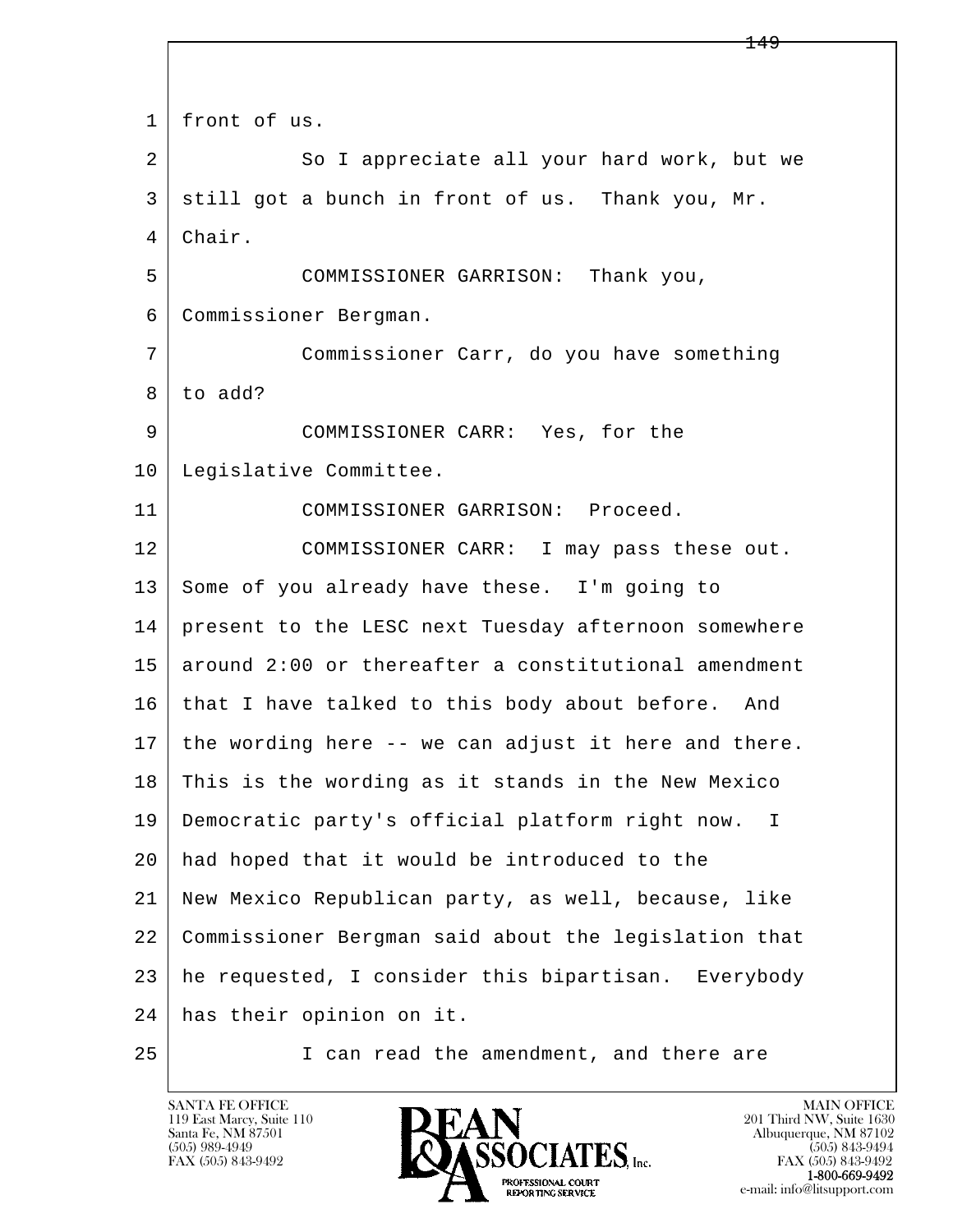front of us.

So I appreciate all your hard work, but we still got a bunch in front of us. Thank you, Mr. Chair.

COMMISSIONER GARRISON: Thank you, Commissioner Bergman.

Commissioner Carr, do you have something to add?

COMMISSIONER CARR: Yes, for the Legislative Committee.

COMMISSIONER GARRISON: Proceed.

COMMISSIONER CARR: I may pass these out. Some of you already have these. I'm going to present to the LESC next Tuesday afternoon somewhere around 2:00 or thereafter a constitutional amendment that I have talked to this body about before. And the wording here -- we can adjust it here and there. This is the wording as it stands in the New Mexico Democratic party's official platform right now. I had hoped that it would be introduced to the New Mexico Republican party, as well, because, like Commissioner Bergman said about the legislation that he requested, I consider this bipartisan. Everybody has their opinion on it.

I can read the amendment, and there are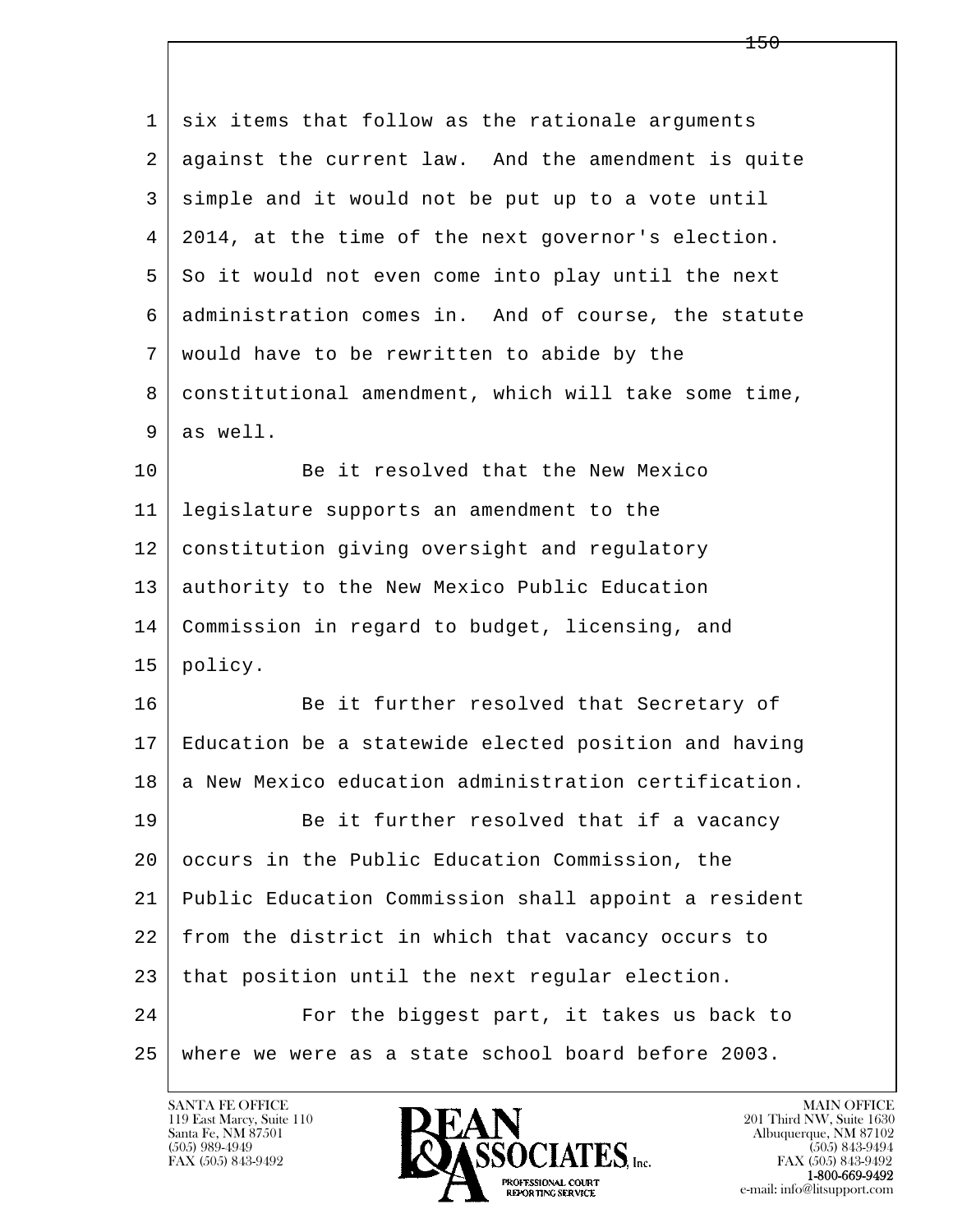six items that follow as the rationale arguments against the current law. And the amendment is quite simple and it would not be put up to a vote until 2014, at the time of the next governor's election. So it would not even come into play until the next administration comes in. And of course, the statute would have to be rewritten to abide by the constitutional amendment, which will take some time, as well.

Be it resolved that the New Mexico legislature supports an amendment to the constitution giving oversight and regulatory authority to the New Mexico Public Education Commission in regard to budget, licensing, and policy.

Be it further resolved that Secretary of Education be a statewide elected position and having a New Mexico education administration certification.

Be it further resolved that if a vacancy occurs in the Public Education Commission, the Public Education Commission shall appoint a resident from the district in which that vacancy occurs to that position until the next regular election.

For the biggest part, it takes us back to where we were as a state school board before 2003.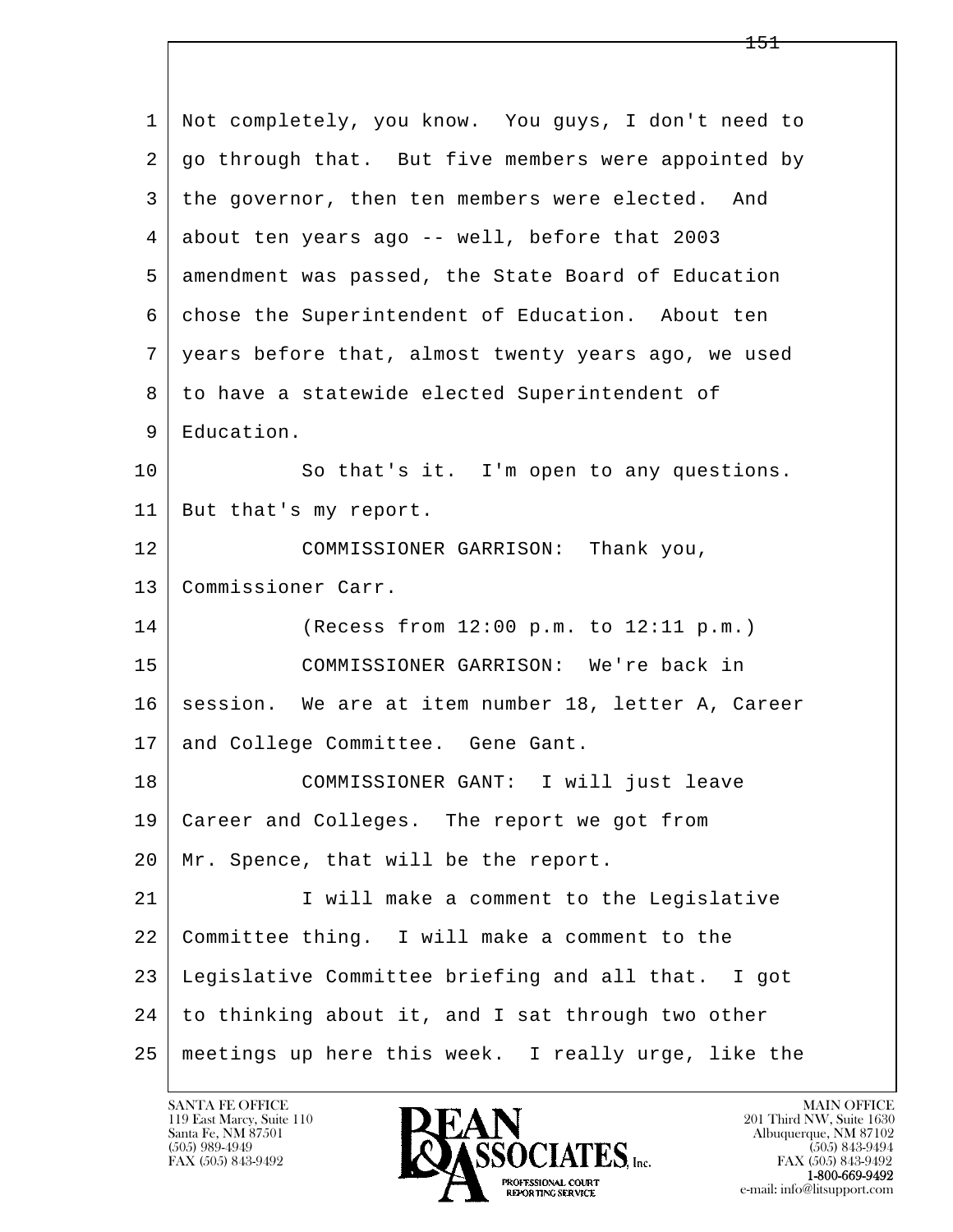1 Not completely, you know. You guys, I don't need to
2 go through that. But five members were appointed by
3 the governor, then ten members were elected. And
4 about ten years ago -- well, before that 2003
5 amendment was passed, the State Board of Education
6 chose the Superintendent of Education. About ten
7 years before that, almost twenty years ago, we used
8 to have a statewide elected Superintendent of
9 Education.
10 So that's it. I'm open to any questions.
11 But that's my report.
12 COMMISSIONER GARRISON: Thank you,
13 Commissioner Carr.
14 (Recess from 12:00 p.m. to 12:11 p.m.)
15 COMMISSIONER GARRISON: We're back in
16 session. We are at item number 18, letter A, Career
17 and College Committee. Gene Gant.
18 COMMISSIONER GANT: I will just leave
19 Career and Colleges. The report we got from
20 Mr. Spence, that will be the report.
21 I will make a comment to the Legislative
22 Committee thing. I will make a comment to the
23 Legislative Committee briefing and all that. I got
24 to thinking about it, and I sat through two other
25 meetings up here this week. I really urge, like the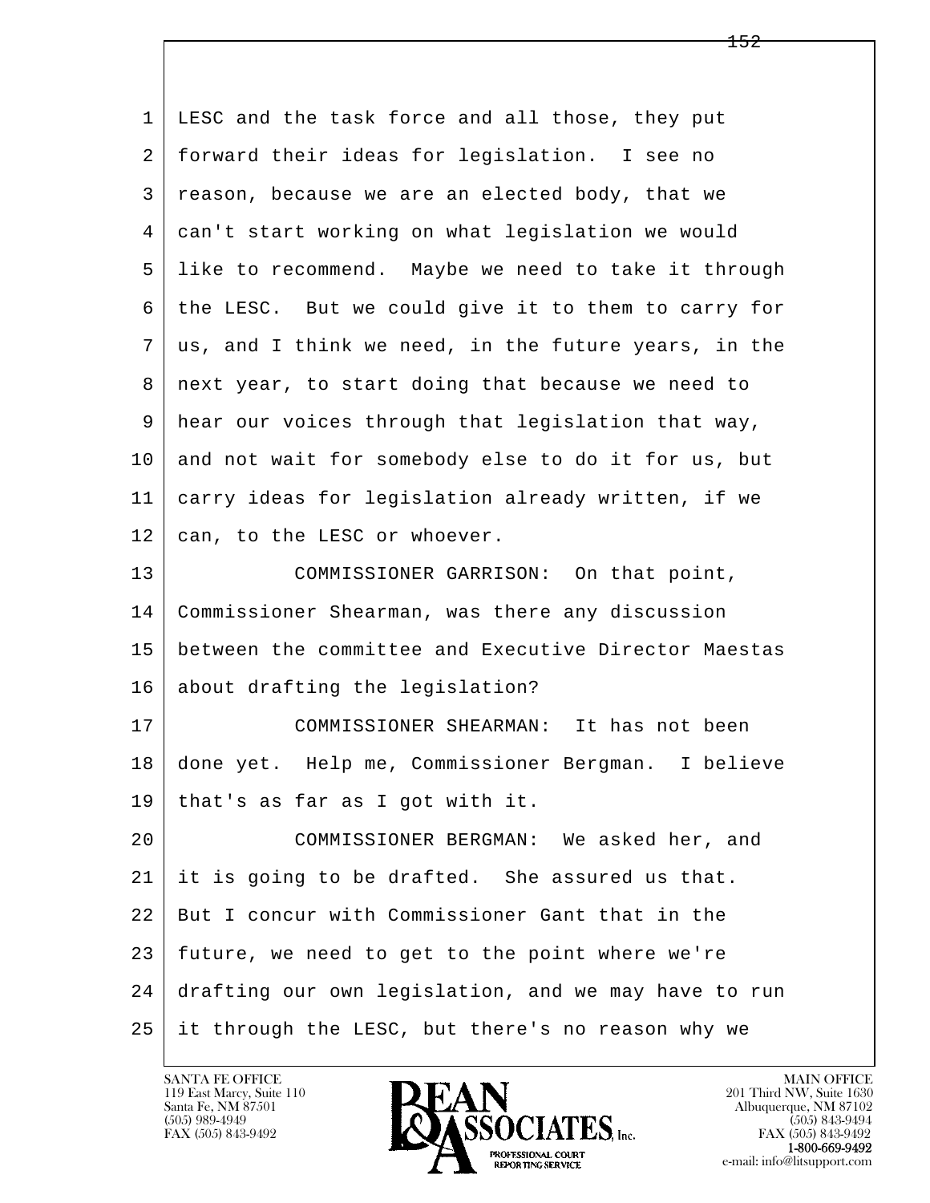LESC and the task force and all those, they put forward their ideas for legislation. I see no reason, because we are an elected body, that we can't start working on what legislation we would like to recommend. Maybe we need to take it through the LESC. But we could give it to them to carry for us, and I think we need, in the future years, in the next year, to start doing that because we need to hear our voices through that legislation that way, and not wait for somebody else to do it for us, but carry ideas for legislation already written, if we can, to the LESC or whoever.

COMMISSIONER GARRISON: On that point, Commissioner Shearman, was there any discussion between the committee and Executive Director Maestas about drafting the legislation?

COMMISSIONER SHEARMAN: It has not been done yet. Help me, Commissioner Bergman. I believe that's as far as I got with it.

COMMISSIONER BERGMAN: We asked her, and it is going to be drafted. She assured us that. But I concur with Commissioner Gant that in the future, we need to get to the point where we're drafting our own legislation, and we may have to run it through the LESC, but there's no reason why we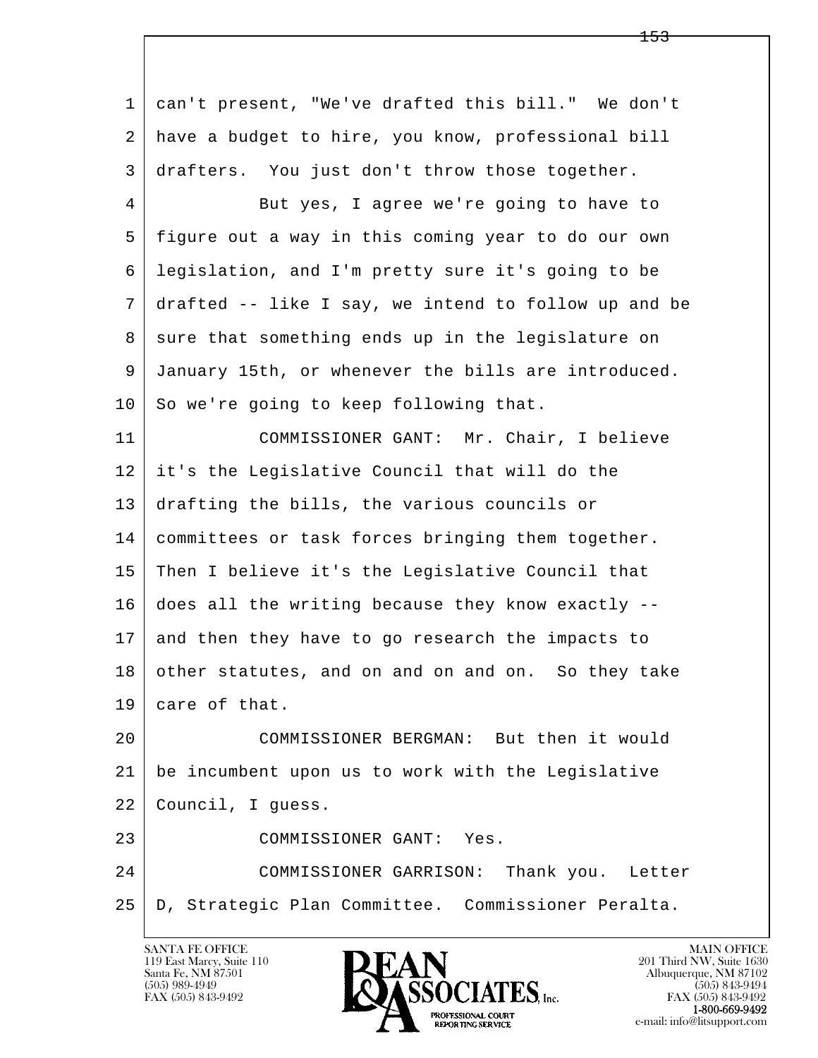can't present, "We've drafted this bill." We don't have a budget to hire, you know, professional bill drafters. You just don't throw those together.

But yes, I agree we're going to have to figure out a way in this coming year to do our own legislation, and I'm pretty sure it's going to be drafted -- like I say, we intend to follow up and be sure that something ends up in the legislature on January 15th, or whenever the bills are introduced. So we're going to keep following that.

COMMISSIONER GANT: Mr. Chair, I believe it's the Legislative Council that will do the drafting the bills, the various councils or committees or task forces bringing them together. Then I believe it's the Legislative Council that does all the writing because they know exactly -- and then they have to go research the impacts to other statutes, and on and on and on. So they take care of that.

COMMISSIONER BERGMAN: But then it would be incumbent upon us to work with the Legislative Council, I guess.

COMMISSIONER GANT: Yes.

COMMISSIONER GARRISON: Thank you. Letter D, Strategic Plan Committee. Commissioner Peralta.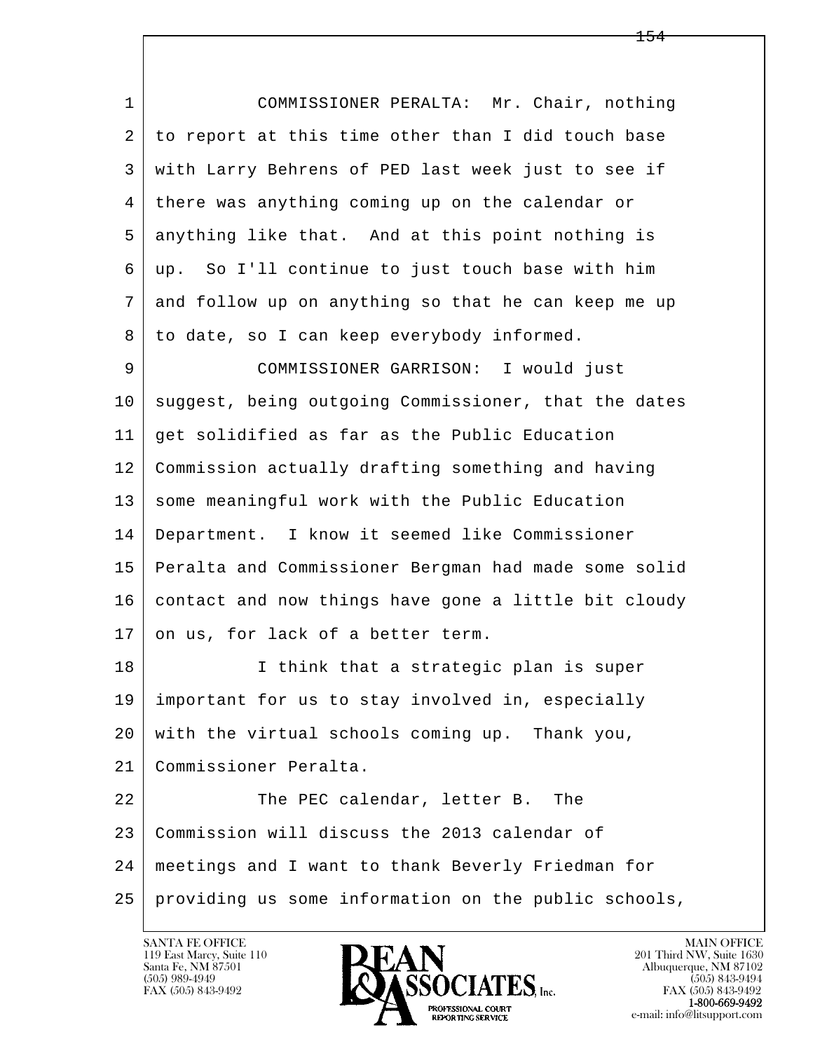COMMISSIONER PERALTA: Mr. Chair, nothing to report at this time other than I did touch base with Larry Behrens of PED last week just to see if there was anything coming up on the calendar or anything like that. And at this point nothing is up. So I'll continue to just touch base with him and follow up on anything so that he can keep me up to date, so I can keep everybody informed.

COMMISSIONER GARRISON: I would just suggest, being outgoing Commissioner, that the dates get solidified as far as the Public Education Commission actually drafting something and having some meaningful work with the Public Education Department. I know it seemed like Commissioner Peralta and Commissioner Bergman had made some solid contact and now things have gone a little bit cloudy on us, for lack of a better term.

I think that a strategic plan is super important for us to stay involved in, especially with the virtual schools coming up. Thank you, Commissioner Peralta.

The PEC calendar, letter B. The Commission will discuss the 2013 calendar of meetings and I want to thank Beverly Friedman for providing us some information on the public schools,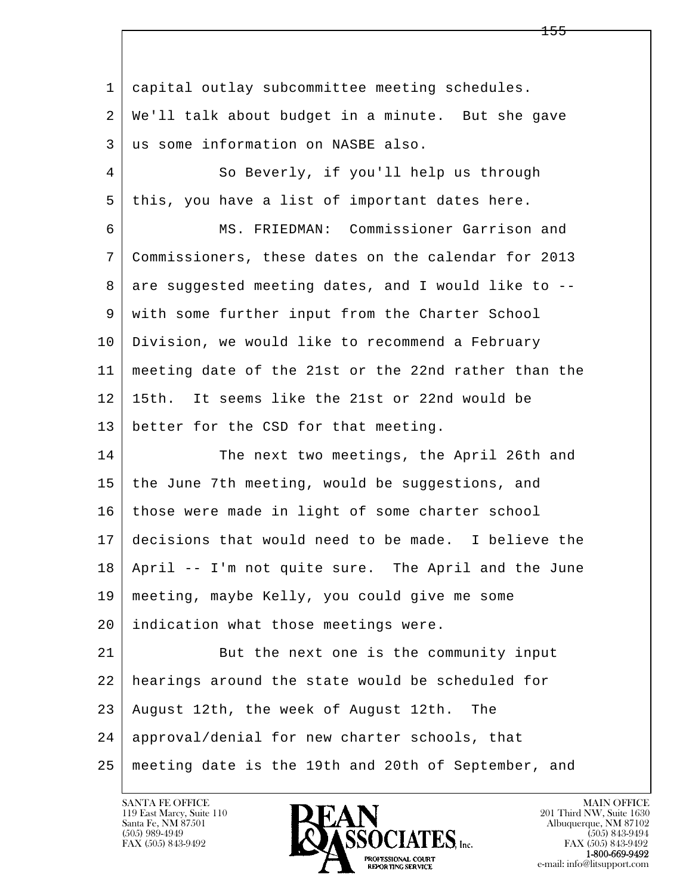capital outlay subcommittee meeting schedules. We'll talk about budget in a minute. But she gave us some information on NASBE also.

So Beverly, if you'll help us through this, you have a list of important dates here.

MS. FRIEDMAN: Commissioner Garrison and Commissioners, these dates on the calendar for 2013 are suggested meeting dates, and I would like to -- with some further input from the Charter School Division, we would like to recommend a February meeting date of the 21st or the 22nd rather than the 15th. It seems like the 21st or 22nd would be better for the CSD for that meeting.

The next two meetings, the April 26th and the June 7th meeting, would be suggestions, and those were made in light of some charter school decisions that would need to be made. I believe the April -- I'm not quite sure. The April and the June meeting, maybe Kelly, you could give me some indication what those meetings were.

But the next one is the community input hearings around the state would be scheduled for August 12th, the week of August 12th. The approval/denial for new charter schools, that meeting date is the 19th and 20th of September, and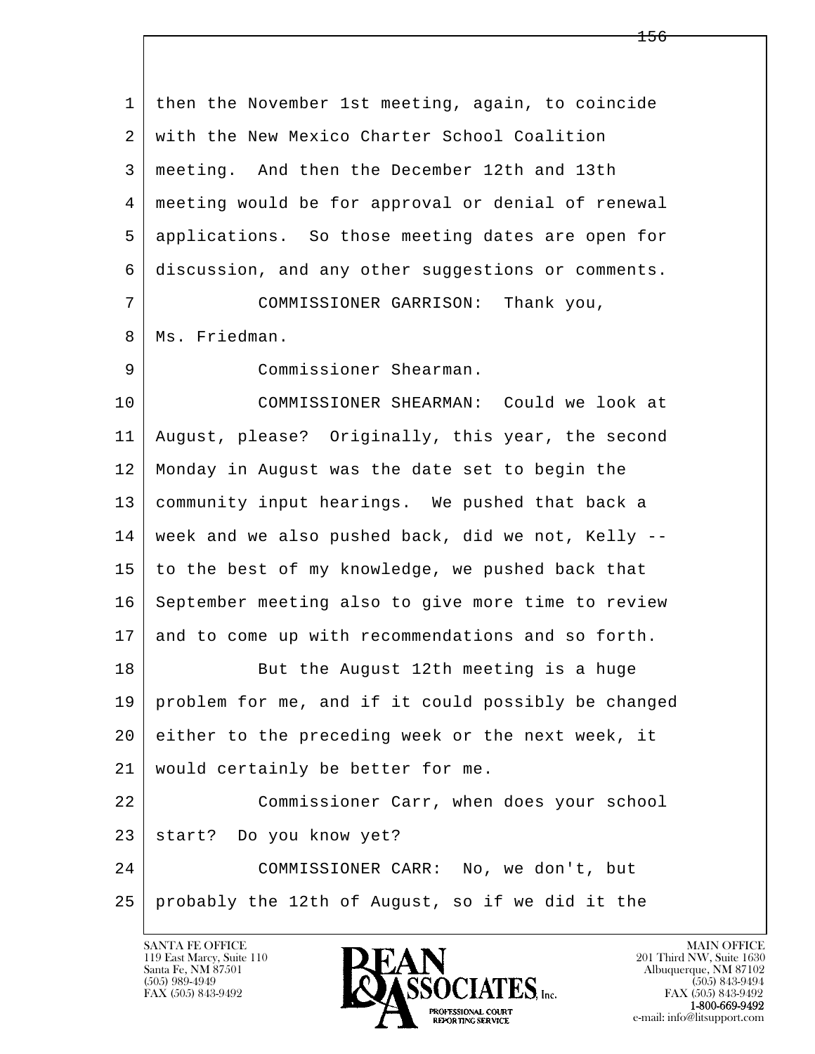then the November 1st meeting, again, to coincide with the New Mexico Charter School Coalition meeting. And then the December 12th and 13th meeting would be for approval or denial of renewal applications. So those meeting dates are open for discussion, and any other suggestions or comments.

COMMISSIONER GARRISON: Thank you, Ms. Friedman.

Commissioner Shearman.

COMMISSIONER SHEARMAN: Could we look at August, please? Originally, this year, the second Monday in August was the date set to begin the community input hearings. We pushed that back a week and we also pushed back, did we not, Kelly -- to the best of my knowledge, we pushed back that September meeting also to give more time to review and to come up with recommendations and so forth.

But the August 12th meeting is a huge problem for me, and if it could possibly be changed either to the preceding week or the next week, it would certainly be better for me.

Commissioner Carr, when does your school start? Do you know yet?

COMMISSIONER CARR: No, we don't, but probably the 12th of August, so if we did it the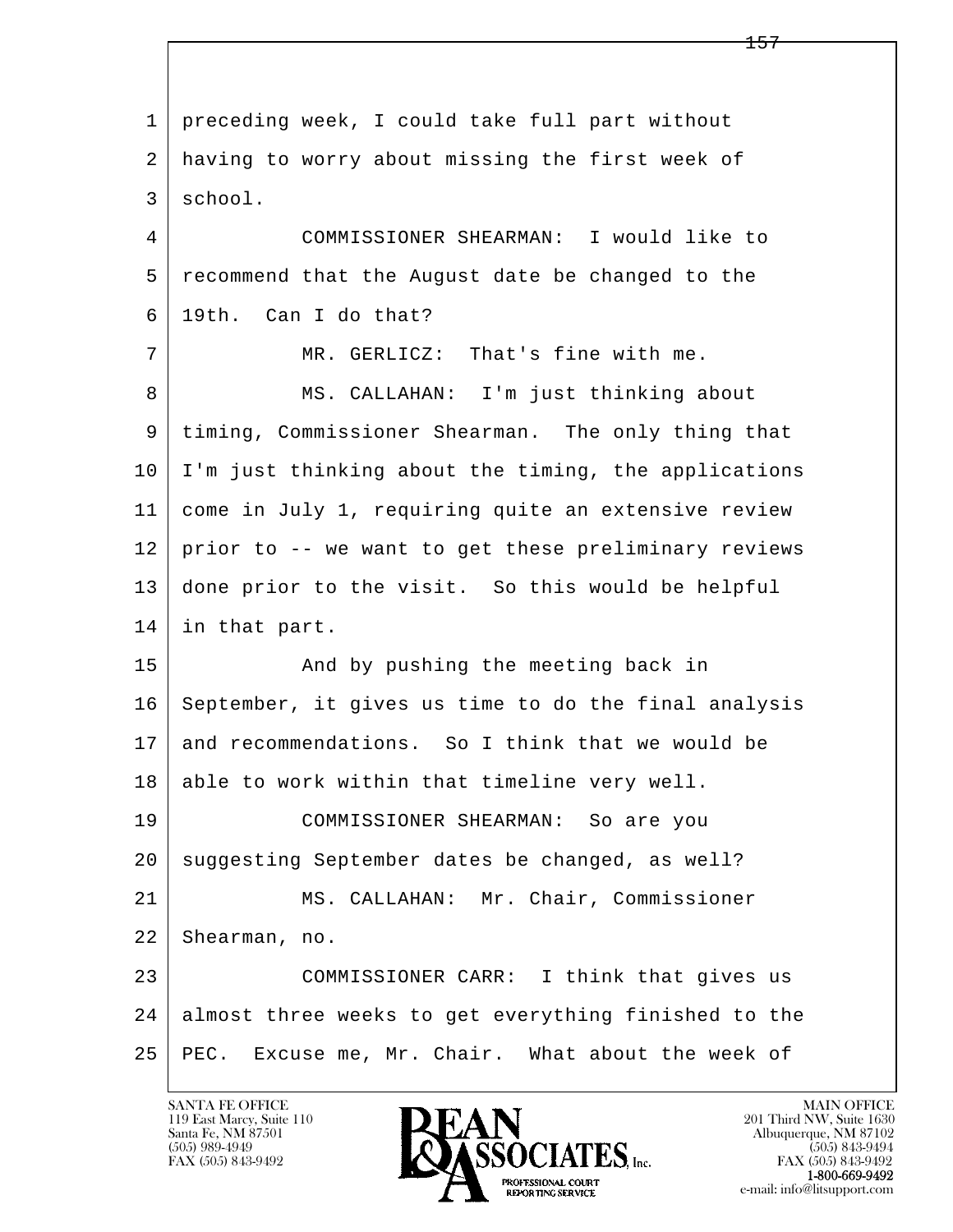preceding week, I could take full part without having to worry about missing the first week of school.

COMMISSIONER SHEARMAN: I would like to recommend that the August date be changed to the 19th. Can I do that?

MR. GERLICZ: That's fine with me.

MS. CALLAHAN: I'm just thinking about timing, Commissioner Shearman. The only thing that I'm just thinking about the timing, the applications come in July 1, requiring quite an extensive review prior to -- we want to get these preliminary reviews done prior to the visit. So this would be helpful in that part.

And by pushing the meeting back in September, it gives us time to do the final analysis and recommendations. So I think that we would be able to work within that timeline very well.

COMMISSIONER SHEARMAN: So are you suggesting September dates be changed, as well?

MS. CALLAHAN: Mr. Chair, Commissioner Shearman, no.

COMMISSIONER CARR: I think that gives us almost three weeks to get everything finished to the PEC. Excuse me, Mr. Chair. What about the week of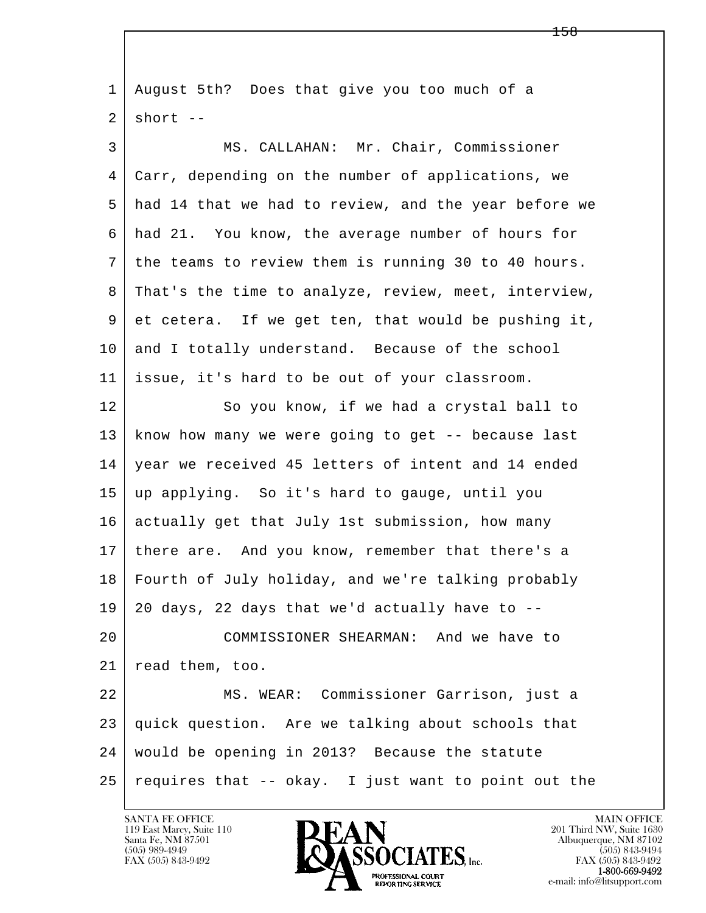August 5th? Does that give you too much of a short --

MS. CALLAHAN: Mr. Chair, Commissioner Carr, depending on the number of applications, we had 14 that we had to review, and the year before we had 21. You know, the average number of hours for the teams to review them is running 30 to 40 hours. That's the time to analyze, review, meet, interview, et cetera. If we get ten, that would be pushing it, and I totally understand. Because of the school issue, it's hard to be out of your classroom.

So you know, if we had a crystal ball to know how many we were going to get -- because last year we received 45 letters of intent and 14 ended up applying. So it's hard to gauge, until you actually get that July 1st submission, how many there are. And you know, remember that there's a Fourth of July holiday, and we're talking probably 20 days, 22 days that we'd actually have to --

COMMISSIONER SHEARMAN: And we have to read them, too.

MS. WEAR: Commissioner Garrison, just a quick question. Are we talking about schools that would be opening in 2013? Because the statute requires that -- okay. I just want to point out the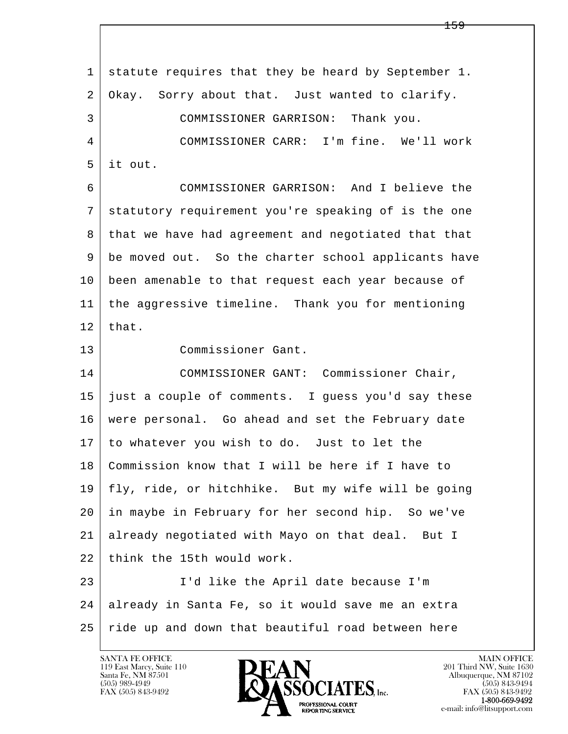1 statute requires that they be heard by September 1.
2 Okay. Sorry about that. Just wanted to clarify.
3 COMMISSIONER GARRISON: Thank you.
4 COMMISSIONER CARR: I'm fine. We'll work
5 it out.
6 COMMISSIONER GARRISON: And I believe the
7 statutory requirement you're speaking of is the one
8 that we have had agreement and negotiated that that
9 be moved out. So the charter school applicants have
10 been amenable to that request each year because of
11 the aggressive timeline. Thank you for mentioning
12 that.
13 Commissioner Gant.
14 COMMISSIONER GANT: Commissioner Chair,
15 just a couple of comments. I guess you'd say these
16 were personal. Go ahead and set the February date
17 to whatever you wish to do. Just to let the
18 Commission know that I will be here if I have to
19 fly, ride, or hitchhike. But my wife will be going
20 in maybe in February for her second hip. So we've
21 already negotiated with Mayo on that deal. But I
22 think the 15th would work.
23 I'd like the April date because I'm
24 already in Santa Fe, so it would save me an extra
25 ride up and down that beautiful road between here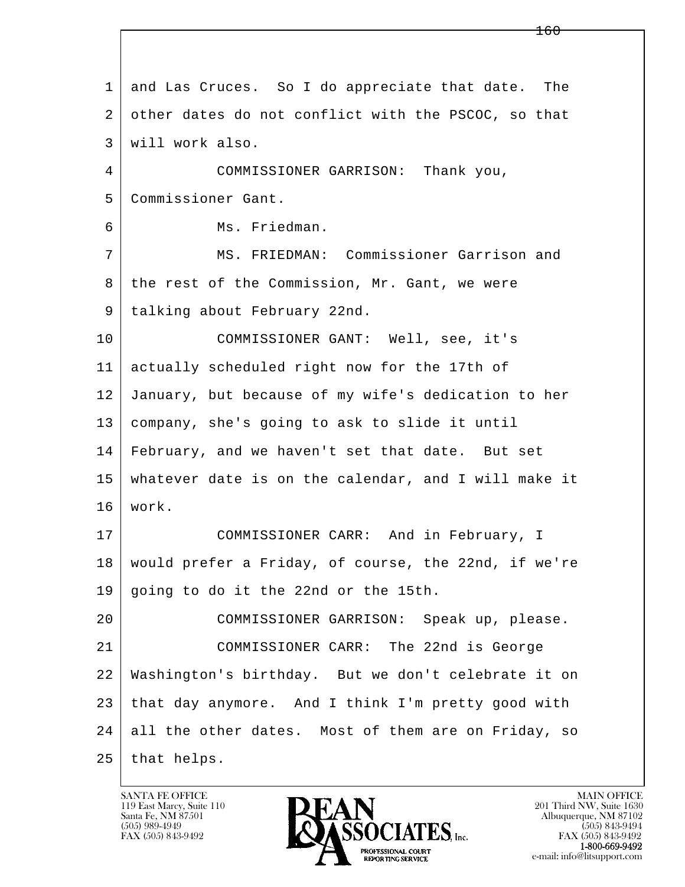and Las Cruces. So I do appreciate that date. The other dates do not conflict with the PSCOC, so that will work also.

COMMISSIONER GARRISON: Thank you, Commissioner Gant.

Ms. Friedman.

MS. FRIEDMAN: Commissioner Garrison and the rest of the Commission, Mr. Gant, we were talking about February 22nd.

COMMISSIONER GANT: Well, see, it's actually scheduled right now for the 17th of January, but because of my wife's dedication to her company, she's going to ask to slide it until February, and we haven't set that date. But set whatever date is on the calendar, and I will make it work.

COMMISSIONER CARR: And in February, I would prefer a Friday, of course, the 22nd, if we're going to do it the 22nd or the 15th.

COMMISSIONER GARRISON: Speak up, please.

COMMISSIONER CARR: The 22nd is George Washington's birthday. But we don't celebrate it on that day anymore. And I think I'm pretty good with all the other dates. Most of them are on Friday, so that helps.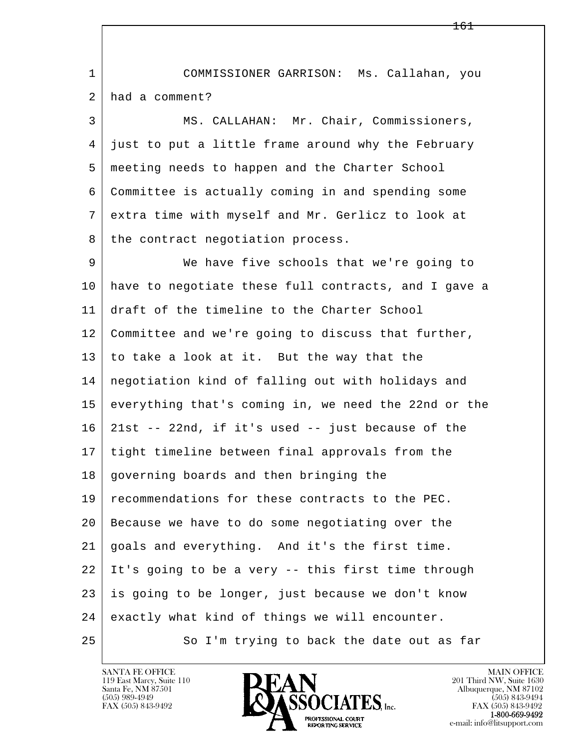COMMISSIONER GARRISON: Ms. Callahan, you had a comment?

MS. CALLAHAN: Mr. Chair, Commissioners, just to put a little frame around why the February meeting needs to happen and the Charter School Committee is actually coming in and spending some extra time with myself and Mr. Gerlicz to look at the contract negotiation process.

We have five schools that we're going to have to negotiate these full contracts, and I gave a draft of the timeline to the Charter School Committee and we're going to discuss that further, to take a look at it. But the way that the negotiation kind of falling out with holidays and everything that's coming in, we need the 22nd or the 21st -- 22nd, if it's used -- just because of the tight timeline between final approvals from the governing boards and then bringing the recommendations for these contracts to the PEC. Because we have to do some negotiating over the goals and everything. And it's the first time. It's going to be a very -- this first time through is going to be longer, just because we don't know exactly what kind of things we will encounter.

So I'm trying to back the date out as far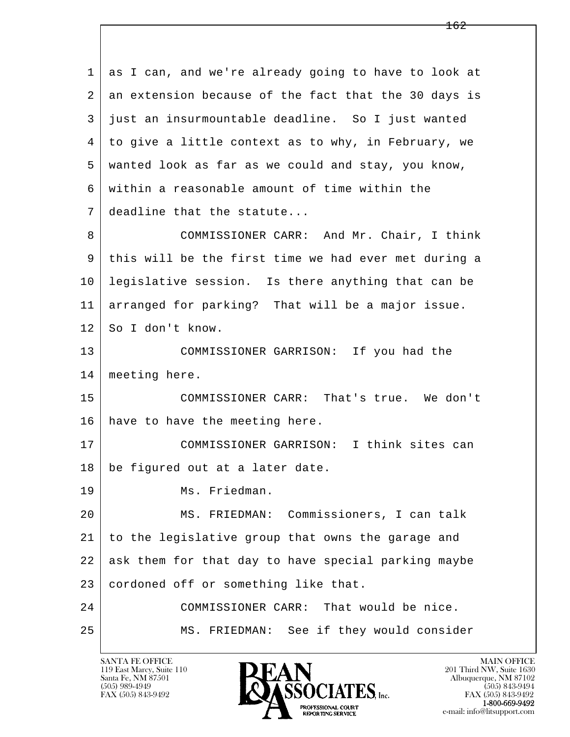as I can, and we're already going to have to look at an extension because of the fact that the 30 days is just an insurmountable deadline. So I just wanted to give a little context as to why, in February, we wanted look as far as we could and stay, you know, within a reasonable amount of time within the deadline that the statute...

COMMISSIONER CARR: And Mr. Chair, I think this will be the first time we had ever met during a legislative session. Is there anything that can be arranged for parking? That will be a major issue. So I don't know.

COMMISSIONER GARRISON: If you had the meeting here.

COMMISSIONER CARR: That's true. We don't have to have the meeting here.

COMMISSIONER GARRISON: I think sites can be figured out at a later date.

Ms. Friedman.

MS. FRIEDMAN: Commissioners, I can talk to the legislative group that owns the garage and ask them for that day to have special parking maybe cordoned off or something like that.

COMMISSIONER CARR: That would be nice.

MS. FRIEDMAN: See if they would consider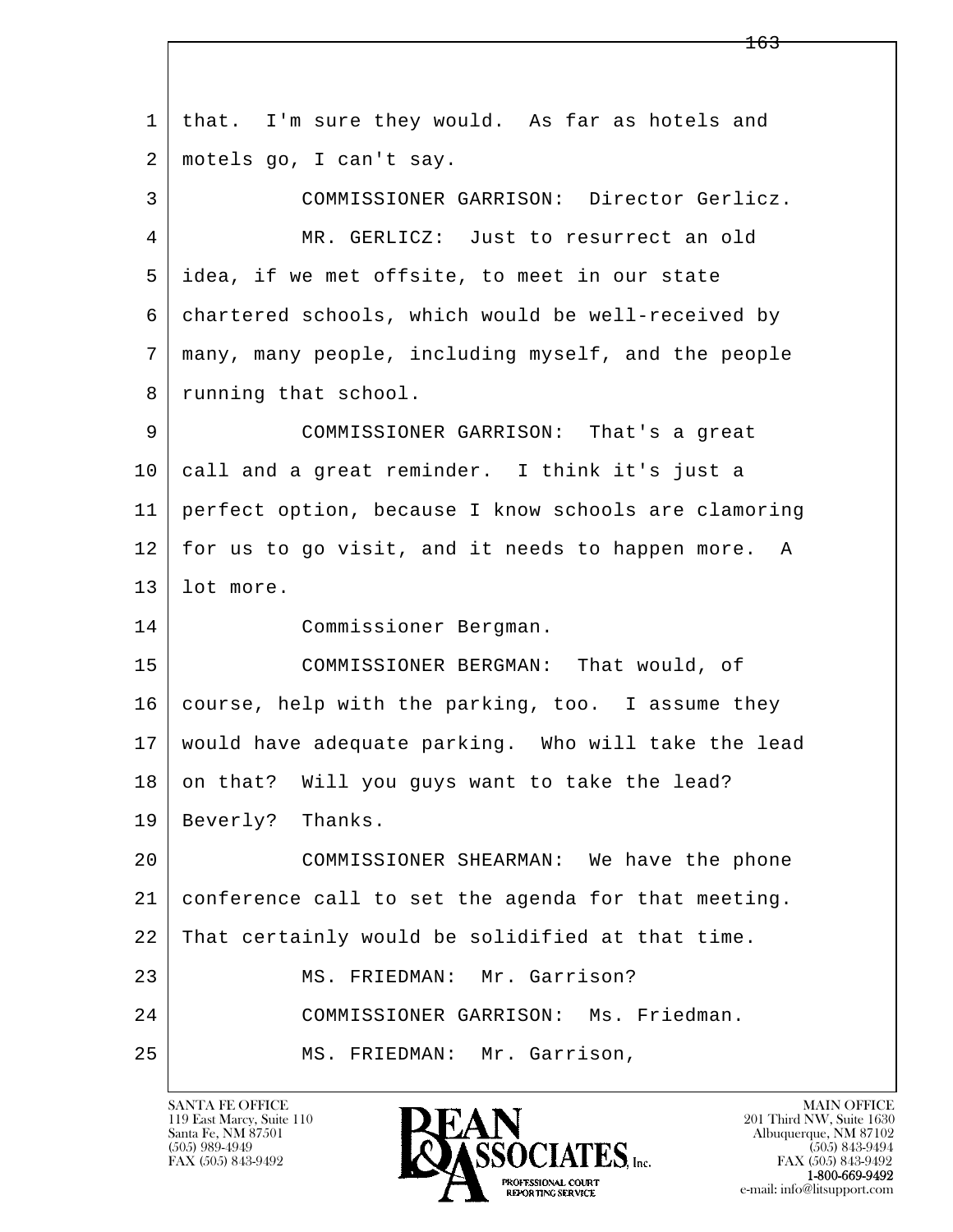1 that. I'm sure they would. As far as hotels and
2 motels go, I can't say.

3 COMMISSIONER GARRISON: Director Gerlicz.

4 MR. GERLICZ: Just to resurrect an old
5 idea, if we met offsite, to meet in our state
6 chartered schools, which would be well-received by
7 many, many people, including myself, and the people
8 running that school.

9 COMMISSIONER GARRISON: That's a great
10 call and a great reminder. I think it's just a
11 perfect option, because I know schools are clamoring
12 for us to go visit, and it needs to happen more. A
13 lot more.

14 Commissioner Bergman.

15 COMMISSIONER BERGMAN: That would, of
16 course, help with the parking, too. I assume they
17 would have adequate parking. Who will take the lead
18 on that? Will you guys want to take the lead?
19 Beverly? Thanks.

20 COMMISSIONER SHEARMAN: We have the phone
21 conference call to set the agenda for that meeting.
22 That certainly would be solidified at that time.

23 MS. FRIEDMAN: Mr. Garrison?

24 COMMISSIONER GARRISON: Ms. Friedman.

25 MS. FRIEDMAN: Mr. Garrison,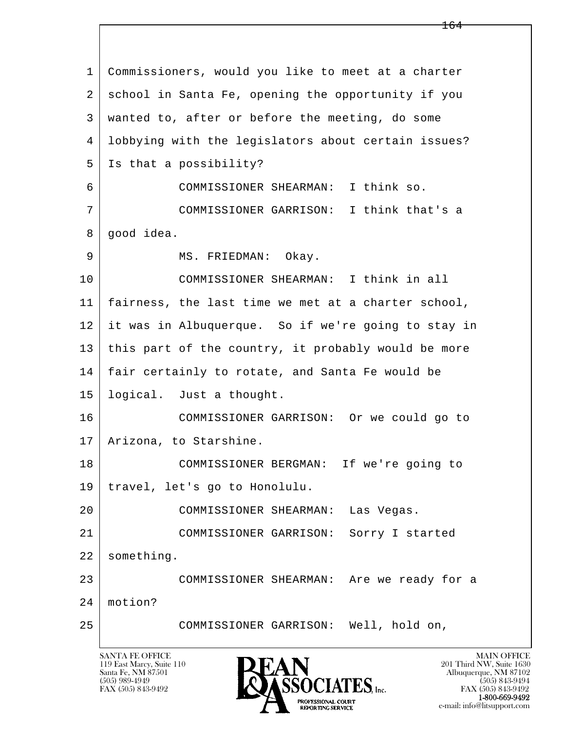1 Commissioners, would you like to meet at a charter
2 school in Santa Fe, opening the opportunity if you
3 wanted to, after or before the meeting, do some
4 lobbying with the legislators about certain issues?
5 Is that a possibility?
6 COMMISSIONER SHEARMAN: I think so.
7 COMMISSIONER GARRISON: I think that's a
8 good idea.
9 MS. FRIEDMAN: Okay.
10 COMMISSIONER SHEARMAN: I think in all
11 fairness, the last time we met at a charter school,
12 it was in Albuquerque. So if we're going to stay in
13 this part of the country, it probably would be more
14 fair certainly to rotate, and Santa Fe would be
15 logical. Just a thought.
16 COMMISSIONER GARRISON: Or we could go to
17 Arizona, to Starshine.
18 COMMISSIONER BERGMAN: If we're going to
19 travel, let's go to Honolulu.
20 COMMISSIONER SHEARMAN: Las Vegas.
21 COMMISSIONER GARRISON: Sorry I started
22 something.
23 COMMISSIONER SHEARMAN: Are we ready for a
24 motion?
25 COMMISSIONER GARRISON: Well, hold on,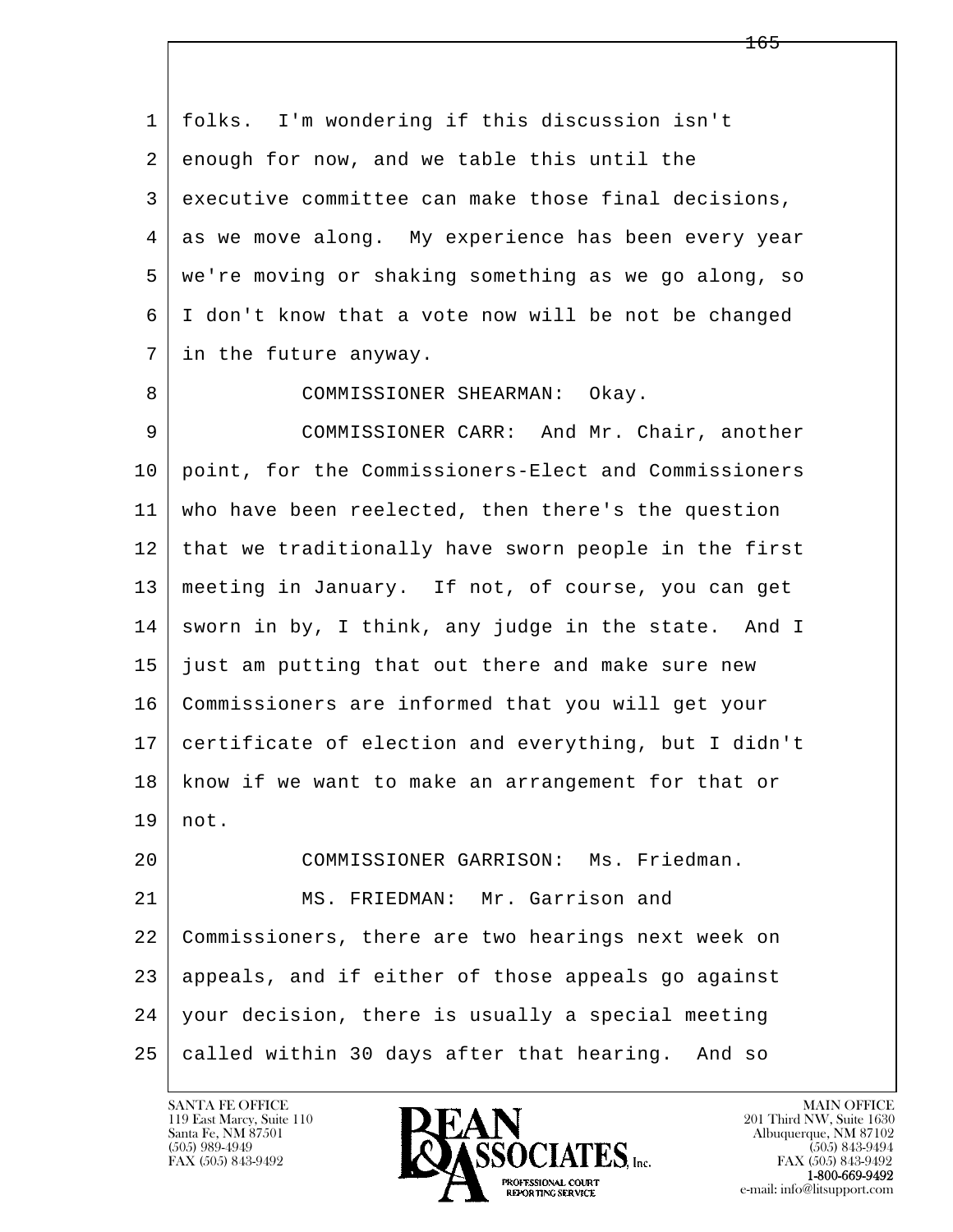folks. I'm wondering if this discussion isn't enough for now, and we table this until the executive committee can make those final decisions, as we move along. My experience has been every year we're moving or shaking something as we go along, so I don't know that a vote now will be not be changed in the future anyway.

COMMISSIONER SHEARMAN: Okay.

COMMISSIONER CARR: And Mr. Chair, another point, for the Commissioners-Elect and Commissioners who have been reelected, then there's the question that we traditionally have sworn people in the first meeting in January. If not, of course, you can get sworn in by, I think, any judge in the state. And I just am putting that out there and make sure new Commissioners are informed that you will get your certificate of election and everything, but I didn't know if we want to make an arrangement for that or not.

COMMISSIONER GARRISON: Ms. Friedman.

MS. FRIEDMAN: Mr. Garrison and Commissioners, there are two hearings next week on appeals, and if either of those appeals go against your decision, there is usually a special meeting called within 30 days after that hearing. And so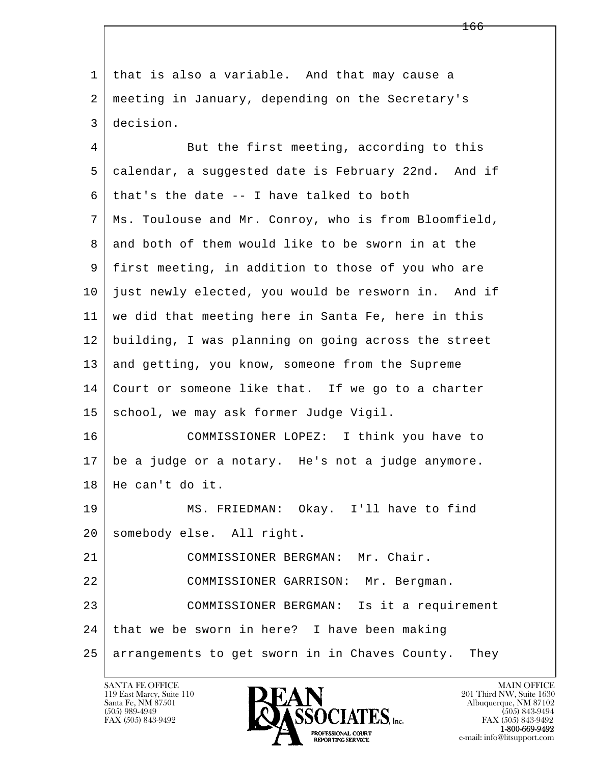that is also a variable. And that may cause a meeting in January, depending on the Secretary's decision.

But the first meeting, according to this calendar, a suggested date is February 22nd. And if that's the date -- I have talked to both Ms. Toulouse and Mr. Conroy, who is from Bloomfield, and both of them would like to be sworn in at the first meeting, in addition to those of you who are just newly elected, you would be resworn in. And if we did that meeting here in Santa Fe, here in this building, I was planning on going across the street and getting, you know, someone from the Supreme Court or someone like that. If we go to a charter school, we may ask former Judge Vigil.

COMMISSIONER LOPEZ: I think you have to be a judge or a notary. He's not a judge anymore. He can't do it.

MS. FRIEDMAN: Okay. I'll have to find somebody else. All right.

COMMISSIONER BERGMAN: Mr. Chair.

COMMISSIONER GARRISON: Mr. Bergman.

COMMISSIONER BERGMAN: Is it a requirement that we be sworn in here? I have been making arrangements to get sworn in in Chaves County. They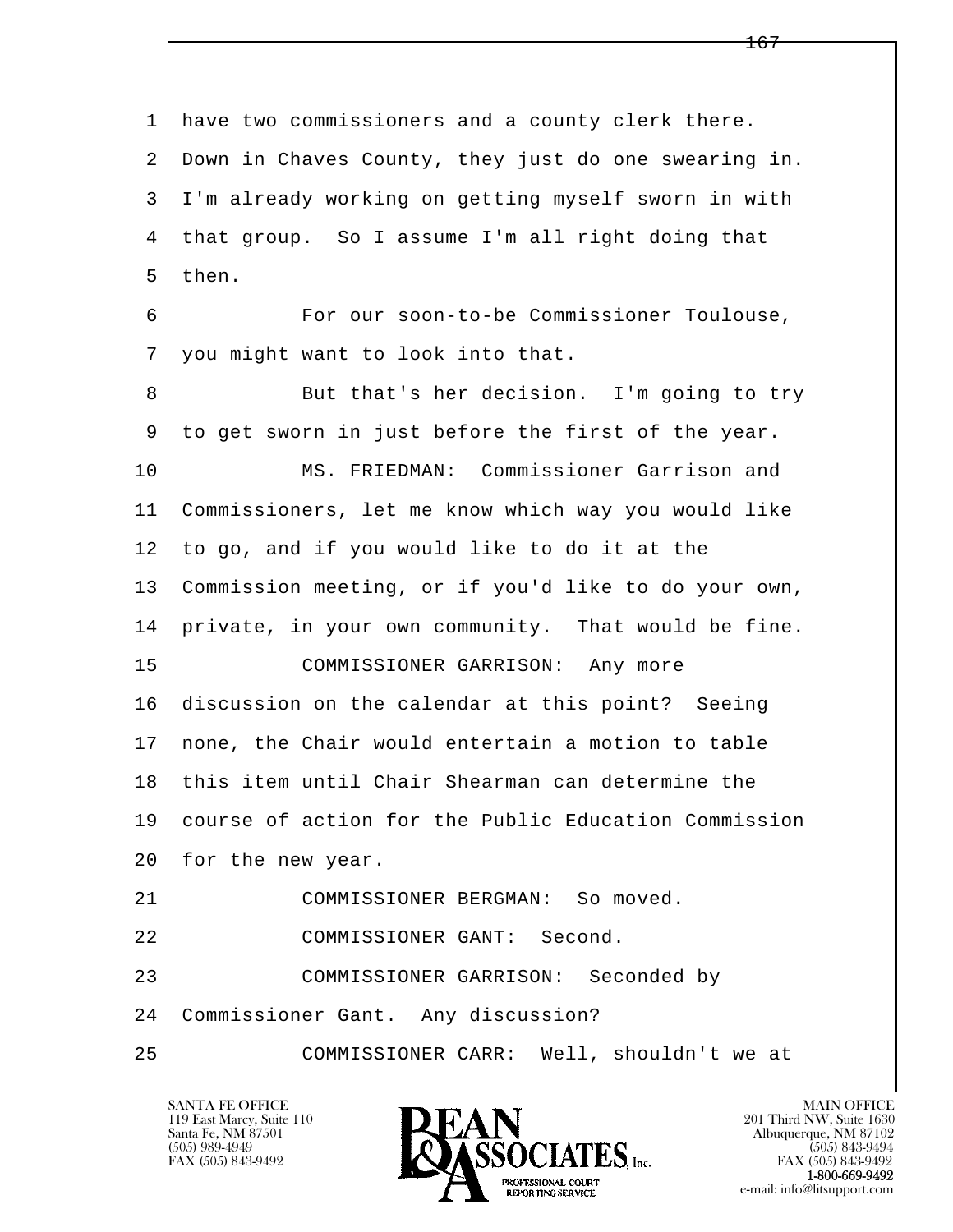have two commissioners and a county clerk there. Down in Chaves County, they just do one swearing in. I'm already working on getting myself sworn in with that group. So I assume I'm all right doing that then.

For our soon-to-be Commissioner Toulouse, you might want to look into that.

But that's her decision. I'm going to try to get sworn in just before the first of the year.

MS. FRIEDMAN: Commissioner Garrison and Commissioners, let me know which way you would like to go, and if you would like to do it at the Commission meeting, or if you'd like to do your own, private, in your own community. That would be fine.

COMMISSIONER GARRISON: Any more discussion on the calendar at this point? Seeing none, the Chair would entertain a motion to table this item until Chair Shearman can determine the course of action for the Public Education Commission for the new year.

COMMISSIONER BERGMAN: So moved.

COMMISSIONER GANT: Second.

COMMISSIONER GARRISON: Seconded by Commissioner Gant. Any discussion?

COMMISSIONER CARR: Well, shouldn't we at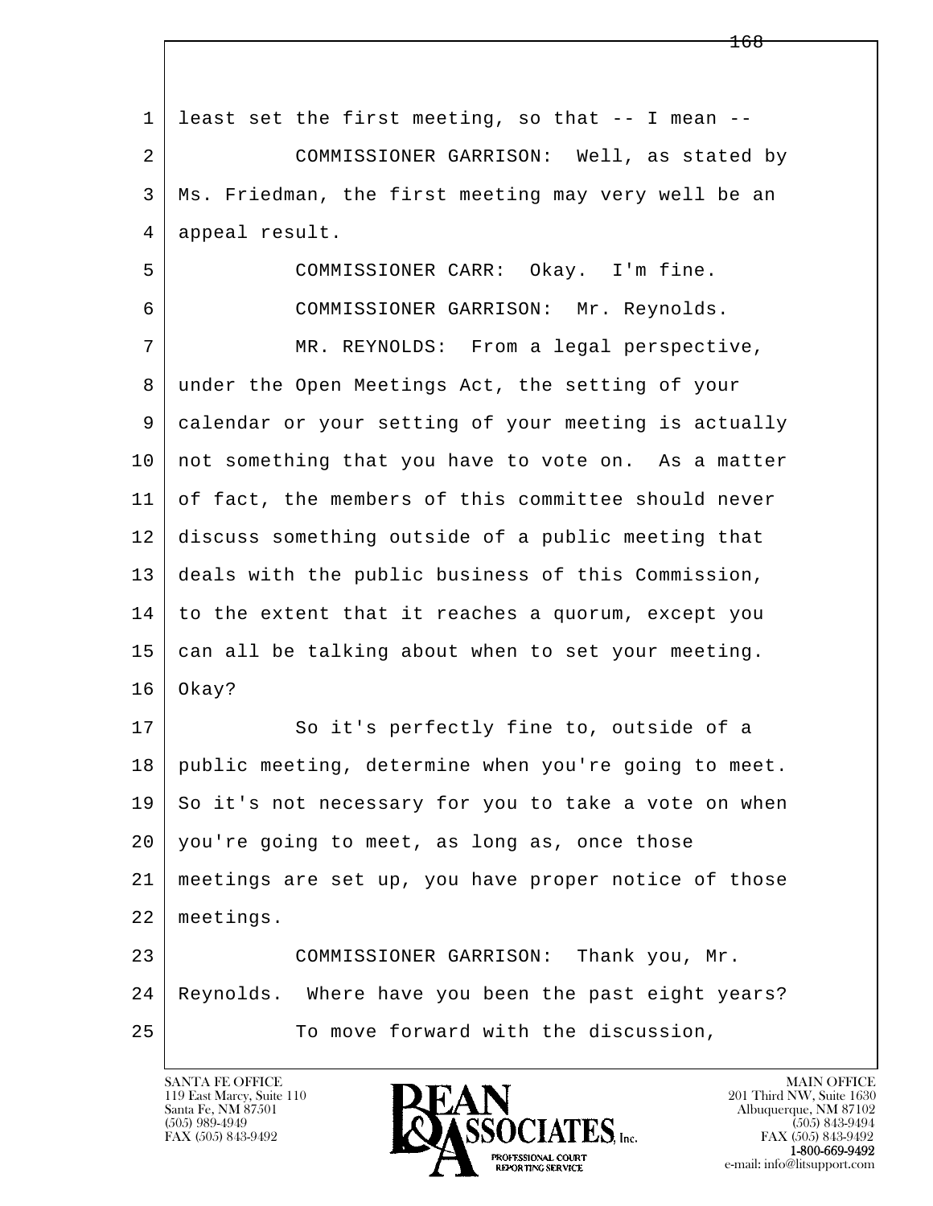least set the first meeting, so that -- I mean --

COMMISSIONER GARRISON: Well, as stated by Ms. Friedman, the first meeting may very well be an appeal result.

COMMISSIONER CARR: Okay. I'm fine.

COMMISSIONER GARRISON: Mr. Reynolds.

MR. REYNOLDS: From a legal perspective, under the Open Meetings Act, the setting of your calendar or your setting of your meeting is actually not something that you have to vote on. As a matter of fact, the members of this committee should never discuss something outside of a public meeting that deals with the public business of this Commission, to the extent that it reaches a quorum, except you can all be talking about when to set your meeting. Okay?

So it's perfectly fine to, outside of a public meeting, determine when you're going to meet. So it's not necessary for you to take a vote on when you're going to meet, as long as, once those meetings are set up, you have proper notice of those meetings.

COMMISSIONER GARRISON: Thank you, Mr. Reynolds. Where have you been the past eight years?

To move forward with the discussion,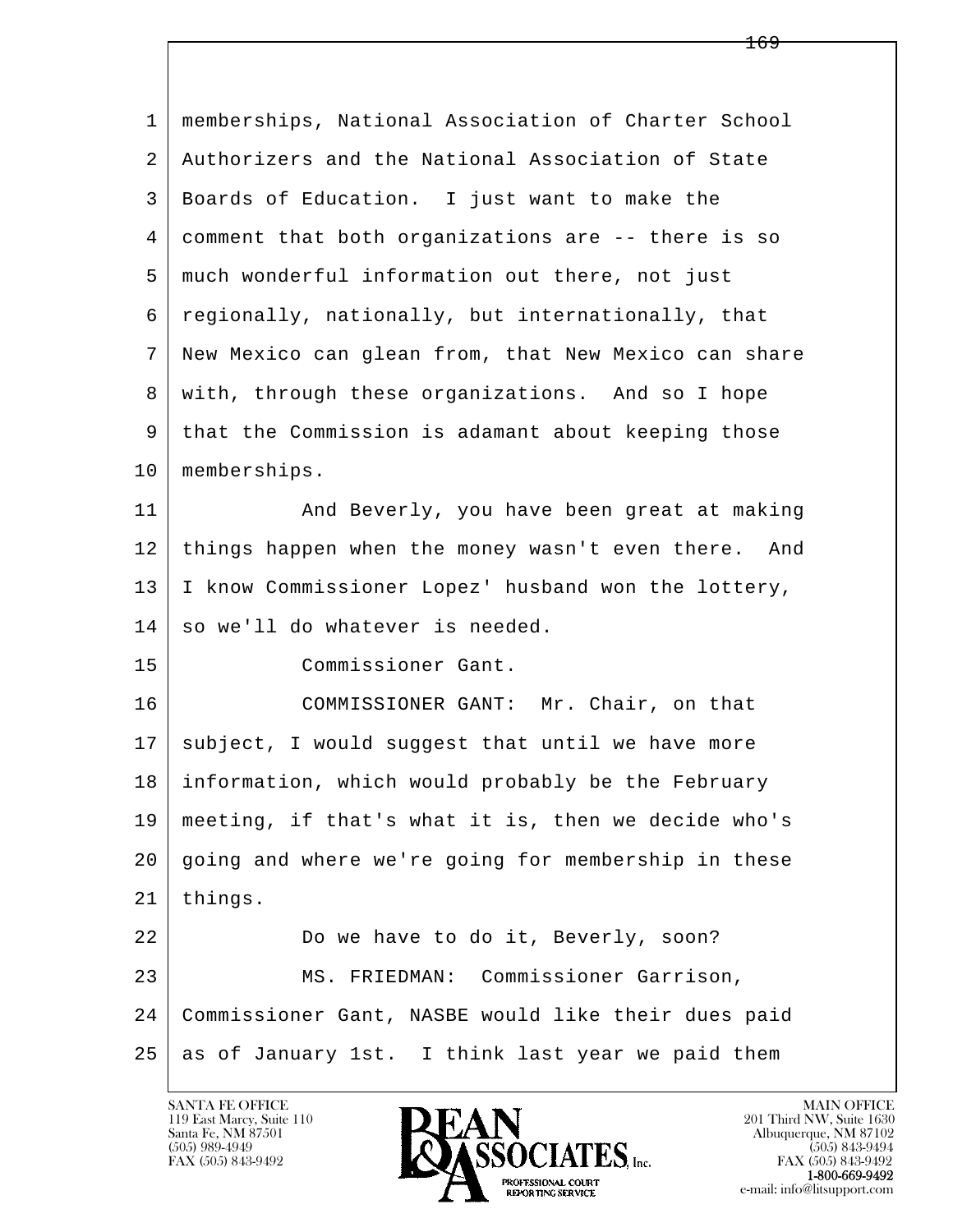memberships, National Association of Charter School Authorizers and the National Association of State Boards of Education. I just want to make the comment that both organizations are -- there is so much wonderful information out there, not just regionally, nationally, but internationally, that New Mexico can glean from, that New Mexico can share with, through these organizations. And so I hope that the Commission is adamant about keeping those memberships.

And Beverly, you have been great at making things happen when the money wasn't even there. And I know Commissioner Lopez' husband won the lottery, so we'll do whatever is needed.

Commissioner Gant.

COMMISSIONER GANT: Mr. Chair, on that subject, I would suggest that until we have more information, which would probably be the February meeting, if that's what it is, then we decide who's going and where we're going for membership in these things.

Do we have to do it, Beverly, soon?

MS. FRIEDMAN: Commissioner Garrison, Commissioner Gant, NASBE would like their dues paid as of January 1st. I think last year we paid them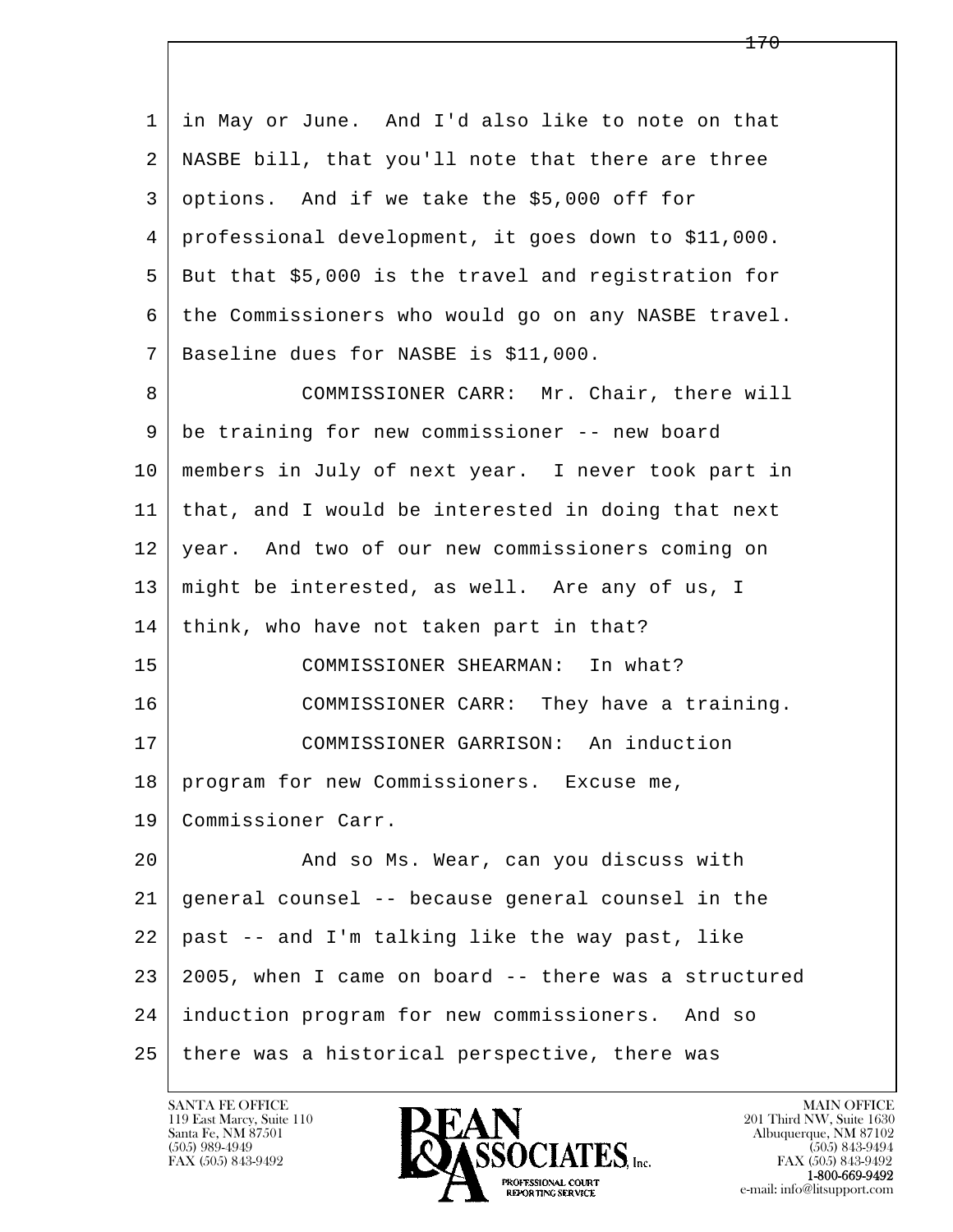1 in May or June. And I'd also like to note on that
2 NASBE bill, that you'll note that there are three
3 options. And if we take the $5,000 off for
4 professional development, it goes down to $11,000.
5 But that $5,000 is the travel and registration for
6 the Commissioners who would go on any NASBE travel.
7 Baseline dues for NASBE is $11,000.

8 COMMISSIONER CARR: Mr. Chair, there will
9 be training for new commissioner -- new board
10 members in July of next year. I never took part in
11 that, and I would be interested in doing that next
12 year. And two of our new commissioners coming on
13 might be interested, as well. Are any of us, I
14 think, who have not taken part in that?

15 COMMISSIONER SHEARMAN: In what?

16 COMMISSIONER CARR: They have a training.

17 COMMISSIONER GARRISON: An induction
18 program for new Commissioners. Excuse me,
19 Commissioner Carr.

20 And so Ms. Wear, can you discuss with
21 general counsel -- because general counsel in the
22 past -- and I'm talking like the way past, like
23 2005, when I came on board -- there was a structured
24 induction program for new commissioners. And so
25 there was a historical perspective, there was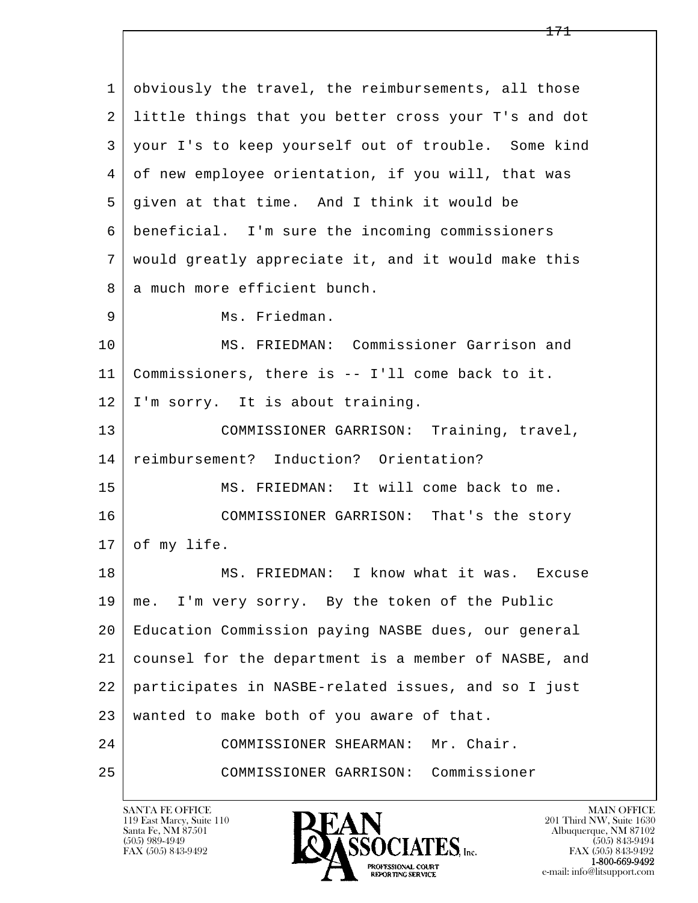1 obviously the travel, the reimbursements, all those
2 little things that you better cross your T's and dot
3 your I's to keep yourself out of trouble. Some kind
4 of new employee orientation, if you will, that was
5 given at that time. And I think it would be
6 beneficial. I'm sure the incoming commissioners
7 would greatly appreciate it, and it would make this
8 a much more efficient bunch.

9 Ms. Friedman.

10 MS. FRIEDMAN: Commissioner Garrison and
11 Commissioners, there is -- I'll come back to it.
12 I'm sorry. It is about training.

13 COMMISSIONER GARRISON: Training, travel,
14 reimbursement? Induction? Orientation?

15 MS. FRIEDMAN: It will come back to me.

16 COMMISSIONER GARRISON: That's the story
17 of my life.

18 MS. FRIEDMAN: I know what it was. Excuse
19 me. I'm very sorry. By the token of the Public
20 Education Commission paying NASBE dues, our general
21 counsel for the department is a member of NASBE, and
22 participates in NASBE-related issues, and so I just
23 wanted to make both of you aware of that.

24 COMMISSIONER SHEARMAN: Mr. Chair.

25 COMMISSIONER GARRISON: Commissioner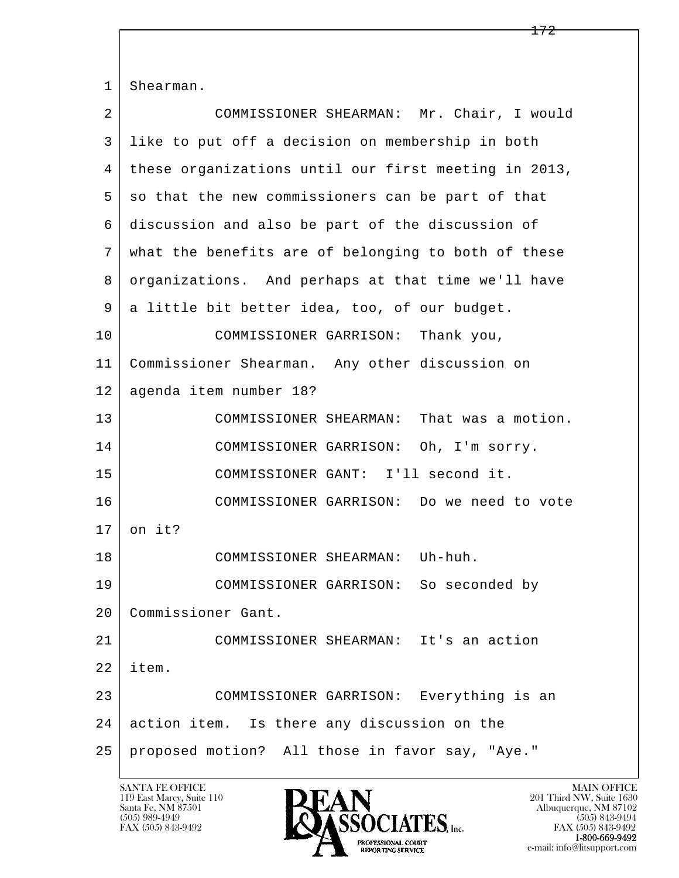Shearman.

COMMISSIONER SHEARMAN: Mr. Chair, I would like to put off a decision on membership in both these organizations until our first meeting in 2013, so that the new commissioners can be part of that discussion and also be part of the discussion of what the benefits are of belonging to both of these organizations. And perhaps at that time we'll have a little bit better idea, too, of our budget.

COMMISSIONER GARRISON: Thank you, Commissioner Shearman. Any other discussion on agenda item number 18?

COMMISSIONER SHEARMAN: That was a motion.

COMMISSIONER GARRISON: Oh, I'm sorry.

COMMISSIONER GANT: I'll second it.

COMMISSIONER GARRISON: Do we need to vote on it?

COMMISSIONER SHEARMAN: Uh-huh.

COMMISSIONER GARRISON: So seconded by Commissioner Gant.

COMMISSIONER SHEARMAN: It's an action item.

COMMISSIONER GARRISON: Everything is an action item. Is there any discussion on the proposed motion? All those in favor say, "Aye."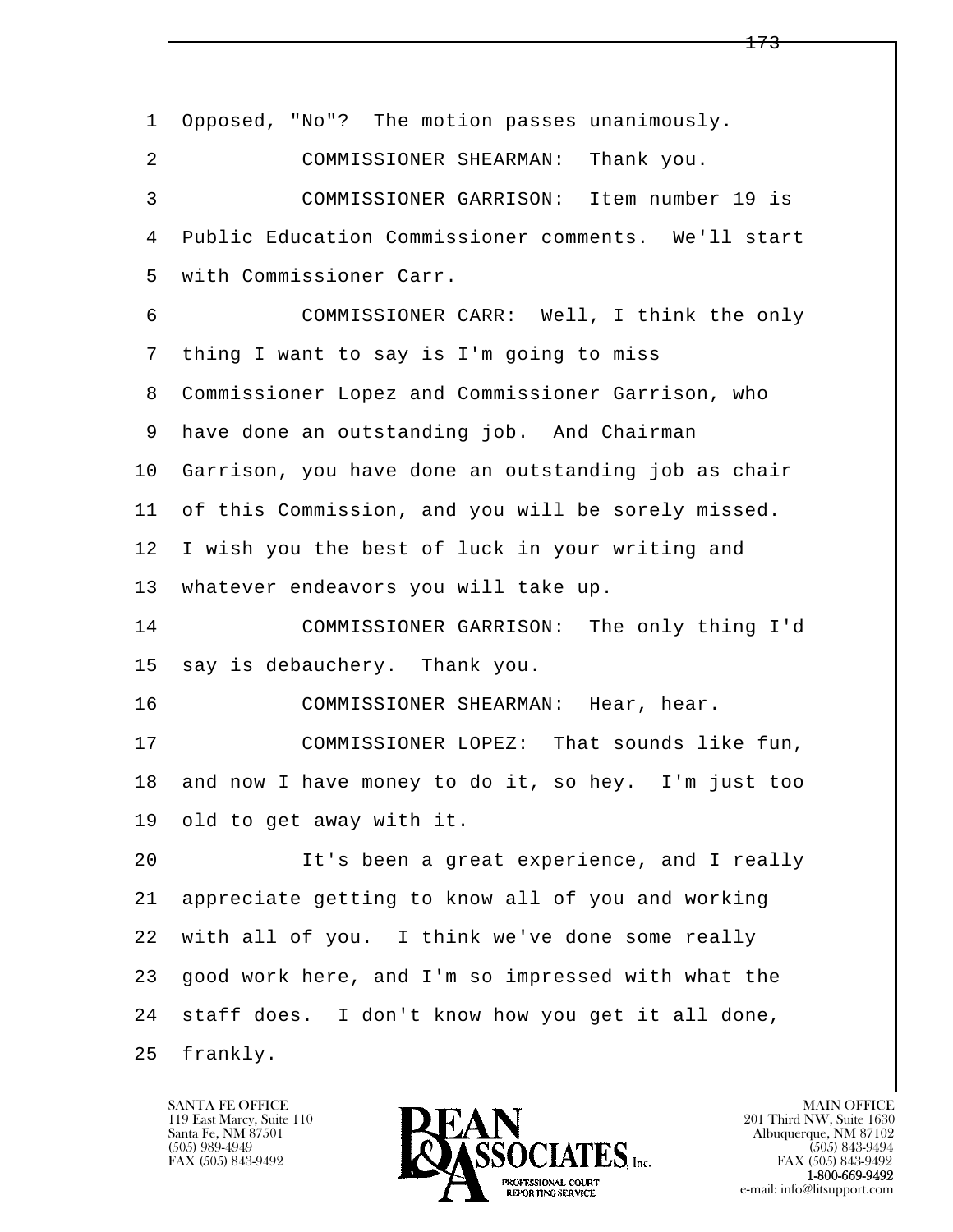1 Opposed, "No"? The motion passes unanimously.

2 COMMISSIONER SHEARMAN: Thank you.

3 COMMISSIONER GARRISON: Item number 19 is

4 Public Education Commissioner comments. We'll start

5 with Commissioner Carr.

6 COMMISSIONER CARR: Well, I think the only

7 thing I want to say is I'm going to miss

8 Commissioner Lopez and Commissioner Garrison, who

9 have done an outstanding job. And Chairman

10 Garrison, you have done an outstanding job as chair

11 of this Commission, and you will be sorely missed.

12 I wish you the best of luck in your writing and

13 whatever endeavors you will take up.

14 COMMISSIONER GARRISON: The only thing I'd

15 say is debauchery. Thank you.

16 COMMISSIONER SHEARMAN: Hear, hear.

17 COMMISSIONER LOPEZ: That sounds like fun,

18 and now I have money to do it, so hey. I'm just too

19 old to get away with it.

20 It's been a great experience, and I really

21 appreciate getting to know all of you and working

22 with all of you. I think we've done some really

23 good work here, and I'm so impressed with what the

24 staff does. I don't know how you get it all done,

25 frankly.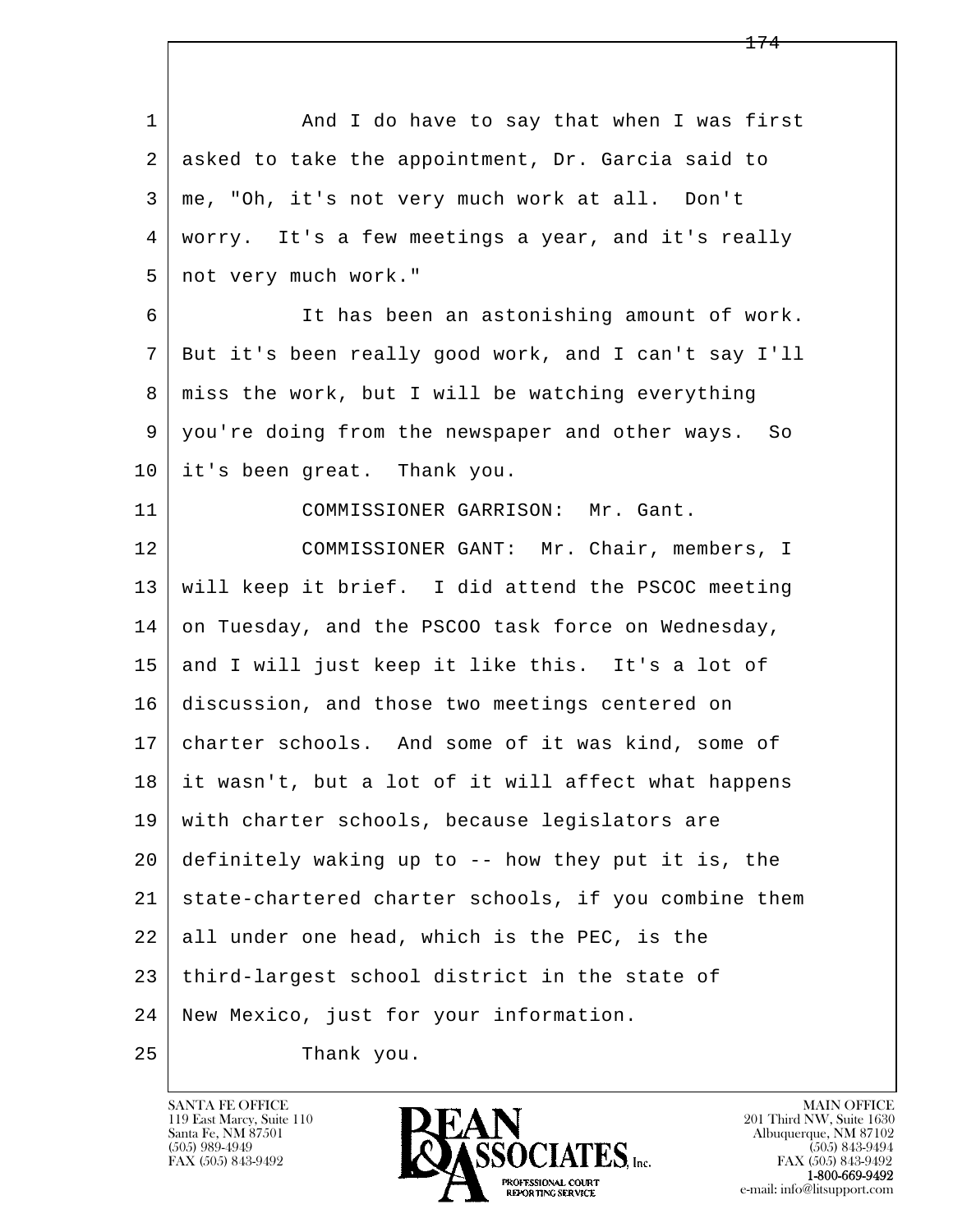And I do have to say that when I was first asked to take the appointment, Dr. Garcia said to me, "Oh, it's not very much work at all. Don't worry. It's a few meetings a year, and it's really not very much work."

It has been an astonishing amount of work. But it's been really good work, and I can't say I'll miss the work, but I will be watching everything you're doing from the newspaper and other ways. So it's been great. Thank you.

COMMISSIONER GARRISON: Mr. Gant.

COMMISSIONER GANT: Mr. Chair, members, I will keep it brief. I did attend the PSCOC meeting on Tuesday, and the PSCOO task force on Wednesday, and I will just keep it like this. It's a lot of discussion, and those two meetings centered on charter schools. And some of it was kind, some of it wasn't, but a lot of it will affect what happens with charter schools, because legislators are definitely waking up to -- how they put it is, the state-chartered charter schools, if you combine them all under one head, which is the PEC, is the third-largest school district in the state of New Mexico, just for your information.

Thank you.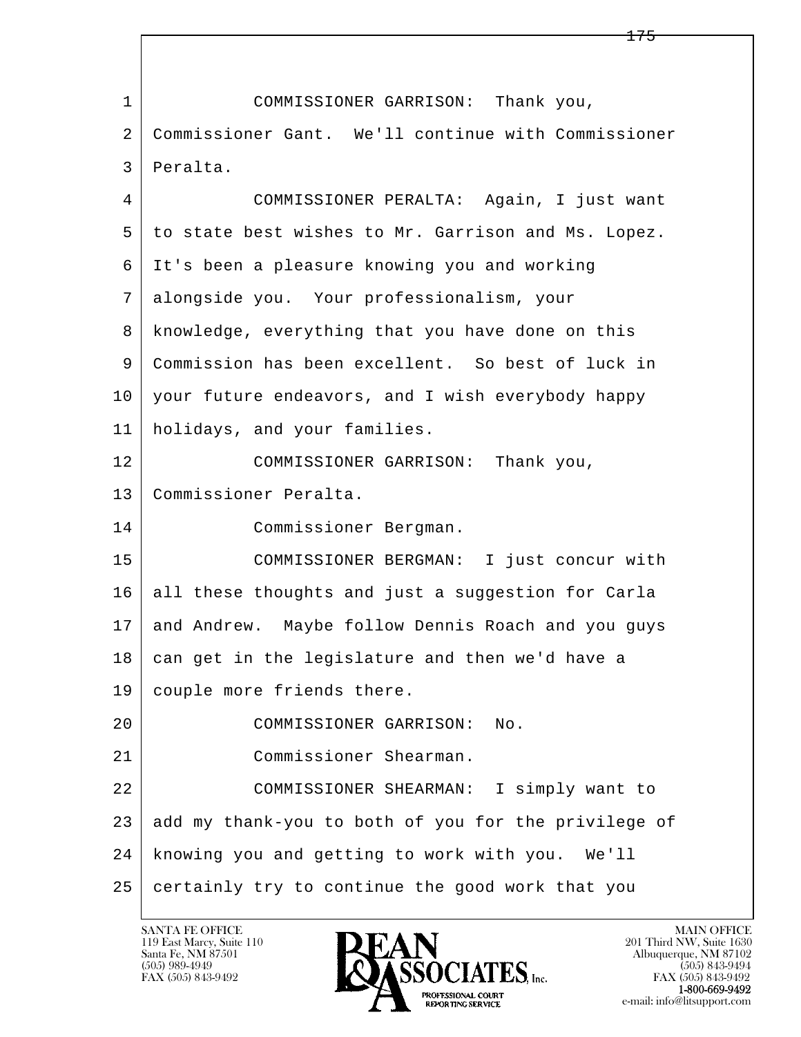1 COMMISSIONER GARRISON: Thank you,
2 Commissioner Gant. We'll continue with Commissioner
3 Peralta.
4 COMMISSIONER PERALTA: Again, I just want
5 to state best wishes to Mr. Garrison and Ms. Lopez.
6 It's been a pleasure knowing you and working
7 alongside you. Your professionalism, your
8 knowledge, everything that you have done on this
9 Commission has been excellent. So best of luck in
10 your future endeavors, and I wish everybody happy
11 holidays, and your families.
12 COMMISSIONER GARRISON: Thank you,
13 Commissioner Peralta.
14 Commissioner Bergman.
15 COMMISSIONER BERGMAN: I just concur with
16 all these thoughts and just a suggestion for Carla
17 and Andrew. Maybe follow Dennis Roach and you guys
18 can get in the legislature and then we'd have a
19 couple more friends there.
20 COMMISSIONER GARRISON: No.
21 Commissioner Shearman.
22 COMMISSIONER SHEARMAN: I simply want to
23 add my thank-you to both of you for the privilege of
24 knowing you and getting to work with you. We'll
25 certainly try to continue the good work that you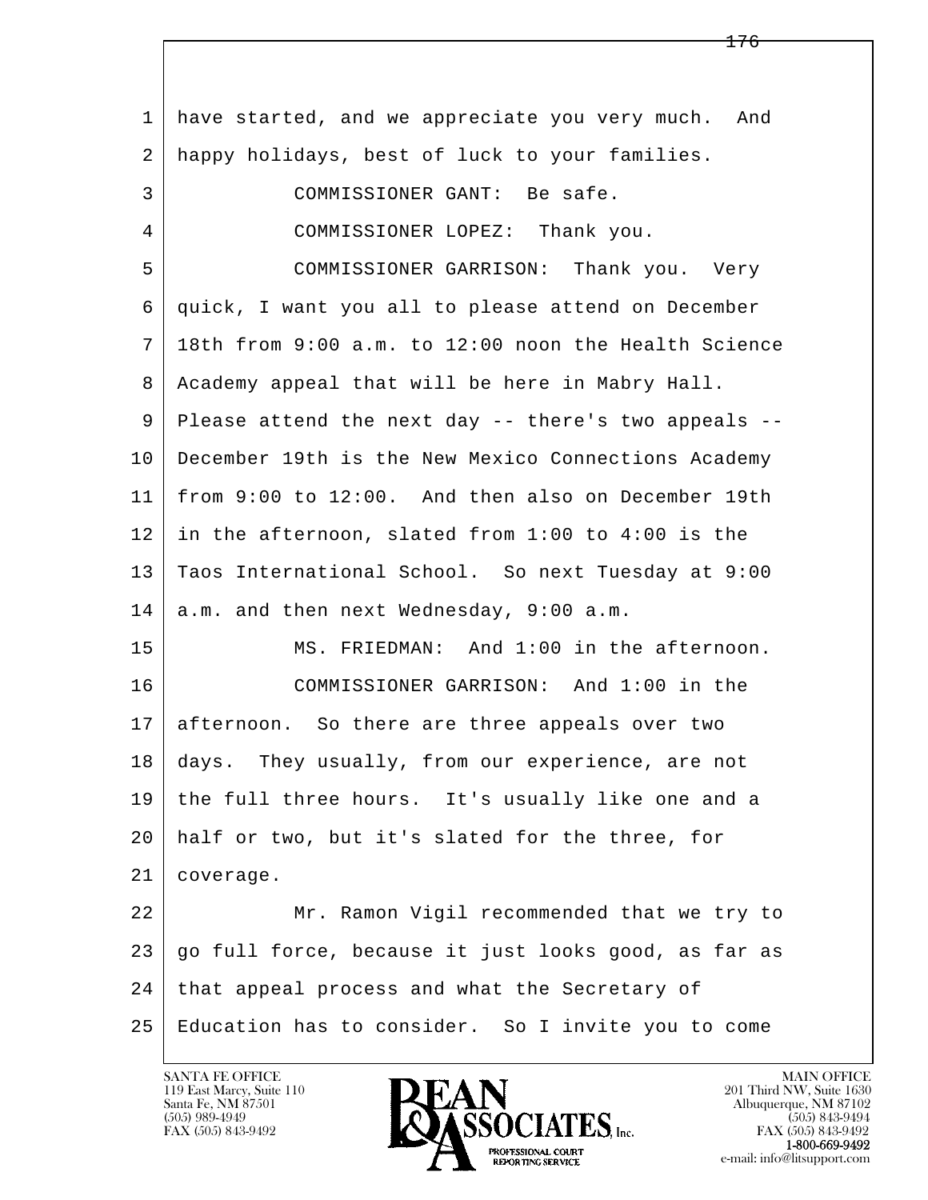1 have started, and we appreciate you very much. And
2 happy holidays, best of luck to your families.

3 COMMISSIONER GANT: Be safe.

4 COMMISSIONER LOPEZ: Thank you.

5 COMMISSIONER GARRISON: Thank you. Very
6 quick, I want you all to please attend on December
7 18th from 9:00 a.m. to 12:00 noon the Health Science
8 Academy appeal that will be here in Mabry Hall.
9 Please attend the next day -- there's two appeals --
10 December 19th is the New Mexico Connections Academy
11 from 9:00 to 12:00. And then also on December 19th
12 in the afternoon, slated from 1:00 to 4:00 is the
13 Taos International School. So next Tuesday at 9:00
14 a.m. and then next Wednesday, 9:00 a.m.

15 MS. FRIEDMAN: And 1:00 in the afternoon.

16 COMMISSIONER GARRISON: And 1:00 in the
17 afternoon. So there are three appeals over two
18 days. They usually, from our experience, are not
19 the full three hours. It's usually like one and a
20 half or two, but it's slated for the three, for
21 coverage.

22 Mr. Ramon Vigil recommended that we try to
23 go full force, because it just looks good, as far as
24 that appeal process and what the Secretary of
25 Education has to consider. So I invite you to come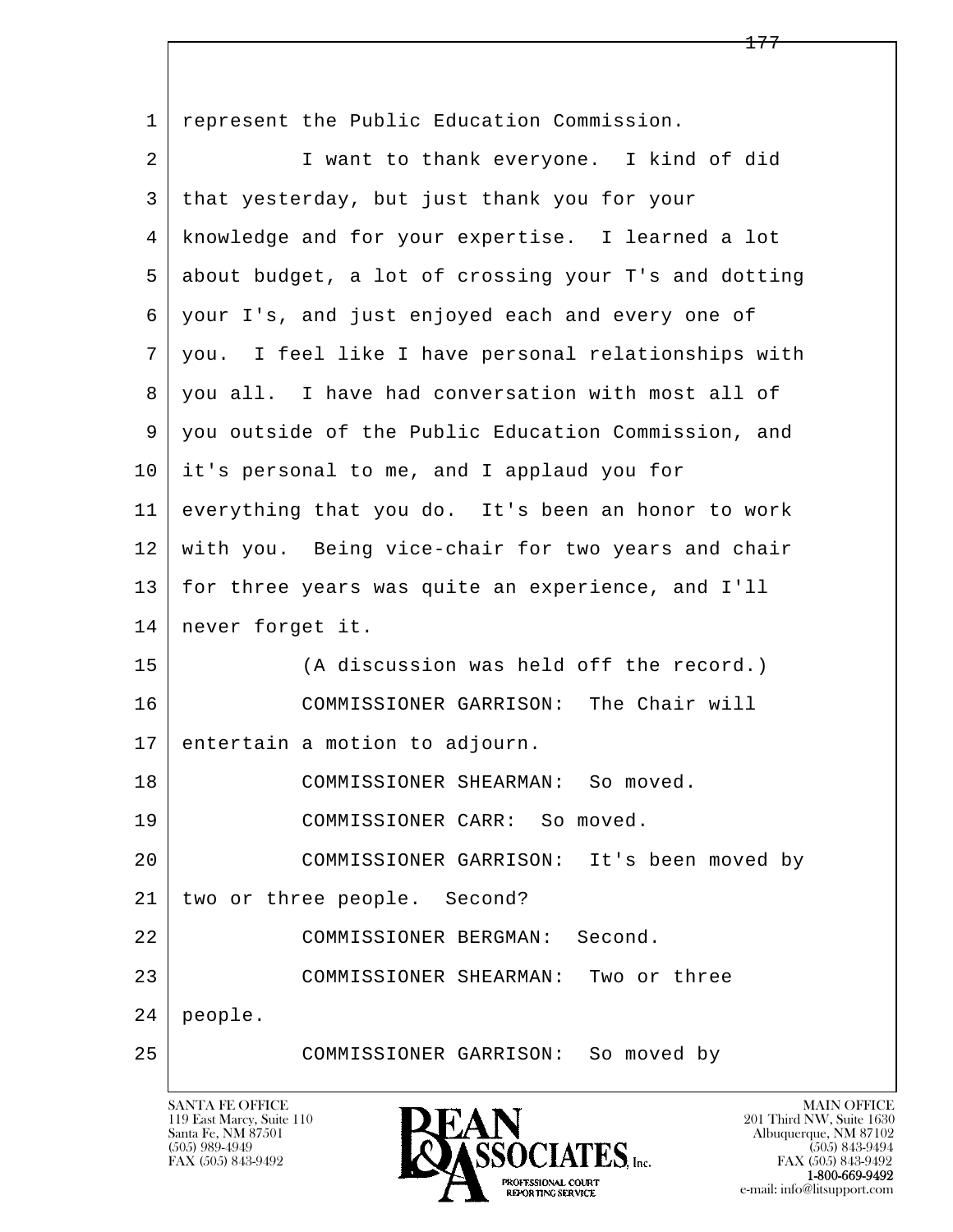1 represent the Public Education Commission.

2 I want to thank everyone. I kind of did

3 that yesterday, but just thank you for your

4 knowledge and for your expertise. I learned a lot

5 about budget, a lot of crossing your T's and dotting

6 your I's, and just enjoyed each and every one of

7 you. I feel like I have personal relationships with

8 you all. I have had conversation with most all of

9 you outside of the Public Education Commission, and

10 it's personal to me, and I applaud you for

11 everything that you do. It's been an honor to work

12 with you. Being vice-chair for two years and chair

13 for three years was quite an experience, and I'll

14 never forget it.

15 (A discussion was held off the record.)

16 COMMISSIONER GARRISON: The Chair will

17 entertain a motion to adjourn.

18 COMMISSIONER SHEARMAN: So moved.

19 COMMISSIONER CARR: So moved.

20 COMMISSIONER GARRISON: It's been moved by

21 two or three people. Second?

22 COMMISSIONER BERGMAN: Second.

23 COMMISSIONER SHEARMAN: Two or three

24 people.

25 COMMISSIONER GARRISON: So moved by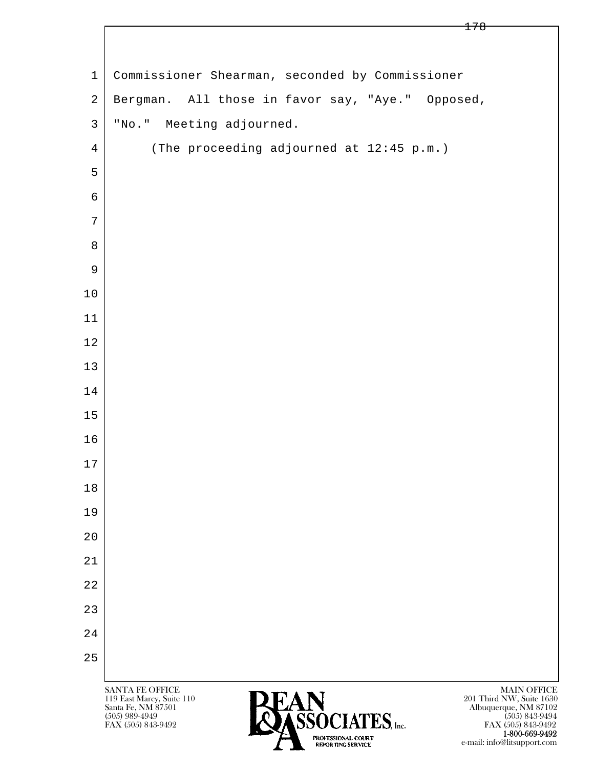Commissioner Shearman, seconded by Commissioner Bergman. All those in favor say, "Aye." Opposed, "No." Meeting adjourned.

(The proceeding adjourned at 12:45 p.m.)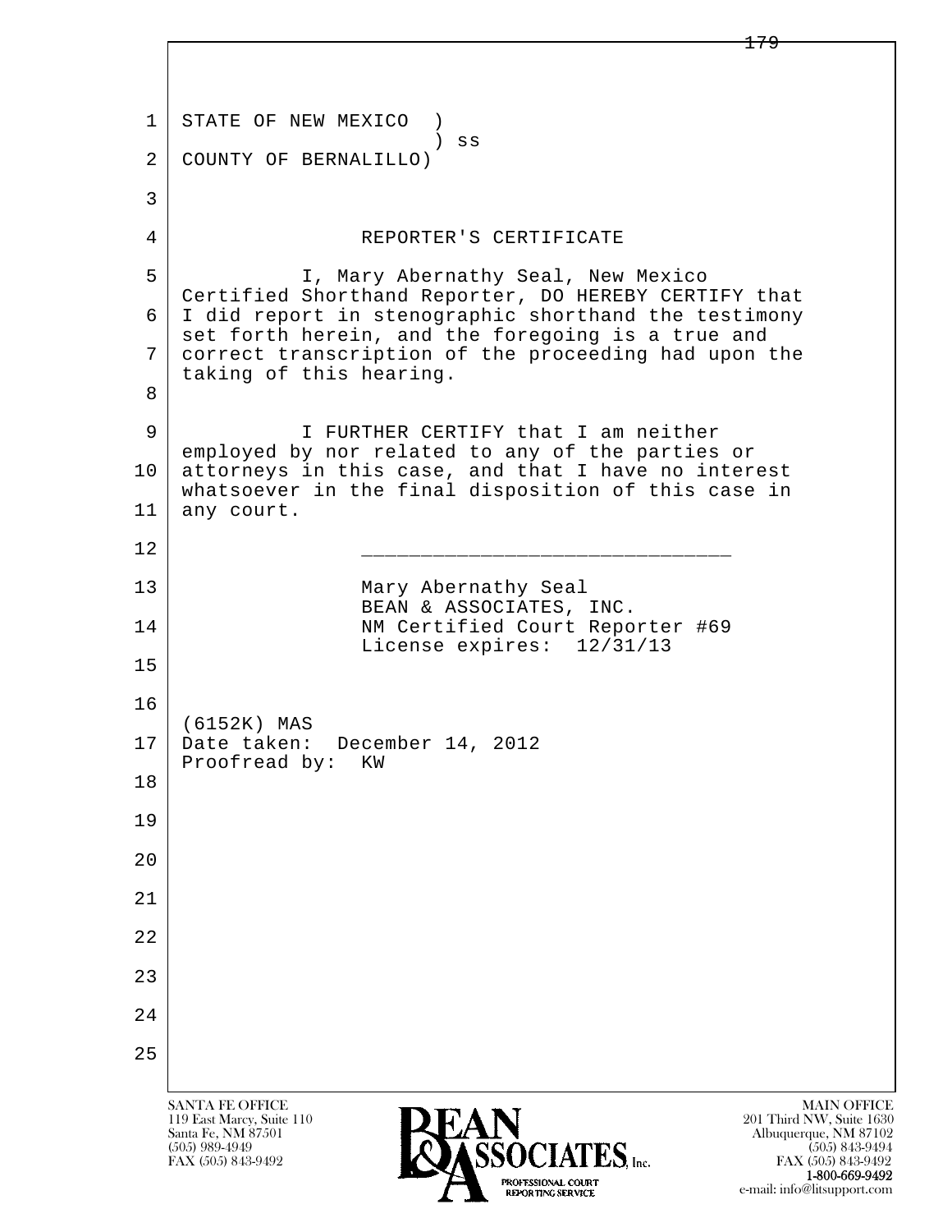STATE OF NEW MEXICO )
                    ) ss
COUNTY OF BERNALILLO)

# REPORTER'S CERTIFICATE

I, Mary Abernathy Seal, New Mexico Certified Shorthand Reporter, DO HEREBY CERTIFY that I did report in stenographic shorthand the testimony set forth herein, and the foregoing is a true and correct transcription of the proceeding had upon the taking of this hearing.

I FURTHER CERTIFY that I am neither employed by nor related to any of the parties or attorneys in this case, and that I have no interest whatsoever in the final disposition of this case in any court.

_______________________________

Mary Abernathy Seal
BEAN & ASSOCIATES, INC.
NM Certified Court Reporter #69
License expires: 12/31/13

(6152K) MAS
Date taken: December 14, 2012
Proofread by: KW

SANTA FE OFFICE
119 East Marcy, Suite 110
Santa Fe, NM 87501
(505) 989-4949
FAX (505) 843-9492

BEAN & ASSOCIATES, Inc.
PROFESSIONAL COURT REPORTING SERVICE

MAIN OFFICE
201 Third NW, Suite 1630
Albuquerque, NM 87102
(505) 843-9494
FAX (505) 843-9492
1-800-669-9492
e-mail: info@litsupport.com